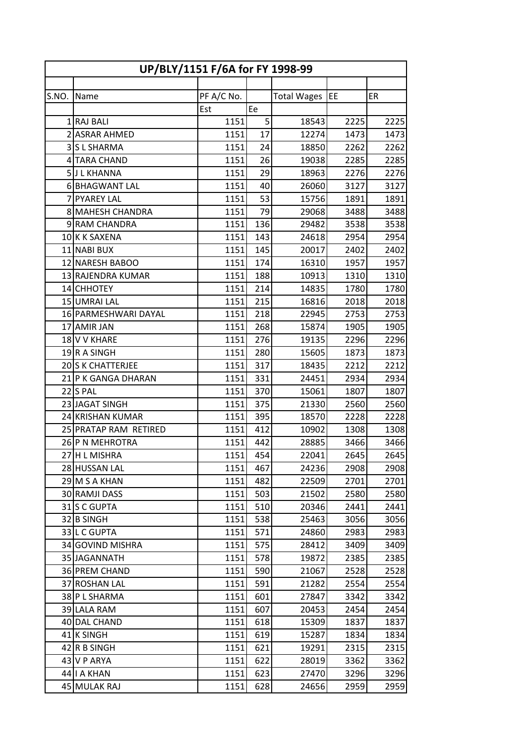# UP/BLY/1151 F/6A for FY 1998-99

| S.NO. | Name | PF A/C No. | | Total Wages | EE | ER |
|---|---|---|---|---|---|---|
| | | Est | Ee | | | |
| 1 | RAJ BALI | 1151 | 5 | 18543 | 2225 | 2225 |
| 2 | ASRAR AHMED | 1151 | 17 | 12274 | 1473 | 1473 |
| 3 | S L SHARMA | 1151 | 24 | 18850 | 2262 | 2262 |
| 4 | TARA CHAND | 1151 | 26 | 19038 | 2285 | 2285 |
| 5 | J L KHANNA | 1151 | 29 | 18963 | 2276 | 2276 |
| 6 | BHAGWANT LAL | 1151 | 40 | 26060 | 3127 | 3127 |
| 7 | PYAREY LAL | 1151 | 53 | 15756 | 1891 | 1891 |
| 8 | MAHESH CHANDRA | 1151 | 79 | 29068 | 3488 | 3488 |
| 9 | RAM CHANDRA | 1151 | 136 | 29482 | 3538 | 3538 |
| 10 | K K SAXENA | 1151 | 143 | 24618 | 2954 | 2954 |
| 11 | NABI BUX | 1151 | 145 | 20017 | 2402 | 2402 |
| 12 | NARESH BABOO | 1151 | 174 | 16310 | 1957 | 1957 |
| 13 | RAJENDRA KUMAR | 1151 | 188 | 10913 | 1310 | 1310 |
| 14 | CHHOTEY | 1151 | 214 | 14835 | 1780 | 1780 |
| 15 | UMRAI LAL | 1151 | 215 | 16816 | 2018 | 2018 |
| 16 | PARMESHWARI DAYAL | 1151 | 218 | 22945 | 2753 | 2753 |
| 17 | AMIR JAN | 1151 | 268 | 15874 | 1905 | 1905 |
| 18 | V V KHARE | 1151 | 276 | 19135 | 2296 | 2296 |
| 19 | R A SINGH | 1151 | 280 | 15605 | 1873 | 1873 |
| 20 | S K CHATTERJEE | 1151 | 317 | 18435 | 2212 | 2212 |
| 21 | P K GANGA DHARAN | 1151 | 331 | 24451 | 2934 | 2934 |
| 22 | S PAL | 1151 | 370 | 15061 | 1807 | 1807 |
| 23 | JAGAT SINGH | 1151 | 375 | 21330 | 2560 | 2560 |
| 24 | KRISHAN KUMAR | 1151 | 395 | 18570 | 2228 | 2228 |
| 25 | PRATAP RAM RETIRED | 1151 | 412 | 10902 | 1308 | 1308 |
| 26 | P N MEHROTRA | 1151 | 442 | 28885 | 3466 | 3466 |
| 27 | H L MISHRA | 1151 | 454 | 22041 | 2645 | 2645 |
| 28 | HUSSAN LAL | 1151 | 467 | 24236 | 2908 | 2908 |
| 29 | M S A KHAN | 1151 | 482 | 22509 | 2701 | 2701 |
| 30 | RAMJI DASS | 1151 | 503 | 21502 | 2580 | 2580 |
| 31 | S C GUPTA | 1151 | 510 | 20346 | 2441 | 2441 |
| 32 | B SINGH | 1151 | 538 | 25463 | 3056 | 3056 |
| 33 | L C GUPTA | 1151 | 571 | 24860 | 2983 | 2983 |
| 34 | GOVIND MISHRA | 1151 | 575 | 28412 | 3409 | 3409 |
| 35 | JAGANNATH | 1151 | 578 | 19872 | 2385 | 2385 |
| 36 | PREM CHAND | 1151 | 590 | 21067 | 2528 | 2528 |
| 37 | ROSHAN LAL | 1151 | 591 | 21282 | 2554 | 2554 |
| 38 | P L SHARMA | 1151 | 601 | 27847 | 3342 | 3342 |
| 39 | LALA RAM | 1151 | 607 | 20453 | 2454 | 2454 |
| 40 | DAL CHAND | 1151 | 618 | 15309 | 1837 | 1837 |
| 41 | K SINGH | 1151 | 619 | 15287 | 1834 | 1834 |
| 42 | R B SINGH | 1151 | 621 | 19291 | 2315 | 2315 |
| 43 | V P ARYA | 1151 | 622 | 28019 | 3362 | 3362 |
| 44 | I A KHAN | 1151 | 623 | 27470 | 3296 | 3296 |
| 45 | MULAK RAJ | 1151 | 628 | 24656 | 2959 | 2959 |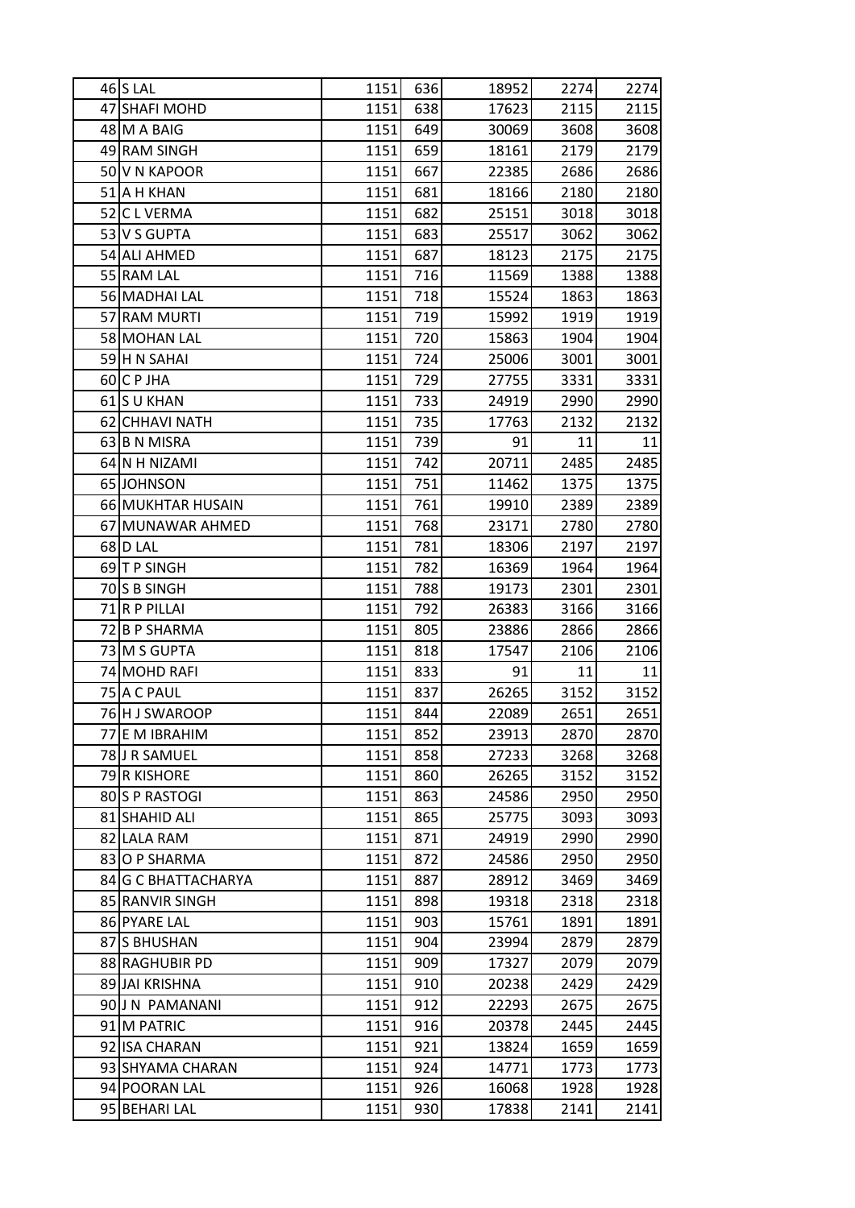| | | | | | | |
|---|---|---|---|---|---|---|
| 46 | S LAL | 1151 | 636 | 18952 | 2274 | 2274 |
| 47 | SHAFI MOHD | 1151 | 638 | 17623 | 2115 | 2115 |
| 48 | M A BAIG | 1151 | 649 | 30069 | 3608 | 3608 |
| 49 | RAM SINGH | 1151 | 659 | 18161 | 2179 | 2179 |
| 50 | V N KAPOOR | 1151 | 667 | 22385 | 2686 | 2686 |
| 51 | A H KHAN | 1151 | 681 | 18166 | 2180 | 2180 |
| 52 | C L VERMA | 1151 | 682 | 25151 | 3018 | 3018 |
| 53 | V S GUPTA | 1151 | 683 | 25517 | 3062 | 3062 |
| 54 | ALI AHMED | 1151 | 687 | 18123 | 2175 | 2175 |
| 55 | RAM LAL | 1151 | 716 | 11569 | 1388 | 1388 |
| 56 | MADHAI LAL | 1151 | 718 | 15524 | 1863 | 1863 |
| 57 | RAM MURTI | 1151 | 719 | 15992 | 1919 | 1919 |
| 58 | MOHAN LAL | 1151 | 720 | 15863 | 1904 | 1904 |
| 59 | H N SAHAI | 1151 | 724 | 25006 | 3001 | 3001 |
| 60 | C P JHA | 1151 | 729 | 27755 | 3331 | 3331 |
| 61 | S U KHAN | 1151 | 733 | 24919 | 2990 | 2990 |
| 62 | CHHAVI NATH | 1151 | 735 | 17763 | 2132 | 2132 |
| 63 | B N MISRA | 1151 | 739 | 91 | 11 | 11 |
| 64 | N H NIZAMI | 1151 | 742 | 20711 | 2485 | 2485 |
| 65 | JOHNSON | 1151 | 751 | 11462 | 1375 | 1375 |
| 66 | MUKHTAR HUSAIN | 1151 | 761 | 19910 | 2389 | 2389 |
| 67 | MUNAWAR AHMED | 1151 | 768 | 23171 | 2780 | 2780 |
| 68 | D LAL | 1151 | 781 | 18306 | 2197 | 2197 |
| 69 | T P SINGH | 1151 | 782 | 16369 | 1964 | 1964 |
| 70 | S B SINGH | 1151 | 788 | 19173 | 2301 | 2301 |
| 71 | R P PILLAI | 1151 | 792 | 26383 | 3166 | 3166 |
| 72 | B P SHARMA | 1151 | 805 | 23886 | 2866 | 2866 |
| 73 | M S GUPTA | 1151 | 818 | 17547 | 2106 | 2106 |
| 74 | MOHD RAFI | 1151 | 833 | 91 | 11 | 11 |
| 75 | A C PAUL | 1151 | 837 | 26265 | 3152 | 3152 |
| 76 | H J SWAROOP | 1151 | 844 | 22089 | 2651 | 2651 |
| 77 | E M IBRAHIM | 1151 | 852 | 23913 | 2870 | 2870 |
| 78 | J R SAMUEL | 1151 | 858 | 27233 | 3268 | 3268 |
| 79 | R KISHORE | 1151 | 860 | 26265 | 3152 | 3152 |
| 80 | S P RASTOGI | 1151 | 863 | 24586 | 2950 | 2950 |
| 81 | SHAHID ALI | 1151 | 865 | 25775 | 3093 | 3093 |
| 82 | LALA RAM | 1151 | 871 | 24919 | 2990 | 2990 |
| 83 | O P SHARMA | 1151 | 872 | 24586 | 2950 | 2950 |
| 84 | G C BHATTACHARYA | 1151 | 887 | 28912 | 3469 | 3469 |
| 85 | RANVIR SINGH | 1151 | 898 | 19318 | 2318 | 2318 |
| 86 | PYARE LAL | 1151 | 903 | 15761 | 1891 | 1891 |
| 87 | S BHUSHAN | 1151 | 904 | 23994 | 2879 | 2879 |
| 88 | RAGHUBIR PD | 1151 | 909 | 17327 | 2079 | 2079 |
| 89 | JAI KRISHNA | 1151 | 910 | 20238 | 2429 | 2429 |
| 90 | J N PAMANANI | 1151 | 912 | 22293 | 2675 | 2675 |
| 91 | M PATRIC | 1151 | 916 | 20378 | 2445 | 2445 |
| 92 | ISA CHARAN | 1151 | 921 | 13824 | 1659 | 1659 |
| 93 | SHYAMA CHARAN | 1151 | 924 | 14771 | 1773 | 1773 |
| 94 | POORAN LAL | 1151 | 926 | 16068 | 1928 | 1928 |
| 95 | BEHARI LAL | 1151 | 930 | 17838 | 2141 | 2141 |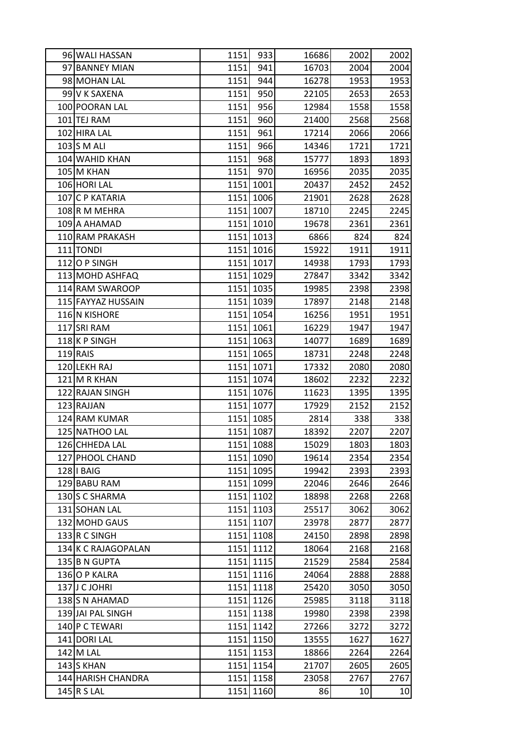| | | | | | | |
|---|---|---|---|---|---|---|
| 96 | WALI HASSAN | 1151 | 933 | 16686 | 2002 | 2002 |
| 97 | BANNEY MIAN | 1151 | 941 | 16703 | 2004 | 2004 |
| 98 | MOHAN LAL | 1151 | 944 | 16278 | 1953 | 1953 |
| 99 | V K SAXENA | 1151 | 950 | 22105 | 2653 | 2653 |
| 100 | POORAN LAL | 1151 | 956 | 12984 | 1558 | 1558 |
| 101 | TEJ RAM | 1151 | 960 | 21400 | 2568 | 2568 |
| 102 | HIRA LAL | 1151 | 961 | 17214 | 2066 | 2066 |
| 103 | S M ALI | 1151 | 966 | 14346 | 1721 | 1721 |
| 104 | WAHID KHAN | 1151 | 968 | 15777 | 1893 | 1893 |
| 105 | M KHAN | 1151 | 970 | 16956 | 2035 | 2035 |
| 106 | HORI LAL | 1151 | 1001 | 20437 | 2452 | 2452 |
| 107 | C P KATARIA | 1151 | 1006 | 21901 | 2628 | 2628 |
| 108 | R M MEHRA | 1151 | 1007 | 18710 | 2245 | 2245 |
| 109 | A AHAMAD | 1151 | 1010 | 19678 | 2361 | 2361 |
| 110 | RAM PRAKASH | 1151 | 1013 | 6866 | 824 | 824 |
| 111 | TONDI | 1151 | 1016 | 15922 | 1911 | 1911 |
| 112 | O P SINGH | 1151 | 1017 | 14938 | 1793 | 1793 |
| 113 | MOHD ASHFAQ | 1151 | 1029 | 27847 | 3342 | 3342 |
| 114 | RAM SWAROOP | 1151 | 1035 | 19985 | 2398 | 2398 |
| 115 | FAYYAZ HUSSAIN | 1151 | 1039 | 17897 | 2148 | 2148 |
| 116 | N KISHORE | 1151 | 1054 | 16256 | 1951 | 1951 |
| 117 | SRI RAM | 1151 | 1061 | 16229 | 1947 | 1947 |
| 118 | K P SINGH | 1151 | 1063 | 14077 | 1689 | 1689 |
| 119 | RAIS | 1151 | 1065 | 18731 | 2248 | 2248 |
| 120 | LEKH RAJ | 1151 | 1071 | 17332 | 2080 | 2080 |
| 121 | M R KHAN | 1151 | 1074 | 18602 | 2232 | 2232 |
| 122 | RAJAN SINGH | 1151 | 1076 | 11623 | 1395 | 1395 |
| 123 | RAJJAN | 1151 | 1077 | 17929 | 2152 | 2152 |
| 124 | RAM KUMAR | 1151 | 1085 | 2814 | 338 | 338 |
| 125 | NATHOO LAL | 1151 | 1087 | 18392 | 2207 | 2207 |
| 126 | CHHEDA LAL | 1151 | 1088 | 15029 | 1803 | 1803 |
| 127 | PHOOL CHAND | 1151 | 1090 | 19614 | 2354 | 2354 |
| 128 | I BAIG | 1151 | 1095 | 19942 | 2393 | 2393 |
| 129 | BABU RAM | 1151 | 1099 | 22046 | 2646 | 2646 |
| 130 | S C SHARMA | 1151 | 1102 | 18898 | 2268 | 2268 |
| 131 | SOHAN LAL | 1151 | 1103 | 25517 | 3062 | 3062 |
| 132 | MOHD GAUS | 1151 | 1107 | 23978 | 2877 | 2877 |
| 133 | R C SINGH | 1151 | 1108 | 24150 | 2898 | 2898 |
| 134 | K C RAJAGOPALAN | 1151 | 1112 | 18064 | 2168 | 2168 |
| 135 | B N GUPTA | 1151 | 1115 | 21529 | 2584 | 2584 |
| 136 | O P KALRA | 1151 | 1116 | 24064 | 2888 | 2888 |
| 137 | J C JOHRI | 1151 | 1118 | 25420 | 3050 | 3050 |
| 138 | S N AHAMAD | 1151 | 1126 | 25985 | 3118 | 3118 |
| 139 | JAI PAL SINGH | 1151 | 1138 | 19980 | 2398 | 2398 |
| 140 | P C TEWARI | 1151 | 1142 | 27266 | 3272 | 3272 |
| 141 | DORI LAL | 1151 | 1150 | 13555 | 1627 | 1627 |
| 142 | M LAL | 1151 | 1153 | 18866 | 2264 | 2264 |
| 143 | S KHAN | 1151 | 1154 | 21707 | 2605 | 2605 |
| 144 | HARISH CHANDRA | 1151 | 1158 | 23058 | 2767 | 2767 |
| 145 | R S LAL | 1151 | 1160 | 86 | 10 | 10 |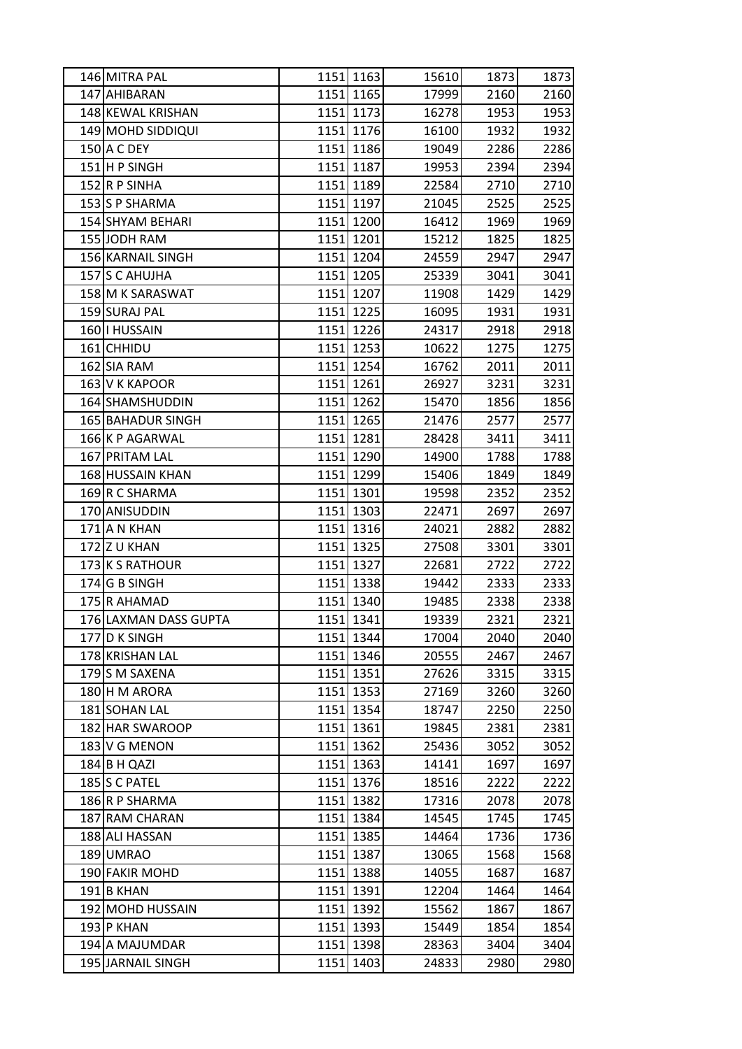| | | | | | | |
|---|---|---|---|---|---|---|
| 146 | MITRA PAL | 1151 | 1163 | 15610 | 1873 | 1873 |
| 147 | AHIBARAN | 1151 | 1165 | 17999 | 2160 | 2160 |
| 148 | KEWAL KRISHAN | 1151 | 1173 | 16278 | 1953 | 1953 |
| 149 | MOHD SIDDIQUI | 1151 | 1176 | 16100 | 1932 | 1932 |
| 150 | A C DEY | 1151 | 1186 | 19049 | 2286 | 2286 |
| 151 | H P SINGH | 1151 | 1187 | 19953 | 2394 | 2394 |
| 152 | R P SINHA | 1151 | 1189 | 22584 | 2710 | 2710 |
| 153 | S P SHARMA | 1151 | 1197 | 21045 | 2525 | 2525 |
| 154 | SHYAM BEHARI | 1151 | 1200 | 16412 | 1969 | 1969 |
| 155 | JODH RAM | 1151 | 1201 | 15212 | 1825 | 1825 |
| 156 | KARNAIL SINGH | 1151 | 1204 | 24559 | 2947 | 2947 |
| 157 | S C AHUJHA | 1151 | 1205 | 25339 | 3041 | 3041 |
| 158 | M K SARASWAT | 1151 | 1207 | 11908 | 1429 | 1429 |
| 159 | SURAJ PAL | 1151 | 1225 | 16095 | 1931 | 1931 |
| 160 | I HUSSAIN | 1151 | 1226 | 24317 | 2918 | 2918 |
| 161 | CHHIDU | 1151 | 1253 | 10622 | 1275 | 1275 |
| 162 | SIA RAM | 1151 | 1254 | 16762 | 2011 | 2011 |
| 163 | V K KAPOOR | 1151 | 1261 | 26927 | 3231 | 3231 |
| 164 | SHAMSHUDDIN | 1151 | 1262 | 15470 | 1856 | 1856 |
| 165 | BAHADUR SINGH | 1151 | 1265 | 21476 | 2577 | 2577 |
| 166 | K P AGARWAL | 1151 | 1281 | 28428 | 3411 | 3411 |
| 167 | PRITAM LAL | 1151 | 1290 | 14900 | 1788 | 1788 |
| 168 | HUSSAIN KHAN | 1151 | 1299 | 15406 | 1849 | 1849 |
| 169 | R C SHARMA | 1151 | 1301 | 19598 | 2352 | 2352 |
| 170 | ANISUDDIN | 1151 | 1303 | 22471 | 2697 | 2697 |
| 171 | A N KHAN | 1151 | 1316 | 24021 | 2882 | 2882 |
| 172 | Z U KHAN | 1151 | 1325 | 27508 | 3301 | 3301 |
| 173 | K S RATHOUR | 1151 | 1327 | 22681 | 2722 | 2722 |
| 174 | G B SINGH | 1151 | 1338 | 19442 | 2333 | 2333 |
| 175 | R AHAMAD | 1151 | 1340 | 19485 | 2338 | 2338 |
| 176 | LAXMAN DASS GUPTA | 1151 | 1341 | 19339 | 2321 | 2321 |
| 177 | D K SINGH | 1151 | 1344 | 17004 | 2040 | 2040 |
| 178 | KRISHAN LAL | 1151 | 1346 | 20555 | 2467 | 2467 |
| 179 | S M SAXENA | 1151 | 1351 | 27626 | 3315 | 3315 |
| 180 | H M ARORA | 1151 | 1353 | 27169 | 3260 | 3260 |
| 181 | SOHAN LAL | 1151 | 1354 | 18747 | 2250 | 2250 |
| 182 | HAR SWAROOP | 1151 | 1361 | 19845 | 2381 | 2381 |
| 183 | V G MENON | 1151 | 1362 | 25436 | 3052 | 3052 |
| 184 | B H QAZI | 1151 | 1363 | 14141 | 1697 | 1697 |
| 185 | S C PATEL | 1151 | 1376 | 18516 | 2222 | 2222 |
| 186 | R P SHARMA | 1151 | 1382 | 17316 | 2078 | 2078 |
| 187 | RAM CHARAN | 1151 | 1384 | 14545 | 1745 | 1745 |
| 188 | ALI HASSAN | 1151 | 1385 | 14464 | 1736 | 1736 |
| 189 | UMRAO | 1151 | 1387 | 13065 | 1568 | 1568 |
| 190 | FAKIR MOHD | 1151 | 1388 | 14055 | 1687 | 1687 |
| 191 | B KHAN | 1151 | 1391 | 12204 | 1464 | 1464 |
| 192 | MOHD HUSSAIN | 1151 | 1392 | 15562 | 1867 | 1867 |
| 193 | P KHAN | 1151 | 1393 | 15449 | 1854 | 1854 |
| 194 | A MAJUMDAR | 1151 | 1398 | 28363 | 3404 | 3404 |
| 195 | JARNAIL SINGH | 1151 | 1403 | 24833 | 2980 | 2980 |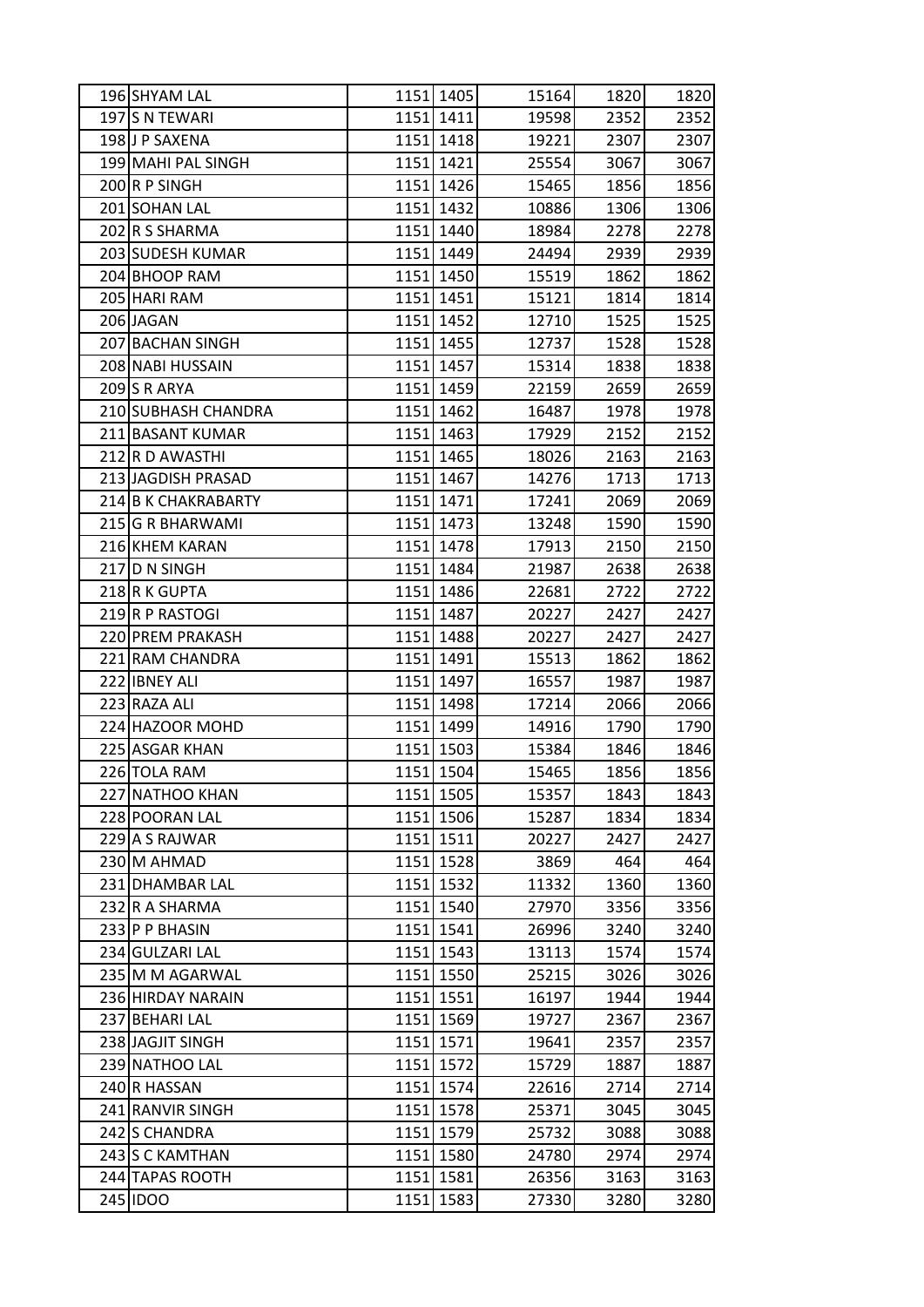| | | | | | | |
|---|---|---|---|---|---|---|
| 196 | SHYAM LAL | 1151 | 1405 | 15164 | 1820 | 1820 |
| 197 | S N TEWARI | 1151 | 1411 | 19598 | 2352 | 2352 |
| 198 | J P SAXENA | 1151 | 1418 | 19221 | 2307 | 2307 |
| 199 | MAHI PAL SINGH | 1151 | 1421 | 25554 | 3067 | 3067 |
| 200 | R P SINGH | 1151 | 1426 | 15465 | 1856 | 1856 |
| 201 | SOHAN LAL | 1151 | 1432 | 10886 | 1306 | 1306 |
| 202 | R S SHARMA | 1151 | 1440 | 18984 | 2278 | 2278 |
| 203 | SUDESH KUMAR | 1151 | 1449 | 24494 | 2939 | 2939 |
| 204 | BHOOP RAM | 1151 | 1450 | 15519 | 1862 | 1862 |
| 205 | HARI RAM | 1151 | 1451 | 15121 | 1814 | 1814 |
| 206 | JAGAN | 1151 | 1452 | 12710 | 1525 | 1525 |
| 207 | BACHAN SINGH | 1151 | 1455 | 12737 | 1528 | 1528 |
| 208 | NABI HUSSAIN | 1151 | 1457 | 15314 | 1838 | 1838 |
| 209 | S R ARYA | 1151 | 1459 | 22159 | 2659 | 2659 |
| 210 | SUBHASH CHANDRA | 1151 | 1462 | 16487 | 1978 | 1978 |
| 211 | BASANT KUMAR | 1151 | 1463 | 17929 | 2152 | 2152 |
| 212 | R D AWASTHI | 1151 | 1465 | 18026 | 2163 | 2163 |
| 213 | JAGDISH PRASAD | 1151 | 1467 | 14276 | 1713 | 1713 |
| 214 | B K CHAKRABARTY | 1151 | 1471 | 17241 | 2069 | 2069 |
| 215 | G R BHARWAMI | 1151 | 1473 | 13248 | 1590 | 1590 |
| 216 | KHEM KARAN | 1151 | 1478 | 17913 | 2150 | 2150 |
| 217 | D N SINGH | 1151 | 1484 | 21987 | 2638 | 2638 |
| 218 | R K GUPTA | 1151 | 1486 | 22681 | 2722 | 2722 |
| 219 | R P RASTOGI | 1151 | 1487 | 20227 | 2427 | 2427 |
| 220 | PREM PRAKASH | 1151 | 1488 | 20227 | 2427 | 2427 |
| 221 | RAM CHANDRA | 1151 | 1491 | 15513 | 1862 | 1862 |
| 222 | IBNEY ALI | 1151 | 1497 | 16557 | 1987 | 1987 |
| 223 | RAZA ALI | 1151 | 1498 | 17214 | 2066 | 2066 |
| 224 | HAZOOR MOHD | 1151 | 1499 | 14916 | 1790 | 1790 |
| 225 | ASGAR KHAN | 1151 | 1503 | 15384 | 1846 | 1846 |
| 226 | TOLA RAM | 1151 | 1504 | 15465 | 1856 | 1856 |
| 227 | NATHOO KHAN | 1151 | 1505 | 15357 | 1843 | 1843 |
| 228 | POORAN LAL | 1151 | 1506 | 15287 | 1834 | 1834 |
| 229 | A S RAJWAR | 1151 | 1511 | 20227 | 2427 | 2427 |
| 230 | M AHMAD | 1151 | 1528 | 3869 | 464 | 464 |
| 231 | DHAMBAR LAL | 1151 | 1532 | 11332 | 1360 | 1360 |
| 232 | R A SHARMA | 1151 | 1540 | 27970 | 3356 | 3356 |
| 233 | P P BHASIN | 1151 | 1541 | 26996 | 3240 | 3240 |
| 234 | GULZARI LAL | 1151 | 1543 | 13113 | 1574 | 1574 |
| 235 | M M AGARWAL | 1151 | 1550 | 25215 | 3026 | 3026 |
| 236 | HIRDAY NARAIN | 1151 | 1551 | 16197 | 1944 | 1944 |
| 237 | BEHARI LAL | 1151 | 1569 | 19727 | 2367 | 2367 |
| 238 | JAGJIT SINGH | 1151 | 1571 | 19641 | 2357 | 2357 |
| 239 | NATHOO LAL | 1151 | 1572 | 15729 | 1887 | 1887 |
| 240 | R HASSAN | 1151 | 1574 | 22616 | 2714 | 2714 |
| 241 | RANVIR SINGH | 1151 | 1578 | 25371 | 3045 | 3045 |
| 242 | S CHANDRA | 1151 | 1579 | 25732 | 3088 | 3088 |
| 243 | S C KAMTHAN | 1151 | 1580 | 24780 | 2974 | 2974 |
| 244 | TAPAS ROOTH | 1151 | 1581 | 26356 | 3163 | 3163 |
| 245 | IDOO | 1151 | 1583 | 27330 | 3280 | 3280 |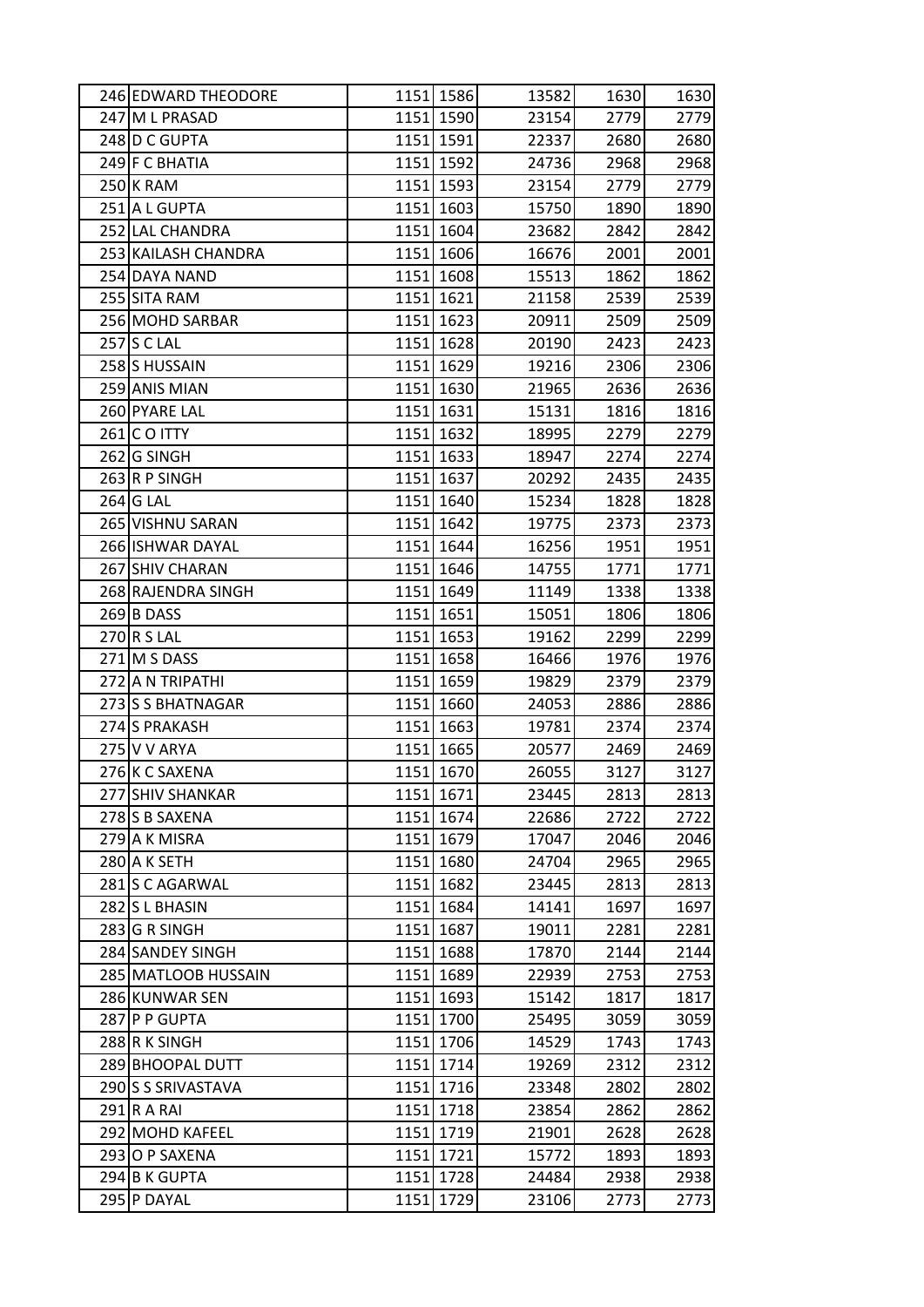| | | | | | | |
|---|---|---|---|---|---|---|
| 246 | EDWARD THEODORE | 1151 | 1586 | 13582 | 1630 | 1630 |
| 247 | M L PRASAD | 1151 | 1590 | 23154 | 2779 | 2779 |
| 248 | D C GUPTA | 1151 | 1591 | 22337 | 2680 | 2680 |
| 249 | F C BHATIA | 1151 | 1592 | 24736 | 2968 | 2968 |
| 250 | K RAM | 1151 | 1593 | 23154 | 2779 | 2779 |
| 251 | A L GUPTA | 1151 | 1603 | 15750 | 1890 | 1890 |
| 252 | LAL CHANDRA | 1151 | 1604 | 23682 | 2842 | 2842 |
| 253 | KAILASH CHANDRA | 1151 | 1606 | 16676 | 2001 | 2001 |
| 254 | DAYA NAND | 1151 | 1608 | 15513 | 1862 | 1862 |
| 255 | SITA RAM | 1151 | 1621 | 21158 | 2539 | 2539 |
| 256 | MOHD SARBAR | 1151 | 1623 | 20911 | 2509 | 2509 |
| 257 | S C LAL | 1151 | 1628 | 20190 | 2423 | 2423 |
| 258 | S HUSSAIN | 1151 | 1629 | 19216 | 2306 | 2306 |
| 259 | ANIS MIAN | 1151 | 1630 | 21965 | 2636 | 2636 |
| 260 | PYARE LAL | 1151 | 1631 | 15131 | 1816 | 1816 |
| 261 | C O ITTY | 1151 | 1632 | 18995 | 2279 | 2279 |
| 262 | G SINGH | 1151 | 1633 | 18947 | 2274 | 2274 |
| 263 | R P SINGH | 1151 | 1637 | 20292 | 2435 | 2435 |
| 264 | G LAL | 1151 | 1640 | 15234 | 1828 | 1828 |
| 265 | VISHNU SARAN | 1151 | 1642 | 19775 | 2373 | 2373 |
| 266 | ISHWAR DAYAL | 1151 | 1644 | 16256 | 1951 | 1951 |
| 267 | SHIV CHARAN | 1151 | 1646 | 14755 | 1771 | 1771 |
| 268 | RAJENDRA SINGH | 1151 | 1649 | 11149 | 1338 | 1338 |
| 269 | B DASS | 1151 | 1651 | 15051 | 1806 | 1806 |
| 270 | R S LAL | 1151 | 1653 | 19162 | 2299 | 2299 |
| 271 | M S DASS | 1151 | 1658 | 16466 | 1976 | 1976 |
| 272 | A N TRIPATHI | 1151 | 1659 | 19829 | 2379 | 2379 |
| 273 | S S BHATNAGAR | 1151 | 1660 | 24053 | 2886 | 2886 |
| 274 | S PRAKASH | 1151 | 1663 | 19781 | 2374 | 2374 |
| 275 | V V ARYA | 1151 | 1665 | 20577 | 2469 | 2469 |
| 276 | K C SAXENA | 1151 | 1670 | 26055 | 3127 | 3127 |
| 277 | SHIV SHANKAR | 1151 | 1671 | 23445 | 2813 | 2813 |
| 278 | S B SAXENA | 1151 | 1674 | 22686 | 2722 | 2722 |
| 279 | A K MISRA | 1151 | 1679 | 17047 | 2046 | 2046 |
| 280 | A K SETH | 1151 | 1680 | 24704 | 2965 | 2965 |
| 281 | S C AGARWAL | 1151 | 1682 | 23445 | 2813 | 2813 |
| 282 | S L BHASIN | 1151 | 1684 | 14141 | 1697 | 1697 |
| 283 | G R SINGH | 1151 | 1687 | 19011 | 2281 | 2281 |
| 284 | SANDEY SINGH | 1151 | 1688 | 17870 | 2144 | 2144 |
| 285 | MATLOOB HUSSAIN | 1151 | 1689 | 22939 | 2753 | 2753 |
| 286 | KUNWAR SEN | 1151 | 1693 | 15142 | 1817 | 1817 |
| 287 | P P GUPTA | 1151 | 1700 | 25495 | 3059 | 3059 |
| 288 | R K SINGH | 1151 | 1706 | 14529 | 1743 | 1743 |
| 289 | BHOOPAL DUTT | 1151 | 1714 | 19269 | 2312 | 2312 |
| 290 | S S SRIVASTAVA | 1151 | 1716 | 23348 | 2802 | 2802 |
| 291 | R A RAI | 1151 | 1718 | 23854 | 2862 | 2862 |
| 292 | MOHD KAFEEL | 1151 | 1719 | 21901 | 2628 | 2628 |
| 293 | O P SAXENA | 1151 | 1721 | 15772 | 1893 | 1893 |
| 294 | B K GUPTA | 1151 | 1728 | 24484 | 2938 | 2938 |
| 295 | P DAYAL | 1151 | 1729 | 23106 | 2773 | 2773 |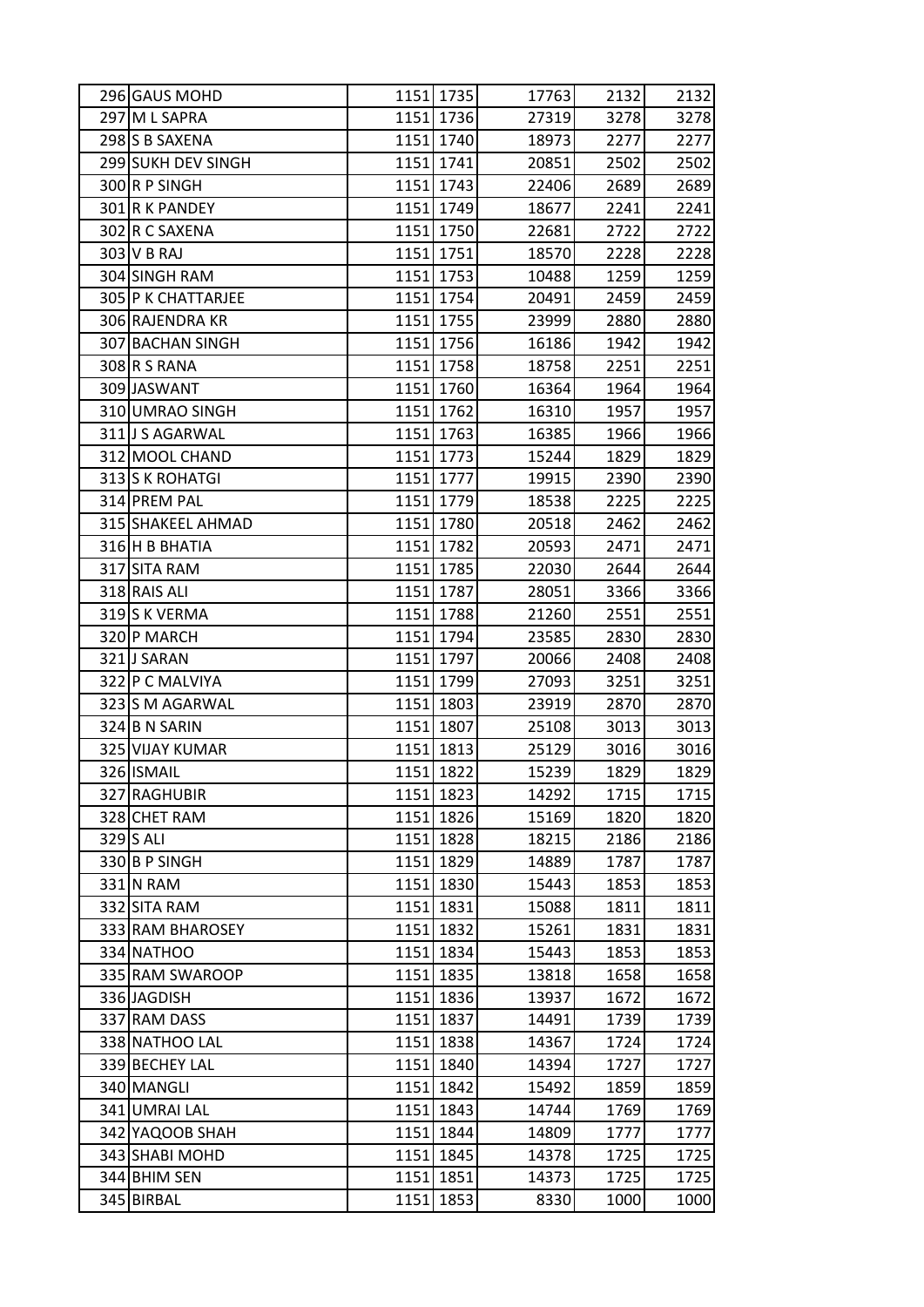| | | | | | | |
|---|---|---|---|---|---|---|
| 296 | GAUS MOHD | 1151 | 1735 | 17763 | 2132 | 2132 |
| 297 | M L SAPRA | 1151 | 1736 | 27319 | 3278 | 3278 |
| 298 | S B SAXENA | 1151 | 1740 | 18973 | 2277 | 2277 |
| 299 | SUKH DEV SINGH | 1151 | 1741 | 20851 | 2502 | 2502 |
| 300 | R P SINGH | 1151 | 1743 | 22406 | 2689 | 2689 |
| 301 | R K PANDEY | 1151 | 1749 | 18677 | 2241 | 2241 |
| 302 | R C SAXENA | 1151 | 1750 | 22681 | 2722 | 2722 |
| 303 | V B RAJ | 1151 | 1751 | 18570 | 2228 | 2228 |
| 304 | SINGH RAM | 1151 | 1753 | 10488 | 1259 | 1259 |
| 305 | P K CHATTARJEE | 1151 | 1754 | 20491 | 2459 | 2459 |
| 306 | RAJENDRA KR | 1151 | 1755 | 23999 | 2880 | 2880 |
| 307 | BACHAN SINGH | 1151 | 1756 | 16186 | 1942 | 1942 |
| 308 | R S RANA | 1151 | 1758 | 18758 | 2251 | 2251 |
| 309 | JASWANT | 1151 | 1760 | 16364 | 1964 | 1964 |
| 310 | UMRAO SINGH | 1151 | 1762 | 16310 | 1957 | 1957 |
| 311 | J S AGARWAL | 1151 | 1763 | 16385 | 1966 | 1966 |
| 312 | MOOL CHAND | 1151 | 1773 | 15244 | 1829 | 1829 |
| 313 | S K ROHATGI | 1151 | 1777 | 19915 | 2390 | 2390 |
| 314 | PREM PAL | 1151 | 1779 | 18538 | 2225 | 2225 |
| 315 | SHAKEEL AHMAD | 1151 | 1780 | 20518 | 2462 | 2462 |
| 316 | H B BHATIA | 1151 | 1782 | 20593 | 2471 | 2471 |
| 317 | SITA RAM | 1151 | 1785 | 22030 | 2644 | 2644 |
| 318 | RAIS ALI | 1151 | 1787 | 28051 | 3366 | 3366 |
| 319 | S K VERMA | 1151 | 1788 | 21260 | 2551 | 2551 |
| 320 | P MARCH | 1151 | 1794 | 23585 | 2830 | 2830 |
| 321 | J SARAN | 1151 | 1797 | 20066 | 2408 | 2408 |
| 322 | P C MALVIYA | 1151 | 1799 | 27093 | 3251 | 3251 |
| 323 | S M AGARWAL | 1151 | 1803 | 23919 | 2870 | 2870 |
| 324 | B N SARIN | 1151 | 1807 | 25108 | 3013 | 3013 |
| 325 | VIJAY KUMAR | 1151 | 1813 | 25129 | 3016 | 3016 |
| 326 | ISMAIL | 1151 | 1822 | 15239 | 1829 | 1829 |
| 327 | RAGHUBIR | 1151 | 1823 | 14292 | 1715 | 1715 |
| 328 | CHET RAM | 1151 | 1826 | 15169 | 1820 | 1820 |
| 329 | S ALI | 1151 | 1828 | 18215 | 2186 | 2186 |
| 330 | B P SINGH | 1151 | 1829 | 14889 | 1787 | 1787 |
| 331 | N RAM | 1151 | 1830 | 15443 | 1853 | 1853 |
| 332 | SITA RAM | 1151 | 1831 | 15088 | 1811 | 1811 |
| 333 | RAM BHAROSEY | 1151 | 1832 | 15261 | 1831 | 1831 |
| 334 | NATHOO | 1151 | 1834 | 15443 | 1853 | 1853 |
| 335 | RAM SWAROOP | 1151 | 1835 | 13818 | 1658 | 1658 |
| 336 | JAGDISH | 1151 | 1836 | 13937 | 1672 | 1672 |
| 337 | RAM DASS | 1151 | 1837 | 14491 | 1739 | 1739 |
| 338 | NATHOO LAL | 1151 | 1838 | 14367 | 1724 | 1724 |
| 339 | BECHEY LAL | 1151 | 1840 | 14394 | 1727 | 1727 |
| 340 | MANGLI | 1151 | 1842 | 15492 | 1859 | 1859 |
| 341 | UMRAI LAL | 1151 | 1843 | 14744 | 1769 | 1769 |
| 342 | YAQOOB SHAH | 1151 | 1844 | 14809 | 1777 | 1777 |
| 343 | SHABI MOHD | 1151 | 1845 | 14378 | 1725 | 1725 |
| 344 | BHIM SEN | 1151 | 1851 | 14373 | 1725 | 1725 |
| 345 | BIRBAL | 1151 | 1853 | 8330 | 1000 | 1000 |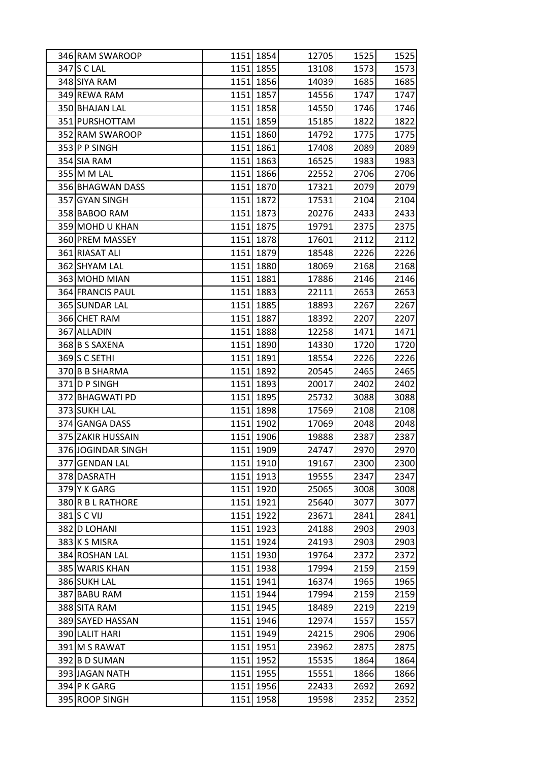| | | | | | | |
|---|---|---|---|---|---|---|
| 346 | RAM SWAROOP | 1151 | 1854 | 12705 | 1525 | 1525 |
| 347 | S C LAL | 1151 | 1855 | 13108 | 1573 | 1573 |
| 348 | SIYA RAM | 1151 | 1856 | 14039 | 1685 | 1685 |
| 349 | REWA RAM | 1151 | 1857 | 14556 | 1747 | 1747 |
| 350 | BHAJAN LAL | 1151 | 1858 | 14550 | 1746 | 1746 |
| 351 | PURSHOTTAM | 1151 | 1859 | 15185 | 1822 | 1822 |
| 352 | RAM SWAROOP | 1151 | 1860 | 14792 | 1775 | 1775 |
| 353 | P P SINGH | 1151 | 1861 | 17408 | 2089 | 2089 |
| 354 | SIA RAM | 1151 | 1863 | 16525 | 1983 | 1983 |
| 355 | M M LAL | 1151 | 1866 | 22552 | 2706 | 2706 |
| 356 | BHAGWAN DASS | 1151 | 1870 | 17321 | 2079 | 2079 |
| 357 | GYAN SINGH | 1151 | 1872 | 17531 | 2104 | 2104 |
| 358 | BABOO RAM | 1151 | 1873 | 20276 | 2433 | 2433 |
| 359 | MOHD U KHAN | 1151 | 1875 | 19791 | 2375 | 2375 |
| 360 | PREM MASSEY | 1151 | 1878 | 17601 | 2112 | 2112 |
| 361 | RIASAT ALI | 1151 | 1879 | 18548 | 2226 | 2226 |
| 362 | SHYAM LAL | 1151 | 1880 | 18069 | 2168 | 2168 |
| 363 | MOHD MIAN | 1151 | 1881 | 17886 | 2146 | 2146 |
| 364 | FRANCIS PAUL | 1151 | 1883 | 22111 | 2653 | 2653 |
| 365 | SUNDAR LAL | 1151 | 1885 | 18893 | 2267 | 2267 |
| 366 | CHET RAM | 1151 | 1887 | 18392 | 2207 | 2207 |
| 367 | ALLADIN | 1151 | 1888 | 12258 | 1471 | 1471 |
| 368 | B S SAXENA | 1151 | 1890 | 14330 | 1720 | 1720 |
| 369 | S C SETHI | 1151 | 1891 | 18554 | 2226 | 2226 |
| 370 | B B SHARMA | 1151 | 1892 | 20545 | 2465 | 2465 |
| 371 | D P SINGH | 1151 | 1893 | 20017 | 2402 | 2402 |
| 372 | BHAGWATI PD | 1151 | 1895 | 25732 | 3088 | 3088 |
| 373 | SUKH LAL | 1151 | 1898 | 17569 | 2108 | 2108 |
| 374 | GANGA DASS | 1151 | 1902 | 17069 | 2048 | 2048 |
| 375 | ZAKIR HUSSAIN | 1151 | 1906 | 19888 | 2387 | 2387 |
| 376 | JOGINDAR SINGH | 1151 | 1909 | 24747 | 2970 | 2970 |
| 377 | GENDAN LAL | 1151 | 1910 | 19167 | 2300 | 2300 |
| 378 | DASRATH | 1151 | 1913 | 19555 | 2347 | 2347 |
| 379 | Y K GARG | 1151 | 1920 | 25065 | 3008 | 3008 |
| 380 | R B L RATHORE | 1151 | 1921 | 25640 | 3077 | 3077 |
| 381 | S C VIJ | 1151 | 1922 | 23671 | 2841 | 2841 |
| 382 | D LOHANI | 1151 | 1923 | 24188 | 2903 | 2903 |
| 383 | K S MISRA | 1151 | 1924 | 24193 | 2903 | 2903 |
| 384 | ROSHAN LAL | 1151 | 1930 | 19764 | 2372 | 2372 |
| 385 | WARIS KHAN | 1151 | 1938 | 17994 | 2159 | 2159 |
| 386 | SUKH LAL | 1151 | 1941 | 16374 | 1965 | 1965 |
| 387 | BABU RAM | 1151 | 1944 | 17994 | 2159 | 2159 |
| 388 | SITA RAM | 1151 | 1945 | 18489 | 2219 | 2219 |
| 389 | SAYED HASSAN | 1151 | 1946 | 12974 | 1557 | 1557 |
| 390 | LALIT HARI | 1151 | 1949 | 24215 | 2906 | 2906 |
| 391 | M S RAWAT | 1151 | 1951 | 23962 | 2875 | 2875 |
| 392 | B D SUMAN | 1151 | 1952 | 15535 | 1864 | 1864 |
| 393 | JAGAN NATH | 1151 | 1955 | 15551 | 1866 | 1866 |
| 394 | P K GARG | 1151 | 1956 | 22433 | 2692 | 2692 |
| 395 | ROOP SINGH | 1151 | 1958 | 19598 | 2352 | 2352 |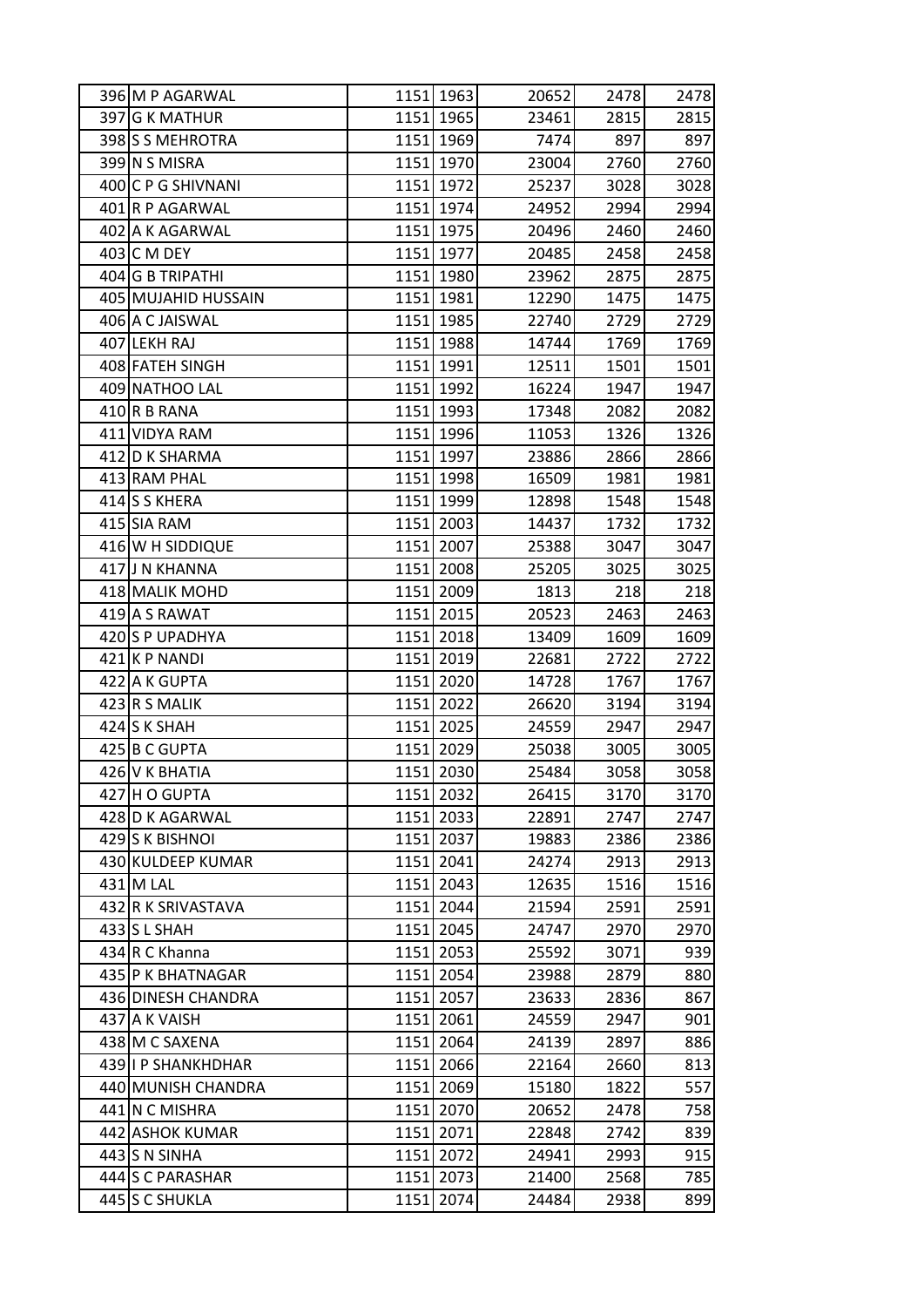| | | | | | | |
|---|---|---|---|---|---|---|
| 396 | M P AGARWAL | 1151 | 1963 | 20652 | 2478 | 2478 |
| 397 | G K MATHUR | 1151 | 1965 | 23461 | 2815 | 2815 |
| 398 | S S MEHROTRA | 1151 | 1969 | 7474 | 897 | 897 |
| 399 | N S MISRA | 1151 | 1970 | 23004 | 2760 | 2760 |
| 400 | C P G SHIVNANI | 1151 | 1972 | 25237 | 3028 | 3028 |
| 401 | R P AGARWAL | 1151 | 1974 | 24952 | 2994 | 2994 |
| 402 | A K AGARWAL | 1151 | 1975 | 20496 | 2460 | 2460 |
| 403 | C M DEY | 1151 | 1977 | 20485 | 2458 | 2458 |
| 404 | G B TRIPATHI | 1151 | 1980 | 23962 | 2875 | 2875 |
| 405 | MUJAHID HUSSAIN | 1151 | 1981 | 12290 | 1475 | 1475 |
| 406 | A C JAISWAL | 1151 | 1985 | 22740 | 2729 | 2729 |
| 407 | LEKH RAJ | 1151 | 1988 | 14744 | 1769 | 1769 |
| 408 | FATEH SINGH | 1151 | 1991 | 12511 | 1501 | 1501 |
| 409 | NATHOO LAL | 1151 | 1992 | 16224 | 1947 | 1947 |
| 410 | R B RANA | 1151 | 1993 | 17348 | 2082 | 2082 |
| 411 | VIDYA RAM | 1151 | 1996 | 11053 | 1326 | 1326 |
| 412 | D K SHARMA | 1151 | 1997 | 23886 | 2866 | 2866 |
| 413 | RAM PHAL | 1151 | 1998 | 16509 | 1981 | 1981 |
| 414 | S S KHERA | 1151 | 1999 | 12898 | 1548 | 1548 |
| 415 | SIA RAM | 1151 | 2003 | 14437 | 1732 | 1732 |
| 416 | W H SIDDIQUE | 1151 | 2007 | 25388 | 3047 | 3047 |
| 417 | J N KHANNA | 1151 | 2008 | 25205 | 3025 | 3025 |
| 418 | MALIK MOHD | 1151 | 2009 | 1813 | 218 | 218 |
| 419 | A S RAWAT | 1151 | 2015 | 20523 | 2463 | 2463 |
| 420 | S P UPADHYA | 1151 | 2018 | 13409 | 1609 | 1609 |
| 421 | K P NANDI | 1151 | 2019 | 22681 | 2722 | 2722 |
| 422 | A K GUPTA | 1151 | 2020 | 14728 | 1767 | 1767 |
| 423 | R S MALIK | 1151 | 2022 | 26620 | 3194 | 3194 |
| 424 | S K SHAH | 1151 | 2025 | 24559 | 2947 | 2947 |
| 425 | B C GUPTA | 1151 | 2029 | 25038 | 3005 | 3005 |
| 426 | V K BHATIA | 1151 | 2030 | 25484 | 3058 | 3058 |
| 427 | H O GUPTA | 1151 | 2032 | 26415 | 3170 | 3170 |
| 428 | D K AGARWAL | 1151 | 2033 | 22891 | 2747 | 2747 |
| 429 | S K BISHNOI | 1151 | 2037 | 19883 | 2386 | 2386 |
| 430 | KULDEEP KUMAR | 1151 | 2041 | 24274 | 2913 | 2913 |
| 431 | M LAL | 1151 | 2043 | 12635 | 1516 | 1516 |
| 432 | R K SRIVASTAVA | 1151 | 2044 | 21594 | 2591 | 2591 |
| 433 | S L SHAH | 1151 | 2045 | 24747 | 2970 | 2970 |
| 434 | R C Khanna | 1151 | 2053 | 25592 | 3071 | 939 |
| 435 | P K BHATNAGAR | 1151 | 2054 | 23988 | 2879 | 880 |
| 436 | DINESH CHANDRA | 1151 | 2057 | 23633 | 2836 | 867 |
| 437 | A K VAISH | 1151 | 2061 | 24559 | 2947 | 901 |
| 438 | M C SAXENA | 1151 | 2064 | 24139 | 2897 | 886 |
| 439 | I P SHANKHDHAR | 1151 | 2066 | 22164 | 2660 | 813 |
| 440 | MUNISH CHANDRA | 1151 | 2069 | 15180 | 1822 | 557 |
| 441 | N C MISHRA | 1151 | 2070 | 20652 | 2478 | 758 |
| 442 | ASHOK KUMAR | 1151 | 2071 | 22848 | 2742 | 839 |
| 443 | S N SINHA | 1151 | 2072 | 24941 | 2993 | 915 |
| 444 | S C PARASHAR | 1151 | 2073 | 21400 | 2568 | 785 |
| 445 | S C SHUKLA | 1151 | 2074 | 24484 | 2938 | 899 |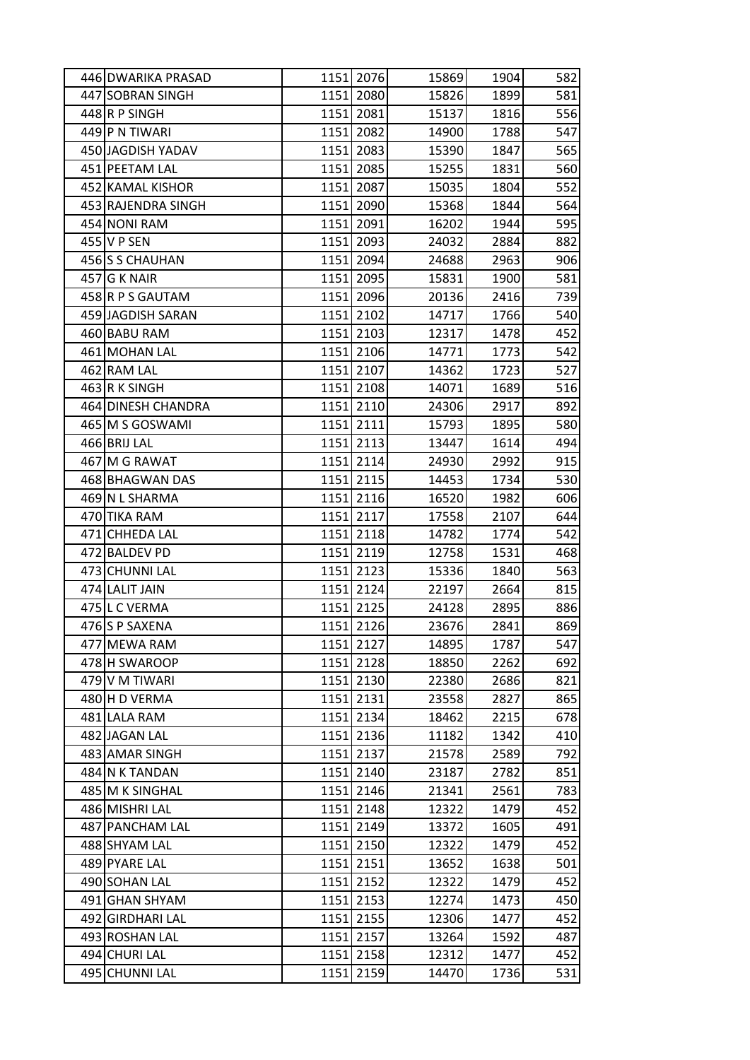| | | | | | | |
|---|---|---|---|---|---|---|
| 446 | DWARIKA PRASAD | 1151 | 2076 | 15869 | 1904 | 582 |
| 447 | SOBRAN SINGH | 1151 | 2080 | 15826 | 1899 | 581 |
| 448 | R P SINGH | 1151 | 2081 | 15137 | 1816 | 556 |
| 449 | P N TIWARI | 1151 | 2082 | 14900 | 1788 | 547 |
| 450 | JAGDISH YADAV | 1151 | 2083 | 15390 | 1847 | 565 |
| 451 | PEETAM LAL | 1151 | 2085 | 15255 | 1831 | 560 |
| 452 | KAMAL KISHOR | 1151 | 2087 | 15035 | 1804 | 552 |
| 453 | RAJENDRA SINGH | 1151 | 2090 | 15368 | 1844 | 564 |
| 454 | NONI RAM | 1151 | 2091 | 16202 | 1944 | 595 |
| 455 | V P SEN | 1151 | 2093 | 24032 | 2884 | 882 |
| 456 | S S CHAUHAN | 1151 | 2094 | 24688 | 2963 | 906 |
| 457 | G K NAIR | 1151 | 2095 | 15831 | 1900 | 581 |
| 458 | R P S GAUTAM | 1151 | 2096 | 20136 | 2416 | 739 |
| 459 | JAGDISH SARAN | 1151 | 2102 | 14717 | 1766 | 540 |
| 460 | BABU RAM | 1151 | 2103 | 12317 | 1478 | 452 |
| 461 | MOHAN LAL | 1151 | 2106 | 14771 | 1773 | 542 |
| 462 | RAM LAL | 1151 | 2107 | 14362 | 1723 | 527 |
| 463 | R K SINGH | 1151 | 2108 | 14071 | 1689 | 516 |
| 464 | DINESH CHANDRA | 1151 | 2110 | 24306 | 2917 | 892 |
| 465 | M S GOSWAMI | 1151 | 2111 | 15793 | 1895 | 580 |
| 466 | BRIJ LAL | 1151 | 2113 | 13447 | 1614 | 494 |
| 467 | M G RAWAT | 1151 | 2114 | 24930 | 2992 | 915 |
| 468 | BHAGWAN DAS | 1151 | 2115 | 14453 | 1734 | 530 |
| 469 | N L SHARMA | 1151 | 2116 | 16520 | 1982 | 606 |
| 470 | TIKA RAM | 1151 | 2117 | 17558 | 2107 | 644 |
| 471 | CHHEDA LAL | 1151 | 2118 | 14782 | 1774 | 542 |
| 472 | BALDEV PD | 1151 | 2119 | 12758 | 1531 | 468 |
| 473 | CHUNNI LAL | 1151 | 2123 | 15336 | 1840 | 563 |
| 474 | LALIT JAIN | 1151 | 2124 | 22197 | 2664 | 815 |
| 475 | L C VERMA | 1151 | 2125 | 24128 | 2895 | 886 |
| 476 | S P SAXENA | 1151 | 2126 | 23676 | 2841 | 869 |
| 477 | MEWA RAM | 1151 | 2127 | 14895 | 1787 | 547 |
| 478 | H SWAROOP | 1151 | 2128 | 18850 | 2262 | 692 |
| 479 | V M TIWARI | 1151 | 2130 | 22380 | 2686 | 821 |
| 480 | H D VERMA | 1151 | 2131 | 23558 | 2827 | 865 |
| 481 | LALA RAM | 1151 | 2134 | 18462 | 2215 | 678 |
| 482 | JAGAN LAL | 1151 | 2136 | 11182 | 1342 | 410 |
| 483 | AMAR SINGH | 1151 | 2137 | 21578 | 2589 | 792 |
| 484 | N K TANDAN | 1151 | 2140 | 23187 | 2782 | 851 |
| 485 | M K SINGHAL | 1151 | 2146 | 21341 | 2561 | 783 |
| 486 | MISHRI LAL | 1151 | 2148 | 12322 | 1479 | 452 |
| 487 | PANCHAM LAL | 1151 | 2149 | 13372 | 1605 | 491 |
| 488 | SHYAM LAL | 1151 | 2150 | 12322 | 1479 | 452 |
| 489 | PYARE LAL | 1151 | 2151 | 13652 | 1638 | 501 |
| 490 | SOHAN LAL | 1151 | 2152 | 12322 | 1479 | 452 |
| 491 | GHAN SHYAM | 1151 | 2153 | 12274 | 1473 | 450 |
| 492 | GIRDHARI LAL | 1151 | 2155 | 12306 | 1477 | 452 |
| 493 | ROSHAN LAL | 1151 | 2157 | 13264 | 1592 | 487 |
| 494 | CHURI LAL | 1151 | 2158 | 12312 | 1477 | 452 |
| 495 | CHUNNI LAL | 1151 | 2159 | 14470 | 1736 | 531 |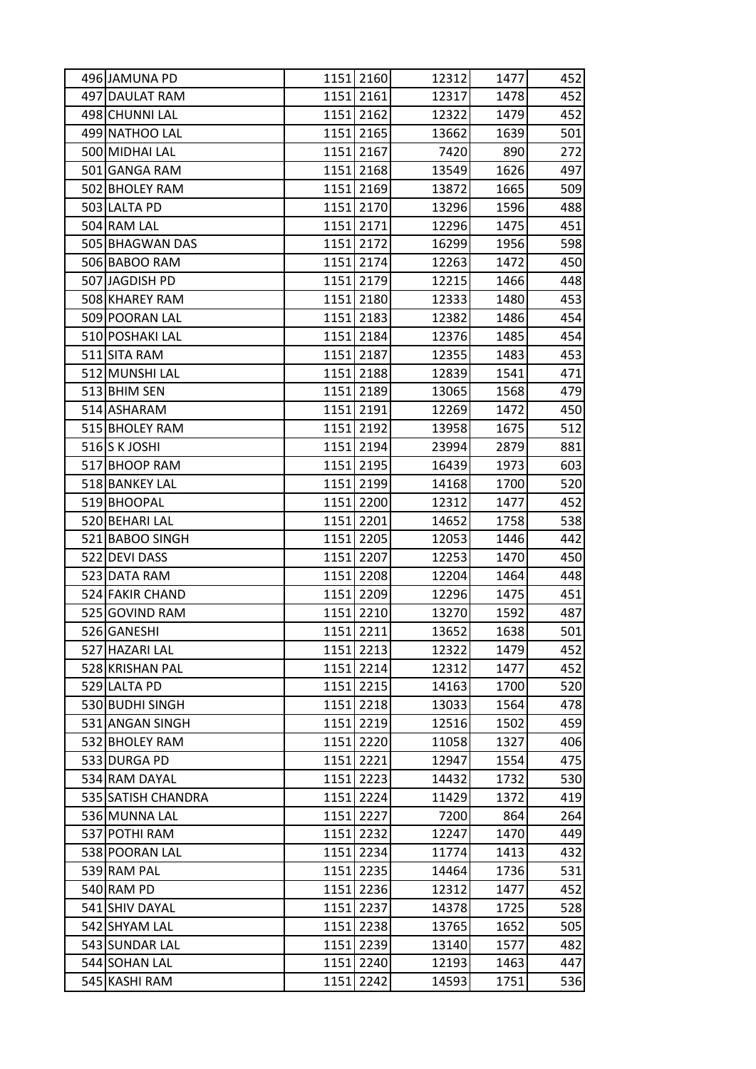| | | | | | | |
|---|---|---|---|---|---|---|
| 496 | JAMUNA PD | 1151 | 2160 | 12312 | 1477 | 452 |
| 497 | DAULAT RAM | 1151 | 2161 | 12317 | 1478 | 452 |
| 498 | CHUNNI LAL | 1151 | 2162 | 12322 | 1479 | 452 |
| 499 | NATHOO LAL | 1151 | 2165 | 13662 | 1639 | 501 |
| 500 | MIDHAI LAL | 1151 | 2167 | 7420 | 890 | 272 |
| 501 | GANGA RAM | 1151 | 2168 | 13549 | 1626 | 497 |
| 502 | BHOLEY RAM | 1151 | 2169 | 13872 | 1665 | 509 |
| 503 | LALTA PD | 1151 | 2170 | 13296 | 1596 | 488 |
| 504 | RAM LAL | 1151 | 2171 | 12296 | 1475 | 451 |
| 505 | BHAGWAN DAS | 1151 | 2172 | 16299 | 1956 | 598 |
| 506 | BABOO RAM | 1151 | 2174 | 12263 | 1472 | 450 |
| 507 | JAGDISH PD | 1151 | 2179 | 12215 | 1466 | 448 |
| 508 | KHAREY RAM | 1151 | 2180 | 12333 | 1480 | 453 |
| 509 | POORAN LAL | 1151 | 2183 | 12382 | 1486 | 454 |
| 510 | POSHAKI LAL | 1151 | 2184 | 12376 | 1485 | 454 |
| 511 | SITA RAM | 1151 | 2187 | 12355 | 1483 | 453 |
| 512 | MUNSHI LAL | 1151 | 2188 | 12839 | 1541 | 471 |
| 513 | BHIM SEN | 1151 | 2189 | 13065 | 1568 | 479 |
| 514 | ASHARAM | 1151 | 2191 | 12269 | 1472 | 450 |
| 515 | BHOLEY RAM | 1151 | 2192 | 13958 | 1675 | 512 |
| 516 | S K JOSHI | 1151 | 2194 | 23994 | 2879 | 881 |
| 517 | BHOOP RAM | 1151 | 2195 | 16439 | 1973 | 603 |
| 518 | BANKEY LAL | 1151 | 2199 | 14168 | 1700 | 520 |
| 519 | BHOOPAL | 1151 | 2200 | 12312 | 1477 | 452 |
| 520 | BEHARI LAL | 1151 | 2201 | 14652 | 1758 | 538 |
| 521 | BABOO SINGH | 1151 | 2205 | 12053 | 1446 | 442 |
| 522 | DEVI DASS | 1151 | 2207 | 12253 | 1470 | 450 |
| 523 | DATA RAM | 1151 | 2208 | 12204 | 1464 | 448 |
| 524 | FAKIR CHAND | 1151 | 2209 | 12296 | 1475 | 451 |
| 525 | GOVIND RAM | 1151 | 2210 | 13270 | 1592 | 487 |
| 526 | GANESHI | 1151 | 2211 | 13652 | 1638 | 501 |
| 527 | HAZARI LAL | 1151 | 2213 | 12322 | 1479 | 452 |
| 528 | KRISHAN PAL | 1151 | 2214 | 12312 | 1477 | 452 |
| 529 | LALTA PD | 1151 | 2215 | 14163 | 1700 | 520 |
| 530 | BUDHI SINGH | 1151 | 2218 | 13033 | 1564 | 478 |
| 531 | ANGAN SINGH | 1151 | 2219 | 12516 | 1502 | 459 |
| 532 | BHOLEY RAM | 1151 | 2220 | 11058 | 1327 | 406 |
| 533 | DURGA PD | 1151 | 2221 | 12947 | 1554 | 475 |
| 534 | RAM DAYAL | 1151 | 2223 | 14432 | 1732 | 530 |
| 535 | SATISH CHANDRA | 1151 | 2224 | 11429 | 1372 | 419 |
| 536 | MUNNA LAL | 1151 | 2227 | 7200 | 864 | 264 |
| 537 | POTHI RAM | 1151 | 2232 | 12247 | 1470 | 449 |
| 538 | POORAN LAL | 1151 | 2234 | 11774 | 1413 | 432 |
| 539 | RAM PAL | 1151 | 2235 | 14464 | 1736 | 531 |
| 540 | RAM PD | 1151 | 2236 | 12312 | 1477 | 452 |
| 541 | SHIV DAYAL | 1151 | 2237 | 14378 | 1725 | 528 |
| 542 | SHYAM LAL | 1151 | 2238 | 13765 | 1652 | 505 |
| 543 | SUNDAR LAL | 1151 | 2239 | 13140 | 1577 | 482 |
| 544 | SOHAN LAL | 1151 | 2240 | 12193 | 1463 | 447 |
| 545 | KASHI RAM | 1151 | 2242 | 14593 | 1751 | 536 |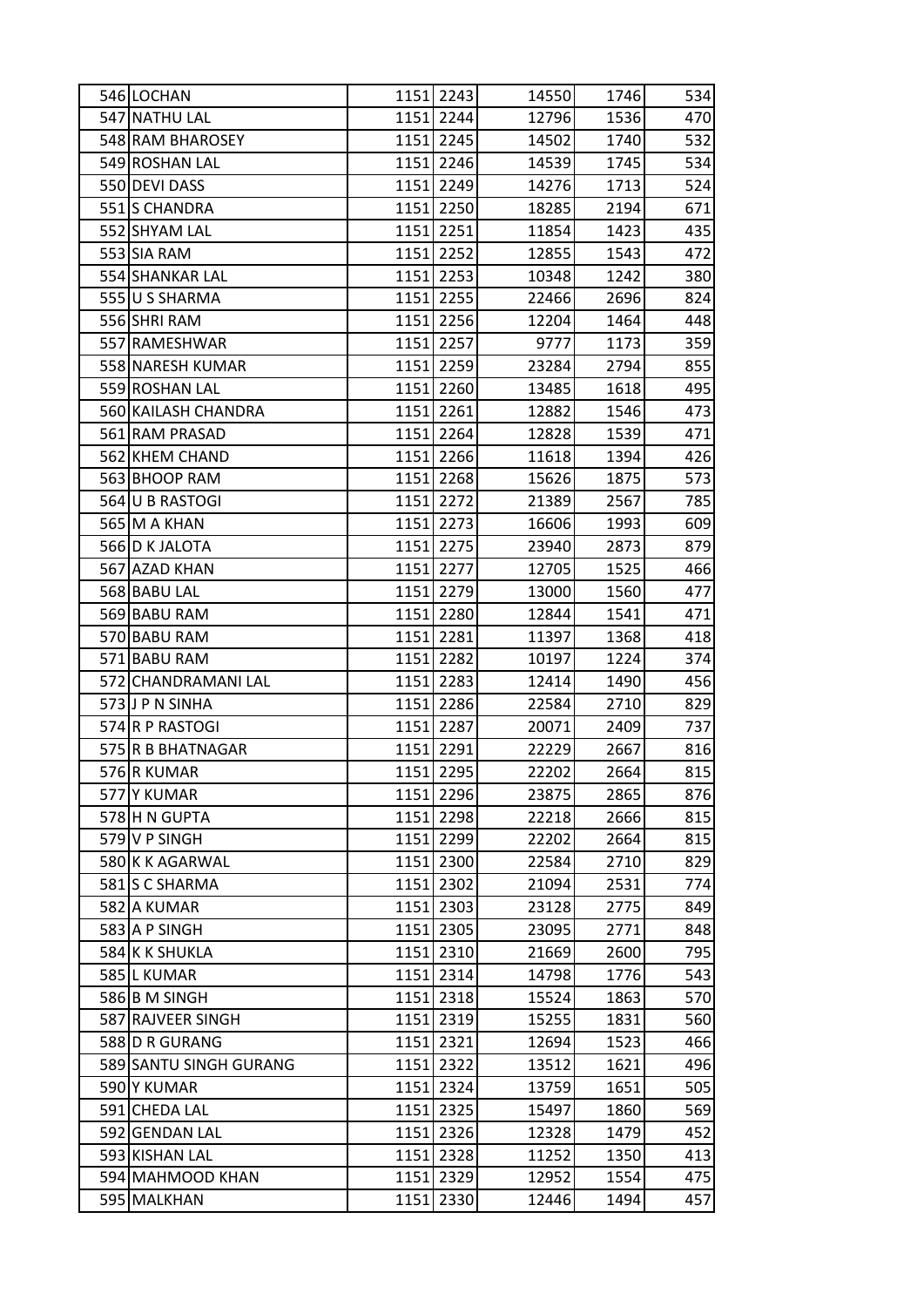| | | | | | | |
|---|---|---|---|---|---|---|
| 546 | LOCHAN | 1151 | 2243 | 14550 | 1746 | 534 |
| 547 | NATHU LAL | 1151 | 2244 | 12796 | 1536 | 470 |
| 548 | RAM BHAROSEY | 1151 | 2245 | 14502 | 1740 | 532 |
| 549 | ROSHAN LAL | 1151 | 2246 | 14539 | 1745 | 534 |
| 550 | DEVI DASS | 1151 | 2249 | 14276 | 1713 | 524 |
| 551 | S CHANDRA | 1151 | 2250 | 18285 | 2194 | 671 |
| 552 | SHYAM LAL | 1151 | 2251 | 11854 | 1423 | 435 |
| 553 | SIA RAM | 1151 | 2252 | 12855 | 1543 | 472 |
| 554 | SHANKAR LAL | 1151 | 2253 | 10348 | 1242 | 380 |
| 555 | U S SHARMA | 1151 | 2255 | 22466 | 2696 | 824 |
| 556 | SHRI RAM | 1151 | 2256 | 12204 | 1464 | 448 |
| 557 | RAMESHWAR | 1151 | 2257 | 9777 | 1173 | 359 |
| 558 | NARESH KUMAR | 1151 | 2259 | 23284 | 2794 | 855 |
| 559 | ROSHAN LAL | 1151 | 2260 | 13485 | 1618 | 495 |
| 560 | KAILASH CHANDRA | 1151 | 2261 | 12882 | 1546 | 473 |
| 561 | RAM PRASAD | 1151 | 2264 | 12828 | 1539 | 471 |
| 562 | KHEM CHAND | 1151 | 2266 | 11618 | 1394 | 426 |
| 563 | BHOOP RAM | 1151 | 2268 | 15626 | 1875 | 573 |
| 564 | U B RASTOGI | 1151 | 2272 | 21389 | 2567 | 785 |
| 565 | M A KHAN | 1151 | 2273 | 16606 | 1993 | 609 |
| 566 | D K JALOTA | 1151 | 2275 | 23940 | 2873 | 879 |
| 567 | AZAD KHAN | 1151 | 2277 | 12705 | 1525 | 466 |
| 568 | BABU LAL | 1151 | 2279 | 13000 | 1560 | 477 |
| 569 | BABU RAM | 1151 | 2280 | 12844 | 1541 | 471 |
| 570 | BABU RAM | 1151 | 2281 | 11397 | 1368 | 418 |
| 571 | BABU RAM | 1151 | 2282 | 10197 | 1224 | 374 |
| 572 | CHANDRAMANI LAL | 1151 | 2283 | 12414 | 1490 | 456 |
| 573 | J P N SINHA | 1151 | 2286 | 22584 | 2710 | 829 |
| 574 | R P RASTOGI | 1151 | 2287 | 20071 | 2409 | 737 |
| 575 | R B BHATNAGAR | 1151 | 2291 | 22229 | 2667 | 816 |
| 576 | R KUMAR | 1151 | 2295 | 22202 | 2664 | 815 |
| 577 | Y KUMAR | 1151 | 2296 | 23875 | 2865 | 876 |
| 578 | H N GUPTA | 1151 | 2298 | 22218 | 2666 | 815 |
| 579 | V P SINGH | 1151 | 2299 | 22202 | 2664 | 815 |
| 580 | K K AGARWAL | 1151 | 2300 | 22584 | 2710 | 829 |
| 581 | S C SHARMA | 1151 | 2302 | 21094 | 2531 | 774 |
| 582 | A KUMAR | 1151 | 2303 | 23128 | 2775 | 849 |
| 583 | A P SINGH | 1151 | 2305 | 23095 | 2771 | 848 |
| 584 | K K SHUKLA | 1151 | 2310 | 21669 | 2600 | 795 |
| 585 | L KUMAR | 1151 | 2314 | 14798 | 1776 | 543 |
| 586 | B M SINGH | 1151 | 2318 | 15524 | 1863 | 570 |
| 587 | RAJVEER SINGH | 1151 | 2319 | 15255 | 1831 | 560 |
| 588 | D R GURANG | 1151 | 2321 | 12694 | 1523 | 466 |
| 589 | SANTU SINGH GURANG | 1151 | 2322 | 13512 | 1621 | 496 |
| 590 | Y KUMAR | 1151 | 2324 | 13759 | 1651 | 505 |
| 591 | CHEDA LAL | 1151 | 2325 | 15497 | 1860 | 569 |
| 592 | GENDAN LAL | 1151 | 2326 | 12328 | 1479 | 452 |
| 593 | KISHAN LAL | 1151 | 2328 | 11252 | 1350 | 413 |
| 594 | MAHMOOD KHAN | 1151 | 2329 | 12952 | 1554 | 475 |
| 595 | MALKHAN | 1151 | 2330 | 12446 | 1494 | 457 |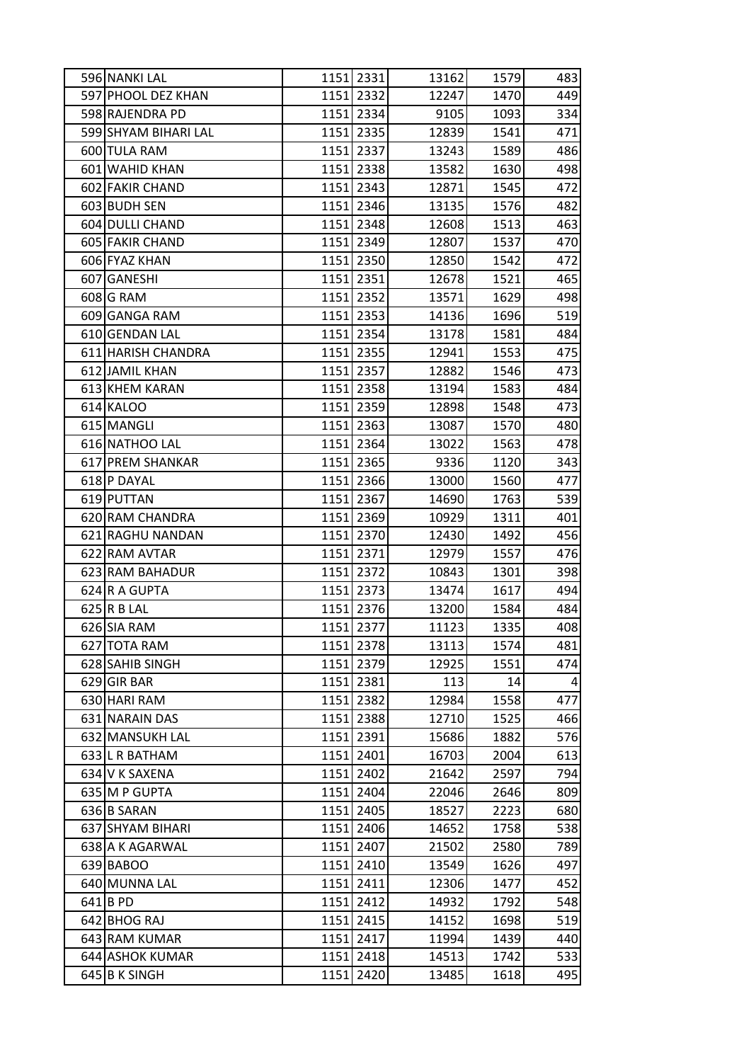| | | | | | | |
|---|---|---|---|---|---|---|
| 596 | NANKI LAL | 1151 | 2331 | 13162 | 1579 | 483 |
| 597 | PHOOL DEZ KHAN | 1151 | 2332 | 12247 | 1470 | 449 |
| 598 | RAJENDRA PD | 1151 | 2334 | 9105 | 1093 | 334 |
| 599 | SHYAM BIHARI LAL | 1151 | 2335 | 12839 | 1541 | 471 |
| 600 | TULA RAM | 1151 | 2337 | 13243 | 1589 | 486 |
| 601 | WAHID KHAN | 1151 | 2338 | 13582 | 1630 | 498 |
| 602 | FAKIR CHAND | 1151 | 2343 | 12871 | 1545 | 472 |
| 603 | BUDH SEN | 1151 | 2346 | 13135 | 1576 | 482 |
| 604 | DULLI CHAND | 1151 | 2348 | 12608 | 1513 | 463 |
| 605 | FAKIR CHAND | 1151 | 2349 | 12807 | 1537 | 470 |
| 606 | FYAZ KHAN | 1151 | 2350 | 12850 | 1542 | 472 |
| 607 | GANESHI | 1151 | 2351 | 12678 | 1521 | 465 |
| 608 | G RAM | 1151 | 2352 | 13571 | 1629 | 498 |
| 609 | GANGA RAM | 1151 | 2353 | 14136 | 1696 | 519 |
| 610 | GENDAN LAL | 1151 | 2354 | 13178 | 1581 | 484 |
| 611 | HARISH CHANDRA | 1151 | 2355 | 12941 | 1553 | 475 |
| 612 | JAMIL KHAN | 1151 | 2357 | 12882 | 1546 | 473 |
| 613 | KHEM KARAN | 1151 | 2358 | 13194 | 1583 | 484 |
| 614 | KALOO | 1151 | 2359 | 12898 | 1548 | 473 |
| 615 | MANGLI | 1151 | 2363 | 13087 | 1570 | 480 |
| 616 | NATHOO LAL | 1151 | 2364 | 13022 | 1563 | 478 |
| 617 | PREM SHANKAR | 1151 | 2365 | 9336 | 1120 | 343 |
| 618 | P DAYAL | 1151 | 2366 | 13000 | 1560 | 477 |
| 619 | PUTTAN | 1151 | 2367 | 14690 | 1763 | 539 |
| 620 | RAM CHANDRA | 1151 | 2369 | 10929 | 1311 | 401 |
| 621 | RAGHU NANDAN | 1151 | 2370 | 12430 | 1492 | 456 |
| 622 | RAM AVTAR | 1151 | 2371 | 12979 | 1557 | 476 |
| 623 | RAM BAHADUR | 1151 | 2372 | 10843 | 1301 | 398 |
| 624 | R A GUPTA | 1151 | 2373 | 13474 | 1617 | 494 |
| 625 | R B LAL | 1151 | 2376 | 13200 | 1584 | 484 |
| 626 | SIA RAM | 1151 | 2377 | 11123 | 1335 | 408 |
| 627 | TOTA RAM | 1151 | 2378 | 13113 | 1574 | 481 |
| 628 | SAHIB SINGH | 1151 | 2379 | 12925 | 1551 | 474 |
| 629 | GIR BAR | 1151 | 2381 | 113 | 14 | 4 |
| 630 | HARI RAM | 1151 | 2382 | 12984 | 1558 | 477 |
| 631 | NARAIN DAS | 1151 | 2388 | 12710 | 1525 | 466 |
| 632 | MANSUKH LAL | 1151 | 2391 | 15686 | 1882 | 576 |
| 633 | L R BATHAM | 1151 | 2401 | 16703 | 2004 | 613 |
| 634 | V K SAXENA | 1151 | 2402 | 21642 | 2597 | 794 |
| 635 | M P GUPTA | 1151 | 2404 | 22046 | 2646 | 809 |
| 636 | B SARAN | 1151 | 2405 | 18527 | 2223 | 680 |
| 637 | SHYAM BIHARI | 1151 | 2406 | 14652 | 1758 | 538 |
| 638 | A K AGARWAL | 1151 | 2407 | 21502 | 2580 | 789 |
| 639 | BABOO | 1151 | 2410 | 13549 | 1626 | 497 |
| 640 | MUNNA LAL | 1151 | 2411 | 12306 | 1477 | 452 |
| 641 | B PD | 1151 | 2412 | 14932 | 1792 | 548 |
| 642 | BHOG RAJ | 1151 | 2415 | 14152 | 1698 | 519 |
| 643 | RAM KUMAR | 1151 | 2417 | 11994 | 1439 | 440 |
| 644 | ASHOK KUMAR | 1151 | 2418 | 14513 | 1742 | 533 |
| 645 | B K SINGH | 1151 | 2420 | 13485 | 1618 | 495 |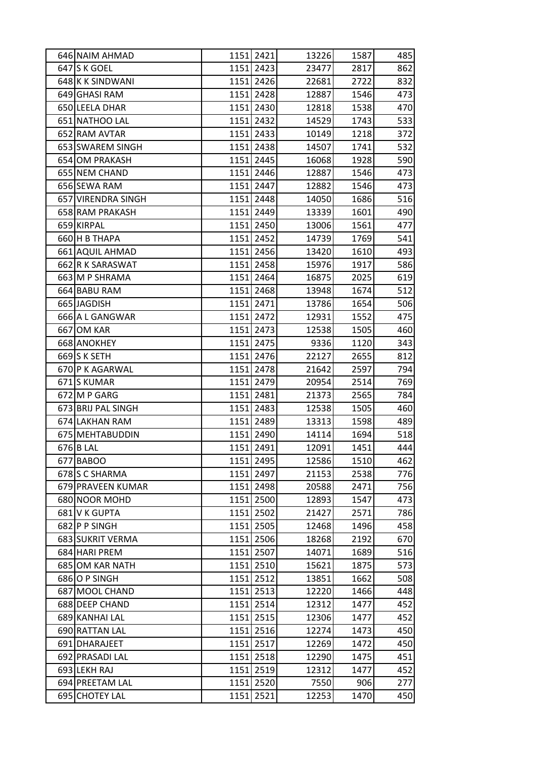| | | | | | | |
|---|---|---|---|---|---|---|
| 646 | NAIM AHMAD | 1151 | 2421 | 13226 | 1587 | 485 |
| 647 | S K GOEL | 1151 | 2423 | 23477 | 2817 | 862 |
| 648 | K K SINDWANI | 1151 | 2426 | 22681 | 2722 | 832 |
| 649 | GHASI RAM | 1151 | 2428 | 12887 | 1546 | 473 |
| 650 | LEELA DHAR | 1151 | 2430 | 12818 | 1538 | 470 |
| 651 | NATHOO LAL | 1151 | 2432 | 14529 | 1743 | 533 |
| 652 | RAM AVTAR | 1151 | 2433 | 10149 | 1218 | 372 |
| 653 | SWAREM SINGH | 1151 | 2438 | 14507 | 1741 | 532 |
| 654 | OM PRAKASH | 1151 | 2445 | 16068 | 1928 | 590 |
| 655 | NEM CHAND | 1151 | 2446 | 12887 | 1546 | 473 |
| 656 | SEWA RAM | 1151 | 2447 | 12882 | 1546 | 473 |
| 657 | VIRENDRA SINGH | 1151 | 2448 | 14050 | 1686 | 516 |
| 658 | RAM PRAKASH | 1151 | 2449 | 13339 | 1601 | 490 |
| 659 | KIRPAL | 1151 | 2450 | 13006 | 1561 | 477 |
| 660 | H B THAPA | 1151 | 2452 | 14739 | 1769 | 541 |
| 661 | AQUIL AHMAD | 1151 | 2456 | 13420 | 1610 | 493 |
| 662 | R K SARASWAT | 1151 | 2458 | 15976 | 1917 | 586 |
| 663 | M P SHRAMA | 1151 | 2464 | 16875 | 2025 | 619 |
| 664 | BABU RAM | 1151 | 2468 | 13948 | 1674 | 512 |
| 665 | JAGDISH | 1151 | 2471 | 13786 | 1654 | 506 |
| 666 | A L GANGWAR | 1151 | 2472 | 12931 | 1552 | 475 |
| 667 | OM KAR | 1151 | 2473 | 12538 | 1505 | 460 |
| 668 | ANOKHEY | 1151 | 2475 | 9336 | 1120 | 343 |
| 669 | S K SETH | 1151 | 2476 | 22127 | 2655 | 812 |
| 670 | P K AGARWAL | 1151 | 2478 | 21642 | 2597 | 794 |
| 671 | S KUMAR | 1151 | 2479 | 20954 | 2514 | 769 |
| 672 | M P GARG | 1151 | 2481 | 21373 | 2565 | 784 |
| 673 | BRIJ PAL SINGH | 1151 | 2483 | 12538 | 1505 | 460 |
| 674 | LAKHAN RAM | 1151 | 2489 | 13313 | 1598 | 489 |
| 675 | MEHTABUDDIN | 1151 | 2490 | 14114 | 1694 | 518 |
| 676 | B LAL | 1151 | 2491 | 12091 | 1451 | 444 |
| 677 | BABOO | 1151 | 2495 | 12586 | 1510 | 462 |
| 678 | S C SHARMA | 1151 | 2497 | 21153 | 2538 | 776 |
| 679 | PRAVEEN KUMAR | 1151 | 2498 | 20588 | 2471 | 756 |
| 680 | NOOR MOHD | 1151 | 2500 | 12893 | 1547 | 473 |
| 681 | V K GUPTA | 1151 | 2502 | 21427 | 2571 | 786 |
| 682 | P P SINGH | 1151 | 2505 | 12468 | 1496 | 458 |
| 683 | SUKRIT VERMA | 1151 | 2506 | 18268 | 2192 | 670 |
| 684 | HARI PREM | 1151 | 2507 | 14071 | 1689 | 516 |
| 685 | OM KAR NATH | 1151 | 2510 | 15621 | 1875 | 573 |
| 686 | O P SINGH | 1151 | 2512 | 13851 | 1662 | 508 |
| 687 | MOOL CHAND | 1151 | 2513 | 12220 | 1466 | 448 |
| 688 | DEEP CHAND | 1151 | 2514 | 12312 | 1477 | 452 |
| 689 | KANHAI LAL | 1151 | 2515 | 12306 | 1477 | 452 |
| 690 | RATTAN LAL | 1151 | 2516 | 12274 | 1473 | 450 |
| 691 | DHARAJEET | 1151 | 2517 | 12269 | 1472 | 450 |
| 692 | PRASADI LAL | 1151 | 2518 | 12290 | 1475 | 451 |
| 693 | LEKH RAJ | 1151 | 2519 | 12312 | 1477 | 452 |
| 694 | PREETAM LAL | 1151 | 2520 | 7550 | 906 | 277 |
| 695 | CHOTEY LAL | 1151 | 2521 | 12253 | 1470 | 450 |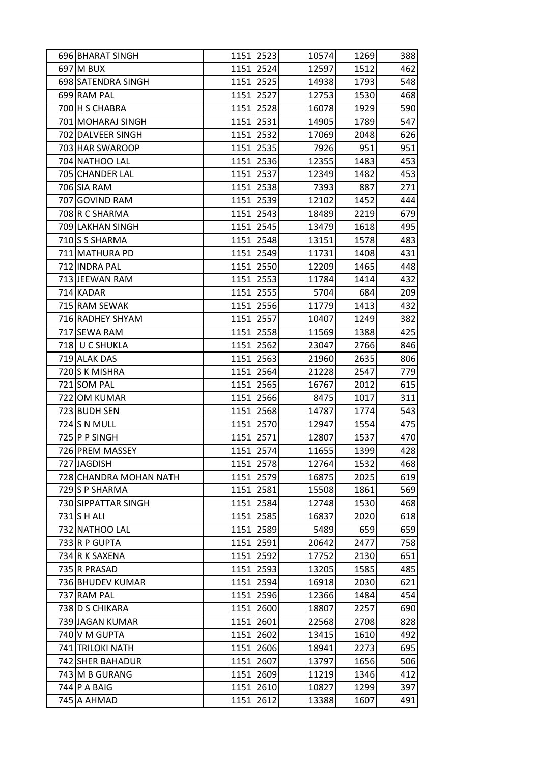| | | | | | | |
|---|---|---|---|---|---|---|
| 696 | BHARAT SINGH | 1151 | 2523 | 10574 | 1269 | 388 |
| 697 | M BUX | 1151 | 2524 | 12597 | 1512 | 462 |
| 698 | SATENDRA SINGH | 1151 | 2525 | 14938 | 1793 | 548 |
| 699 | RAM PAL | 1151 | 2527 | 12753 | 1530 | 468 |
| 700 | H S CHABRA | 1151 | 2528 | 16078 | 1929 | 590 |
| 701 | MOHARAJ SINGH | 1151 | 2531 | 14905 | 1789 | 547 |
| 702 | DALVEER SINGH | 1151 | 2532 | 17069 | 2048 | 626 |
| 703 | HAR SWAROOP | 1151 | 2535 | 7926 | 951 | 951 |
| 704 | NATHOO LAL | 1151 | 2536 | 12355 | 1483 | 453 |
| 705 | CHANDER LAL | 1151 | 2537 | 12349 | 1482 | 453 |
| 706 | SIA RAM | 1151 | 2538 | 7393 | 887 | 271 |
| 707 | GOVIND RAM | 1151 | 2539 | 12102 | 1452 | 444 |
| 708 | R C SHARMA | 1151 | 2543 | 18489 | 2219 | 679 |
| 709 | LAKHAN SINGH | 1151 | 2545 | 13479 | 1618 | 495 |
| 710 | S S SHARMA | 1151 | 2548 | 13151 | 1578 | 483 |
| 711 | MATHURA PD | 1151 | 2549 | 11731 | 1408 | 431 |
| 712 | INDRA PAL | 1151 | 2550 | 12209 | 1465 | 448 |
| 713 | JEEWAN RAM | 1151 | 2553 | 11784 | 1414 | 432 |
| 714 | KADAR | 1151 | 2555 | 5704 | 684 | 209 |
| 715 | RAM SEWAK | 1151 | 2556 | 11779 | 1413 | 432 |
| 716 | RADHEY SHYAM | 1151 | 2557 | 10407 | 1249 | 382 |
| 717 | SEWA RAM | 1151 | 2558 | 11569 | 1388 | 425 |
| 718 | U C SHUKLA | 1151 | 2562 | 23047 | 2766 | 846 |
| 719 | ALAK DAS | 1151 | 2563 | 21960 | 2635 | 806 |
| 720 | S K MISHRA | 1151 | 2564 | 21228 | 2547 | 779 |
| 721 | SOM PAL | 1151 | 2565 | 16767 | 2012 | 615 |
| 722 | OM KUMAR | 1151 | 2566 | 8475 | 1017 | 311 |
| 723 | BUDH SEN | 1151 | 2568 | 14787 | 1774 | 543 |
| 724 | S N MULL | 1151 | 2570 | 12947 | 1554 | 475 |
| 725 | P P SINGH | 1151 | 2571 | 12807 | 1537 | 470 |
| 726 | PREM MASSEY | 1151 | 2574 | 11655 | 1399 | 428 |
| 727 | JAGDISH | 1151 | 2578 | 12764 | 1532 | 468 |
| 728 | CHANDRA MOHAN NATH | 1151 | 2579 | 16875 | 2025 | 619 |
| 729 | S P SHARMA | 1151 | 2581 | 15508 | 1861 | 569 |
| 730 | SIPPATTAR SINGH | 1151 | 2584 | 12748 | 1530 | 468 |
| 731 | S H ALI | 1151 | 2585 | 16837 | 2020 | 618 |
| 732 | NATHOO LAL | 1151 | 2589 | 5489 | 659 | 659 |
| 733 | R P GUPTA | 1151 | 2591 | 20642 | 2477 | 758 |
| 734 | R K SAXENA | 1151 | 2592 | 17752 | 2130 | 651 |
| 735 | R PRASAD | 1151 | 2593 | 13205 | 1585 | 485 |
| 736 | BHUDEV KUMAR | 1151 | 2594 | 16918 | 2030 | 621 |
| 737 | RAM PAL | 1151 | 2596 | 12366 | 1484 | 454 |
| 738 | D S CHIKARA | 1151 | 2600 | 18807 | 2257 | 690 |
| 739 | JAGAN KUMAR | 1151 | 2601 | 22568 | 2708 | 828 |
| 740 | V M GUPTA | 1151 | 2602 | 13415 | 1610 | 492 |
| 741 | TRILOKI NATH | 1151 | 2606 | 18941 | 2273 | 695 |
| 742 | SHER BAHADUR | 1151 | 2607 | 13797 | 1656 | 506 |
| 743 | M B GURANG | 1151 | 2609 | 11219 | 1346 | 412 |
| 744 | P A BAIG | 1151 | 2610 | 10827 | 1299 | 397 |
| 745 | A AHMAD | 1151 | 2612 | 13388 | 1607 | 491 |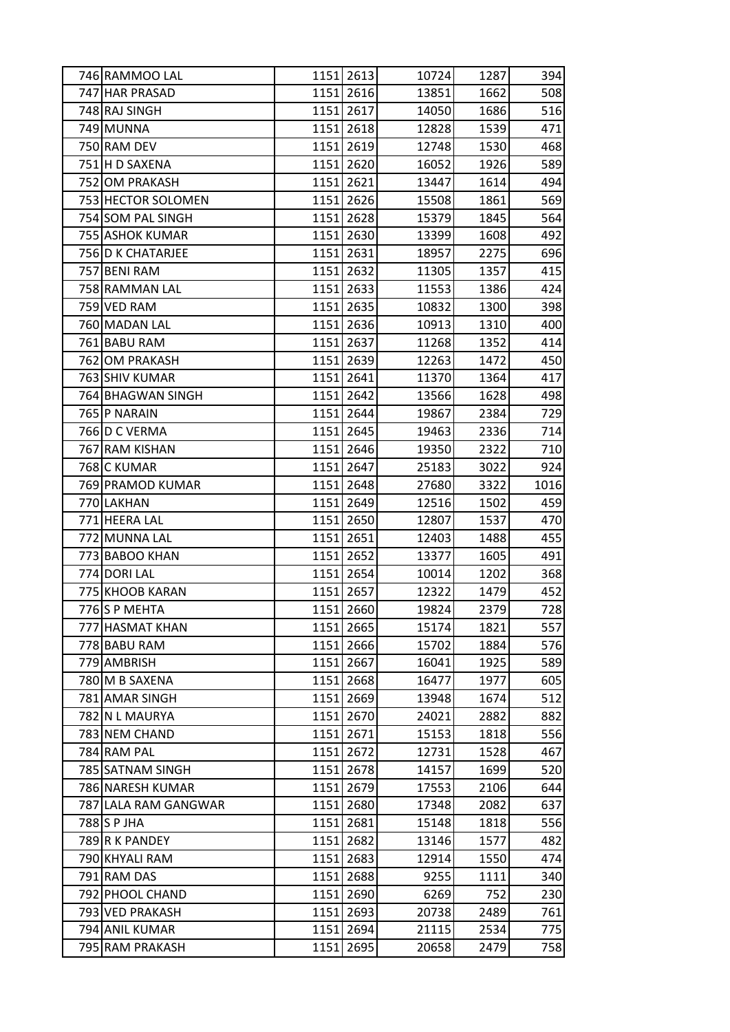| | | | | | | |
|---|---|---|---|---|---|---|
| 746 | RAMMOO LAL | 1151 | 2613 | 10724 | 1287 | 394 |
| 747 | HAR PRASAD | 1151 | 2616 | 13851 | 1662 | 508 |
| 748 | RAJ SINGH | 1151 | 2617 | 14050 | 1686 | 516 |
| 749 | MUNNA | 1151 | 2618 | 12828 | 1539 | 471 |
| 750 | RAM DEV | 1151 | 2619 | 12748 | 1530 | 468 |
| 751 | H D SAXENA | 1151 | 2620 | 16052 | 1926 | 589 |
| 752 | OM PRAKASH | 1151 | 2621 | 13447 | 1614 | 494 |
| 753 | HECTOR SOLOMEN | 1151 | 2626 | 15508 | 1861 | 569 |
| 754 | SOM PAL SINGH | 1151 | 2628 | 15379 | 1845 | 564 |
| 755 | ASHOK KUMAR | 1151 | 2630 | 13399 | 1608 | 492 |
| 756 | D K CHATARJEE | 1151 | 2631 | 18957 | 2275 | 696 |
| 757 | BENI RAM | 1151 | 2632 | 11305 | 1357 | 415 |
| 758 | RAMMAN LAL | 1151 | 2633 | 11553 | 1386 | 424 |
| 759 | VED RAM | 1151 | 2635 | 10832 | 1300 | 398 |
| 760 | MADAN LAL | 1151 | 2636 | 10913 | 1310 | 400 |
| 761 | BABU RAM | 1151 | 2637 | 11268 | 1352 | 414 |
| 762 | OM PRAKASH | 1151 | 2639 | 12263 | 1472 | 450 |
| 763 | SHIV KUMAR | 1151 | 2641 | 11370 | 1364 | 417 |
| 764 | BHAGWAN SINGH | 1151 | 2642 | 13566 | 1628 | 498 |
| 765 | P NARAIN | 1151 | 2644 | 19867 | 2384 | 729 |
| 766 | D C VERMA | 1151 | 2645 | 19463 | 2336 | 714 |
| 767 | RAM KISHAN | 1151 | 2646 | 19350 | 2322 | 710 |
| 768 | C KUMAR | 1151 | 2647 | 25183 | 3022 | 924 |
| 769 | PRAMOD KUMAR | 1151 | 2648 | 27680 | 3322 | 1016 |
| 770 | LAKHAN | 1151 | 2649 | 12516 | 1502 | 459 |
| 771 | HEERA LAL | 1151 | 2650 | 12807 | 1537 | 470 |
| 772 | MUNNA LAL | 1151 | 2651 | 12403 | 1488 | 455 |
| 773 | BABOO KHAN | 1151 | 2652 | 13377 | 1605 | 491 |
| 774 | DORI LAL | 1151 | 2654 | 10014 | 1202 | 368 |
| 775 | KHOOB KARAN | 1151 | 2657 | 12322 | 1479 | 452 |
| 776 | S P MEHTA | 1151 | 2660 | 19824 | 2379 | 728 |
| 777 | HASMAT KHAN | 1151 | 2665 | 15174 | 1821 | 557 |
| 778 | BABU RAM | 1151 | 2666 | 15702 | 1884 | 576 |
| 779 | AMBRISH | 1151 | 2667 | 16041 | 1925 | 589 |
| 780 | M B SAXENA | 1151 | 2668 | 16477 | 1977 | 605 |
| 781 | AMAR SINGH | 1151 | 2669 | 13948 | 1674 | 512 |
| 782 | N L MAURYA | 1151 | 2670 | 24021 | 2882 | 882 |
| 783 | NEM CHAND | 1151 | 2671 | 15153 | 1818 | 556 |
| 784 | RAM PAL | 1151 | 2672 | 12731 | 1528 | 467 |
| 785 | SATNAM SINGH | 1151 | 2678 | 14157 | 1699 | 520 |
| 786 | NARESH KUMAR | 1151 | 2679 | 17553 | 2106 | 644 |
| 787 | LALA RAM GANGWAR | 1151 | 2680 | 17348 | 2082 | 637 |
| 788 | S P JHA | 1151 | 2681 | 15148 | 1818 | 556 |
| 789 | R K PANDEY | 1151 | 2682 | 13146 | 1577 | 482 |
| 790 | KHYALI RAM | 1151 | 2683 | 12914 | 1550 | 474 |
| 791 | RAM DAS | 1151 | 2688 | 9255 | 1111 | 340 |
| 792 | PHOOL CHAND | 1151 | 2690 | 6269 | 752 | 230 |
| 793 | VED PRAKASH | 1151 | 2693 | 20738 | 2489 | 761 |
| 794 | ANIL KUMAR | 1151 | 2694 | 21115 | 2534 | 775 |
| 795 | RAM PRAKASH | 1151 | 2695 | 20658 | 2479 | 758 |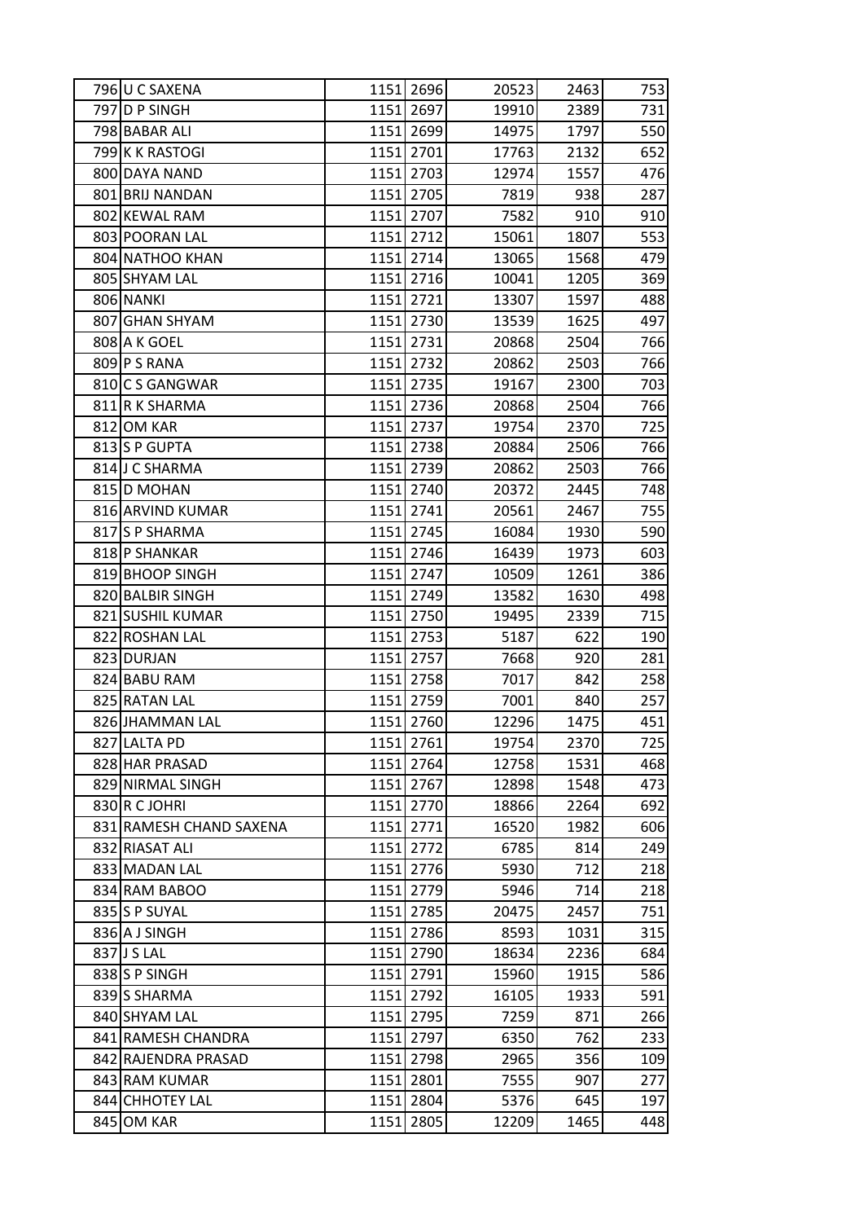| | | | | | | |
|---|---|---|---|---|---|---|
| 796 | U C SAXENA | 1151 | 2696 | 20523 | 2463 | 753 |
| 797 | D P SINGH | 1151 | 2697 | 19910 | 2389 | 731 |
| 798 | BABAR ALI | 1151 | 2699 | 14975 | 1797 | 550 |
| 799 | K K RASTOGI | 1151 | 2701 | 17763 | 2132 | 652 |
| 800 | DAYA NAND | 1151 | 2703 | 12974 | 1557 | 476 |
| 801 | BRIJ NANDAN | 1151 | 2705 | 7819 | 938 | 287 |
| 802 | KEWAL RAM | 1151 | 2707 | 7582 | 910 | 910 |
| 803 | POORAN LAL | 1151 | 2712 | 15061 | 1807 | 553 |
| 804 | NATHOO KHAN | 1151 | 2714 | 13065 | 1568 | 479 |
| 805 | SHYAM LAL | 1151 | 2716 | 10041 | 1205 | 369 |
| 806 | NANKI | 1151 | 2721 | 13307 | 1597 | 488 |
| 807 | GHAN SHYAM | 1151 | 2730 | 13539 | 1625 | 497 |
| 808 | A K GOEL | 1151 | 2731 | 20868 | 2504 | 766 |
| 809 | P S RANA | 1151 | 2732 | 20862 | 2503 | 766 |
| 810 | C S GANGWAR | 1151 | 2735 | 19167 | 2300 | 703 |
| 811 | R K SHARMA | 1151 | 2736 | 20868 | 2504 | 766 |
| 812 | OM KAR | 1151 | 2737 | 19754 | 2370 | 725 |
| 813 | S P GUPTA | 1151 | 2738 | 20884 | 2506 | 766 |
| 814 | J C SHARMA | 1151 | 2739 | 20862 | 2503 | 766 |
| 815 | D MOHAN | 1151 | 2740 | 20372 | 2445 | 748 |
| 816 | ARVIND KUMAR | 1151 | 2741 | 20561 | 2467 | 755 |
| 817 | S P SHARMA | 1151 | 2745 | 16084 | 1930 | 590 |
| 818 | P SHANKAR | 1151 | 2746 | 16439 | 1973 | 603 |
| 819 | BHOOP SINGH | 1151 | 2747 | 10509 | 1261 | 386 |
| 820 | BALBIR SINGH | 1151 | 2749 | 13582 | 1630 | 498 |
| 821 | SUSHIL KUMAR | 1151 | 2750 | 19495 | 2339 | 715 |
| 822 | ROSHAN LAL | 1151 | 2753 | 5187 | 622 | 190 |
| 823 | DURJAN | 1151 | 2757 | 7668 | 920 | 281 |
| 824 | BABU RAM | 1151 | 2758 | 7017 | 842 | 258 |
| 825 | RATAN LAL | 1151 | 2759 | 7001 | 840 | 257 |
| 826 | JHAMMAN LAL | 1151 | 2760 | 12296 | 1475 | 451 |
| 827 | LALTA PD | 1151 | 2761 | 19754 | 2370 | 725 |
| 828 | HAR PRASAD | 1151 | 2764 | 12758 | 1531 | 468 |
| 829 | NIRMAL SINGH | 1151 | 2767 | 12898 | 1548 | 473 |
| 830 | R C JOHRI | 1151 | 2770 | 18866 | 2264 | 692 |
| 831 | RAMESH CHAND SAXENA | 1151 | 2771 | 16520 | 1982 | 606 |
| 832 | RIASAT ALI | 1151 | 2772 | 6785 | 814 | 249 |
| 833 | MADAN LAL | 1151 | 2776 | 5930 | 712 | 218 |
| 834 | RAM BABOO | 1151 | 2779 | 5946 | 714 | 218 |
| 835 | S P SUYAL | 1151 | 2785 | 20475 | 2457 | 751 |
| 836 | A J SINGH | 1151 | 2786 | 8593 | 1031 | 315 |
| 837 | J S LAL | 1151 | 2790 | 18634 | 2236 | 684 |
| 838 | S P SINGH | 1151 | 2791 | 15960 | 1915 | 586 |
| 839 | S SHARMA | 1151 | 2792 | 16105 | 1933 | 591 |
| 840 | SHYAM LAL | 1151 | 2795 | 7259 | 871 | 266 |
| 841 | RAMESH CHANDRA | 1151 | 2797 | 6350 | 762 | 233 |
| 842 | RAJENDRA PRASAD | 1151 | 2798 | 2965 | 356 | 109 |
| 843 | RAM KUMAR | 1151 | 2801 | 7555 | 907 | 277 |
| 844 | CHHOTEY LAL | 1151 | 2804 | 5376 | 645 | 197 |
| 845 | OM KAR | 1151 | 2805 | 12209 | 1465 | 448 |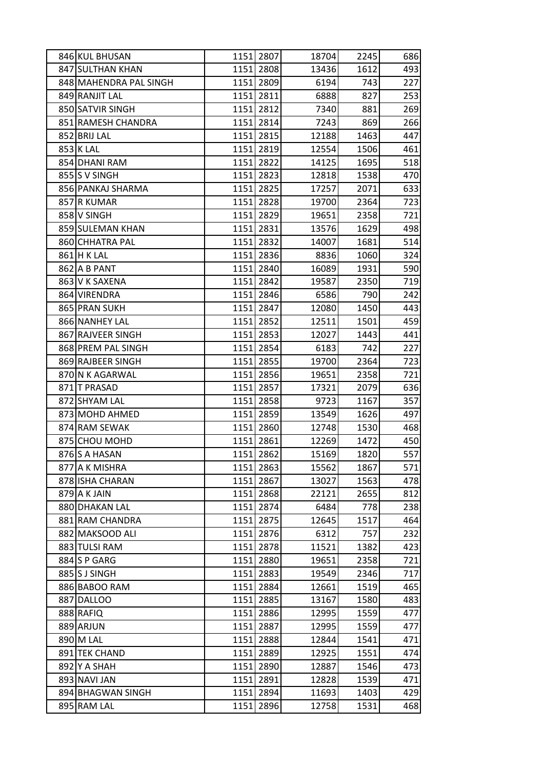| | | | | | | |
|---|---|---|---|---|---|---|
| 846 | KUL BHUSAN | 1151 | 2807 | 18704 | 2245 | 686 |
| 847 | SULTHAN KHAN | 1151 | 2808 | 13436 | 1612 | 493 |
| 848 | MAHENDRA PAL SINGH | 1151 | 2809 | 6194 | 743 | 227 |
| 849 | RANJIT LAL | 1151 | 2811 | 6888 | 827 | 253 |
| 850 | SATVIR SINGH | 1151 | 2812 | 7340 | 881 | 269 |
| 851 | RAMESH CHANDRA | 1151 | 2814 | 7243 | 869 | 266 |
| 852 | BRIJ LAL | 1151 | 2815 | 12188 | 1463 | 447 |
| 853 | K LAL | 1151 | 2819 | 12554 | 1506 | 461 |
| 854 | DHANI RAM | 1151 | 2822 | 14125 | 1695 | 518 |
| 855 | S V SINGH | 1151 | 2823 | 12818 | 1538 | 470 |
| 856 | PANKAJ SHARMA | 1151 | 2825 | 17257 | 2071 | 633 |
| 857 | R KUMAR | 1151 | 2828 | 19700 | 2364 | 723 |
| 858 | V SINGH | 1151 | 2829 | 19651 | 2358 | 721 |
| 859 | SULEMAN KHAN | 1151 | 2831 | 13576 | 1629 | 498 |
| 860 | CHHATRA PAL | 1151 | 2832 | 14007 | 1681 | 514 |
| 861 | H K LAL | 1151 | 2836 | 8836 | 1060 | 324 |
| 862 | A B PANT | 1151 | 2840 | 16089 | 1931 | 590 |
| 863 | V K SAXENA | 1151 | 2842 | 19587 | 2350 | 719 |
| 864 | VIRENDRA | 1151 | 2846 | 6586 | 790 | 242 |
| 865 | PRAN SUKH | 1151 | 2847 | 12080 | 1450 | 443 |
| 866 | NANHEY LAL | 1151 | 2852 | 12511 | 1501 | 459 |
| 867 | RAJVEER SINGH | 1151 | 2853 | 12027 | 1443 | 441 |
| 868 | PREM PAL SINGH | 1151 | 2854 | 6183 | 742 | 227 |
| 869 | RAJBEER SINGH | 1151 | 2855 | 19700 | 2364 | 723 |
| 870 | N K AGARWAL | 1151 | 2856 | 19651 | 2358 | 721 |
| 871 | T PRASAD | 1151 | 2857 | 17321 | 2079 | 636 |
| 872 | SHYAM LAL | 1151 | 2858 | 9723 | 1167 | 357 |
| 873 | MOHD AHMED | 1151 | 2859 | 13549 | 1626 | 497 |
| 874 | RAM SEWAK | 1151 | 2860 | 12748 | 1530 | 468 |
| 875 | CHOU MOHD | 1151 | 2861 | 12269 | 1472 | 450 |
| 876 | S A HASAN | 1151 | 2862 | 15169 | 1820 | 557 |
| 877 | A K MISHRA | 1151 | 2863 | 15562 | 1867 | 571 |
| 878 | ISHA CHARAN | 1151 | 2867 | 13027 | 1563 | 478 |
| 879 | A K JAIN | 1151 | 2868 | 22121 | 2655 | 812 |
| 880 | DHAKAN LAL | 1151 | 2874 | 6484 | 778 | 238 |
| 881 | RAM CHANDRA | 1151 | 2875 | 12645 | 1517 | 464 |
| 882 | MAKSOOD ALI | 1151 | 2876 | 6312 | 757 | 232 |
| 883 | TULSI RAM | 1151 | 2878 | 11521 | 1382 | 423 |
| 884 | S P GARG | 1151 | 2880 | 19651 | 2358 | 721 |
| 885 | S J SINGH | 1151 | 2883 | 19549 | 2346 | 717 |
| 886 | BABOO RAM | 1151 | 2884 | 12661 | 1519 | 465 |
| 887 | DALLOO | 1151 | 2885 | 13167 | 1580 | 483 |
| 888 | RAFIQ | 1151 | 2886 | 12995 | 1559 | 477 |
| 889 | ARJUN | 1151 | 2887 | 12995 | 1559 | 477 |
| 890 | M LAL | 1151 | 2888 | 12844 | 1541 | 471 |
| 891 | TEK CHAND | 1151 | 2889 | 12925 | 1551 | 474 |
| 892 | Y A SHAH | 1151 | 2890 | 12887 | 1546 | 473 |
| 893 | NAVI JAN | 1151 | 2891 | 12828 | 1539 | 471 |
| 894 | BHAGWAN SINGH | 1151 | 2894 | 11693 | 1403 | 429 |
| 895 | RAM LAL | 1151 | 2896 | 12758 | 1531 | 468 |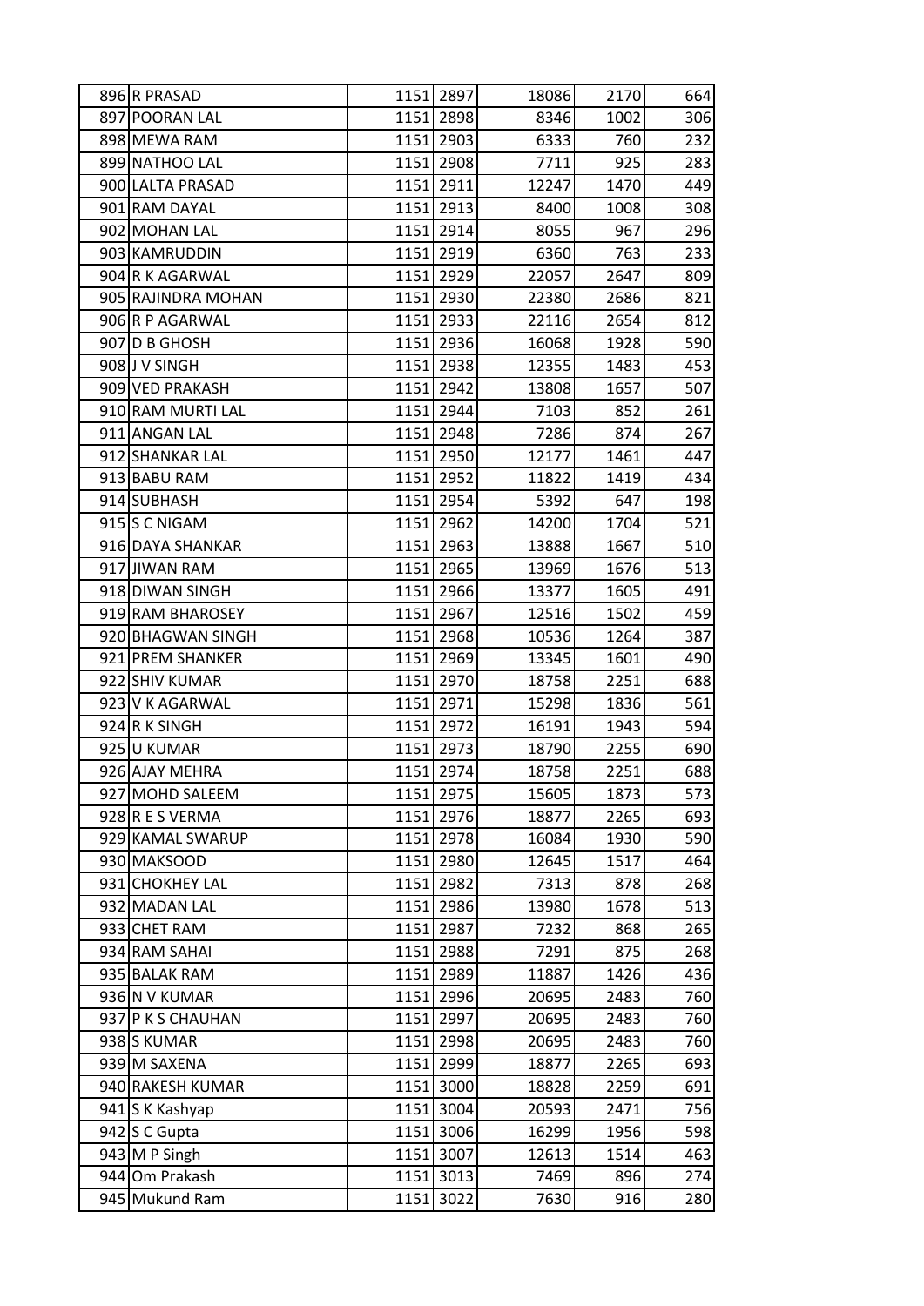| | | | | | | |
|---|---|---|---|---|---|---|
| 896 | R PRASAD | 1151 | 2897 | 18086 | 2170 | 664 |
| 897 | POORAN LAL | 1151 | 2898 | 8346 | 1002 | 306 |
| 898 | MEWA RAM | 1151 | 2903 | 6333 | 760 | 232 |
| 899 | NATHOO LAL | 1151 | 2908 | 7711 | 925 | 283 |
| 900 | LALTA PRASAD | 1151 | 2911 | 12247 | 1470 | 449 |
| 901 | RAM DAYAL | 1151 | 2913 | 8400 | 1008 | 308 |
| 902 | MOHAN LAL | 1151 | 2914 | 8055 | 967 | 296 |
| 903 | KAMRUDDIN | 1151 | 2919 | 6360 | 763 | 233 |
| 904 | R K AGARWAL | 1151 | 2929 | 22057 | 2647 | 809 |
| 905 | RAJINDRA MOHAN | 1151 | 2930 | 22380 | 2686 | 821 |
| 906 | R P AGARWAL | 1151 | 2933 | 22116 | 2654 | 812 |
| 907 | D B GHOSH | 1151 | 2936 | 16068 | 1928 | 590 |
| 908 | J V SINGH | 1151 | 2938 | 12355 | 1483 | 453 |
| 909 | VED PRAKASH | 1151 | 2942 | 13808 | 1657 | 507 |
| 910 | RAM MURTI LAL | 1151 | 2944 | 7103 | 852 | 261 |
| 911 | ANGAN LAL | 1151 | 2948 | 7286 | 874 | 267 |
| 912 | SHANKAR LAL | 1151 | 2950 | 12177 | 1461 | 447 |
| 913 | BABU RAM | 1151 | 2952 | 11822 | 1419 | 434 |
| 914 | SUBHASH | 1151 | 2954 | 5392 | 647 | 198 |
| 915 | S C NIGAM | 1151 | 2962 | 14200 | 1704 | 521 |
| 916 | DAYA SHANKAR | 1151 | 2963 | 13888 | 1667 | 510 |
| 917 | JIWAN RAM | 1151 | 2965 | 13969 | 1676 | 513 |
| 918 | DIWAN SINGH | 1151 | 2966 | 13377 | 1605 | 491 |
| 919 | RAM BHAROSEY | 1151 | 2967 | 12516 | 1502 | 459 |
| 920 | BHAGWAN SINGH | 1151 | 2968 | 10536 | 1264 | 387 |
| 921 | PREM SHANKER | 1151 | 2969 | 13345 | 1601 | 490 |
| 922 | SHIV KUMAR | 1151 | 2970 | 18758 | 2251 | 688 |
| 923 | V K AGARWAL | 1151 | 2971 | 15298 | 1836 | 561 |
| 924 | R K SINGH | 1151 | 2972 | 16191 | 1943 | 594 |
| 925 | U KUMAR | 1151 | 2973 | 18790 | 2255 | 690 |
| 926 | AJAY MEHRA | 1151 | 2974 | 18758 | 2251 | 688 |
| 927 | MOHD SALEEM | 1151 | 2975 | 15605 | 1873 | 573 |
| 928 | R E S VERMA | 1151 | 2976 | 18877 | 2265 | 693 |
| 929 | KAMAL SWARUP | 1151 | 2978 | 16084 | 1930 | 590 |
| 930 | MAKSOOD | 1151 | 2980 | 12645 | 1517 | 464 |
| 931 | CHOKHEY LAL | 1151 | 2982 | 7313 | 878 | 268 |
| 932 | MADAN LAL | 1151 | 2986 | 13980 | 1678 | 513 |
| 933 | CHET RAM | 1151 | 2987 | 7232 | 868 | 265 |
| 934 | RAM SAHAI | 1151 | 2988 | 7291 | 875 | 268 |
| 935 | BALAK RAM | 1151 | 2989 | 11887 | 1426 | 436 |
| 936 | N V KUMAR | 1151 | 2996 | 20695 | 2483 | 760 |
| 937 | P K S CHAUHAN | 1151 | 2997 | 20695 | 2483 | 760 |
| 938 | S KUMAR | 1151 | 2998 | 20695 | 2483 | 760 |
| 939 | M SAXENA | 1151 | 2999 | 18877 | 2265 | 693 |
| 940 | RAKESH KUMAR | 1151 | 3000 | 18828 | 2259 | 691 |
| 941 | S K Kashyap | 1151 | 3004 | 20593 | 2471 | 756 |
| 942 | S C Gupta | 1151 | 3006 | 16299 | 1956 | 598 |
| 943 | M P Singh | 1151 | 3007 | 12613 | 1514 | 463 |
| 944 | Om Prakash | 1151 | 3013 | 7469 | 896 | 274 |
| 945 | Mukund Ram | 1151 | 3022 | 7630 | 916 | 280 |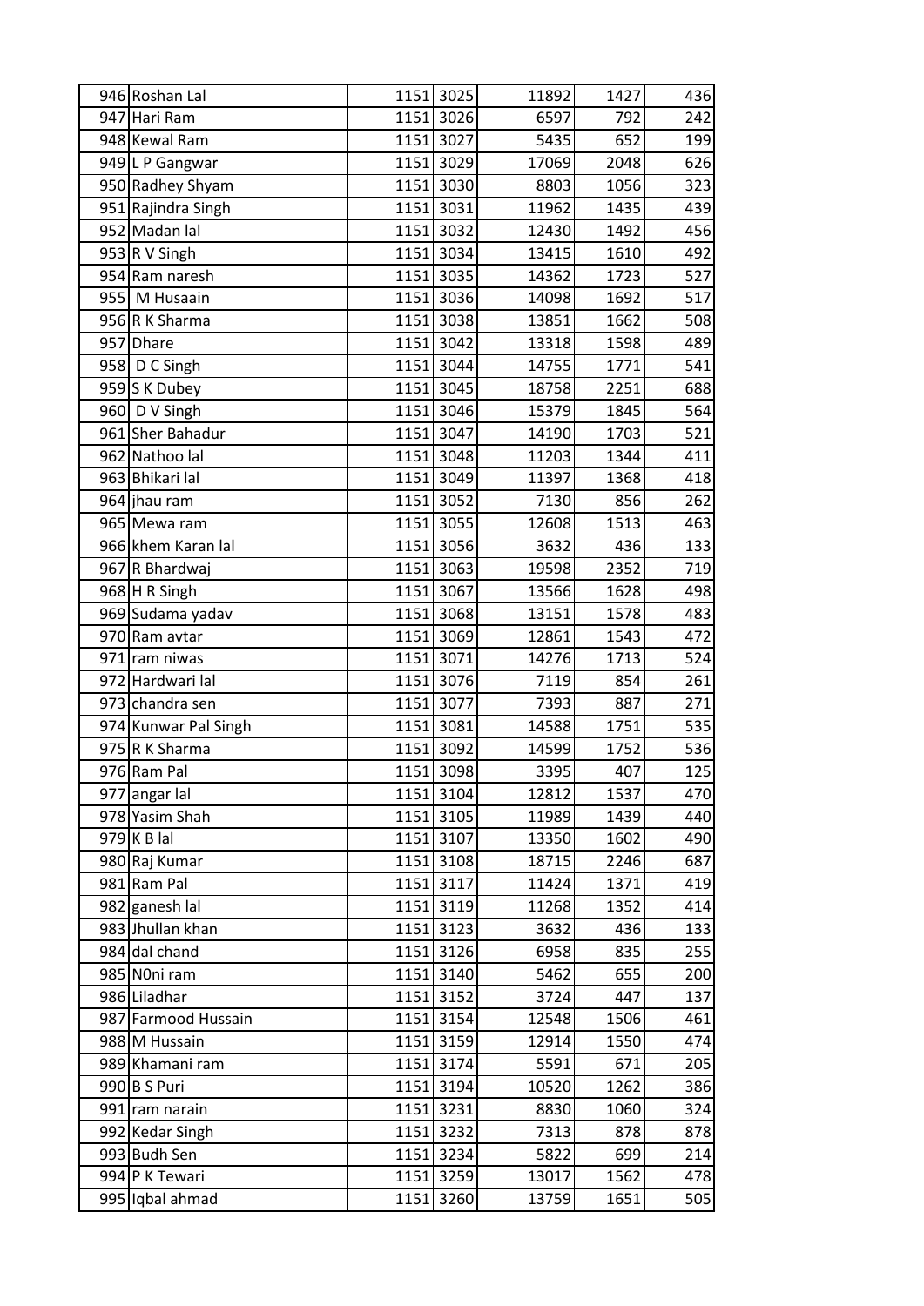| | | | | | | |
|---|---|---|---|---|---|---|
| 946 | Roshan Lal | 1151 | 3025 | 11892 | 1427 | 436 |
| 947 | Hari Ram | 1151 | 3026 | 6597 | 792 | 242 |
| 948 | Kewal Ram | 1151 | 3027 | 5435 | 652 | 199 |
| 949 | L P Gangwar | 1151 | 3029 | 17069 | 2048 | 626 |
| 950 | Radhey Shyam | 1151 | 3030 | 8803 | 1056 | 323 |
| 951 | Rajindra Singh | 1151 | 3031 | 11962 | 1435 | 439 |
| 952 | Madan lal | 1151 | 3032 | 12430 | 1492 | 456 |
| 953 | R V Singh | 1151 | 3034 | 13415 | 1610 | 492 |
| 954 | Ram naresh | 1151 | 3035 | 14362 | 1723 | 527 |
| 955 | M Husaain | 1151 | 3036 | 14098 | 1692 | 517 |
| 956 | R K Sharma | 1151 | 3038 | 13851 | 1662 | 508 |
| 957 | Dhare | 1151 | 3042 | 13318 | 1598 | 489 |
| 958 | D C Singh | 1151 | 3044 | 14755 | 1771 | 541 |
| 959 | S K Dubey | 1151 | 3045 | 18758 | 2251 | 688 |
| 960 | D V Singh | 1151 | 3046 | 15379 | 1845 | 564 |
| 961 | Sher Bahadur | 1151 | 3047 | 14190 | 1703 | 521 |
| 962 | Nathoo lal | 1151 | 3048 | 11203 | 1344 | 411 |
| 963 | Bhikari lal | 1151 | 3049 | 11397 | 1368 | 418 |
| 964 | jhau ram | 1151 | 3052 | 7130 | 856 | 262 |
| 965 | Mewa ram | 1151 | 3055 | 12608 | 1513 | 463 |
| 966 | khem Karan lal | 1151 | 3056 | 3632 | 436 | 133 |
| 967 | R Bhardwaj | 1151 | 3063 | 19598 | 2352 | 719 |
| 968 | H R Singh | 1151 | 3067 | 13566 | 1628 | 498 |
| 969 | Sudama yadav | 1151 | 3068 | 13151 | 1578 | 483 |
| 970 | Ram avtar | 1151 | 3069 | 12861 | 1543 | 472 |
| 971 | ram niwas | 1151 | 3071 | 14276 | 1713 | 524 |
| 972 | Hardwari lal | 1151 | 3076 | 7119 | 854 | 261 |
| 973 | chandra sen | 1151 | 3077 | 7393 | 887 | 271 |
| 974 | Kunwar Pal Singh | 1151 | 3081 | 14588 | 1751 | 535 |
| 975 | R K Sharma | 1151 | 3092 | 14599 | 1752 | 536 |
| 976 | Ram Pal | 1151 | 3098 | 3395 | 407 | 125 |
| 977 | angar lal | 1151 | 3104 | 12812 | 1537 | 470 |
| 978 | Yasim Shah | 1151 | 3105 | 11989 | 1439 | 440 |
| 979 | K B lal | 1151 | 3107 | 13350 | 1602 | 490 |
| 980 | Raj Kumar | 1151 | 3108 | 18715 | 2246 | 687 |
| 981 | Ram Pal | 1151 | 3117 | 11424 | 1371 | 419 |
| 982 | ganesh lal | 1151 | 3119 | 11268 | 1352 | 414 |
| 983 | Jhullan khan | 1151 | 3123 | 3632 | 436 | 133 |
| 984 | dal chand | 1151 | 3126 | 6958 | 835 | 255 |
| 985 | N0ni ram | 1151 | 3140 | 5462 | 655 | 200 |
| 986 | Liladhar | 1151 | 3152 | 3724 | 447 | 137 |
| 987 | Farmood Hussain | 1151 | 3154 | 12548 | 1506 | 461 |
| 988 | M Hussain | 1151 | 3159 | 12914 | 1550 | 474 |
| 989 | Khamani ram | 1151 | 3174 | 5591 | 671 | 205 |
| 990 | B S Puri | 1151 | 3194 | 10520 | 1262 | 386 |
| 991 | ram narain | 1151 | 3231 | 8830 | 1060 | 324 |
| 992 | Kedar Singh | 1151 | 3232 | 7313 | 878 | 878 |
| 993 | Budh Sen | 1151 | 3234 | 5822 | 699 | 214 |
| 994 | P K Tewari | 1151 | 3259 | 13017 | 1562 | 478 |
| 995 | Iqbal ahmad | 1151 | 3260 | 13759 | 1651 | 505 |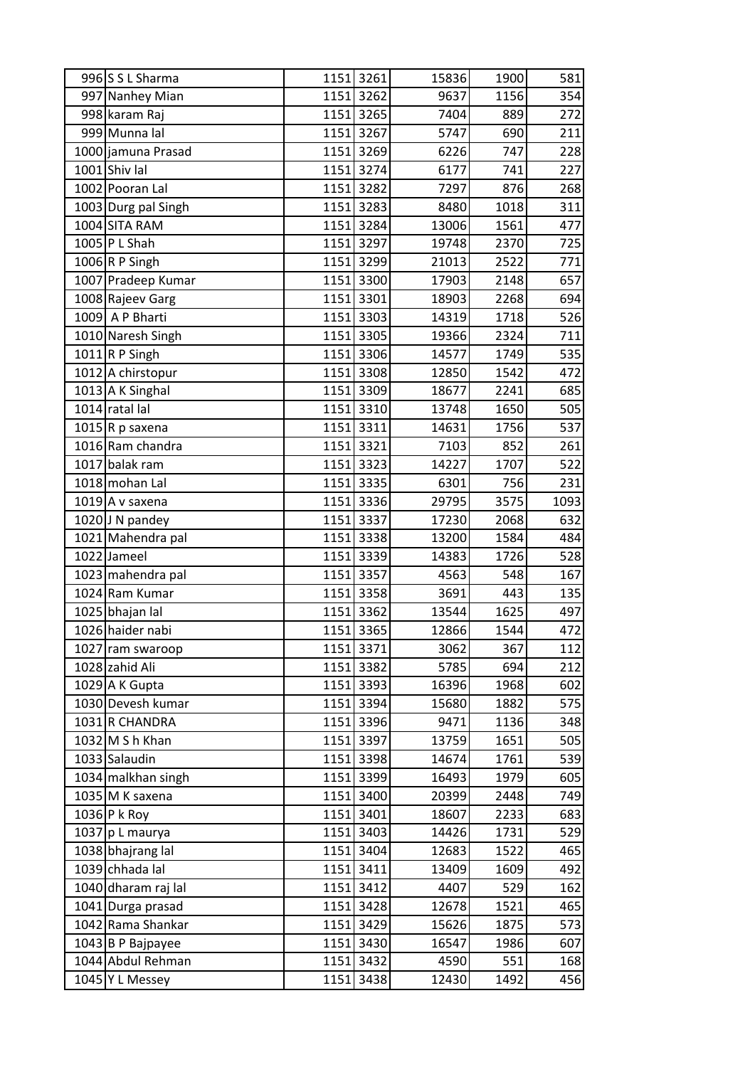| | | | | | | |
|---|---|---|---|---|---|---|
| 996 | S S L Sharma | 1151 | 3261 | 15836 | 1900 | 581 |
| 997 | Nanhey Mian | 1151 | 3262 | 9637 | 1156 | 354 |
| 998 | karam Raj | 1151 | 3265 | 7404 | 889 | 272 |
| 999 | Munna lal | 1151 | 3267 | 5747 | 690 | 211 |
| 1000 | jamuna Prasad | 1151 | 3269 | 6226 | 747 | 228 |
| 1001 | Shiv lal | 1151 | 3274 | 6177 | 741 | 227 |
| 1002 | Pooran Lal | 1151 | 3282 | 7297 | 876 | 268 |
| 1003 | Durg pal Singh | 1151 | 3283 | 8480 | 1018 | 311 |
| 1004 | SITA RAM | 1151 | 3284 | 13006 | 1561 | 477 |
| 1005 | P L Shah | 1151 | 3297 | 19748 | 2370 | 725 |
| 1006 | R P Singh | 1151 | 3299 | 21013 | 2522 | 771 |
| 1007 | Pradeep Kumar | 1151 | 3300 | 17903 | 2148 | 657 |
| 1008 | Rajeev Garg | 1151 | 3301 | 18903 | 2268 | 694 |
| 1009 | A P Bharti | 1151 | 3303 | 14319 | 1718 | 526 |
| 1010 | Naresh Singh | 1151 | 3305 | 19366 | 2324 | 711 |
| 1011 | R P Singh | 1151 | 3306 | 14577 | 1749 | 535 |
| 1012 | A chirstopur | 1151 | 3308 | 12850 | 1542 | 472 |
| 1013 | A K Singhal | 1151 | 3309 | 18677 | 2241 | 685 |
| 1014 | ratal lal | 1151 | 3310 | 13748 | 1650 | 505 |
| 1015 | R p saxena | 1151 | 3311 | 14631 | 1756 | 537 |
| 1016 | Ram chandra | 1151 | 3321 | 7103 | 852 | 261 |
| 1017 | balak ram | 1151 | 3323 | 14227 | 1707 | 522 |
| 1018 | mohan Lal | 1151 | 3335 | 6301 | 756 | 231 |
| 1019 | A v saxena | 1151 | 3336 | 29795 | 3575 | 1093 |
| 1020 | J N pandey | 1151 | 3337 | 17230 | 2068 | 632 |
| 1021 | Mahendra pal | 1151 | 3338 | 13200 | 1584 | 484 |
| 1022 | Jameel | 1151 | 3339 | 14383 | 1726 | 528 |
| 1023 | mahendra pal | 1151 | 3357 | 4563 | 548 | 167 |
| 1024 | Ram Kumar | 1151 | 3358 | 3691 | 443 | 135 |
| 1025 | bhajan lal | 1151 | 3362 | 13544 | 1625 | 497 |
| 1026 | haider nabi | 1151 | 3365 | 12866 | 1544 | 472 |
| 1027 | ram swaroop | 1151 | 3371 | 3062 | 367 | 112 |
| 1028 | zahid Ali | 1151 | 3382 | 5785 | 694 | 212 |
| 1029 | A K Gupta | 1151 | 3393 | 16396 | 1968 | 602 |
| 1030 | Devesh kumar | 1151 | 3394 | 15680 | 1882 | 575 |
| 1031 | R CHANDRA | 1151 | 3396 | 9471 | 1136 | 348 |
| 1032 | M S h Khan | 1151 | 3397 | 13759 | 1651 | 505 |
| 1033 | Salaudin | 1151 | 3398 | 14674 | 1761 | 539 |
| 1034 | malkhan singh | 1151 | 3399 | 16493 | 1979 | 605 |
| 1035 | M K saxena | 1151 | 3400 | 20399 | 2448 | 749 |
| 1036 | P k Roy | 1151 | 3401 | 18607 | 2233 | 683 |
| 1037 | p L maurya | 1151 | 3403 | 14426 | 1731 | 529 |
| 1038 | bhajrang lal | 1151 | 3404 | 12683 | 1522 | 465 |
| 1039 | chhada lal | 1151 | 3411 | 13409 | 1609 | 492 |
| 1040 | dharam raj lal | 1151 | 3412 | 4407 | 529 | 162 |
| 1041 | Durga prasad | 1151 | 3428 | 12678 | 1521 | 465 |
| 1042 | Rama Shankar | 1151 | 3429 | 15626 | 1875 | 573 |
| 1043 | B P Bajpayee | 1151 | 3430 | 16547 | 1986 | 607 |
| 1044 | Abdul Rehman | 1151 | 3432 | 4590 | 551 | 168 |
| 1045 | Y L Messey | 1151 | 3438 | 12430 | 1492 | 456 |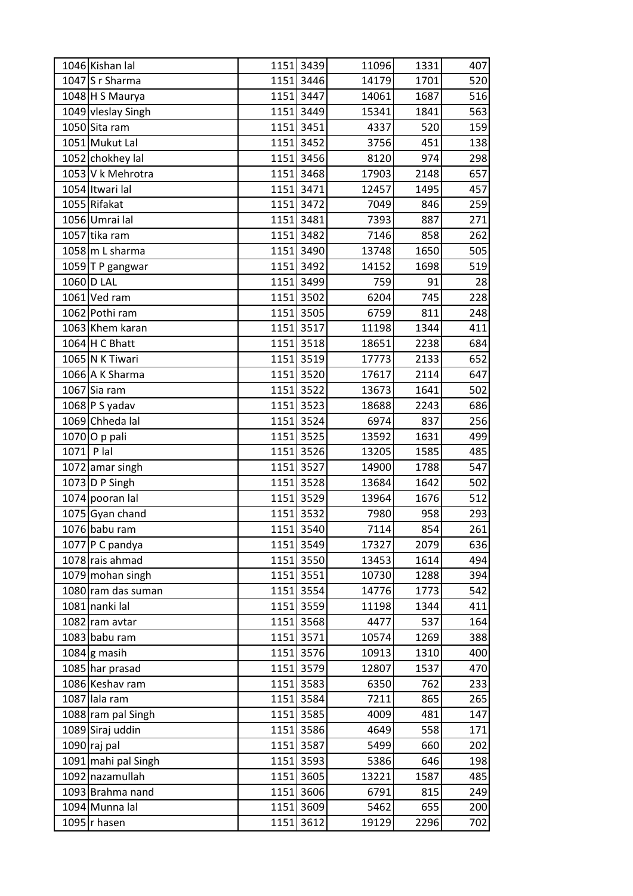| | | | | | | |
|---|---|---|---|---|---|---|
| 1046 | Kishan lal | 1151 | 3439 | 11096 | 1331 | 407 |
| 1047 | S r Sharma | 1151 | 3446 | 14179 | 1701 | 520 |
| 1048 | H S Maurya | 1151 | 3447 | 14061 | 1687 | 516 |
| 1049 | vleslay Singh | 1151 | 3449 | 15341 | 1841 | 563 |
| 1050 | Sita ram | 1151 | 3451 | 4337 | 520 | 159 |
| 1051 | Mukut Lal | 1151 | 3452 | 3756 | 451 | 138 |
| 1052 | chokhey lal | 1151 | 3456 | 8120 | 974 | 298 |
| 1053 | V k Mehrotra | 1151 | 3468 | 17903 | 2148 | 657 |
| 1054 | Itwari lal | 1151 | 3471 | 12457 | 1495 | 457 |
| 1055 | Rifakat | 1151 | 3472 | 7049 | 846 | 259 |
| 1056 | Umrai lal | 1151 | 3481 | 7393 | 887 | 271 |
| 1057 | tika ram | 1151 | 3482 | 7146 | 858 | 262 |
| 1058 | m L sharma | 1151 | 3490 | 13748 | 1650 | 505 |
| 1059 | T P gangwar | 1151 | 3492 | 14152 | 1698 | 519 |
| 1060 | D LAL | 1151 | 3499 | 759 | 91 | 28 |
| 1061 | Ved ram | 1151 | 3502 | 6204 | 745 | 228 |
| 1062 | Pothi ram | 1151 | 3505 | 6759 | 811 | 248 |
| 1063 | Khem karan | 1151 | 3517 | 11198 | 1344 | 411 |
| 1064 | H C Bhatt | 1151 | 3518 | 18651 | 2238 | 684 |
| 1065 | N K Tiwari | 1151 | 3519 | 17773 | 2133 | 652 |
| 1066 | A K Sharma | 1151 | 3520 | 17617 | 2114 | 647 |
| 1067 | Sia ram | 1151 | 3522 | 13673 | 1641 | 502 |
| 1068 | P S yadav | 1151 | 3523 | 18688 | 2243 | 686 |
| 1069 | Chheda lal | 1151 | 3524 | 6974 | 837 | 256 |
| 1070 | O p pali | 1151 | 3525 | 13592 | 1631 | 499 |
| 1071 | P lal | 1151 | 3526 | 13205 | 1585 | 485 |
| 1072 | amar singh | 1151 | 3527 | 14900 | 1788 | 547 |
| 1073 | D P Singh | 1151 | 3528 | 13684 | 1642 | 502 |
| 1074 | pooran lal | 1151 | 3529 | 13964 | 1676 | 512 |
| 1075 | Gyan chand | 1151 | 3532 | 7980 | 958 | 293 |
| 1076 | babu ram | 1151 | 3540 | 7114 | 854 | 261 |
| 1077 | P C pandya | 1151 | 3549 | 17327 | 2079 | 636 |
| 1078 | rais ahmad | 1151 | 3550 | 13453 | 1614 | 494 |
| 1079 | mohan singh | 1151 | 3551 | 10730 | 1288 | 394 |
| 1080 | ram das suman | 1151 | 3554 | 14776 | 1773 | 542 |
| 1081 | nanki lal | 1151 | 3559 | 11198 | 1344 | 411 |
| 1082 | ram avtar | 1151 | 3568 | 4477 | 537 | 164 |
| 1083 | babu ram | 1151 | 3571 | 10574 | 1269 | 388 |
| 1084 | g masih | 1151 | 3576 | 10913 | 1310 | 400 |
| 1085 | har prasad | 1151 | 3579 | 12807 | 1537 | 470 |
| 1086 | Keshav ram | 1151 | 3583 | 6350 | 762 | 233 |
| 1087 | lala ram | 1151 | 3584 | 7211 | 865 | 265 |
| 1088 | ram pal Singh | 1151 | 3585 | 4009 | 481 | 147 |
| 1089 | Siraj uddin | 1151 | 3586 | 4649 | 558 | 171 |
| 1090 | raj pal | 1151 | 3587 | 5499 | 660 | 202 |
| 1091 | mahi pal Singh | 1151 | 3593 | 5386 | 646 | 198 |
| 1092 | nazamullah | 1151 | 3605 | 13221 | 1587 | 485 |
| 1093 | Brahma nand | 1151 | 3606 | 6791 | 815 | 249 |
| 1094 | Munna lal | 1151 | 3609 | 5462 | 655 | 200 |
| 1095 | r hasen | 1151 | 3612 | 19129 | 2296 | 702 |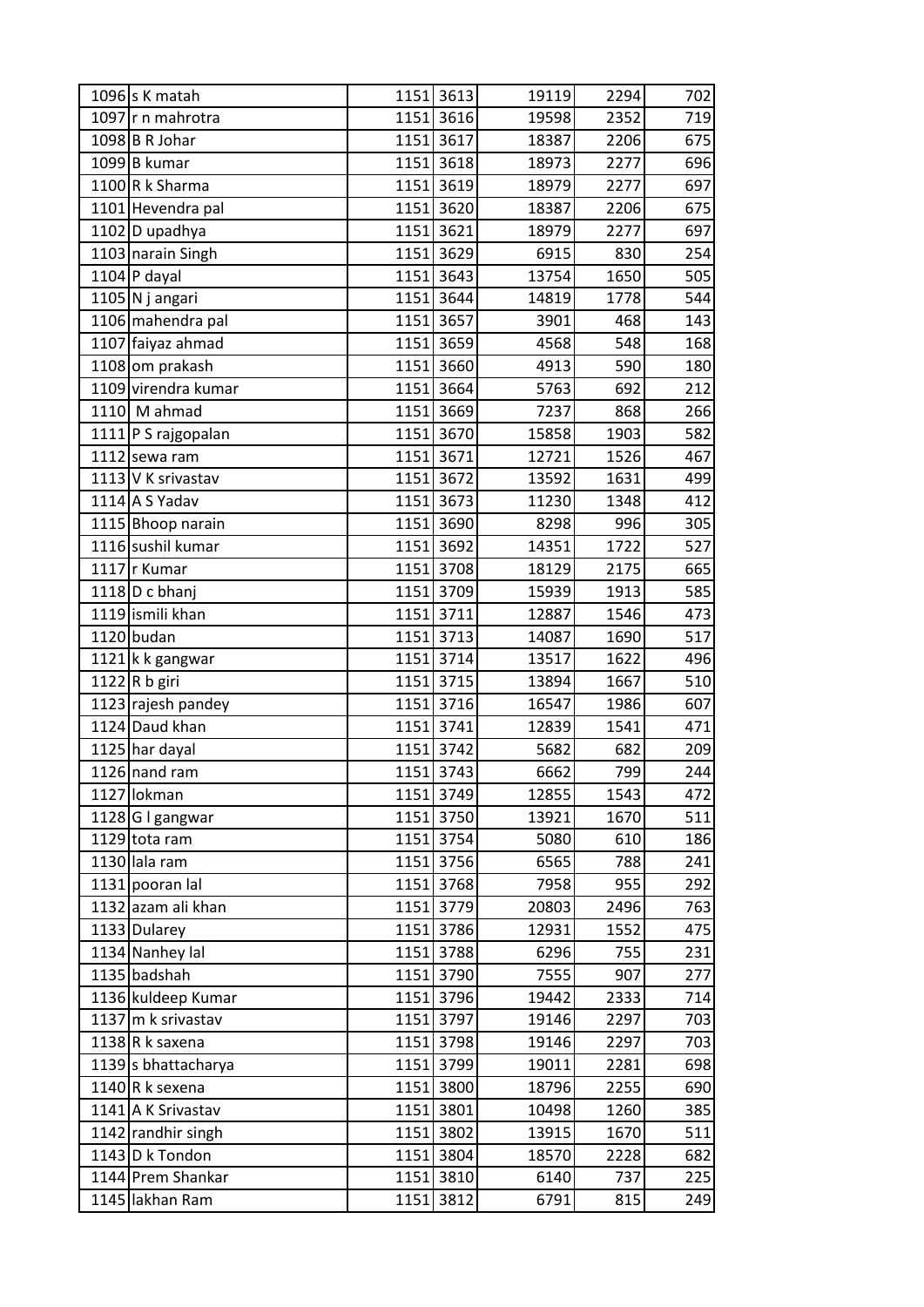| | | | | | | |
|---|---|---|---|---|---|---|
| 1096 | s K matah | 1151 | 3613 | 19119 | 2294 | 702 |
| 1097 | r n mahrotra | 1151 | 3616 | 19598 | 2352 | 719 |
| 1098 | B R Johar | 1151 | 3617 | 18387 | 2206 | 675 |
| 1099 | B kumar | 1151 | 3618 | 18973 | 2277 | 696 |
| 1100 | R k Sharma | 1151 | 3619 | 18979 | 2277 | 697 |
| 1101 | Hevendra pal | 1151 | 3620 | 18387 | 2206 | 675 |
| 1102 | D upadhya | 1151 | 3621 | 18979 | 2277 | 697 |
| 1103 | narain Singh | 1151 | 3629 | 6915 | 830 | 254 |
| 1104 | P dayal | 1151 | 3643 | 13754 | 1650 | 505 |
| 1105 | N j angari | 1151 | 3644 | 14819 | 1778 | 544 |
| 1106 | mahendra pal | 1151 | 3657 | 3901 | 468 | 143 |
| 1107 | faiyaz ahmad | 1151 | 3659 | 4568 | 548 | 168 |
| 1108 | om prakash | 1151 | 3660 | 4913 | 590 | 180 |
| 1109 | virendra kumar | 1151 | 3664 | 5763 | 692 | 212 |
| 1110 | M ahmad | 1151 | 3669 | 7237 | 868 | 266 |
| 1111 | P S rajgopalan | 1151 | 3670 | 15858 | 1903 | 582 |
| 1112 | sewa ram | 1151 | 3671 | 12721 | 1526 | 467 |
| 1113 | V K srivastav | 1151 | 3672 | 13592 | 1631 | 499 |
| 1114 | A S Yadav | 1151 | 3673 | 11230 | 1348 | 412 |
| 1115 | Bhoop narain | 1151 | 3690 | 8298 | 996 | 305 |
| 1116 | sushil kumar | 1151 | 3692 | 14351 | 1722 | 527 |
| 1117 | r Kumar | 1151 | 3708 | 18129 | 2175 | 665 |
| 1118 | D c bhanj | 1151 | 3709 | 15939 | 1913 | 585 |
| 1119 | ismili khan | 1151 | 3711 | 12887 | 1546 | 473 |
| 1120 | budan | 1151 | 3713 | 14087 | 1690 | 517 |
| 1121 | k k gangwar | 1151 | 3714 | 13517 | 1622 | 496 |
| 1122 | R b giri | 1151 | 3715 | 13894 | 1667 | 510 |
| 1123 | rajesh pandey | 1151 | 3716 | 16547 | 1986 | 607 |
| 1124 | Daud khan | 1151 | 3741 | 12839 | 1541 | 471 |
| 1125 | har dayal | 1151 | 3742 | 5682 | 682 | 209 |
| 1126 | nand ram | 1151 | 3743 | 6662 | 799 | 244 |
| 1127 | lokman | 1151 | 3749 | 12855 | 1543 | 472 |
| 1128 | G l gangwar | 1151 | 3750 | 13921 | 1670 | 511 |
| 1129 | tota ram | 1151 | 3754 | 5080 | 610 | 186 |
| 1130 | lala ram | 1151 | 3756 | 6565 | 788 | 241 |
| 1131 | pooran lal | 1151 | 3768 | 7958 | 955 | 292 |
| 1132 | azam ali khan | 1151 | 3779 | 20803 | 2496 | 763 |
| 1133 | Dularey | 1151 | 3786 | 12931 | 1552 | 475 |
| 1134 | Nanhey lal | 1151 | 3788 | 6296 | 755 | 231 |
| 1135 | badshah | 1151 | 3790 | 7555 | 907 | 277 |
| 1136 | kuldeep Kumar | 1151 | 3796 | 19442 | 2333 | 714 |
| 1137 | m k srivastav | 1151 | 3797 | 19146 | 2297 | 703 |
| 1138 | R k saxena | 1151 | 3798 | 19146 | 2297 | 703 |
| 1139 | s bhattacharya | 1151 | 3799 | 19011 | 2281 | 698 |
| 1140 | R k sexena | 1151 | 3800 | 18796 | 2255 | 690 |
| 1141 | A K Srivastav | 1151 | 3801 | 10498 | 1260 | 385 |
| 1142 | randhir singh | 1151 | 3802 | 13915 | 1670 | 511 |
| 1143 | D k Tondon | 1151 | 3804 | 18570 | 2228 | 682 |
| 1144 | Prem Shankar | 1151 | 3810 | 6140 | 737 | 225 |
| 1145 | lakhan Ram | 1151 | 3812 | 6791 | 815 | 249 |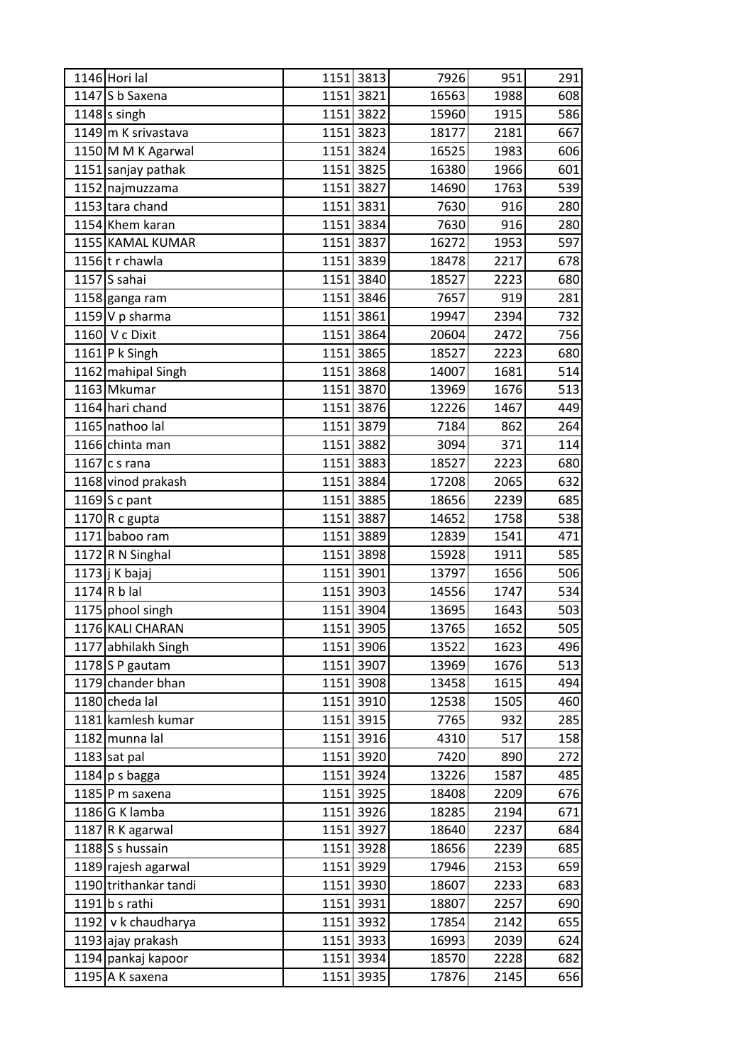| 1146 | Hori lal | 1151 | 3813 | 7926 | 951 | 291 |
|---|---|---|---|---|---|---|
| 1147 | S b Saxena | 1151 | 3821 | 16563 | 1988 | 608 |
| 1148 | s singh | 1151 | 3822 | 15960 | 1915 | 586 |
| 1149 | m K srivastava | 1151 | 3823 | 18177 | 2181 | 667 |
| 1150 | M M K Agarwal | 1151 | 3824 | 16525 | 1983 | 606 |
| 1151 | sanjay pathak | 1151 | 3825 | 16380 | 1966 | 601 |
| 1152 | najmuzzama | 1151 | 3827 | 14690 | 1763 | 539 |
| 1153 | tara chand | 1151 | 3831 | 7630 | 916 | 280 |
| 1154 | Khem karan | 1151 | 3834 | 7630 | 916 | 280 |
| 1155 | KAMAL KUMAR | 1151 | 3837 | 16272 | 1953 | 597 |
| 1156 | t r chawla | 1151 | 3839 | 18478 | 2217 | 678 |
| 1157 | S sahai | 1151 | 3840 | 18527 | 2223 | 680 |
| 1158 | ganga ram | 1151 | 3846 | 7657 | 919 | 281 |
| 1159 | V p sharma | 1151 | 3861 | 19947 | 2394 | 732 |
| 1160 | V c Dixit | 1151 | 3864 | 20604 | 2472 | 756 |
| 1161 | P k Singh | 1151 | 3865 | 18527 | 2223 | 680 |
| 1162 | mahipal Singh | 1151 | 3868 | 14007 | 1681 | 514 |
| 1163 | Mkumar | 1151 | 3870 | 13969 | 1676 | 513 |
| 1164 | hari chand | 1151 | 3876 | 12226 | 1467 | 449 |
| 1165 | nathoo lal | 1151 | 3879 | 7184 | 862 | 264 |
| 1166 | chinta man | 1151 | 3882 | 3094 | 371 | 114 |
| 1167 | c s rana | 1151 | 3883 | 18527 | 2223 | 680 |
| 1168 | vinod prakash | 1151 | 3884 | 17208 | 2065 | 632 |
| 1169 | S c pant | 1151 | 3885 | 18656 | 2239 | 685 |
| 1170 | R c gupta | 1151 | 3887 | 14652 | 1758 | 538 |
| 1171 | baboo ram | 1151 | 3889 | 12839 | 1541 | 471 |
| 1172 | R N Singhal | 1151 | 3898 | 15928 | 1911 | 585 |
| 1173 | j K bajaj | 1151 | 3901 | 13797 | 1656 | 506 |
| 1174 | R b lal | 1151 | 3903 | 14556 | 1747 | 534 |
| 1175 | phool singh | 1151 | 3904 | 13695 | 1643 | 503 |
| 1176 | KALI CHARAN | 1151 | 3905 | 13765 | 1652 | 505 |
| 1177 | abhilakh Singh | 1151 | 3906 | 13522 | 1623 | 496 |
| 1178 | S P gautam | 1151 | 3907 | 13969 | 1676 | 513 |
| 1179 | chander bhan | 1151 | 3908 | 13458 | 1615 | 494 |
| 1180 | cheda lal | 1151 | 3910 | 12538 | 1505 | 460 |
| 1181 | kamlesh kumar | 1151 | 3915 | 7765 | 932 | 285 |
| 1182 | munna lal | 1151 | 3916 | 4310 | 517 | 158 |
| 1183 | sat pal | 1151 | 3920 | 7420 | 890 | 272 |
| 1184 | p s bagga | 1151 | 3924 | 13226 | 1587 | 485 |
| 1185 | P m saxena | 1151 | 3925 | 18408 | 2209 | 676 |
| 1186 | G K lamba | 1151 | 3926 | 18285 | 2194 | 671 |
| 1187 | R K agarwal | 1151 | 3927 | 18640 | 2237 | 684 |
| 1188 | S s hussain | 1151 | 3928 | 18656 | 2239 | 685 |
| 1189 | rajesh agarwal | 1151 | 3929 | 17946 | 2153 | 659 |
| 1190 | trithankar tandi | 1151 | 3930 | 18607 | 2233 | 683 |
| 1191 | b s rathi | 1151 | 3931 | 18807 | 2257 | 690 |
| 1192 | v k chaudharya | 1151 | 3932 | 17854 | 2142 | 655 |
| 1193 | ajay prakash | 1151 | 3933 | 16993 | 2039 | 624 |
| 1194 | pankaj kapoor | 1151 | 3934 | 18570 | 2228 | 682 |
| 1195 | A K saxena | 1151 | 3935 | 17876 | 2145 | 656 |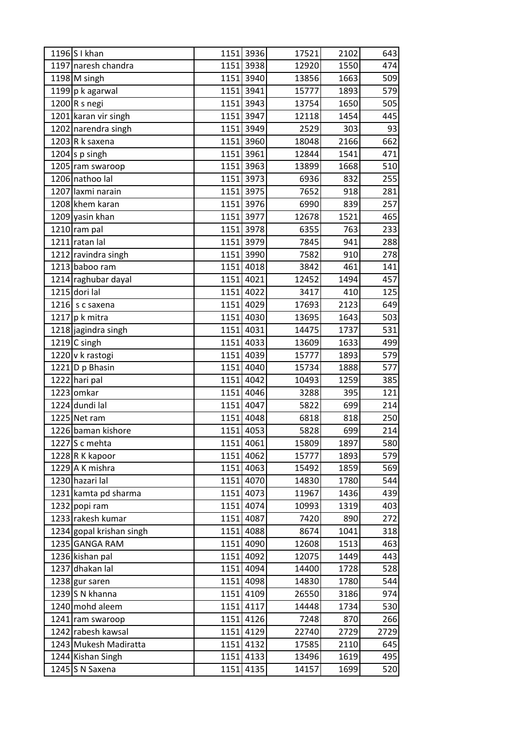| | | | | | | |
|---|---|---|---|---|---|---|
| 1196 | S I khan | 1151 | 3936 | 17521 | 2102 | 643 |
| 1197 | naresh chandra | 1151 | 3938 | 12920 | 1550 | 474 |
| 1198 | M singh | 1151 | 3940 | 13856 | 1663 | 509 |
| 1199 | p k agarwal | 1151 | 3941 | 15777 | 1893 | 579 |
| 1200 | R s negi | 1151 | 3943 | 13754 | 1650 | 505 |
| 1201 | karan vir singh | 1151 | 3947 | 12118 | 1454 | 445 |
| 1202 | narendra singh | 1151 | 3949 | 2529 | 303 | 93 |
| 1203 | R k saxena | 1151 | 3960 | 18048 | 2166 | 662 |
| 1204 | s p singh | 1151 | 3961 | 12844 | 1541 | 471 |
| 1205 | ram swaroop | 1151 | 3963 | 13899 | 1668 | 510 |
| 1206 | nathoo lal | 1151 | 3973 | 6936 | 832 | 255 |
| 1207 | laxmi narain | 1151 | 3975 | 7652 | 918 | 281 |
| 1208 | khem karan | 1151 | 3976 | 6990 | 839 | 257 |
| 1209 | yasin khan | 1151 | 3977 | 12678 | 1521 | 465 |
| 1210 | ram pal | 1151 | 3978 | 6355 | 763 | 233 |
| 1211 | ratan lal | 1151 | 3979 | 7845 | 941 | 288 |
| 1212 | ravindra singh | 1151 | 3990 | 7582 | 910 | 278 |
| 1213 | baboo ram | 1151 | 4018 | 3842 | 461 | 141 |
| 1214 | raghubar dayal | 1151 | 4021 | 12452 | 1494 | 457 |
| 1215 | dori lal | 1151 | 4022 | 3417 | 410 | 125 |
| 1216 | s c saxena | 1151 | 4029 | 17693 | 2123 | 649 |
| 1217 | p k mitra | 1151 | 4030 | 13695 | 1643 | 503 |
| 1218 | jagindra singh | 1151 | 4031 | 14475 | 1737 | 531 |
| 1219 | C singh | 1151 | 4033 | 13609 | 1633 | 499 |
| 1220 | v k rastogi | 1151 | 4039 | 15777 | 1893 | 579 |
| 1221 | D p Bhasin | 1151 | 4040 | 15734 | 1888 | 577 |
| 1222 | hari pal | 1151 | 4042 | 10493 | 1259 | 385 |
| 1223 | omkar | 1151 | 4046 | 3288 | 395 | 121 |
| 1224 | dundi lal | 1151 | 4047 | 5822 | 699 | 214 |
| 1225 | Net ram | 1151 | 4048 | 6818 | 818 | 250 |
| 1226 | baman kishore | 1151 | 4053 | 5828 | 699 | 214 |
| 1227 | S c mehta | 1151 | 4061 | 15809 | 1897 | 580 |
| 1228 | R K kapoor | 1151 | 4062 | 15777 | 1893 | 579 |
| 1229 | A K mishra | 1151 | 4063 | 15492 | 1859 | 569 |
| 1230 | hazari lal | 1151 | 4070 | 14830 | 1780 | 544 |
| 1231 | kamta pd sharma | 1151 | 4073 | 11967 | 1436 | 439 |
| 1232 | popi ram | 1151 | 4074 | 10993 | 1319 | 403 |
| 1233 | rakesh kumar | 1151 | 4087 | 7420 | 890 | 272 |
| 1234 | gopal krishan singh | 1151 | 4088 | 8674 | 1041 | 318 |
| 1235 | GANGA RAM | 1151 | 4090 | 12608 | 1513 | 463 |
| 1236 | kishan pal | 1151 | 4092 | 12075 | 1449 | 443 |
| 1237 | dhakan lal | 1151 | 4094 | 14400 | 1728 | 528 |
| 1238 | gur saren | 1151 | 4098 | 14830 | 1780 | 544 |
| 1239 | S N khanna | 1151 | 4109 | 26550 | 3186 | 974 |
| 1240 | mohd aleem | 1151 | 4117 | 14448 | 1734 | 530 |
| 1241 | ram swaroop | 1151 | 4126 | 7248 | 870 | 266 |
| 1242 | rabesh kawsal | 1151 | 4129 | 22740 | 2729 | 2729 |
| 1243 | Mukesh Madiratta | 1151 | 4132 | 17585 | 2110 | 645 |
| 1244 | Kishan Singh | 1151 | 4133 | 13496 | 1619 | 495 |
| 1245 | S N Saxena | 1151 | 4135 | 14157 | 1699 | 520 |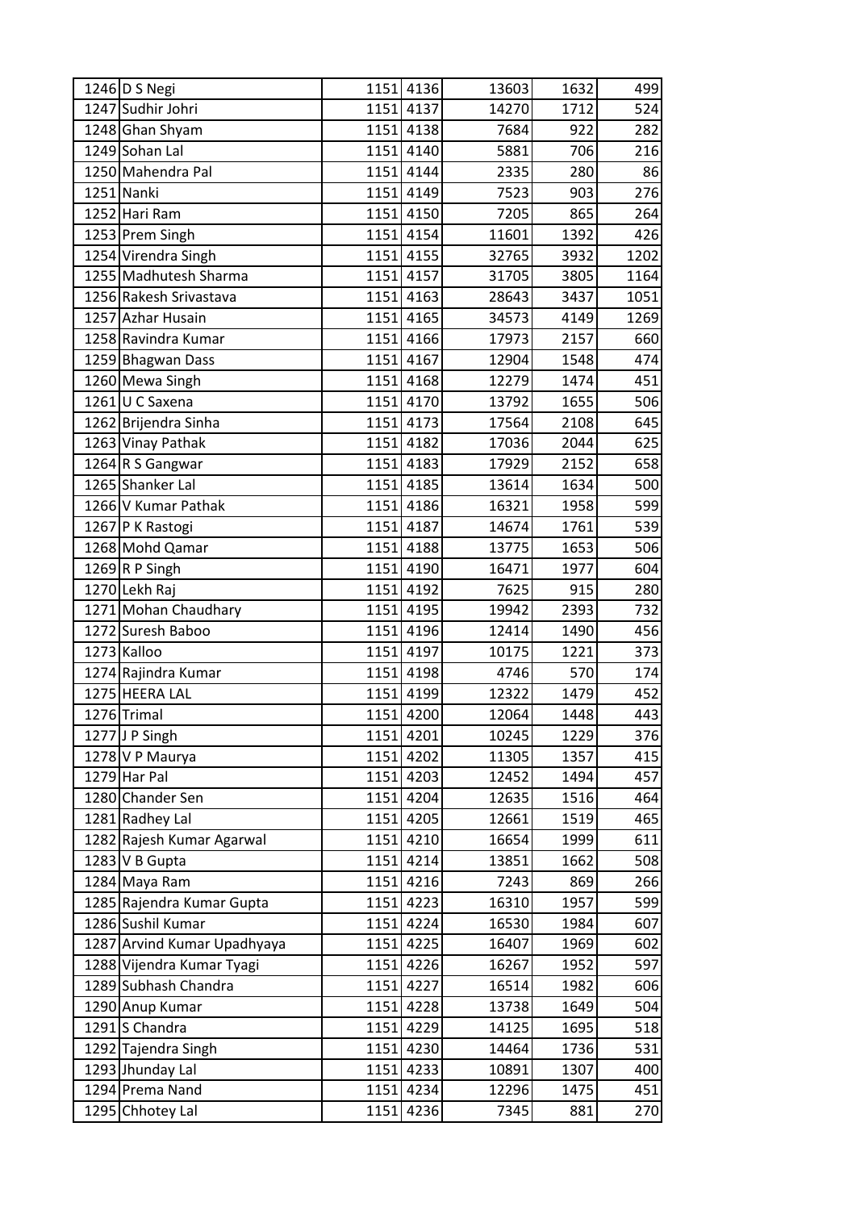| | | | | | | |
|---|---|---|---|---|---|---|
| 1246 | D S Negi | 1151 | 4136 | 13603 | 1632 | 499 |
| 1247 | Sudhir Johri | 1151 | 4137 | 14270 | 1712 | 524 |
| 1248 | Ghan Shyam | 1151 | 4138 | 7684 | 922 | 282 |
| 1249 | Sohan Lal | 1151 | 4140 | 5881 | 706 | 216 |
| 1250 | Mahendra Pal | 1151 | 4144 | 2335 | 280 | 86 |
| 1251 | Nanki | 1151 | 4149 | 7523 | 903 | 276 |
| 1252 | Hari Ram | 1151 | 4150 | 7205 | 865 | 264 |
| 1253 | Prem Singh | 1151 | 4154 | 11601 | 1392 | 426 |
| 1254 | Virendra Singh | 1151 | 4155 | 32765 | 3932 | 1202 |
| 1255 | Madhutesh Sharma | 1151 | 4157 | 31705 | 3805 | 1164 |
| 1256 | Rakesh Srivastava | 1151 | 4163 | 28643 | 3437 | 1051 |
| 1257 | Azhar Husain | 1151 | 4165 | 34573 | 4149 | 1269 |
| 1258 | Ravindra Kumar | 1151 | 4166 | 17973 | 2157 | 660 |
| 1259 | Bhagwan Dass | 1151 | 4167 | 12904 | 1548 | 474 |
| 1260 | Mewa Singh | 1151 | 4168 | 12279 | 1474 | 451 |
| 1261 | U C Saxena | 1151 | 4170 | 13792 | 1655 | 506 |
| 1262 | Brijendra Sinha | 1151 | 4173 | 17564 | 2108 | 645 |
| 1263 | Vinay Pathak | 1151 | 4182 | 17036 | 2044 | 625 |
| 1264 | R S Gangwar | 1151 | 4183 | 17929 | 2152 | 658 |
| 1265 | Shanker Lal | 1151 | 4185 | 13614 | 1634 | 500 |
| 1266 | V Kumar Pathak | 1151 | 4186 | 16321 | 1958 | 599 |
| 1267 | P K Rastogi | 1151 | 4187 | 14674 | 1761 | 539 |
| 1268 | Mohd Qamar | 1151 | 4188 | 13775 | 1653 | 506 |
| 1269 | R P Singh | 1151 | 4190 | 16471 | 1977 | 604 |
| 1270 | Lekh Raj | 1151 | 4192 | 7625 | 915 | 280 |
| 1271 | Mohan Chaudhary | 1151 | 4195 | 19942 | 2393 | 732 |
| 1272 | Suresh Baboo | 1151 | 4196 | 12414 | 1490 | 456 |
| 1273 | Kalloo | 1151 | 4197 | 10175 | 1221 | 373 |
| 1274 | Rajindra Kumar | 1151 | 4198 | 4746 | 570 | 174 |
| 1275 | HEERA LAL | 1151 | 4199 | 12322 | 1479 | 452 |
| 1276 | Trimal | 1151 | 4200 | 12064 | 1448 | 443 |
| 1277 | J P Singh | 1151 | 4201 | 10245 | 1229 | 376 |
| 1278 | V P Maurya | 1151 | 4202 | 11305 | 1357 | 415 |
| 1279 | Har Pal | 1151 | 4203 | 12452 | 1494 | 457 |
| 1280 | Chander Sen | 1151 | 4204 | 12635 | 1516 | 464 |
| 1281 | Radhey Lal | 1151 | 4205 | 12661 | 1519 | 465 |
| 1282 | Rajesh Kumar Agarwal | 1151 | 4210 | 16654 | 1999 | 611 |
| 1283 | V B Gupta | 1151 | 4214 | 13851 | 1662 | 508 |
| 1284 | Maya Ram | 1151 | 4216 | 7243 | 869 | 266 |
| 1285 | Rajendra Kumar Gupta | 1151 | 4223 | 16310 | 1957 | 599 |
| 1286 | Sushil Kumar | 1151 | 4224 | 16530 | 1984 | 607 |
| 1287 | Arvind Kumar Upadhyaya | 1151 | 4225 | 16407 | 1969 | 602 |
| 1288 | Vijendra Kumar Tyagi | 1151 | 4226 | 16267 | 1952 | 597 |
| 1289 | Subhash Chandra | 1151 | 4227 | 16514 | 1982 | 606 |
| 1290 | Anup Kumar | 1151 | 4228 | 13738 | 1649 | 504 |
| 1291 | S Chandra | 1151 | 4229 | 14125 | 1695 | 518 |
| 1292 | Tajendra Singh | 1151 | 4230 | 14464 | 1736 | 531 |
| 1293 | Jhunday Lal | 1151 | 4233 | 10891 | 1307 | 400 |
| 1294 | Prema Nand | 1151 | 4234 | 12296 | 1475 | 451 |
| 1295 | Chhotey Lal | 1151 | 4236 | 7345 | 881 | 270 |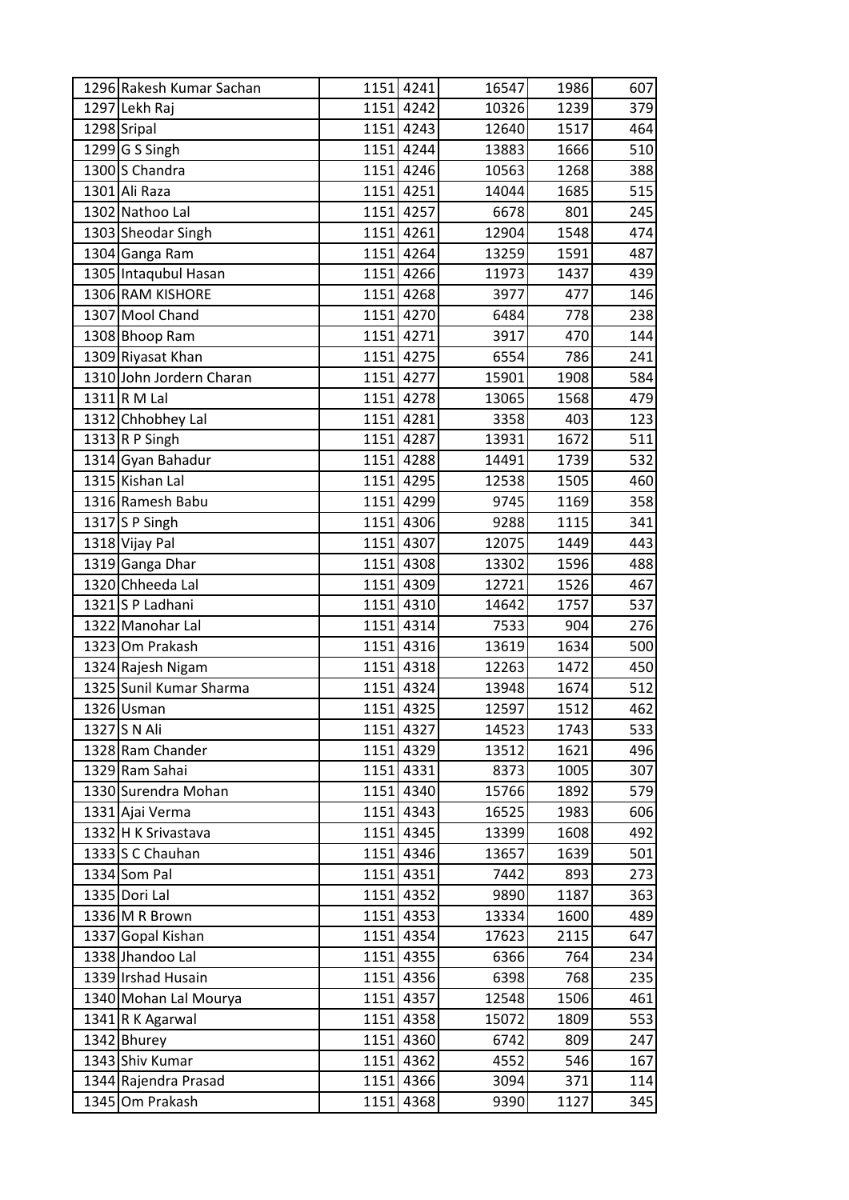| | | | | | | |
|---|---|---|---|---|---|---|
| 1296 | Rakesh Kumar Sachan | 1151 | 4241 | 16547 | 1986 | 607 |
| 1297 | Lekh Raj | 1151 | 4242 | 10326 | 1239 | 379 |
| 1298 | Sripal | 1151 | 4243 | 12640 | 1517 | 464 |
| 1299 | G S Singh | 1151 | 4244 | 13883 | 1666 | 510 |
| 1300 | S Chandra | 1151 | 4246 | 10563 | 1268 | 388 |
| 1301 | Ali Raza | 1151 | 4251 | 14044 | 1685 | 515 |
| 1302 | Nathoo Lal | 1151 | 4257 | 6678 | 801 | 245 |
| 1303 | Sheodar Singh | 1151 | 4261 | 12904 | 1548 | 474 |
| 1304 | Ganga Ram | 1151 | 4264 | 13259 | 1591 | 487 |
| 1305 | Intaqubul Hasan | 1151 | 4266 | 11973 | 1437 | 439 |
| 1306 | RAM KISHORE | 1151 | 4268 | 3977 | 477 | 146 |
| 1307 | Mool Chand | 1151 | 4270 | 6484 | 778 | 238 |
| 1308 | Bhoop Ram | 1151 | 4271 | 3917 | 470 | 144 |
| 1309 | Riyasat Khan | 1151 | 4275 | 6554 | 786 | 241 |
| 1310 | John Jordern Charan | 1151 | 4277 | 15901 | 1908 | 584 |
| 1311 | R M Lal | 1151 | 4278 | 13065 | 1568 | 479 |
| 1312 | Chhobhey Lal | 1151 | 4281 | 3358 | 403 | 123 |
| 1313 | R P Singh | 1151 | 4287 | 13931 | 1672 | 511 |
| 1314 | Gyan Bahadur | 1151 | 4288 | 14491 | 1739 | 532 |
| 1315 | Kishan Lal | 1151 | 4295 | 12538 | 1505 | 460 |
| 1316 | Ramesh Babu | 1151 | 4299 | 9745 | 1169 | 358 |
| 1317 | S P Singh | 1151 | 4306 | 9288 | 1115 | 341 |
| 1318 | Vijay Pal | 1151 | 4307 | 12075 | 1449 | 443 |
| 1319 | Ganga Dhar | 1151 | 4308 | 13302 | 1596 | 488 |
| 1320 | Chheeda Lal | 1151 | 4309 | 12721 | 1526 | 467 |
| 1321 | S P Ladhani | 1151 | 4310 | 14642 | 1757 | 537 |
| 1322 | Manohar Lal | 1151 | 4314 | 7533 | 904 | 276 |
| 1323 | Om Prakash | 1151 | 4316 | 13619 | 1634 | 500 |
| 1324 | Rajesh Nigam | 1151 | 4318 | 12263 | 1472 | 450 |
| 1325 | Sunil Kumar Sharma | 1151 | 4324 | 13948 | 1674 | 512 |
| 1326 | Usman | 1151 | 4325 | 12597 | 1512 | 462 |
| 1327 | S N Ali | 1151 | 4327 | 14523 | 1743 | 533 |
| 1328 | Ram Chander | 1151 | 4329 | 13512 | 1621 | 496 |
| 1329 | Ram Sahai | 1151 | 4331 | 8373 | 1005 | 307 |
| 1330 | Surendra Mohan | 1151 | 4340 | 15766 | 1892 | 579 |
| 1331 | Ajai Verma | 1151 | 4343 | 16525 | 1983 | 606 |
| 1332 | H K Srivastava | 1151 | 4345 | 13399 | 1608 | 492 |
| 1333 | S C Chauhan | 1151 | 4346 | 13657 | 1639 | 501 |
| 1334 | Som Pal | 1151 | 4351 | 7442 | 893 | 273 |
| 1335 | Dori Lal | 1151 | 4352 | 9890 | 1187 | 363 |
| 1336 | M R Brown | 1151 | 4353 | 13334 | 1600 | 489 |
| 1337 | Gopal Kishan | 1151 | 4354 | 17623 | 2115 | 647 |
| 1338 | Jhandoo Lal | 1151 | 4355 | 6366 | 764 | 234 |
| 1339 | Irshad Husain | 1151 | 4356 | 6398 | 768 | 235 |
| 1340 | Mohan Lal Mourya | 1151 | 4357 | 12548 | 1506 | 461 |
| 1341 | R K Agarwal | 1151 | 4358 | 15072 | 1809 | 553 |
| 1342 | Bhurey | 1151 | 4360 | 6742 | 809 | 247 |
| 1343 | Shiv Kumar | 1151 | 4362 | 4552 | 546 | 167 |
| 1344 | Rajendra Prasad | 1151 | 4366 | 3094 | 371 | 114 |
| 1345 | Om Prakash | 1151 | 4368 | 9390 | 1127 | 345 |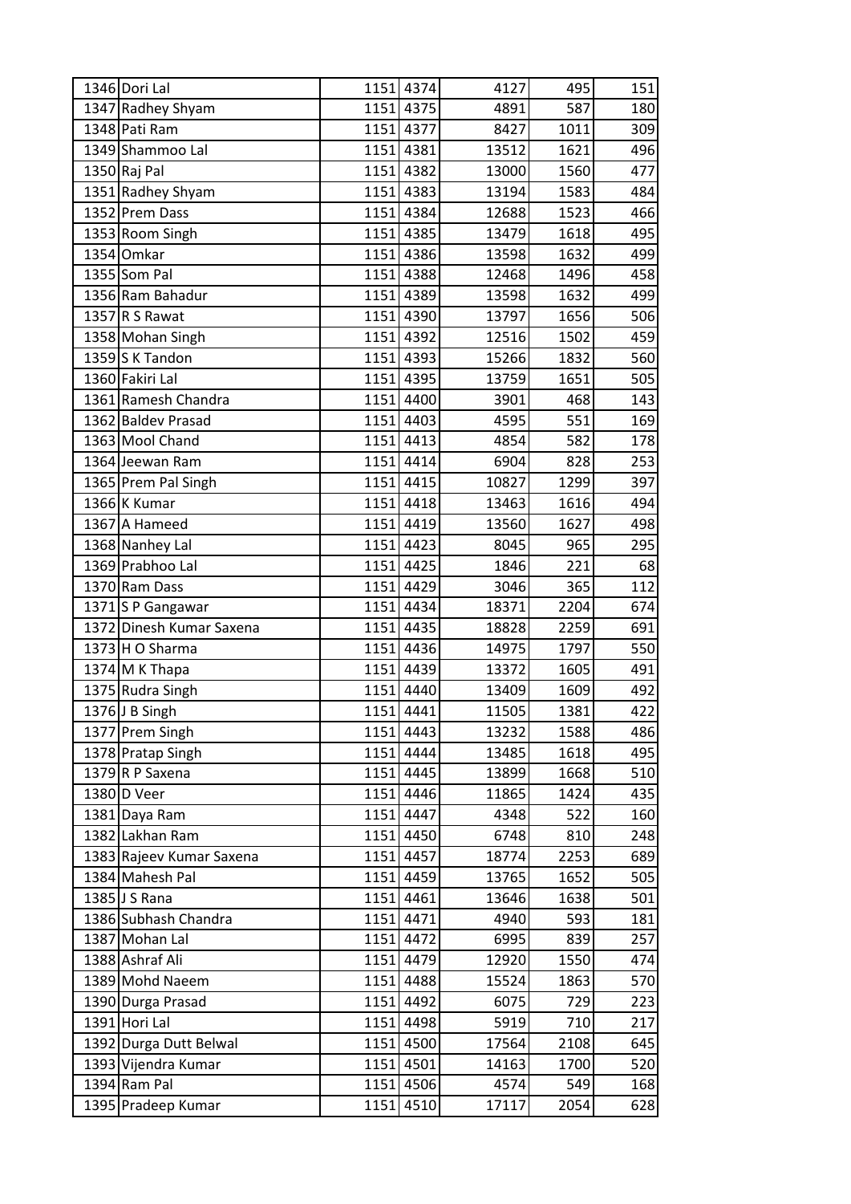| | | | | | | |
|---|---|---|---|---|---|---|
| 1346 | Dori Lal | 1151 | 4374 | 4127 | 495 | 151 |
| 1347 | Radhey Shyam | 1151 | 4375 | 4891 | 587 | 180 |
| 1348 | Pati Ram | 1151 | 4377 | 8427 | 1011 | 309 |
| 1349 | Shammoo Lal | 1151 | 4381 | 13512 | 1621 | 496 |
| 1350 | Raj Pal | 1151 | 4382 | 13000 | 1560 | 477 |
| 1351 | Radhey Shyam | 1151 | 4383 | 13194 | 1583 | 484 |
| 1352 | Prem Dass | 1151 | 4384 | 12688 | 1523 | 466 |
| 1353 | Room Singh | 1151 | 4385 | 13479 | 1618 | 495 |
| 1354 | Omkar | 1151 | 4386 | 13598 | 1632 | 499 |
| 1355 | Som Pal | 1151 | 4388 | 12468 | 1496 | 458 |
| 1356 | Ram Bahadur | 1151 | 4389 | 13598 | 1632 | 499 |
| 1357 | R S Rawat | 1151 | 4390 | 13797 | 1656 | 506 |
| 1358 | Mohan Singh | 1151 | 4392 | 12516 | 1502 | 459 |
| 1359 | S K Tandon | 1151 | 4393 | 15266 | 1832 | 560 |
| 1360 | Fakiri Lal | 1151 | 4395 | 13759 | 1651 | 505 |
| 1361 | Ramesh Chandra | 1151 | 4400 | 3901 | 468 | 143 |
| 1362 | Baldev Prasad | 1151 | 4403 | 4595 | 551 | 169 |
| 1363 | Mool Chand | 1151 | 4413 | 4854 | 582 | 178 |
| 1364 | Jeewan Ram | 1151 | 4414 | 6904 | 828 | 253 |
| 1365 | Prem Pal Singh | 1151 | 4415 | 10827 | 1299 | 397 |
| 1366 | K Kumar | 1151 | 4418 | 13463 | 1616 | 494 |
| 1367 | A Hameed | 1151 | 4419 | 13560 | 1627 | 498 |
| 1368 | Nanhey Lal | 1151 | 4423 | 8045 | 965 | 295 |
| 1369 | Prabhoo Lal | 1151 | 4425 | 1846 | 221 | 68 |
| 1370 | Ram Dass | 1151 | 4429 | 3046 | 365 | 112 |
| 1371 | S P Gangawar | 1151 | 4434 | 18371 | 2204 | 674 |
| 1372 | Dinesh Kumar Saxena | 1151 | 4435 | 18828 | 2259 | 691 |
| 1373 | H O Sharma | 1151 | 4436 | 14975 | 1797 | 550 |
| 1374 | M K Thapa | 1151 | 4439 | 13372 | 1605 | 491 |
| 1375 | Rudra Singh | 1151 | 4440 | 13409 | 1609 | 492 |
| 1376 | J B Singh | 1151 | 4441 | 11505 | 1381 | 422 |
| 1377 | Prem Singh | 1151 | 4443 | 13232 | 1588 | 486 |
| 1378 | Pratap Singh | 1151 | 4444 | 13485 | 1618 | 495 |
| 1379 | R P Saxena | 1151 | 4445 | 13899 | 1668 | 510 |
| 1380 | D Veer | 1151 | 4446 | 11865 | 1424 | 435 |
| 1381 | Daya Ram | 1151 | 4447 | 4348 | 522 | 160 |
| 1382 | Lakhan Ram | 1151 | 4450 | 6748 | 810 | 248 |
| 1383 | Rajeev Kumar Saxena | 1151 | 4457 | 18774 | 2253 | 689 |
| 1384 | Mahesh Pal | 1151 | 4459 | 13765 | 1652 | 505 |
| 1385 | J S Rana | 1151 | 4461 | 13646 | 1638 | 501 |
| 1386 | Subhash Chandra | 1151 | 4471 | 4940 | 593 | 181 |
| 1387 | Mohan Lal | 1151 | 4472 | 6995 | 839 | 257 |
| 1388 | Ashraf Ali | 1151 | 4479 | 12920 | 1550 | 474 |
| 1389 | Mohd Naeem | 1151 | 4488 | 15524 | 1863 | 570 |
| 1390 | Durga Prasad | 1151 | 4492 | 6075 | 729 | 223 |
| 1391 | Hori Lal | 1151 | 4498 | 5919 | 710 | 217 |
| 1392 | Durga Dutt Belwal | 1151 | 4500 | 17564 | 2108 | 645 |
| 1393 | Vijendra Kumar | 1151 | 4501 | 14163 | 1700 | 520 |
| 1394 | Ram Pal | 1151 | 4506 | 4574 | 549 | 168 |
| 1395 | Pradeep Kumar | 1151 | 4510 | 17117 | 2054 | 628 |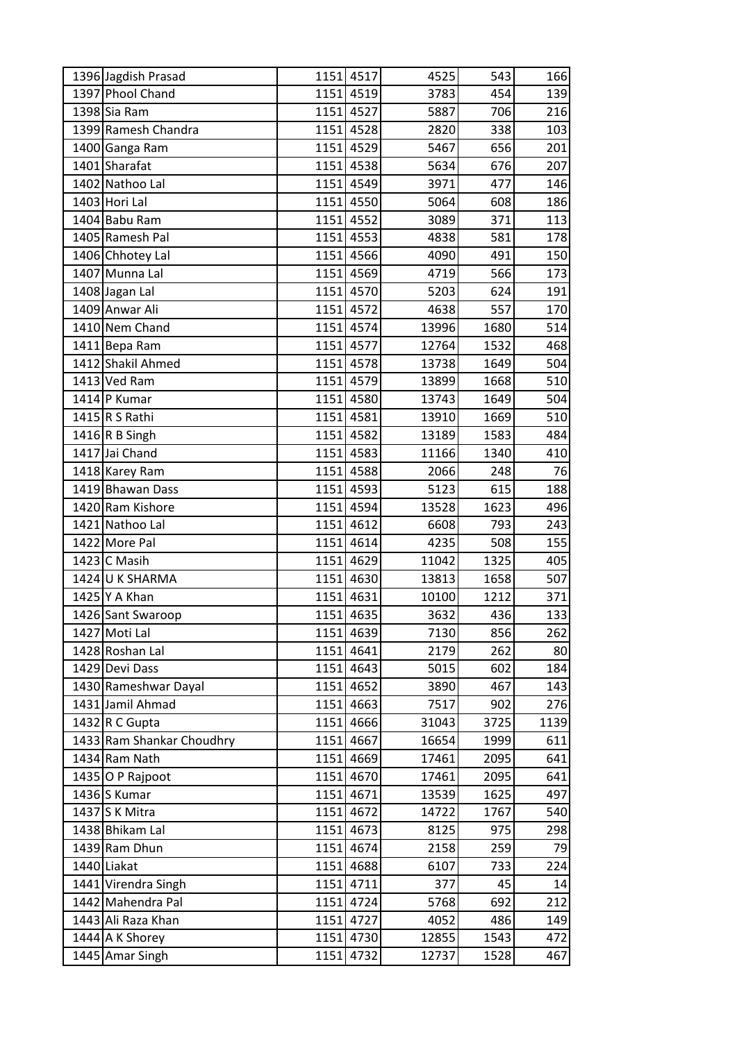| | | | | | | |
|---|---|---|---|---|---|---|
| 1396 | Jagdish Prasad | 1151 | 4517 | 4525 | 543 | 166 |
| 1397 | Phool Chand | 1151 | 4519 | 3783 | 454 | 139 |
| 1398 | Sia Ram | 1151 | 4527 | 5887 | 706 | 216 |
| 1399 | Ramesh Chandra | 1151 | 4528 | 2820 | 338 | 103 |
| 1400 | Ganga Ram | 1151 | 4529 | 5467 | 656 | 201 |
| 1401 | Sharafat | 1151 | 4538 | 5634 | 676 | 207 |
| 1402 | Nathoo Lal | 1151 | 4549 | 3971 | 477 | 146 |
| 1403 | Hori Lal | 1151 | 4550 | 5064 | 608 | 186 |
| 1404 | Babu Ram | 1151 | 4552 | 3089 | 371 | 113 |
| 1405 | Ramesh Pal | 1151 | 4553 | 4838 | 581 | 178 |
| 1406 | Chhotey Lal | 1151 | 4566 | 4090 | 491 | 150 |
| 1407 | Munna Lal | 1151 | 4569 | 4719 | 566 | 173 |
| 1408 | Jagan Lal | 1151 | 4570 | 5203 | 624 | 191 |
| 1409 | Anwar Ali | 1151 | 4572 | 4638 | 557 | 170 |
| 1410 | Nem Chand | 1151 | 4574 | 13996 | 1680 | 514 |
| 1411 | Bepa Ram | 1151 | 4577 | 12764 | 1532 | 468 |
| 1412 | Shakil Ahmed | 1151 | 4578 | 13738 | 1649 | 504 |
| 1413 | Ved Ram | 1151 | 4579 | 13899 | 1668 | 510 |
| 1414 | P Kumar | 1151 | 4580 | 13743 | 1649 | 504 |
| 1415 | R S Rathi | 1151 | 4581 | 13910 | 1669 | 510 |
| 1416 | R B Singh | 1151 | 4582 | 13189 | 1583 | 484 |
| 1417 | Jai Chand | 1151 | 4583 | 11166 | 1340 | 410 |
| 1418 | Karey Ram | 1151 | 4588 | 2066 | 248 | 76 |
| 1419 | Bhawan Dass | 1151 | 4593 | 5123 | 615 | 188 |
| 1420 | Ram Kishore | 1151 | 4594 | 13528 | 1623 | 496 |
| 1421 | Nathoo Lal | 1151 | 4612 | 6608 | 793 | 243 |
| 1422 | More Pal | 1151 | 4614 | 4235 | 508 | 155 |
| 1423 | C Masih | 1151 | 4629 | 11042 | 1325 | 405 |
| 1424 | U K SHARMA | 1151 | 4630 | 13813 | 1658 | 507 |
| 1425 | Y A Khan | 1151 | 4631 | 10100 | 1212 | 371 |
| 1426 | Sant Swaroop | 1151 | 4635 | 3632 | 436 | 133 |
| 1427 | Moti Lal | 1151 | 4639 | 7130 | 856 | 262 |
| 1428 | Roshan Lal | 1151 | 4641 | 2179 | 262 | 80 |
| 1429 | Devi Dass | 1151 | 4643 | 5015 | 602 | 184 |
| 1430 | Rameshwar Dayal | 1151 | 4652 | 3890 | 467 | 143 |
| 1431 | Jamil Ahmad | 1151 | 4663 | 7517 | 902 | 276 |
| 1432 | R C Gupta | 1151 | 4666 | 31043 | 3725 | 1139 |
| 1433 | Ram Shankar Choudhry | 1151 | 4667 | 16654 | 1999 | 611 |
| 1434 | Ram Nath | 1151 | 4669 | 17461 | 2095 | 641 |
| 1435 | O P Rajpoot | 1151 | 4670 | 17461 | 2095 | 641 |
| 1436 | S Kumar | 1151 | 4671 | 13539 | 1625 | 497 |
| 1437 | S K Mitra | 1151 | 4672 | 14722 | 1767 | 540 |
| 1438 | Bhikam Lal | 1151 | 4673 | 8125 | 975 | 298 |
| 1439 | Ram Dhun | 1151 | 4674 | 2158 | 259 | 79 |
| 1440 | Liakat | 1151 | 4688 | 6107 | 733 | 224 |
| 1441 | Virendra Singh | 1151 | 4711 | 377 | 45 | 14 |
| 1442 | Mahendra Pal | 1151 | 4724 | 5768 | 692 | 212 |
| 1443 | Ali Raza Khan | 1151 | 4727 | 4052 | 486 | 149 |
| 1444 | A K Shorey | 1151 | 4730 | 12855 | 1543 | 472 |
| 1445 | Amar Singh | 1151 | 4732 | 12737 | 1528 | 467 |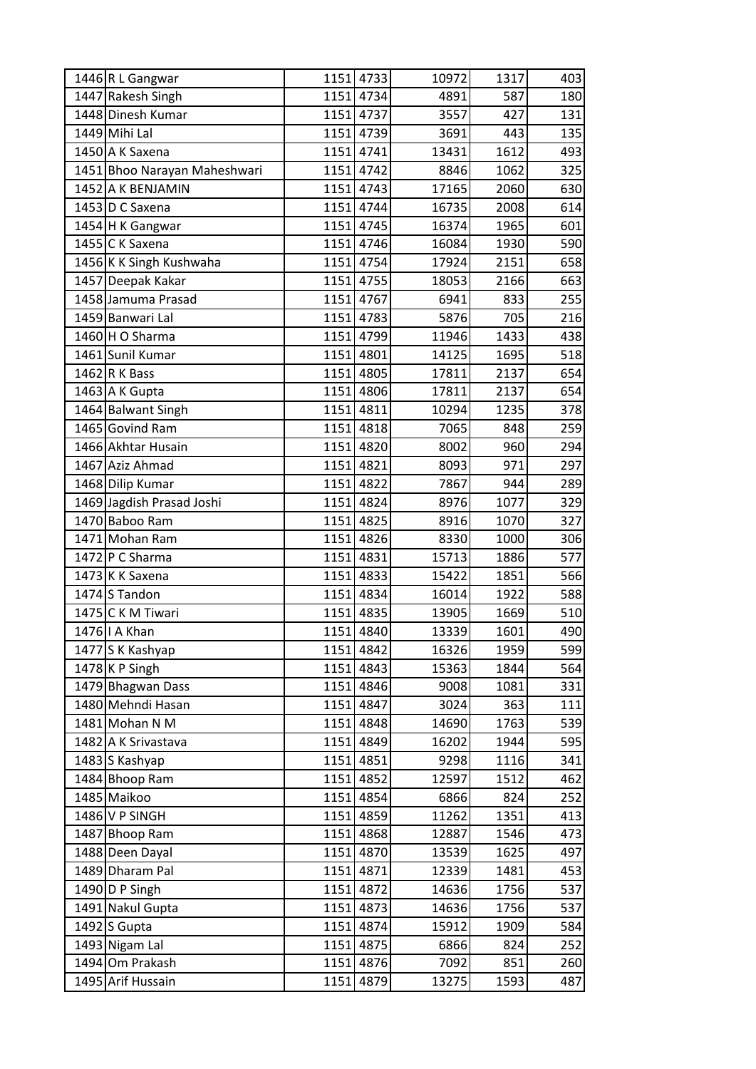| | | | | | | |
|---|---|---|---|---|---|---|
| 1446 | R L Gangwar | 1151 | 4733 | 10972 | 1317 | 403 |
| 1447 | Rakesh Singh | 1151 | 4734 | 4891 | 587 | 180 |
| 1448 | Dinesh Kumar | 1151 | 4737 | 3557 | 427 | 131 |
| 1449 | Mihi Lal | 1151 | 4739 | 3691 | 443 | 135 |
| 1450 | A K Saxena | 1151 | 4741 | 13431 | 1612 | 493 |
| 1451 | Bhoo Narayan Maheshwari | 1151 | 4742 | 8846 | 1062 | 325 |
| 1452 | A K BENJAMIN | 1151 | 4743 | 17165 | 2060 | 630 |
| 1453 | D C Saxena | 1151 | 4744 | 16735 | 2008 | 614 |
| 1454 | H K Gangwar | 1151 | 4745 | 16374 | 1965 | 601 |
| 1455 | C K Saxena | 1151 | 4746 | 16084 | 1930 | 590 |
| 1456 | K K Singh Kushwaha | 1151 | 4754 | 17924 | 2151 | 658 |
| 1457 | Deepak Kakar | 1151 | 4755 | 18053 | 2166 | 663 |
| 1458 | Jamuma Prasad | 1151 | 4767 | 6941 | 833 | 255 |
| 1459 | Banwari Lal | 1151 | 4783 | 5876 | 705 | 216 |
| 1460 | H O Sharma | 1151 | 4799 | 11946 | 1433 | 438 |
| 1461 | Sunil Kumar | 1151 | 4801 | 14125 | 1695 | 518 |
| 1462 | R K Bass | 1151 | 4805 | 17811 | 2137 | 654 |
| 1463 | A K Gupta | 1151 | 4806 | 17811 | 2137 | 654 |
| 1464 | Balwant Singh | 1151 | 4811 | 10294 | 1235 | 378 |
| 1465 | Govind Ram | 1151 | 4818 | 7065 | 848 | 259 |
| 1466 | Akhtar Husain | 1151 | 4820 | 8002 | 960 | 294 |
| 1467 | Aziz Ahmad | 1151 | 4821 | 8093 | 971 | 297 |
| 1468 | Dilip Kumar | 1151 | 4822 | 7867 | 944 | 289 |
| 1469 | Jagdish Prasad Joshi | 1151 | 4824 | 8976 | 1077 | 329 |
| 1470 | Baboo Ram | 1151 | 4825 | 8916 | 1070 | 327 |
| 1471 | Mohan Ram | 1151 | 4826 | 8330 | 1000 | 306 |
| 1472 | P C Sharma | 1151 | 4831 | 15713 | 1886 | 577 |
| 1473 | K K Saxena | 1151 | 4833 | 15422 | 1851 | 566 |
| 1474 | S Tandon | 1151 | 4834 | 16014 | 1922 | 588 |
| 1475 | C K M Tiwari | 1151 | 4835 | 13905 | 1669 | 510 |
| 1476 | I A Khan | 1151 | 4840 | 13339 | 1601 | 490 |
| 1477 | S K Kashyap | 1151 | 4842 | 16326 | 1959 | 599 |
| 1478 | K P Singh | 1151 | 4843 | 15363 | 1844 | 564 |
| 1479 | Bhagwan Dass | 1151 | 4846 | 9008 | 1081 | 331 |
| 1480 | Mehndi Hasan | 1151 | 4847 | 3024 | 363 | 111 |
| 1481 | Mohan N M | 1151 | 4848 | 14690 | 1763 | 539 |
| 1482 | A K Srivastava | 1151 | 4849 | 16202 | 1944 | 595 |
| 1483 | S Kashyap | 1151 | 4851 | 9298 | 1116 | 341 |
| 1484 | Bhoop Ram | 1151 | 4852 | 12597 | 1512 | 462 |
| 1485 | Maikoo | 1151 | 4854 | 6866 | 824 | 252 |
| 1486 | V P SINGH | 1151 | 4859 | 11262 | 1351 | 413 |
| 1487 | Bhoop Ram | 1151 | 4868 | 12887 | 1546 | 473 |
| 1488 | Deen Dayal | 1151 | 4870 | 13539 | 1625 | 497 |
| 1489 | Dharam Pal | 1151 | 4871 | 12339 | 1481 | 453 |
| 1490 | D P Singh | 1151 | 4872 | 14636 | 1756 | 537 |
| 1491 | Nakul Gupta | 1151 | 4873 | 14636 | 1756 | 537 |
| 1492 | S Gupta | 1151 | 4874 | 15912 | 1909 | 584 |
| 1493 | Nigam Lal | 1151 | 4875 | 6866 | 824 | 252 |
| 1494 | Om Prakash | 1151 | 4876 | 7092 | 851 | 260 |
| 1495 | Arif Hussain | 1151 | 4879 | 13275 | 1593 | 487 |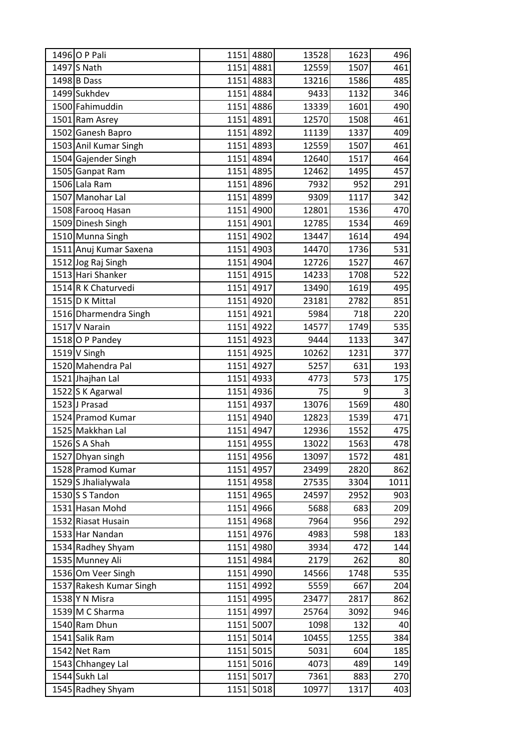| | | | | | | |
|---|---|---|---|---|---|---|
| 1496 | O P Pali | 1151 | 4880 | 13528 | 1623 | 496 |
| 1497 | S Nath | 1151 | 4881 | 12559 | 1507 | 461 |
| 1498 | B Dass | 1151 | 4883 | 13216 | 1586 | 485 |
| 1499 | Sukhdev | 1151 | 4884 | 9433 | 1132 | 346 |
| 1500 | Fahimuddin | 1151 | 4886 | 13339 | 1601 | 490 |
| 1501 | Ram Asrey | 1151 | 4891 | 12570 | 1508 | 461 |
| 1502 | Ganesh Bapro | 1151 | 4892 | 11139 | 1337 | 409 |
| 1503 | Anil Kumar Singh | 1151 | 4893 | 12559 | 1507 | 461 |
| 1504 | Gajender Singh | 1151 | 4894 | 12640 | 1517 | 464 |
| 1505 | Ganpat Ram | 1151 | 4895 | 12462 | 1495 | 457 |
| 1506 | Lala Ram | 1151 | 4896 | 7932 | 952 | 291 |
| 1507 | Manohar Lal | 1151 | 4899 | 9309 | 1117 | 342 |
| 1508 | Farooq Hasan | 1151 | 4900 | 12801 | 1536 | 470 |
| 1509 | Dinesh Singh | 1151 | 4901 | 12785 | 1534 | 469 |
| 1510 | Munna Singh | 1151 | 4902 | 13447 | 1614 | 494 |
| 1511 | Anuj Kumar Saxena | 1151 | 4903 | 14470 | 1736 | 531 |
| 1512 | Jog Raj Singh | 1151 | 4904 | 12726 | 1527 | 467 |
| 1513 | Hari Shanker | 1151 | 4915 | 14233 | 1708 | 522 |
| 1514 | R K Chaturvedi | 1151 | 4917 | 13490 | 1619 | 495 |
| 1515 | D K Mittal | 1151 | 4920 | 23181 | 2782 | 851 |
| 1516 | Dharmendra Singh | 1151 | 4921 | 5984 | 718 | 220 |
| 1517 | V Narain | 1151 | 4922 | 14577 | 1749 | 535 |
| 1518 | O P Pandey | 1151 | 4923 | 9444 | 1133 | 347 |
| 1519 | V Singh | 1151 | 4925 | 10262 | 1231 | 377 |
| 1520 | Mahendra Pal | 1151 | 4927 | 5257 | 631 | 193 |
| 1521 | Jhajhan Lal | 1151 | 4933 | 4773 | 573 | 175 |
| 1522 | S K Agarwal | 1151 | 4936 | 75 | 9 | 3 |
| 1523 | J Prasad | 1151 | 4937 | 13076 | 1569 | 480 |
| 1524 | Pramod Kumar | 1151 | 4940 | 12823 | 1539 | 471 |
| 1525 | Makkhan Lal | 1151 | 4947 | 12936 | 1552 | 475 |
| 1526 | S A Shah | 1151 | 4955 | 13022 | 1563 | 478 |
| 1527 | Dhyan singh | 1151 | 4956 | 13097 | 1572 | 481 |
| 1528 | Pramod Kumar | 1151 | 4957 | 23499 | 2820 | 862 |
| 1529 | S Jhalialywala | 1151 | 4958 | 27535 | 3304 | 1011 |
| 1530 | S S Tandon | 1151 | 4965 | 24597 | 2952 | 903 |
| 1531 | Hasan Mohd | 1151 | 4966 | 5688 | 683 | 209 |
| 1532 | Riasat Husain | 1151 | 4968 | 7964 | 956 | 292 |
| 1533 | Har Nandan | 1151 | 4976 | 4983 | 598 | 183 |
| 1534 | Radhey Shyam | 1151 | 4980 | 3934 | 472 | 144 |
| 1535 | Munney Ali | 1151 | 4984 | 2179 | 262 | 80 |
| 1536 | Om Veer Singh | 1151 | 4990 | 14566 | 1748 | 535 |
| 1537 | Rakesh Kumar Singh | 1151 | 4992 | 5559 | 667 | 204 |
| 1538 | Y N Misra | 1151 | 4995 | 23477 | 2817 | 862 |
| 1539 | M C Sharma | 1151 | 4997 | 25764 | 3092 | 946 |
| 1540 | Ram Dhun | 1151 | 5007 | 1098 | 132 | 40 |
| 1541 | Salik Ram | 1151 | 5014 | 10455 | 1255 | 384 |
| 1542 | Net Ram | 1151 | 5015 | 5031 | 604 | 185 |
| 1543 | Chhangey Lal | 1151 | 5016 | 4073 | 489 | 149 |
| 1544 | Sukh Lal | 1151 | 5017 | 7361 | 883 | 270 |
| 1545 | Radhey Shyam | 1151 | 5018 | 10977 | 1317 | 403 |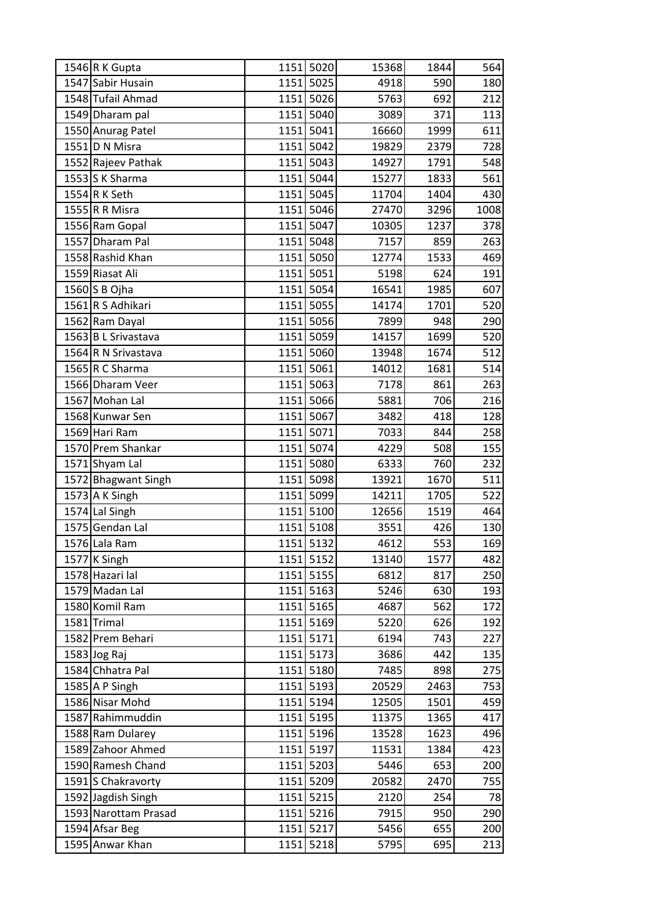| | | | | | | |
|---|---|---|---|---|---|---|
| 1546 | R K Gupta | 1151 | 5020 | 15368 | 1844 | 564 |
| 1547 | Sabir Husain | 1151 | 5025 | 4918 | 590 | 180 |
| 1548 | Tufail Ahmad | 1151 | 5026 | 5763 | 692 | 212 |
| 1549 | Dharam pal | 1151 | 5040 | 3089 | 371 | 113 |
| 1550 | Anurag Patel | 1151 | 5041 | 16660 | 1999 | 611 |
| 1551 | D N Misra | 1151 | 5042 | 19829 | 2379 | 728 |
| 1552 | Rajeev Pathak | 1151 | 5043 | 14927 | 1791 | 548 |
| 1553 | S K Sharma | 1151 | 5044 | 15277 | 1833 | 561 |
| 1554 | R K Seth | 1151 | 5045 | 11704 | 1404 | 430 |
| 1555 | R R Misra | 1151 | 5046 | 27470 | 3296 | 1008 |
| 1556 | Ram Gopal | 1151 | 5047 | 10305 | 1237 | 378 |
| 1557 | Dharam Pal | 1151 | 5048 | 7157 | 859 | 263 |
| 1558 | Rashid Khan | 1151 | 5050 | 12774 | 1533 | 469 |
| 1559 | Riasat Ali | 1151 | 5051 | 5198 | 624 | 191 |
| 1560 | S B Ojha | 1151 | 5054 | 16541 | 1985 | 607 |
| 1561 | R S Adhikari | 1151 | 5055 | 14174 | 1701 | 520 |
| 1562 | Ram Dayal | 1151 | 5056 | 7899 | 948 | 290 |
| 1563 | B L Srivastava | 1151 | 5059 | 14157 | 1699 | 520 |
| 1564 | R N Srivastava | 1151 | 5060 | 13948 | 1674 | 512 |
| 1565 | R C Sharma | 1151 | 5061 | 14012 | 1681 | 514 |
| 1566 | Dharam Veer | 1151 | 5063 | 7178 | 861 | 263 |
| 1567 | Mohan Lal | 1151 | 5066 | 5881 | 706 | 216 |
| 1568 | Kunwar Sen | 1151 | 5067 | 3482 | 418 | 128 |
| 1569 | Hari Ram | 1151 | 5071 | 7033 | 844 | 258 |
| 1570 | Prem Shankar | 1151 | 5074 | 4229 | 508 | 155 |
| 1571 | Shyam Lal | 1151 | 5080 | 6333 | 760 | 232 |
| 1572 | Bhagwant Singh | 1151 | 5098 | 13921 | 1670 | 511 |
| 1573 | A K Singh | 1151 | 5099 | 14211 | 1705 | 522 |
| 1574 | Lal Singh | 1151 | 5100 | 12656 | 1519 | 464 |
| 1575 | Gendan Lal | 1151 | 5108 | 3551 | 426 | 130 |
| 1576 | Lala Ram | 1151 | 5132 | 4612 | 553 | 169 |
| 1577 | K Singh | 1151 | 5152 | 13140 | 1577 | 482 |
| 1578 | Hazari lal | 1151 | 5155 | 6812 | 817 | 250 |
| 1579 | Madan Lal | 1151 | 5163 | 5246 | 630 | 193 |
| 1580 | Komil Ram | 1151 | 5165 | 4687 | 562 | 172 |
| 1581 | Trimal | 1151 | 5169 | 5220 | 626 | 192 |
| 1582 | Prem Behari | 1151 | 5171 | 6194 | 743 | 227 |
| 1583 | Jog Raj | 1151 | 5173 | 3686 | 442 | 135 |
| 1584 | Chhatra Pal | 1151 | 5180 | 7485 | 898 | 275 |
| 1585 | A P Singh | 1151 | 5193 | 20529 | 2463 | 753 |
| 1586 | Nisar Mohd | 1151 | 5194 | 12505 | 1501 | 459 |
| 1587 | Rahimmuddin | 1151 | 5195 | 11375 | 1365 | 417 |
| 1588 | Ram Dularey | 1151 | 5196 | 13528 | 1623 | 496 |
| 1589 | Zahoor Ahmed | 1151 | 5197 | 11531 | 1384 | 423 |
| 1590 | Ramesh Chand | 1151 | 5203 | 5446 | 653 | 200 |
| 1591 | S Chakravorty | 1151 | 5209 | 20582 | 2470 | 755 |
| 1592 | Jagdish Singh | 1151 | 5215 | 2120 | 254 | 78 |
| 1593 | Narottam Prasad | 1151 | 5216 | 7915 | 950 | 290 |
| 1594 | Afsar Beg | 1151 | 5217 | 5456 | 655 | 200 |
| 1595 | Anwar Khan | 1151 | 5218 | 5795 | 695 | 213 |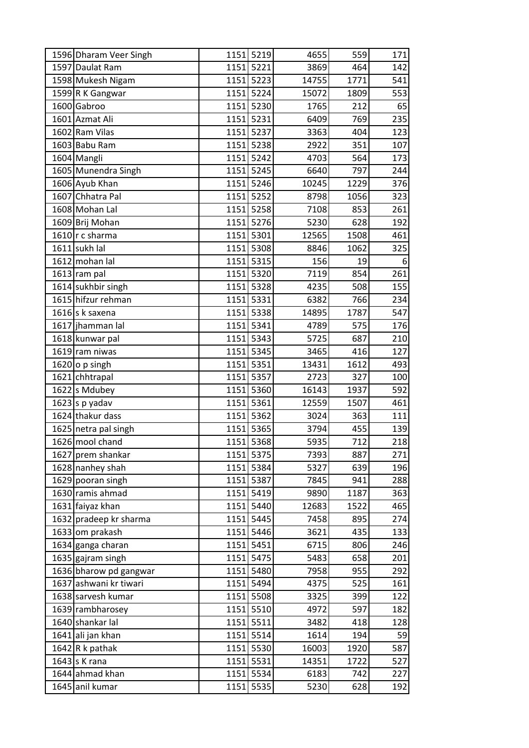| | | | | | | |
|---|---|---|---|---|---|---|
| 1596 | Dharam Veer Singh | 1151 | 5219 | 4655 | 559 | 171 |
| 1597 | Daulat Ram | 1151 | 5221 | 3869 | 464 | 142 |
| 1598 | Mukesh Nigam | 1151 | 5223 | 14755 | 1771 | 541 |
| 1599 | R K Gangwar | 1151 | 5224 | 15072 | 1809 | 553 |
| 1600 | Gabroo | 1151 | 5230 | 1765 | 212 | 65 |
| 1601 | Azmat Ali | 1151 | 5231 | 6409 | 769 | 235 |
| 1602 | Ram Vilas | 1151 | 5237 | 3363 | 404 | 123 |
| 1603 | Babu Ram | 1151 | 5238 | 2922 | 351 | 107 |
| 1604 | Mangli | 1151 | 5242 | 4703 | 564 | 173 |
| 1605 | Munendra Singh | 1151 | 5245 | 6640 | 797 | 244 |
| 1606 | Ayub Khan | 1151 | 5246 | 10245 | 1229 | 376 |
| 1607 | Chhatra Pal | 1151 | 5252 | 8798 | 1056 | 323 |
| 1608 | Mohan Lal | 1151 | 5258 | 7108 | 853 | 261 |
| 1609 | Brij Mohan | 1151 | 5276 | 5230 | 628 | 192 |
| 1610 | r c sharma | 1151 | 5301 | 12565 | 1508 | 461 |
| 1611 | sukh lal | 1151 | 5308 | 8846 | 1062 | 325 |
| 1612 | mohan lal | 1151 | 5315 | 156 | 19 | 6 |
| 1613 | ram pal | 1151 | 5320 | 7119 | 854 | 261 |
| 1614 | sukhbir singh | 1151 | 5328 | 4235 | 508 | 155 |
| 1615 | hifzur rehman | 1151 | 5331 | 6382 | 766 | 234 |
| 1616 | s k saxena | 1151 | 5338 | 14895 | 1787 | 547 |
| 1617 | jhamman lal | 1151 | 5341 | 4789 | 575 | 176 |
| 1618 | kunwar pal | 1151 | 5343 | 5725 | 687 | 210 |
| 1619 | ram niwas | 1151 | 5345 | 3465 | 416 | 127 |
| 1620 | o p singh | 1151 | 5351 | 13431 | 1612 | 493 |
| 1621 | chhtrapal | 1151 | 5357 | 2723 | 327 | 100 |
| 1622 | s Mdubey | 1151 | 5360 | 16143 | 1937 | 592 |
| 1623 | s p yadav | 1151 | 5361 | 12559 | 1507 | 461 |
| 1624 | thakur dass | 1151 | 5362 | 3024 | 363 | 111 |
| 1625 | netra pal singh | 1151 | 5365 | 3794 | 455 | 139 |
| 1626 | mool chand | 1151 | 5368 | 5935 | 712 | 218 |
| 1627 | prem shankar | 1151 | 5375 | 7393 | 887 | 271 |
| 1628 | nanhey shah | 1151 | 5384 | 5327 | 639 | 196 |
| 1629 | pooran singh | 1151 | 5387 | 7845 | 941 | 288 |
| 1630 | ramis ahmad | 1151 | 5419 | 9890 | 1187 | 363 |
| 1631 | faiyaz khan | 1151 | 5440 | 12683 | 1522 | 465 |
| 1632 | pradeep kr sharma | 1151 | 5445 | 7458 | 895 | 274 |
| 1633 | om prakash | 1151 | 5446 | 3621 | 435 | 133 |
| 1634 | ganga charan | 1151 | 5451 | 6715 | 806 | 246 |
| 1635 | gajram singh | 1151 | 5475 | 5483 | 658 | 201 |
| 1636 | bharow pd gangwar | 1151 | 5480 | 7958 | 955 | 292 |
| 1637 | ashwani kr tiwari | 1151 | 5494 | 4375 | 525 | 161 |
| 1638 | sarvesh kumar | 1151 | 5508 | 3325 | 399 | 122 |
| 1639 | rambharosey | 1151 | 5510 | 4972 | 597 | 182 |
| 1640 | shankar lal | 1151 | 5511 | 3482 | 418 | 128 |
| 1641 | ali jan khan | 1151 | 5514 | 1614 | 194 | 59 |
| 1642 | R k pathak | 1151 | 5530 | 16003 | 1920 | 587 |
| 1643 | s K rana | 1151 | 5531 | 14351 | 1722 | 527 |
| 1644 | ahmad khan | 1151 | 5534 | 6183 | 742 | 227 |
| 1645 | anil kumar | 1151 | 5535 | 5230 | 628 | 192 |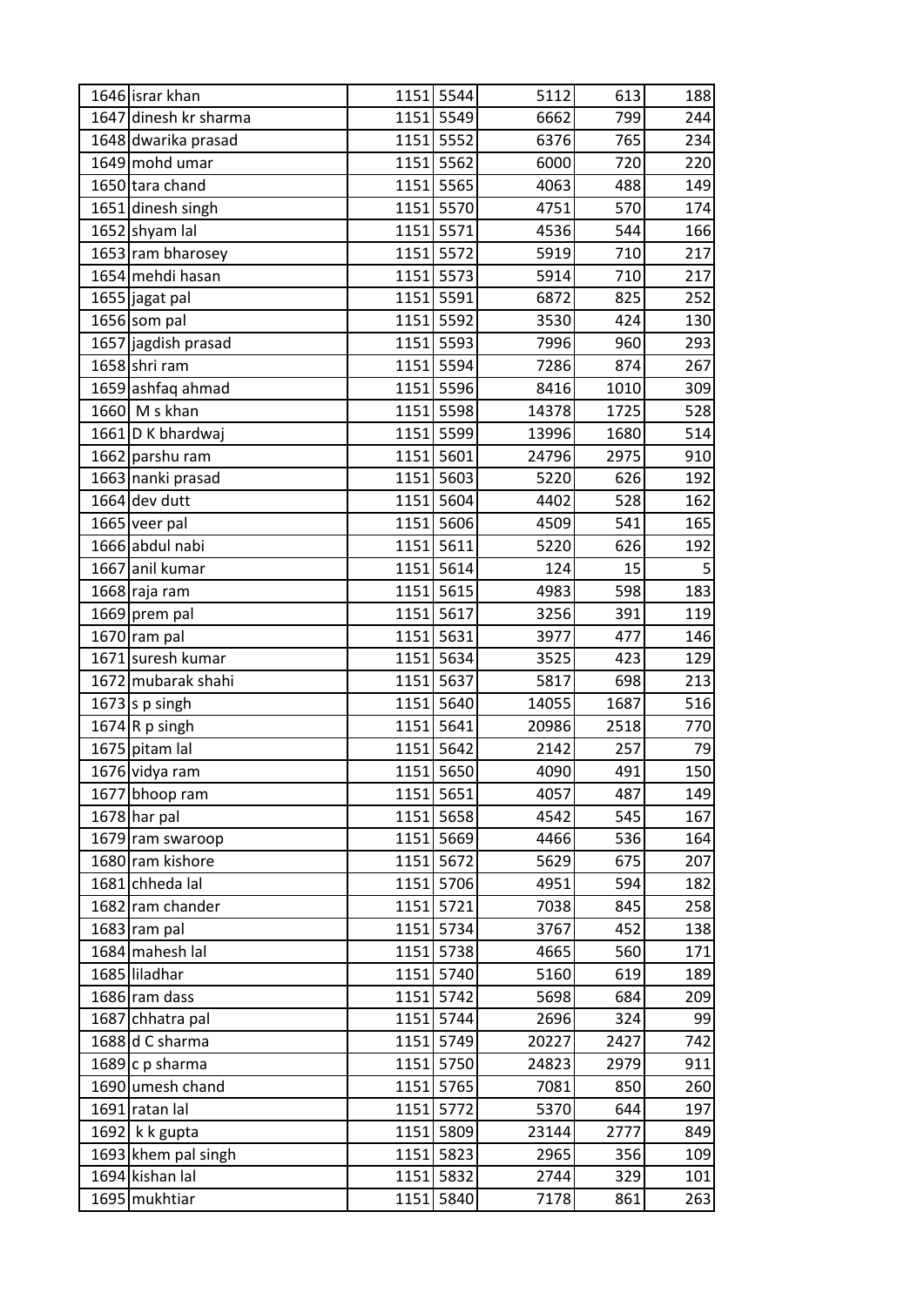| | | | | | | |
|---|---|---|---|---|---|---|
| 1646 | israr khan | 1151 | 5544 | 5112 | 613 | 188 |
| 1647 | dinesh kr sharma | 1151 | 5549 | 6662 | 799 | 244 |
| 1648 | dwarika prasad | 1151 | 5552 | 6376 | 765 | 234 |
| 1649 | mohd umar | 1151 | 5562 | 6000 | 720 | 220 |
| 1650 | tara chand | 1151 | 5565 | 4063 | 488 | 149 |
| 1651 | dinesh singh | 1151 | 5570 | 4751 | 570 | 174 |
| 1652 | shyam lal | 1151 | 5571 | 4536 | 544 | 166 |
| 1653 | ram bharosey | 1151 | 5572 | 5919 | 710 | 217 |
| 1654 | mehdi hasan | 1151 | 5573 | 5914 | 710 | 217 |
| 1655 | jagat pal | 1151 | 5591 | 6872 | 825 | 252 |
| 1656 | som pal | 1151 | 5592 | 3530 | 424 | 130 |
| 1657 | jagdish prasad | 1151 | 5593 | 7996 | 960 | 293 |
| 1658 | shri ram | 1151 | 5594 | 7286 | 874 | 267 |
| 1659 | ashfaq ahmad | 1151 | 5596 | 8416 | 1010 | 309 |
| 1660 | M s khan | 1151 | 5598 | 14378 | 1725 | 528 |
| 1661 | D K bhardwaj | 1151 | 5599 | 13996 | 1680 | 514 |
| 1662 | parshu ram | 1151 | 5601 | 24796 | 2975 | 910 |
| 1663 | nanki prasad | 1151 | 5603 | 5220 | 626 | 192 |
| 1664 | dev dutt | 1151 | 5604 | 4402 | 528 | 162 |
| 1665 | veer pal | 1151 | 5606 | 4509 | 541 | 165 |
| 1666 | abdul nabi | 1151 | 5611 | 5220 | 626 | 192 |
| 1667 | anil kumar | 1151 | 5614 | 124 | 15 | 5 |
| 1668 | raja ram | 1151 | 5615 | 4983 | 598 | 183 |
| 1669 | prem pal | 1151 | 5617 | 3256 | 391 | 119 |
| 1670 | ram pal | 1151 | 5631 | 3977 | 477 | 146 |
| 1671 | suresh kumar | 1151 | 5634 | 3525 | 423 | 129 |
| 1672 | mubarak shahi | 1151 | 5637 | 5817 | 698 | 213 |
| 1673 | s p singh | 1151 | 5640 | 14055 | 1687 | 516 |
| 1674 | R p singh | 1151 | 5641 | 20986 | 2518 | 770 |
| 1675 | pitam lal | 1151 | 5642 | 2142 | 257 | 79 |
| 1676 | vidya ram | 1151 | 5650 | 4090 | 491 | 150 |
| 1677 | bhoop ram | 1151 | 5651 | 4057 | 487 | 149 |
| 1678 | har pal | 1151 | 5658 | 4542 | 545 | 167 |
| 1679 | ram swaroop | 1151 | 5669 | 4466 | 536 | 164 |
| 1680 | ram kishore | 1151 | 5672 | 5629 | 675 | 207 |
| 1681 | chheda lal | 1151 | 5706 | 4951 | 594 | 182 |
| 1682 | ram chander | 1151 | 5721 | 7038 | 845 | 258 |
| 1683 | ram pal | 1151 | 5734 | 3767 | 452 | 138 |
| 1684 | mahesh lal | 1151 | 5738 | 4665 | 560 | 171 |
| 1685 | liladhar | 1151 | 5740 | 5160 | 619 | 189 |
| 1686 | ram dass | 1151 | 5742 | 5698 | 684 | 209 |
| 1687 | chhatra pal | 1151 | 5744 | 2696 | 324 | 99 |
| 1688 | d C sharma | 1151 | 5749 | 20227 | 2427 | 742 |
| 1689 | c p sharma | 1151 | 5750 | 24823 | 2979 | 911 |
| 1690 | umesh chand | 1151 | 5765 | 7081 | 850 | 260 |
| 1691 | ratan lal | 1151 | 5772 | 5370 | 644 | 197 |
| 1692 | k k gupta | 1151 | 5809 | 23144 | 2777 | 849 |
| 1693 | khem pal singh | 1151 | 5823 | 2965 | 356 | 109 |
| 1694 | kishan lal | 1151 | 5832 | 2744 | 329 | 101 |
| 1695 | mukhtiar | 1151 | 5840 | 7178 | 861 | 263 |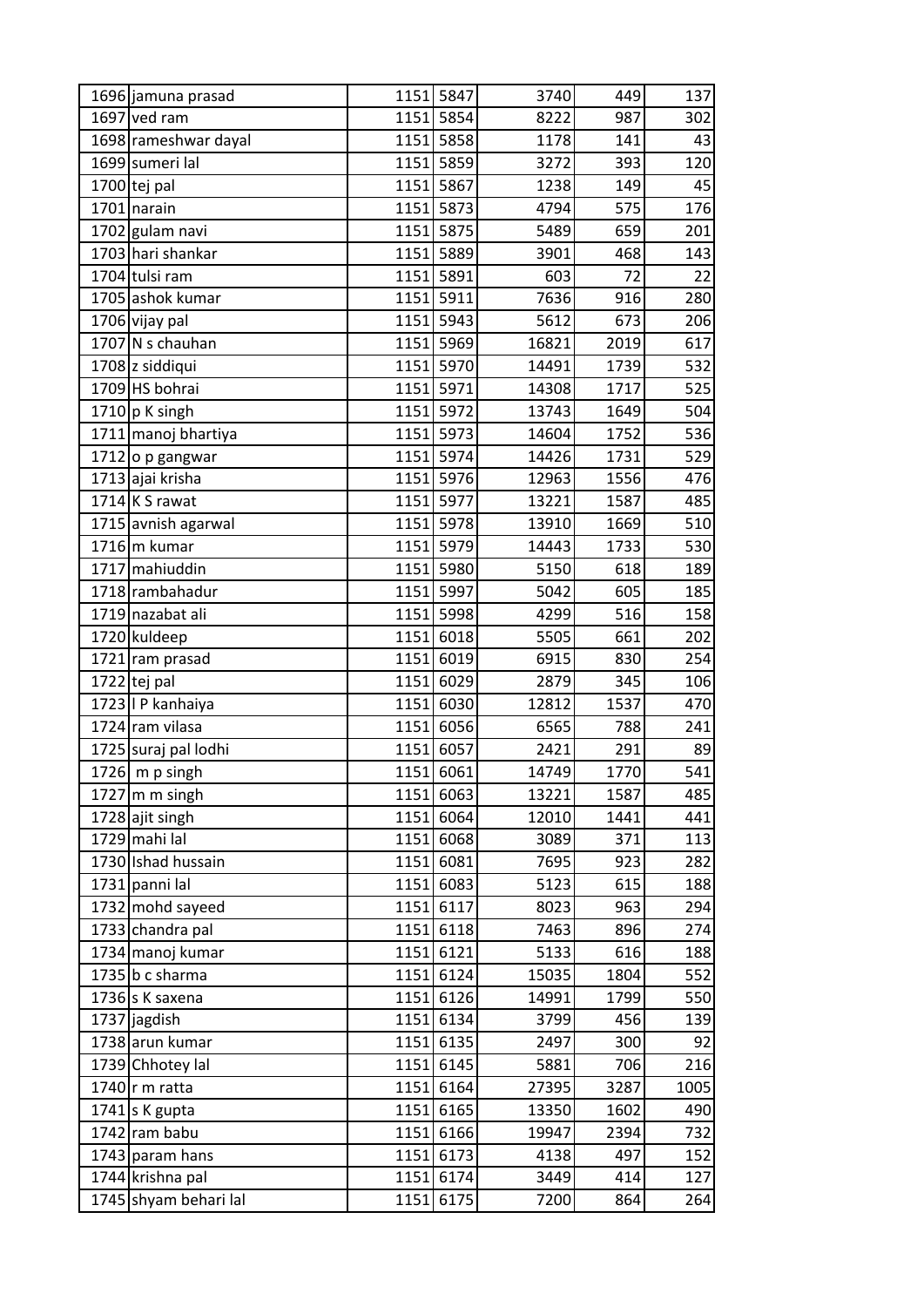| | | | | | | |
|---|---|---|---|---|---|---|
| 1696 | jamuna prasad | 1151 | 5847 | 3740 | 449 | 137 |
| 1697 | ved ram | 1151 | 5854 | 8222 | 987 | 302 |
| 1698 | rameshwar dayal | 1151 | 5858 | 1178 | 141 | 43 |
| 1699 | sumeri lal | 1151 | 5859 | 3272 | 393 | 120 |
| 1700 | tej pal | 1151 | 5867 | 1238 | 149 | 45 |
| 1701 | narain | 1151 | 5873 | 4794 | 575 | 176 |
| 1702 | gulam navi | 1151 | 5875 | 5489 | 659 | 201 |
| 1703 | hari shankar | 1151 | 5889 | 3901 | 468 | 143 |
| 1704 | tulsi ram | 1151 | 5891 | 603 | 72 | 22 |
| 1705 | ashok kumar | 1151 | 5911 | 7636 | 916 | 280 |
| 1706 | vijay pal | 1151 | 5943 | 5612 | 673 | 206 |
| 1707 | N s chauhan | 1151 | 5969 | 16821 | 2019 | 617 |
| 1708 | z siddiqui | 1151 | 5970 | 14491 | 1739 | 532 |
| 1709 | HS bohrai | 1151 | 5971 | 14308 | 1717 | 525 |
| 1710 | p K singh | 1151 | 5972 | 13743 | 1649 | 504 |
| 1711 | manoj bhartiya | 1151 | 5973 | 14604 | 1752 | 536 |
| 1712 | o p gangwar | 1151 | 5974 | 14426 | 1731 | 529 |
| 1713 | ajai krisha | 1151 | 5976 | 12963 | 1556 | 476 |
| 1714 | K S rawat | 1151 | 5977 | 13221 | 1587 | 485 |
| 1715 | avnish agarwal | 1151 | 5978 | 13910 | 1669 | 510 |
| 1716 | m kumar | 1151 | 5979 | 14443 | 1733 | 530 |
| 1717 | mahiuddin | 1151 | 5980 | 5150 | 618 | 189 |
| 1718 | rambahadur | 1151 | 5997 | 5042 | 605 | 185 |
| 1719 | nazabat ali | 1151 | 5998 | 4299 | 516 | 158 |
| 1720 | kuldeep | 1151 | 6018 | 5505 | 661 | 202 |
| 1721 | ram prasad | 1151 | 6019 | 6915 | 830 | 254 |
| 1722 | tej pal | 1151 | 6029 | 2879 | 345 | 106 |
| 1723 | l P kanhaiya | 1151 | 6030 | 12812 | 1537 | 470 |
| 1724 | ram vilasa | 1151 | 6056 | 6565 | 788 | 241 |
| 1725 | suraj pal lodhi | 1151 | 6057 | 2421 | 291 | 89 |
| 1726 | m p singh | 1151 | 6061 | 14749 | 1770 | 541 |
| 1727 | m m singh | 1151 | 6063 | 13221 | 1587 | 485 |
| 1728 | ajit singh | 1151 | 6064 | 12010 | 1441 | 441 |
| 1729 | mahi lal | 1151 | 6068 | 3089 | 371 | 113 |
| 1730 | Ishad hussain | 1151 | 6081 | 7695 | 923 | 282 |
| 1731 | panni lal | 1151 | 6083 | 5123 | 615 | 188 |
| 1732 | mohd sayeed | 1151 | 6117 | 8023 | 963 | 294 |
| 1733 | chandra pal | 1151 | 6118 | 7463 | 896 | 274 |
| 1734 | manoj kumar | 1151 | 6121 | 5133 | 616 | 188 |
| 1735 | b c sharma | 1151 | 6124 | 15035 | 1804 | 552 |
| 1736 | s K saxena | 1151 | 6126 | 14991 | 1799 | 550 |
| 1737 | jagdish | 1151 | 6134 | 3799 | 456 | 139 |
| 1738 | arun kumar | 1151 | 6135 | 2497 | 300 | 92 |
| 1739 | Chhotey lal | 1151 | 6145 | 5881 | 706 | 216 |
| 1740 | r m ratta | 1151 | 6164 | 27395 | 3287 | 1005 |
| 1741 | s K gupta | 1151 | 6165 | 13350 | 1602 | 490 |
| 1742 | ram babu | 1151 | 6166 | 19947 | 2394 | 732 |
| 1743 | param hans | 1151 | 6173 | 4138 | 497 | 152 |
| 1744 | krishna pal | 1151 | 6174 | 3449 | 414 | 127 |
| 1745 | shyam behari lal | 1151 | 6175 | 7200 | 864 | 264 |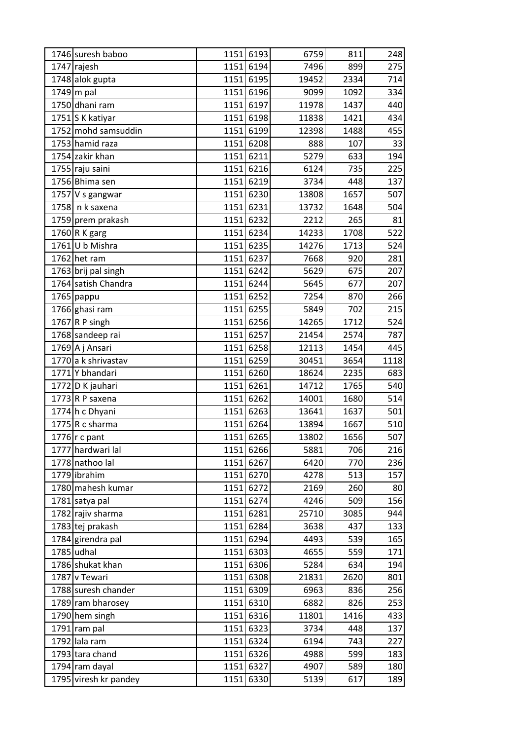| | | | | | | |
|---|---|---|---|---|---|---|
| 1746 | suresh baboo | 1151 | 6193 | 6759 | 811 | 248 |
| 1747 | rajesh | 1151 | 6194 | 7496 | 899 | 275 |
| 1748 | alok gupta | 1151 | 6195 | 19452 | 2334 | 714 |
| 1749 | m pal | 1151 | 6196 | 9099 | 1092 | 334 |
| 1750 | dhani ram | 1151 | 6197 | 11978 | 1437 | 440 |
| 1751 | S K katiyar | 1151 | 6198 | 11838 | 1421 | 434 |
| 1752 | mohd samsuddin | 1151 | 6199 | 12398 | 1488 | 455 |
| 1753 | hamid raza | 1151 | 6208 | 888 | 107 | 33 |
| 1754 | zakir khan | 1151 | 6211 | 5279 | 633 | 194 |
| 1755 | raju saini | 1151 | 6216 | 6124 | 735 | 225 |
| 1756 | Bhima sen | 1151 | 6219 | 3734 | 448 | 137 |
| 1757 | V s gangwar | 1151 | 6230 | 13808 | 1657 | 507 |
| 1758 | n k saxena | 1151 | 6231 | 13732 | 1648 | 504 |
| 1759 | prem prakash | 1151 | 6232 | 2212 | 265 | 81 |
| 1760 | R K garg | 1151 | 6234 | 14233 | 1708 | 522 |
| 1761 | U b Mishra | 1151 | 6235 | 14276 | 1713 | 524 |
| 1762 | het ram | 1151 | 6237 | 7668 | 920 | 281 |
| 1763 | brij pal singh | 1151 | 6242 | 5629 | 675 | 207 |
| 1764 | satish Chandra | 1151 | 6244 | 5645 | 677 | 207 |
| 1765 | pappu | 1151 | 6252 | 7254 | 870 | 266 |
| 1766 | ghasi ram | 1151 | 6255 | 5849 | 702 | 215 |
| 1767 | R P singh | 1151 | 6256 | 14265 | 1712 | 524 |
| 1768 | sandeep rai | 1151 | 6257 | 21454 | 2574 | 787 |
| 1769 | A j Ansari | 1151 | 6258 | 12113 | 1454 | 445 |
| 1770 | a k shrivastav | 1151 | 6259 | 30451 | 3654 | 1118 |
| 1771 | Y bhandari | 1151 | 6260 | 18624 | 2235 | 683 |
| 1772 | D K jauhari | 1151 | 6261 | 14712 | 1765 | 540 |
| 1773 | R P saxena | 1151 | 6262 | 14001 | 1680 | 514 |
| 1774 | h c Dhyani | 1151 | 6263 | 13641 | 1637 | 501 |
| 1775 | R c sharma | 1151 | 6264 | 13894 | 1667 | 510 |
| 1776 | r c pant | 1151 | 6265 | 13802 | 1656 | 507 |
| 1777 | hardwari lal | 1151 | 6266 | 5881 | 706 | 216 |
| 1778 | nathoo lal | 1151 | 6267 | 6420 | 770 | 236 |
| 1779 | ibrahim | 1151 | 6270 | 4278 | 513 | 157 |
| 1780 | mahesh kumar | 1151 | 6272 | 2169 | 260 | 80 |
| 1781 | satya pal | 1151 | 6274 | 4246 | 509 | 156 |
| 1782 | rajiv sharma | 1151 | 6281 | 25710 | 3085 | 944 |
| 1783 | tej prakash | 1151 | 6284 | 3638 | 437 | 133 |
| 1784 | girendra pal | 1151 | 6294 | 4493 | 539 | 165 |
| 1785 | udhal | 1151 | 6303 | 4655 | 559 | 171 |
| 1786 | shukat khan | 1151 | 6306 | 5284 | 634 | 194 |
| 1787 | v Tewari | 1151 | 6308 | 21831 | 2620 | 801 |
| 1788 | suresh chander | 1151 | 6309 | 6963 | 836 | 256 |
| 1789 | ram bharosey | 1151 | 6310 | 6882 | 826 | 253 |
| 1790 | hem singh | 1151 | 6316 | 11801 | 1416 | 433 |
| 1791 | ram pal | 1151 | 6323 | 3734 | 448 | 137 |
| 1792 | lala ram | 1151 | 6324 | 6194 | 743 | 227 |
| 1793 | tara chand | 1151 | 6326 | 4988 | 599 | 183 |
| 1794 | ram dayal | 1151 | 6327 | 4907 | 589 | 180 |
| 1795 | viresh kr pandey | 1151 | 6330 | 5139 | 617 | 189 |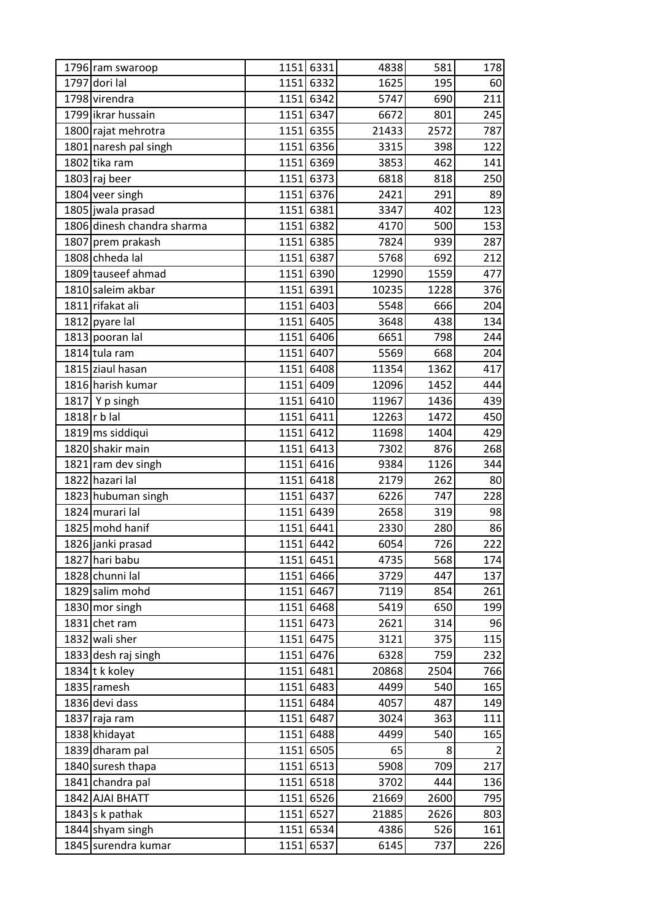| | | | | | | |
|---|---|---|---|---|---|---|
| 1796 | ram swaroop | 1151 | 6331 | 4838 | 581 | 178 |
| 1797 | dori lal | 1151 | 6332 | 1625 | 195 | 60 |
| 1798 | virendra | 1151 | 6342 | 5747 | 690 | 211 |
| 1799 | ikrar hussain | 1151 | 6347 | 6672 | 801 | 245 |
| 1800 | rajat mehrotra | 1151 | 6355 | 21433 | 2572 | 787 |
| 1801 | naresh pal singh | 1151 | 6356 | 3315 | 398 | 122 |
| 1802 | tika ram | 1151 | 6369 | 3853 | 462 | 141 |
| 1803 | raj beer | 1151 | 6373 | 6818 | 818 | 250 |
| 1804 | veer singh | 1151 | 6376 | 2421 | 291 | 89 |
| 1805 | jwala prasad | 1151 | 6381 | 3347 | 402 | 123 |
| 1806 | dinesh chandra sharma | 1151 | 6382 | 4170 | 500 | 153 |
| 1807 | prem prakash | 1151 | 6385 | 7824 | 939 | 287 |
| 1808 | chheda lal | 1151 | 6387 | 5768 | 692 | 212 |
| 1809 | tauseef ahmad | 1151 | 6390 | 12990 | 1559 | 477 |
| 1810 | saleim akbar | 1151 | 6391 | 10235 | 1228 | 376 |
| 1811 | rifakat ali | 1151 | 6403 | 5548 | 666 | 204 |
| 1812 | pyare lal | 1151 | 6405 | 3648 | 438 | 134 |
| 1813 | pooran lal | 1151 | 6406 | 6651 | 798 | 244 |
| 1814 | tula ram | 1151 | 6407 | 5569 | 668 | 204 |
| 1815 | ziaul hasan | 1151 | 6408 | 11354 | 1362 | 417 |
| 1816 | harish kumar | 1151 | 6409 | 12096 | 1452 | 444 |
| 1817 | Y p singh | 1151 | 6410 | 11967 | 1436 | 439 |
| 1818 | r b lal | 1151 | 6411 | 12263 | 1472 | 450 |
| 1819 | ms siddiqui | 1151 | 6412 | 11698 | 1404 | 429 |
| 1820 | shakir main | 1151 | 6413 | 7302 | 876 | 268 |
| 1821 | ram dev singh | 1151 | 6416 | 9384 | 1126 | 344 |
| 1822 | hazari lal | 1151 | 6418 | 2179 | 262 | 80 |
| 1823 | hubuman singh | 1151 | 6437 | 6226 | 747 | 228 |
| 1824 | murari lal | 1151 | 6439 | 2658 | 319 | 98 |
| 1825 | mohd hanif | 1151 | 6441 | 2330 | 280 | 86 |
| 1826 | janki prasad | 1151 | 6442 | 6054 | 726 | 222 |
| 1827 | hari babu | 1151 | 6451 | 4735 | 568 | 174 |
| 1828 | chunni lal | 1151 | 6466 | 3729 | 447 | 137 |
| 1829 | salim mohd | 1151 | 6467 | 7119 | 854 | 261 |
| 1830 | mor singh | 1151 | 6468 | 5419 | 650 | 199 |
| 1831 | chet ram | 1151 | 6473 | 2621 | 314 | 96 |
| 1832 | wali sher | 1151 | 6475 | 3121 | 375 | 115 |
| 1833 | desh raj singh | 1151 | 6476 | 6328 | 759 | 232 |
| 1834 | t k koley | 1151 | 6481 | 20868 | 2504 | 766 |
| 1835 | ramesh | 1151 | 6483 | 4499 | 540 | 165 |
| 1836 | devi dass | 1151 | 6484 | 4057 | 487 | 149 |
| 1837 | raja ram | 1151 | 6487 | 3024 | 363 | 111 |
| 1838 | khidayat | 1151 | 6488 | 4499 | 540 | 165 |
| 1839 | dharam pal | 1151 | 6505 | 65 | 8 | 2 |
| 1840 | suresh thapa | 1151 | 6513 | 5908 | 709 | 217 |
| 1841 | chandra pal | 1151 | 6518 | 3702 | 444 | 136 |
| 1842 | AJAI BHATT | 1151 | 6526 | 21669 | 2600 | 795 |
| 1843 | s k pathak | 1151 | 6527 | 21885 | 2626 | 803 |
| 1844 | shyam singh | 1151 | 6534 | 4386 | 526 | 161 |
| 1845 | surendra kumar | 1151 | 6537 | 6145 | 737 | 226 |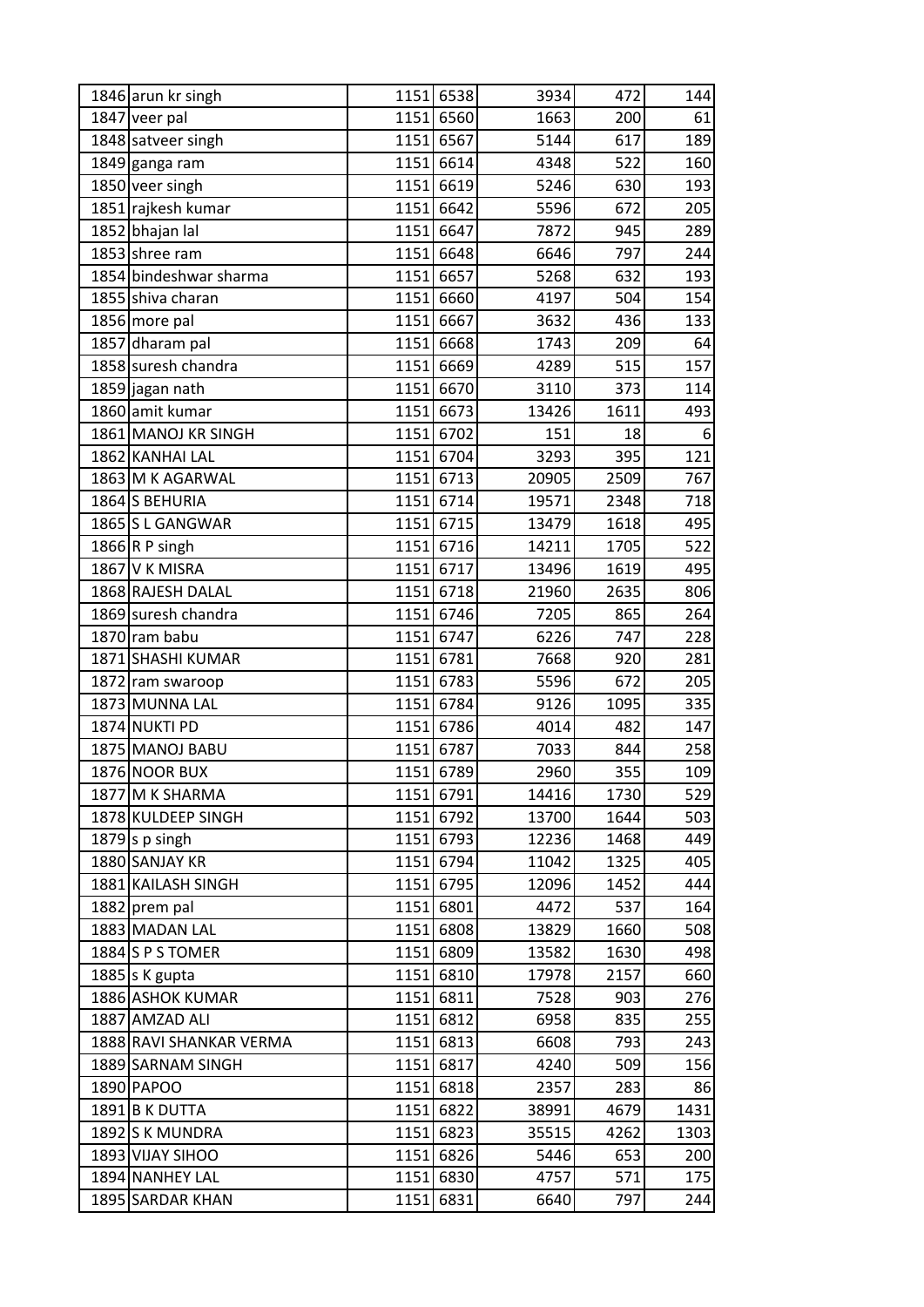| | | | | | | |
|---|---|---|---|---|---|---|
| 1846 | arun kr singh | 1151 | 6538 | 3934 | 472 | 144 |
| 1847 | veer pal | 1151 | 6560 | 1663 | 200 | 61 |
| 1848 | satveer singh | 1151 | 6567 | 5144 | 617 | 189 |
| 1849 | ganga ram | 1151 | 6614 | 4348 | 522 | 160 |
| 1850 | veer singh | 1151 | 6619 | 5246 | 630 | 193 |
| 1851 | rajkesh kumar | 1151 | 6642 | 5596 | 672 | 205 |
| 1852 | bhajan lal | 1151 | 6647 | 7872 | 945 | 289 |
| 1853 | shree ram | 1151 | 6648 | 6646 | 797 | 244 |
| 1854 | bindeshwar sharma | 1151 | 6657 | 5268 | 632 | 193 |
| 1855 | shiva charan | 1151 | 6660 | 4197 | 504 | 154 |
| 1856 | more pal | 1151 | 6667 | 3632 | 436 | 133 |
| 1857 | dharam pal | 1151 | 6668 | 1743 | 209 | 64 |
| 1858 | suresh chandra | 1151 | 6669 | 4289 | 515 | 157 |
| 1859 | jagan nath | 1151 | 6670 | 3110 | 373 | 114 |
| 1860 | amit kumar | 1151 | 6673 | 13426 | 1611 | 493 |
| 1861 | MANOJ KR SINGH | 1151 | 6702 | 151 | 18 | 6 |
| 1862 | KANHAI LAL | 1151 | 6704 | 3293 | 395 | 121 |
| 1863 | M K AGARWAL | 1151 | 6713 | 20905 | 2509 | 767 |
| 1864 | S BEHURIA | 1151 | 6714 | 19571 | 2348 | 718 |
| 1865 | S L GANGWAR | 1151 | 6715 | 13479 | 1618 | 495 |
| 1866 | R P singh | 1151 | 6716 | 14211 | 1705 | 522 |
| 1867 | V K MISRA | 1151 | 6717 | 13496 | 1619 | 495 |
| 1868 | RAJESH DALAL | 1151 | 6718 | 21960 | 2635 | 806 |
| 1869 | suresh chandra | 1151 | 6746 | 7205 | 865 | 264 |
| 1870 | ram babu | 1151 | 6747 | 6226 | 747 | 228 |
| 1871 | SHASHI KUMAR | 1151 | 6781 | 7668 | 920 | 281 |
| 1872 | ram swaroop | 1151 | 6783 | 5596 | 672 | 205 |
| 1873 | MUNNA LAL | 1151 | 6784 | 9126 | 1095 | 335 |
| 1874 | NUKTI PD | 1151 | 6786 | 4014 | 482 | 147 |
| 1875 | MANOJ BABU | 1151 | 6787 | 7033 | 844 | 258 |
| 1876 | NOOR BUX | 1151 | 6789 | 2960 | 355 | 109 |
| 1877 | M K SHARMA | 1151 | 6791 | 14416 | 1730 | 529 |
| 1878 | KULDEEP SINGH | 1151 | 6792 | 13700 | 1644 | 503 |
| 1879 | s p singh | 1151 | 6793 | 12236 | 1468 | 449 |
| 1880 | SANJAY KR | 1151 | 6794 | 11042 | 1325 | 405 |
| 1881 | KAILASH SINGH | 1151 | 6795 | 12096 | 1452 | 444 |
| 1882 | prem pal | 1151 | 6801 | 4472 | 537 | 164 |
| 1883 | MADAN LAL | 1151 | 6808 | 13829 | 1660 | 508 |
| 1884 | S P S TOMER | 1151 | 6809 | 13582 | 1630 | 498 |
| 1885 | s K gupta | 1151 | 6810 | 17978 | 2157 | 660 |
| 1886 | ASHOK KUMAR | 1151 | 6811 | 7528 | 903 | 276 |
| 1887 | AMZAD ALI | 1151 | 6812 | 6958 | 835 | 255 |
| 1888 | RAVI SHANKAR VERMA | 1151 | 6813 | 6608 | 793 | 243 |
| 1889 | SARNAM SINGH | 1151 | 6817 | 4240 | 509 | 156 |
| 1890 | PAPOO | 1151 | 6818 | 2357 | 283 | 86 |
| 1891 | B K DUTTA | 1151 | 6822 | 38991 | 4679 | 1431 |
| 1892 | S K MUNDRA | 1151 | 6823 | 35515 | 4262 | 1303 |
| 1893 | VIJAY SIHOO | 1151 | 6826 | 5446 | 653 | 200 |
| 1894 | NANHEY LAL | 1151 | 6830 | 4757 | 571 | 175 |
| 1895 | SARDAR KHAN | 1151 | 6831 | 6640 | 797 | 244 |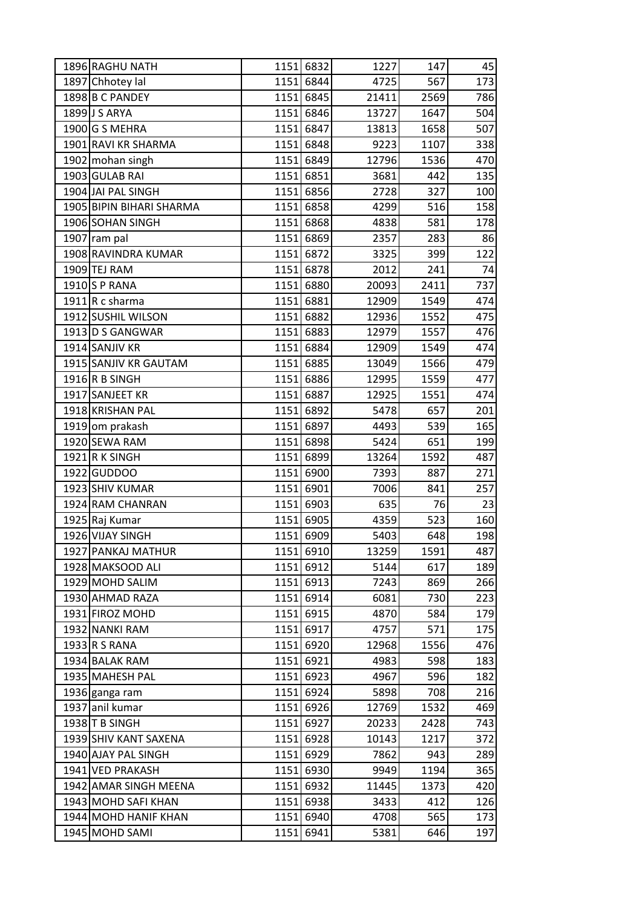| | | | | | | |
|---|---|---|---|---|---|---|
| 1896 | RAGHU NATH | 1151 | 6832 | 1227 | 147 | 45 |
| 1897 | Chhotey lal | 1151 | 6844 | 4725 | 567 | 173 |
| 1898 | B C PANDEY | 1151 | 6845 | 21411 | 2569 | 786 |
| 1899 | J S ARYA | 1151 | 6846 | 13727 | 1647 | 504 |
| 1900 | G S MEHRA | 1151 | 6847 | 13813 | 1658 | 507 |
| 1901 | RAVI KR SHARMA | 1151 | 6848 | 9223 | 1107 | 338 |
| 1902 | mohan singh | 1151 | 6849 | 12796 | 1536 | 470 |
| 1903 | GULAB RAI | 1151 | 6851 | 3681 | 442 | 135 |
| 1904 | JAI PAL SINGH | 1151 | 6856 | 2728 | 327 | 100 |
| 1905 | BIPIN BIHARI SHARMA | 1151 | 6858 | 4299 | 516 | 158 |
| 1906 | SOHAN SINGH | 1151 | 6868 | 4838 | 581 | 178 |
| 1907 | ram pal | 1151 | 6869 | 2357 | 283 | 86 |
| 1908 | RAVINDRA KUMAR | 1151 | 6872 | 3325 | 399 | 122 |
| 1909 | TEJ RAM | 1151 | 6878 | 2012 | 241 | 74 |
| 1910 | S P RANA | 1151 | 6880 | 20093 | 2411 | 737 |
| 1911 | R c sharma | 1151 | 6881 | 12909 | 1549 | 474 |
| 1912 | SUSHIL WILSON | 1151 | 6882 | 12936 | 1552 | 475 |
| 1913 | D S GANGWAR | 1151 | 6883 | 12979 | 1557 | 476 |
| 1914 | SANJIV KR | 1151 | 6884 | 12909 | 1549 | 474 |
| 1915 | SANJIV KR GAUTAM | 1151 | 6885 | 13049 | 1566 | 479 |
| 1916 | R B SINGH | 1151 | 6886 | 12995 | 1559 | 477 |
| 1917 | SANJEET KR | 1151 | 6887 | 12925 | 1551 | 474 |
| 1918 | KRISHAN PAL | 1151 | 6892 | 5478 | 657 | 201 |
| 1919 | om prakash | 1151 | 6897 | 4493 | 539 | 165 |
| 1920 | SEWA RAM | 1151 | 6898 | 5424 | 651 | 199 |
| 1921 | R K SINGH | 1151 | 6899 | 13264 | 1592 | 487 |
| 1922 | GUDDOO | 1151 | 6900 | 7393 | 887 | 271 |
| 1923 | SHIV KUMAR | 1151 | 6901 | 7006 | 841 | 257 |
| 1924 | RAM CHANRAN | 1151 | 6903 | 635 | 76 | 23 |
| 1925 | Raj Kumar | 1151 | 6905 | 4359 | 523 | 160 |
| 1926 | VIJAY SINGH | 1151 | 6909 | 5403 | 648 | 198 |
| 1927 | PANKAJ MATHUR | 1151 | 6910 | 13259 | 1591 | 487 |
| 1928 | MAKSOOD ALI | 1151 | 6912 | 5144 | 617 | 189 |
| 1929 | MOHD SALIM | 1151 | 6913 | 7243 | 869 | 266 |
| 1930 | AHMAD RAZA | 1151 | 6914 | 6081 | 730 | 223 |
| 1931 | FIROZ MOHD | 1151 | 6915 | 4870 | 584 | 179 |
| 1932 | NANKI RAM | 1151 | 6917 | 4757 | 571 | 175 |
| 1933 | R S RANA | 1151 | 6920 | 12968 | 1556 | 476 |
| 1934 | BALAK RAM | 1151 | 6921 | 4983 | 598 | 183 |
| 1935 | MAHESH PAL | 1151 | 6923 | 4967 | 596 | 182 |
| 1936 | ganga ram | 1151 | 6924 | 5898 | 708 | 216 |
| 1937 | anil kumar | 1151 | 6926 | 12769 | 1532 | 469 |
| 1938 | T B SINGH | 1151 | 6927 | 20233 | 2428 | 743 |
| 1939 | SHIV KANT SAXENA | 1151 | 6928 | 10143 | 1217 | 372 |
| 1940 | AJAY PAL SINGH | 1151 | 6929 | 7862 | 943 | 289 |
| 1941 | VED PRAKASH | 1151 | 6930 | 9949 | 1194 | 365 |
| 1942 | AMAR SINGH MEENA | 1151 | 6932 | 11445 | 1373 | 420 |
| 1943 | MOHD SAFI KHAN | 1151 | 6938 | 3433 | 412 | 126 |
| 1944 | MOHD HANIF KHAN | 1151 | 6940 | 4708 | 565 | 173 |
| 1945 | MOHD SAMI | 1151 | 6941 | 5381 | 646 | 197 |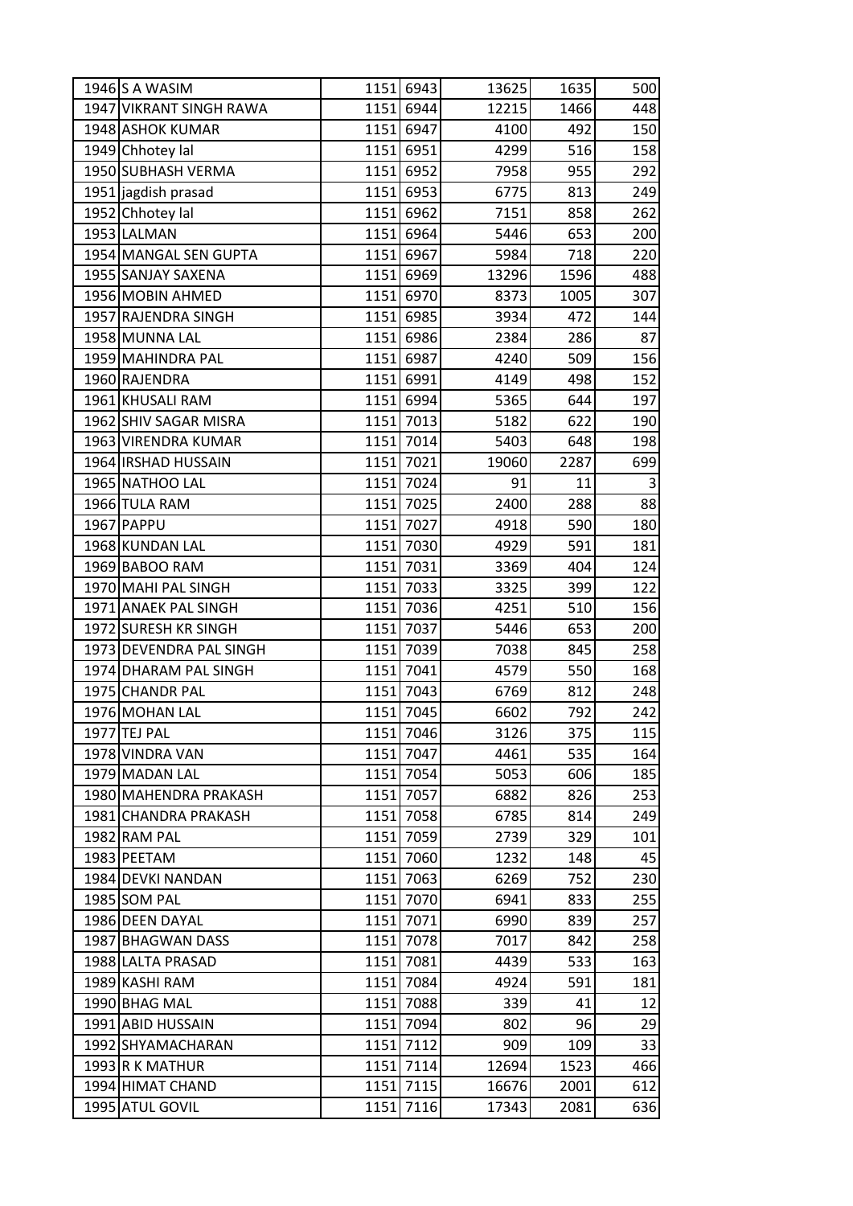| | | | | | | |
|---|---|---|---|---|---|---|
| 1946 | S A WASIM | 1151 | 6943 | 13625 | 1635 | 500 |
| 1947 | VIKRANT SINGH RAWA | 1151 | 6944 | 12215 | 1466 | 448 |
| 1948 | ASHOK KUMAR | 1151 | 6947 | 4100 | 492 | 150 |
| 1949 | Chhotey lal | 1151 | 6951 | 4299 | 516 | 158 |
| 1950 | SUBHASH VERMA | 1151 | 6952 | 7958 | 955 | 292 |
| 1951 | jagdish prasad | 1151 | 6953 | 6775 | 813 | 249 |
| 1952 | Chhotey lal | 1151 | 6962 | 7151 | 858 | 262 |
| 1953 | LALMAN | 1151 | 6964 | 5446 | 653 | 200 |
| 1954 | MANGAL SEN GUPTA | 1151 | 6967 | 5984 | 718 | 220 |
| 1955 | SANJAY SAXENA | 1151 | 6969 | 13296 | 1596 | 488 |
| 1956 | MOBIN AHMED | 1151 | 6970 | 8373 | 1005 | 307 |
| 1957 | RAJENDRA SINGH | 1151 | 6985 | 3934 | 472 | 144 |
| 1958 | MUNNA LAL | 1151 | 6986 | 2384 | 286 | 87 |
| 1959 | MAHINDRA PAL | 1151 | 6987 | 4240 | 509 | 156 |
| 1960 | RAJENDRA | 1151 | 6991 | 4149 | 498 | 152 |
| 1961 | KHUSALI RAM | 1151 | 6994 | 5365 | 644 | 197 |
| 1962 | SHIV SAGAR MISRA | 1151 | 7013 | 5182 | 622 | 190 |
| 1963 | VIRENDRA KUMAR | 1151 | 7014 | 5403 | 648 | 198 |
| 1964 | IRSHAD HUSSAIN | 1151 | 7021 | 19060 | 2287 | 699 |
| 1965 | NATHOO LAL | 1151 | 7024 | 91 | 11 | 3 |
| 1966 | TULA RAM | 1151 | 7025 | 2400 | 288 | 88 |
| 1967 | PAPPU | 1151 | 7027 | 4918 | 590 | 180 |
| 1968 | KUNDAN LAL | 1151 | 7030 | 4929 | 591 | 181 |
| 1969 | BABOO RAM | 1151 | 7031 | 3369 | 404 | 124 |
| 1970 | MAHI PAL SINGH | 1151 | 7033 | 3325 | 399 | 122 |
| 1971 | ANAEK PAL SINGH | 1151 | 7036 | 4251 | 510 | 156 |
| 1972 | SURESH KR SINGH | 1151 | 7037 | 5446 | 653 | 200 |
| 1973 | DEVENDRA PAL SINGH | 1151 | 7039 | 7038 | 845 | 258 |
| 1974 | DHARAM PAL SINGH | 1151 | 7041 | 4579 | 550 | 168 |
| 1975 | CHANDR PAL | 1151 | 7043 | 6769 | 812 | 248 |
| 1976 | MOHAN LAL | 1151 | 7045 | 6602 | 792 | 242 |
| 1977 | TEJ PAL | 1151 | 7046 | 3126 | 375 | 115 |
| 1978 | VINDRA VAN | 1151 | 7047 | 4461 | 535 | 164 |
| 1979 | MADAN LAL | 1151 | 7054 | 5053 | 606 | 185 |
| 1980 | MAHENDRA PRAKASH | 1151 | 7057 | 6882 | 826 | 253 |
| 1981 | CHANDRA PRAKASH | 1151 | 7058 | 6785 | 814 | 249 |
| 1982 | RAM PAL | 1151 | 7059 | 2739 | 329 | 101 |
| 1983 | PEETAM | 1151 | 7060 | 1232 | 148 | 45 |
| 1984 | DEVKI NANDAN | 1151 | 7063 | 6269 | 752 | 230 |
| 1985 | SOM PAL | 1151 | 7070 | 6941 | 833 | 255 |
| 1986 | DEEN DAYAL | 1151 | 7071 | 6990 | 839 | 257 |
| 1987 | BHAGWAN DASS | 1151 | 7078 | 7017 | 842 | 258 |
| 1988 | LALTA PRASAD | 1151 | 7081 | 4439 | 533 | 163 |
| 1989 | KASHI RAM | 1151 | 7084 | 4924 | 591 | 181 |
| 1990 | BHAG MAL | 1151 | 7088 | 339 | 41 | 12 |
| 1991 | ABID HUSSAIN | 1151 | 7094 | 802 | 96 | 29 |
| 1992 | SHYAMACHARAN | 1151 | 7112 | 909 | 109 | 33 |
| 1993 | R K MATHUR | 1151 | 7114 | 12694 | 1523 | 466 |
| 1994 | HIMAT CHAND | 1151 | 7115 | 16676 | 2001 | 612 |
| 1995 | ATUL GOVIL | 1151 | 7116 | 17343 | 2081 | 636 |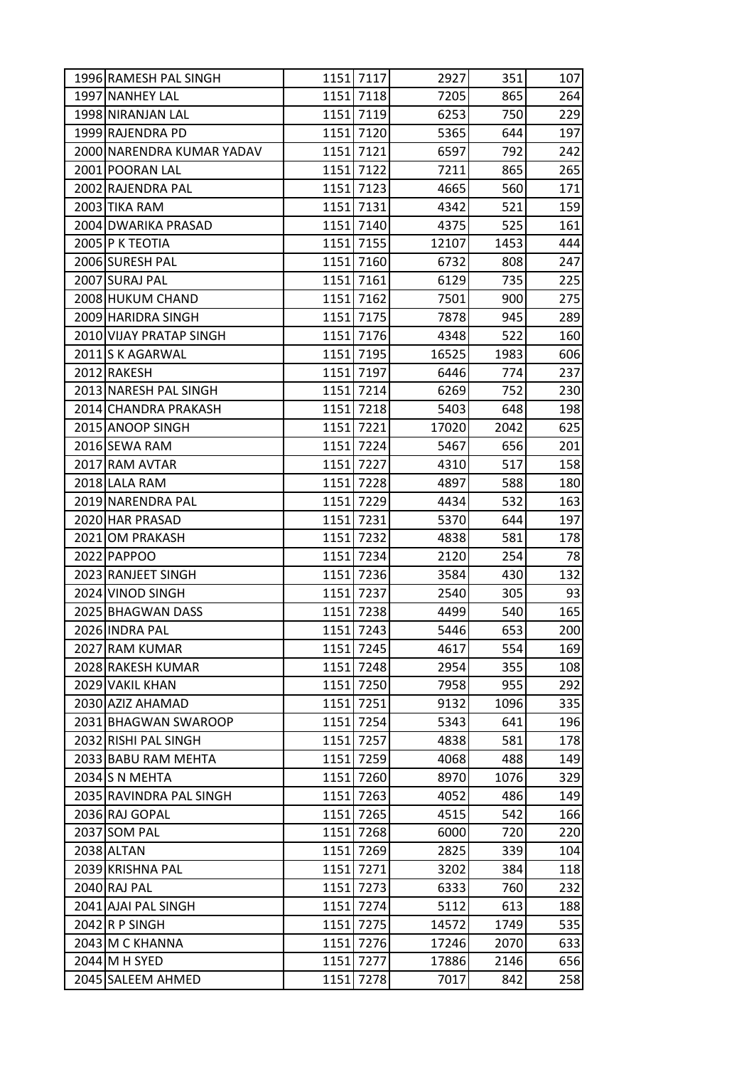| | | | | | | |
|---|---|---|---|---|---|---|
| 1996 | RAMESH PAL SINGH | 1151 | 7117 | 2927 | 351 | 107 |
| 1997 | NANHEY LAL | 1151 | 7118 | 7205 | 865 | 264 |
| 1998 | NIRANJAN LAL | 1151 | 7119 | 6253 | 750 | 229 |
| 1999 | RAJENDRA PD | 1151 | 7120 | 5365 | 644 | 197 |
| 2000 | NARENDRA KUMAR YADAV | 1151 | 7121 | 6597 | 792 | 242 |
| 2001 | POORAN LAL | 1151 | 7122 | 7211 | 865 | 265 |
| 2002 | RAJENDRA PAL | 1151 | 7123 | 4665 | 560 | 171 |
| 2003 | TIKA RAM | 1151 | 7131 | 4342 | 521 | 159 |
| 2004 | DWARIKA PRASAD | 1151 | 7140 | 4375 | 525 | 161 |
| 2005 | P K TEOTIA | 1151 | 7155 | 12107 | 1453 | 444 |
| 2006 | SURESH PAL | 1151 | 7160 | 6732 | 808 | 247 |
| 2007 | SURAJ PAL | 1151 | 7161 | 6129 | 735 | 225 |
| 2008 | HUKUM CHAND | 1151 | 7162 | 7501 | 900 | 275 |
| 2009 | HARIDRA SINGH | 1151 | 7175 | 7878 | 945 | 289 |
| 2010 | VIJAY PRATAP SINGH | 1151 | 7176 | 4348 | 522 | 160 |
| 2011 | S K AGARWAL | 1151 | 7195 | 16525 | 1983 | 606 |
| 2012 | RAKESH | 1151 | 7197 | 6446 | 774 | 237 |
| 2013 | NARESH PAL SINGH | 1151 | 7214 | 6269 | 752 | 230 |
| 2014 | CHANDRA PRAKASH | 1151 | 7218 | 5403 | 648 | 198 |
| 2015 | ANOOP SINGH | 1151 | 7221 | 17020 | 2042 | 625 |
| 2016 | SEWA RAM | 1151 | 7224 | 5467 | 656 | 201 |
| 2017 | RAM AVTAR | 1151 | 7227 | 4310 | 517 | 158 |
| 2018 | LALA RAM | 1151 | 7228 | 4897 | 588 | 180 |
| 2019 | NARENDRA PAL | 1151 | 7229 | 4434 | 532 | 163 |
| 2020 | HAR PRASAD | 1151 | 7231 | 5370 | 644 | 197 |
| 2021 | OM PRAKASH | 1151 | 7232 | 4838 | 581 | 178 |
| 2022 | PAPPOO | 1151 | 7234 | 2120 | 254 | 78 |
| 2023 | RANJEET SINGH | 1151 | 7236 | 3584 | 430 | 132 |
| 2024 | VINOD SINGH | 1151 | 7237 | 2540 | 305 | 93 |
| 2025 | BHAGWAN DASS | 1151 | 7238 | 4499 | 540 | 165 |
| 2026 | INDRA PAL | 1151 | 7243 | 5446 | 653 | 200 |
| 2027 | RAM KUMAR | 1151 | 7245 | 4617 | 554 | 169 |
| 2028 | RAKESH KUMAR | 1151 | 7248 | 2954 | 355 | 108 |
| 2029 | VAKIL KHAN | 1151 | 7250 | 7958 | 955 | 292 |
| 2030 | AZIZ AHAMAD | 1151 | 7251 | 9132 | 1096 | 335 |
| 2031 | BHAGWAN SWAROOP | 1151 | 7254 | 5343 | 641 | 196 |
| 2032 | RISHI PAL SINGH | 1151 | 7257 | 4838 | 581 | 178 |
| 2033 | BABU RAM MEHTA | 1151 | 7259 | 4068 | 488 | 149 |
| 2034 | S N MEHTA | 1151 | 7260 | 8970 | 1076 | 329 |
| 2035 | RAVINDRA PAL SINGH | 1151 | 7263 | 4052 | 486 | 149 |
| 2036 | RAJ GOPAL | 1151 | 7265 | 4515 | 542 | 166 |
| 2037 | SOM PAL | 1151 | 7268 | 6000 | 720 | 220 |
| 2038 | ALTAN | 1151 | 7269 | 2825 | 339 | 104 |
| 2039 | KRISHNA PAL | 1151 | 7271 | 3202 | 384 | 118 |
| 2040 | RAJ PAL | 1151 | 7273 | 6333 | 760 | 232 |
| 2041 | AJAI PAL SINGH | 1151 | 7274 | 5112 | 613 | 188 |
| 2042 | R P SINGH | 1151 | 7275 | 14572 | 1749 | 535 |
| 2043 | M C KHANNA | 1151 | 7276 | 17246 | 2070 | 633 |
| 2044 | M H SYED | 1151 | 7277 | 17886 | 2146 | 656 |
| 2045 | SALEEM AHMED | 1151 | 7278 | 7017 | 842 | 258 |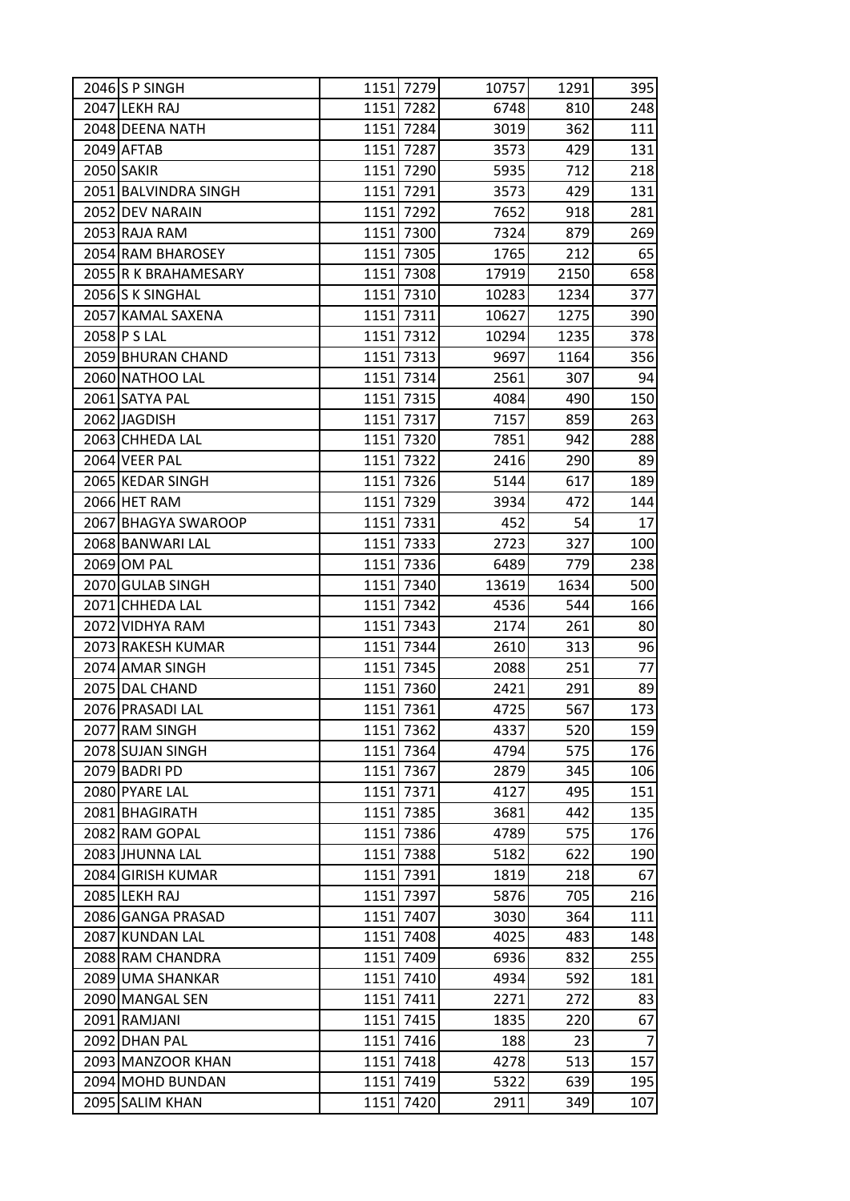| | | | | | | |
|---|---|---|---|---|---|---|
| 2046 | S P SINGH | 1151 | 7279 | 10757 | 1291 | 395 |
| 2047 | LEKH RAJ | 1151 | 7282 | 6748 | 810 | 248 |
| 2048 | DEENA NATH | 1151 | 7284 | 3019 | 362 | 111 |
| 2049 | AFTAB | 1151 | 7287 | 3573 | 429 | 131 |
| 2050 | SAKIR | 1151 | 7290 | 5935 | 712 | 218 |
| 2051 | BALVINDRA SINGH | 1151 | 7291 | 3573 | 429 | 131 |
| 2052 | DEV NARAIN | 1151 | 7292 | 7652 | 918 | 281 |
| 2053 | RAJA RAM | 1151 | 7300 | 7324 | 879 | 269 |
| 2054 | RAM BHAROSEY | 1151 | 7305 | 1765 | 212 | 65 |
| 2055 | R K BRAHAMESARY | 1151 | 7308 | 17919 | 2150 | 658 |
| 2056 | S K SINGHAL | 1151 | 7310 | 10283 | 1234 | 377 |
| 2057 | KAMAL SAXENA | 1151 | 7311 | 10627 | 1275 | 390 |
| 2058 | P S LAL | 1151 | 7312 | 10294 | 1235 | 378 |
| 2059 | BHURAN CHAND | 1151 | 7313 | 9697 | 1164 | 356 |
| 2060 | NATHOO LAL | 1151 | 7314 | 2561 | 307 | 94 |
| 2061 | SATYA PAL | 1151 | 7315 | 4084 | 490 | 150 |
| 2062 | JAGDISH | 1151 | 7317 | 7157 | 859 | 263 |
| 2063 | CHHEDA LAL | 1151 | 7320 | 7851 | 942 | 288 |
| 2064 | VEER PAL | 1151 | 7322 | 2416 | 290 | 89 |
| 2065 | KEDAR SINGH | 1151 | 7326 | 5144 | 617 | 189 |
| 2066 | HET RAM | 1151 | 7329 | 3934 | 472 | 144 |
| 2067 | BHAGYA SWAROOP | 1151 | 7331 | 452 | 54 | 17 |
| 2068 | BANWARI LAL | 1151 | 7333 | 2723 | 327 | 100 |
| 2069 | OM PAL | 1151 | 7336 | 6489 | 779 | 238 |
| 2070 | GULAB SINGH | 1151 | 7340 | 13619 | 1634 | 500 |
| 2071 | CHHEDA LAL | 1151 | 7342 | 4536 | 544 | 166 |
| 2072 | VIDHYA RAM | 1151 | 7343 | 2174 | 261 | 80 |
| 2073 | RAKESH KUMAR | 1151 | 7344 | 2610 | 313 | 96 |
| 2074 | AMAR SINGH | 1151 | 7345 | 2088 | 251 | 77 |
| 2075 | DAL CHAND | 1151 | 7360 | 2421 | 291 | 89 |
| 2076 | PRASADI LAL | 1151 | 7361 | 4725 | 567 | 173 |
| 2077 | RAM SINGH | 1151 | 7362 | 4337 | 520 | 159 |
| 2078 | SUJAN SINGH | 1151 | 7364 | 4794 | 575 | 176 |
| 2079 | BADRI PD | 1151 | 7367 | 2879 | 345 | 106 |
| 2080 | PYARE LAL | 1151 | 7371 | 4127 | 495 | 151 |
| 2081 | BHAGIRATH | 1151 | 7385 | 3681 | 442 | 135 |
| 2082 | RAM GOPAL | 1151 | 7386 | 4789 | 575 | 176 |
| 2083 | JHUNNA LAL | 1151 | 7388 | 5182 | 622 | 190 |
| 2084 | GIRISH KUMAR | 1151 | 7391 | 1819 | 218 | 67 |
| 2085 | LEKH RAJ | 1151 | 7397 | 5876 | 705 | 216 |
| 2086 | GANGA PRASAD | 1151 | 7407 | 3030 | 364 | 111 |
| 2087 | KUNDAN LAL | 1151 | 7408 | 4025 | 483 | 148 |
| 2088 | RAM CHANDRA | 1151 | 7409 | 6936 | 832 | 255 |
| 2089 | UMA SHANKAR | 1151 | 7410 | 4934 | 592 | 181 |
| 2090 | MANGAL SEN | 1151 | 7411 | 2271 | 272 | 83 |
| 2091 | RAMJANI | 1151 | 7415 | 1835 | 220 | 67 |
| 2092 | DHAN PAL | 1151 | 7416 | 188 | 23 | 7 |
| 2093 | MANZOOR KHAN | 1151 | 7418 | 4278 | 513 | 157 |
| 2094 | MOHD BUNDAN | 1151 | 7419 | 5322 | 639 | 195 |
| 2095 | SALIM KHAN | 1151 | 7420 | 2911 | 349 | 107 |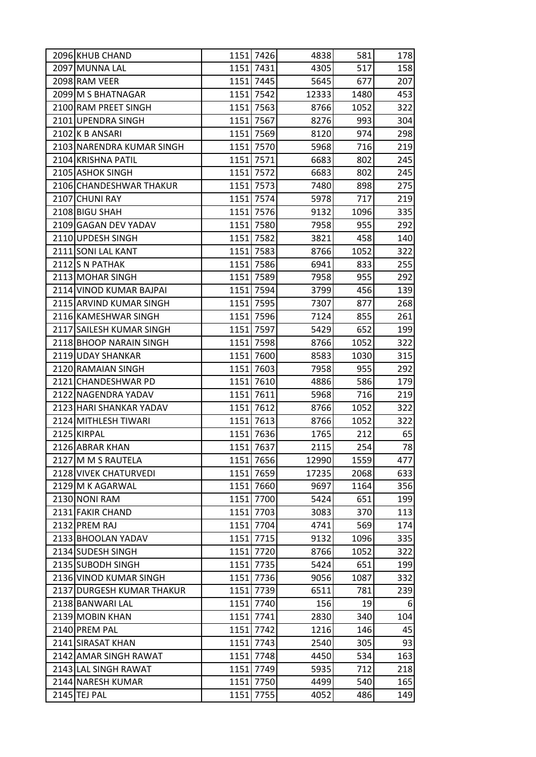| | | | | | | |
|---|---|---|---|---|---|---|
| 2096 | KHUB CHAND | 1151 | 7426 | 4838 | 581 | 178 |
| 2097 | MUNNA LAL | 1151 | 7431 | 4305 | 517 | 158 |
| 2098 | RAM VEER | 1151 | 7445 | 5645 | 677 | 207 |
| 2099 | M S BHATNAGAR | 1151 | 7542 | 12333 | 1480 | 453 |
| 2100 | RAM PREET SINGH | 1151 | 7563 | 8766 | 1052 | 322 |
| 2101 | UPENDRA SINGH | 1151 | 7567 | 8276 | 993 | 304 |
| 2102 | K B ANSARI | 1151 | 7569 | 8120 | 974 | 298 |
| 2103 | NARENDRA KUMAR SINGH | 1151 | 7570 | 5968 | 716 | 219 |
| 2104 | KRISHNA PATIL | 1151 | 7571 | 6683 | 802 | 245 |
| 2105 | ASHOK SINGH | 1151 | 7572 | 6683 | 802 | 245 |
| 2106 | CHANDESHWAR THAKUR | 1151 | 7573 | 7480 | 898 | 275 |
| 2107 | CHUNI RAY | 1151 | 7574 | 5978 | 717 | 219 |
| 2108 | BIGU SHAH | 1151 | 7576 | 9132 | 1096 | 335 |
| 2109 | GAGAN DEV YADAV | 1151 | 7580 | 7958 | 955 | 292 |
| 2110 | UPDESH SINGH | 1151 | 7582 | 3821 | 458 | 140 |
| 2111 | SONI LAL KANT | 1151 | 7583 | 8766 | 1052 | 322 |
| 2112 | S N PATHAK | 1151 | 7586 | 6941 | 833 | 255 |
| 2113 | MOHAR SINGH | 1151 | 7589 | 7958 | 955 | 292 |
| 2114 | VINOD KUMAR BAJPAI | 1151 | 7594 | 3799 | 456 | 139 |
| 2115 | ARVIND KUMAR SINGH | 1151 | 7595 | 7307 | 877 | 268 |
| 2116 | KAMESHWAR SINGH | 1151 | 7596 | 7124 | 855 | 261 |
| 2117 | SAILESH KUMAR SINGH | 1151 | 7597 | 5429 | 652 | 199 |
| 2118 | BHOOP NARAIN SINGH | 1151 | 7598 | 8766 | 1052 | 322 |
| 2119 | UDAY SHANKAR | 1151 | 7600 | 8583 | 1030 | 315 |
| 2120 | RAMAIAN SINGH | 1151 | 7603 | 7958 | 955 | 292 |
| 2121 | CHANDESHWAR PD | 1151 | 7610 | 4886 | 586 | 179 |
| 2122 | NAGENDRA YADAV | 1151 | 7611 | 5968 | 716 | 219 |
| 2123 | HARI SHANKAR YADAV | 1151 | 7612 | 8766 | 1052 | 322 |
| 2124 | MITHLESH TIWARI | 1151 | 7613 | 8766 | 1052 | 322 |
| 2125 | KIRPAL | 1151 | 7636 | 1765 | 212 | 65 |
| 2126 | ABRAR KHAN | 1151 | 7637 | 2115 | 254 | 78 |
| 2127 | M M S RAUTELA | 1151 | 7656 | 12990 | 1559 | 477 |
| 2128 | VIVEK CHATURVEDI | 1151 | 7659 | 17235 | 2068 | 633 |
| 2129 | M K AGARWAL | 1151 | 7660 | 9697 | 1164 | 356 |
| 2130 | NONI RAM | 1151 | 7700 | 5424 | 651 | 199 |
| 2131 | FAKIR CHAND | 1151 | 7703 | 3083 | 370 | 113 |
| 2132 | PREM RAJ | 1151 | 7704 | 4741 | 569 | 174 |
| 2133 | BHOOLAN YADAV | 1151 | 7715 | 9132 | 1096 | 335 |
| 2134 | SUDESH SINGH | 1151 | 7720 | 8766 | 1052 | 322 |
| 2135 | SUBODH SINGH | 1151 | 7735 | 5424 | 651 | 199 |
| 2136 | VINOD KUMAR SINGH | 1151 | 7736 | 9056 | 1087 | 332 |
| 2137 | DURGESH KUMAR THAKUR | 1151 | 7739 | 6511 | 781 | 239 |
| 2138 | BANWARI LAL | 1151 | 7740 | 156 | 19 | 6 |
| 2139 | MOBIN KHAN | 1151 | 7741 | 2830 | 340 | 104 |
| 2140 | PREM PAL | 1151 | 7742 | 1216 | 146 | 45 |
| 2141 | SIRASAT KHAN | 1151 | 7743 | 2540 | 305 | 93 |
| 2142 | AMAR SINGH RAWAT | 1151 | 7748 | 4450 | 534 | 163 |
| 2143 | LAL SINGH RAWAT | 1151 | 7749 | 5935 | 712 | 218 |
| 2144 | NARESH KUMAR | 1151 | 7750 | 4499 | 540 | 165 |
| 2145 | TEJ PAL | 1151 | 7755 | 4052 | 486 | 149 |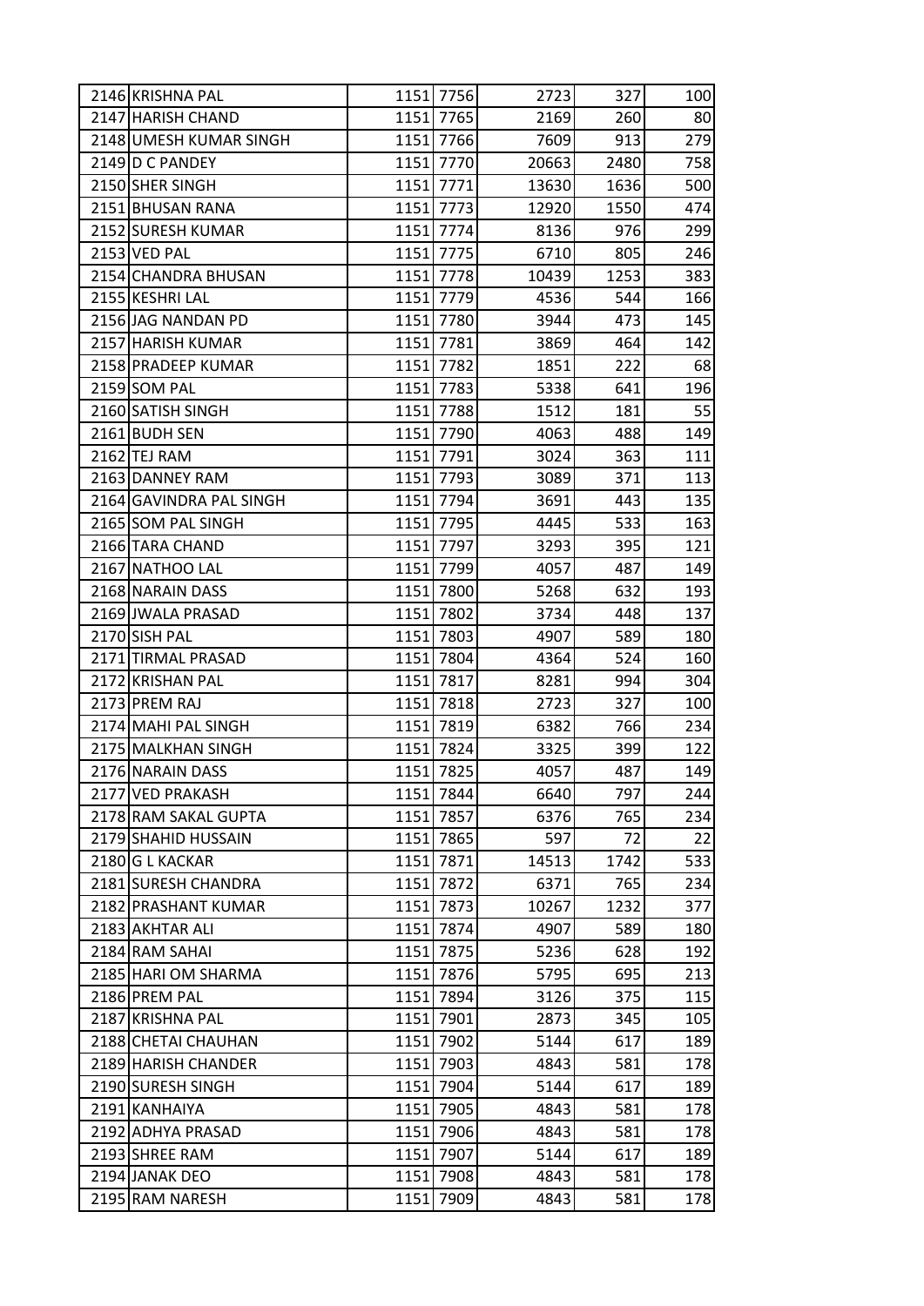| | | | | | | |
|---|---|---|---|---|---|---|
| 2146 | KRISHNA PAL | 1151 | 7756 | 2723 | 327 | 100 |
| 2147 | HARISH CHAND | 1151 | 7765 | 2169 | 260 | 80 |
| 2148 | UMESH KUMAR SINGH | 1151 | 7766 | 7609 | 913 | 279 |
| 2149 | D C PANDEY | 1151 | 7770 | 20663 | 2480 | 758 |
| 2150 | SHER SINGH | 1151 | 7771 | 13630 | 1636 | 500 |
| 2151 | BHUSAN RANA | 1151 | 7773 | 12920 | 1550 | 474 |
| 2152 | SURESH KUMAR | 1151 | 7774 | 8136 | 976 | 299 |
| 2153 | VED PAL | 1151 | 7775 | 6710 | 805 | 246 |
| 2154 | CHANDRA BHUSAN | 1151 | 7778 | 10439 | 1253 | 383 |
| 2155 | KESHRI LAL | 1151 | 7779 | 4536 | 544 | 166 |
| 2156 | JAG NANDAN PD | 1151 | 7780 | 3944 | 473 | 145 |
| 2157 | HARISH KUMAR | 1151 | 7781 | 3869 | 464 | 142 |
| 2158 | PRADEEP KUMAR | 1151 | 7782 | 1851 | 222 | 68 |
| 2159 | SOM PAL | 1151 | 7783 | 5338 | 641 | 196 |
| 2160 | SATISH SINGH | 1151 | 7788 | 1512 | 181 | 55 |
| 2161 | BUDH SEN | 1151 | 7790 | 4063 | 488 | 149 |
| 2162 | TEJ RAM | 1151 | 7791 | 3024 | 363 | 111 |
| 2163 | DANNEY RAM | 1151 | 7793 | 3089 | 371 | 113 |
| 2164 | GAVINDRA PAL SINGH | 1151 | 7794 | 3691 | 443 | 135 |
| 2165 | SOM PAL SINGH | 1151 | 7795 | 4445 | 533 | 163 |
| 2166 | TARA CHAND | 1151 | 7797 | 3293 | 395 | 121 |
| 2167 | NATHOO LAL | 1151 | 7799 | 4057 | 487 | 149 |
| 2168 | NARAIN DASS | 1151 | 7800 | 5268 | 632 | 193 |
| 2169 | JWALA PRASAD | 1151 | 7802 | 3734 | 448 | 137 |
| 2170 | SISH PAL | 1151 | 7803 | 4907 | 589 | 180 |
| 2171 | TIRMAL PRASAD | 1151 | 7804 | 4364 | 524 | 160 |
| 2172 | KRISHAN PAL | 1151 | 7817 | 8281 | 994 | 304 |
| 2173 | PREM RAJ | 1151 | 7818 | 2723 | 327 | 100 |
| 2174 | MAHI PAL SINGH | 1151 | 7819 | 6382 | 766 | 234 |
| 2175 | MALKHAN SINGH | 1151 | 7824 | 3325 | 399 | 122 |
| 2176 | NARAIN DASS | 1151 | 7825 | 4057 | 487 | 149 |
| 2177 | VED PRAKASH | 1151 | 7844 | 6640 | 797 | 244 |
| 2178 | RAM SAKAL GUPTA | 1151 | 7857 | 6376 | 765 | 234 |
| 2179 | SHAHID HUSSAIN | 1151 | 7865 | 597 | 72 | 22 |
| 2180 | G L KACKAR | 1151 | 7871 | 14513 | 1742 | 533 |
| 2181 | SURESH CHANDRA | 1151 | 7872 | 6371 | 765 | 234 |
| 2182 | PRASHANT KUMAR | 1151 | 7873 | 10267 | 1232 | 377 |
| 2183 | AKHTAR ALI | 1151 | 7874 | 4907 | 589 | 180 |
| 2184 | RAM SAHAI | 1151 | 7875 | 5236 | 628 | 192 |
| 2185 | HARI OM SHARMA | 1151 | 7876 | 5795 | 695 | 213 |
| 2186 | PREM PAL | 1151 | 7894 | 3126 | 375 | 115 |
| 2187 | KRISHNA PAL | 1151 | 7901 | 2873 | 345 | 105 |
| 2188 | CHETAI CHAUHAN | 1151 | 7902 | 5144 | 617 | 189 |
| 2189 | HARISH CHANDER | 1151 | 7903 | 4843 | 581 | 178 |
| 2190 | SURESH SINGH | 1151 | 7904 | 5144 | 617 | 189 |
| 2191 | KANHAIYA | 1151 | 7905 | 4843 | 581 | 178 |
| 2192 | ADHYA PRASAD | 1151 | 7906 | 4843 | 581 | 178 |
| 2193 | SHREE RAM | 1151 | 7907 | 5144 | 617 | 189 |
| 2194 | JANAK DEO | 1151 | 7908 | 4843 | 581 | 178 |
| 2195 | RAM NARESH | 1151 | 7909 | 4843 | 581 | 178 |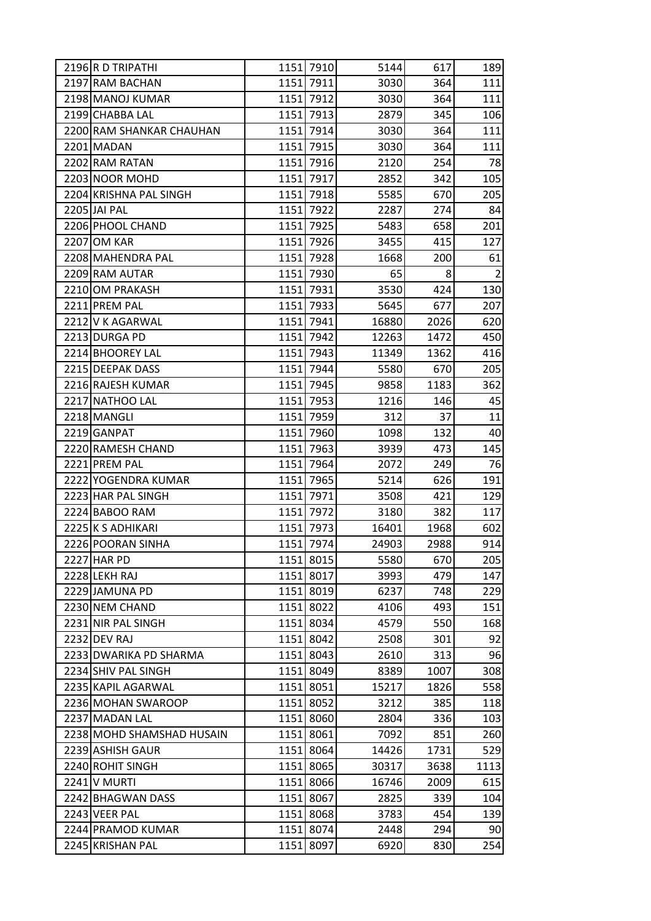| | | | | | | |
|---|---|---|---|---|---|---|
| 2196 | R D TRIPATHI | 1151 | 7910 | 5144 | 617 | 189 |
| 2197 | RAM BACHAN | 1151 | 7911 | 3030 | 364 | 111 |
| 2198 | MANOJ KUMAR | 1151 | 7912 | 3030 | 364 | 111 |
| 2199 | CHABBA LAL | 1151 | 7913 | 2879 | 345 | 106 |
| 2200 | RAM SHANKAR CHAUHAN | 1151 | 7914 | 3030 | 364 | 111 |
| 2201 | MADAN | 1151 | 7915 | 3030 | 364 | 111 |
| 2202 | RAM RATAN | 1151 | 7916 | 2120 | 254 | 78 |
| 2203 | NOOR MOHD | 1151 | 7917 | 2852 | 342 | 105 |
| 2204 | KRISHNA PAL SINGH | 1151 | 7918 | 5585 | 670 | 205 |
| 2205 | JAI PAL | 1151 | 7922 | 2287 | 274 | 84 |
| 2206 | PHOOL CHAND | 1151 | 7925 | 5483 | 658 | 201 |
| 2207 | OM KAR | 1151 | 7926 | 3455 | 415 | 127 |
| 2208 | MAHENDRA PAL | 1151 | 7928 | 1668 | 200 | 61 |
| 2209 | RAM AUTAR | 1151 | 7930 | 65 | 8 | 2 |
| 2210 | OM PRAKASH | 1151 | 7931 | 3530 | 424 | 130 |
| 2211 | PREM PAL | 1151 | 7933 | 5645 | 677 | 207 |
| 2212 | V K AGARWAL | 1151 | 7941 | 16880 | 2026 | 620 |
| 2213 | DURGA PD | 1151 | 7942 | 12263 | 1472 | 450 |
| 2214 | BHOOREY LAL | 1151 | 7943 | 11349 | 1362 | 416 |
| 2215 | DEEPAK DASS | 1151 | 7944 | 5580 | 670 | 205 |
| 2216 | RAJESH KUMAR | 1151 | 7945 | 9858 | 1183 | 362 |
| 2217 | NATHOO LAL | 1151 | 7953 | 1216 | 146 | 45 |
| 2218 | MANGLI | 1151 | 7959 | 312 | 37 | 11 |
| 2219 | GANPAT | 1151 | 7960 | 1098 | 132 | 40 |
| 2220 | RAMESH CHAND | 1151 | 7963 | 3939 | 473 | 145 |
| 2221 | PREM PAL | 1151 | 7964 | 2072 | 249 | 76 |
| 2222 | YOGENDRA KUMAR | 1151 | 7965 | 5214 | 626 | 191 |
| 2223 | HAR PAL SINGH | 1151 | 7971 | 3508 | 421 | 129 |
| 2224 | BABOO RAM | 1151 | 7972 | 3180 | 382 | 117 |
| 2225 | K S ADHIKARI | 1151 | 7973 | 16401 | 1968 | 602 |
| 2226 | POORAN SINHA | 1151 | 7974 | 24903 | 2988 | 914 |
| 2227 | HAR PD | 1151 | 8015 | 5580 | 670 | 205 |
| 2228 | LEKH RAJ | 1151 | 8017 | 3993 | 479 | 147 |
| 2229 | JAMUNA PD | 1151 | 8019 | 6237 | 748 | 229 |
| 2230 | NEM CHAND | 1151 | 8022 | 4106 | 493 | 151 |
| 2231 | NIR PAL SINGH | 1151 | 8034 | 4579 | 550 | 168 |
| 2232 | DEV RAJ | 1151 | 8042 | 2508 | 301 | 92 |
| 2233 | DWARIKA PD SHARMA | 1151 | 8043 | 2610 | 313 | 96 |
| 2234 | SHIV PAL SINGH | 1151 | 8049 | 8389 | 1007 | 308 |
| 2235 | KAPIL AGARWAL | 1151 | 8051 | 15217 | 1826 | 558 |
| 2236 | MOHAN SWAROOP | 1151 | 8052 | 3212 | 385 | 118 |
| 2237 | MADAN LAL | 1151 | 8060 | 2804 | 336 | 103 |
| 2238 | MOHD SHAMSHAD HUSAIN | 1151 | 8061 | 7092 | 851 | 260 |
| 2239 | ASHISH GAUR | 1151 | 8064 | 14426 | 1731 | 529 |
| 2240 | ROHIT SINGH | 1151 | 8065 | 30317 | 3638 | 1113 |
| 2241 | V MURTI | 1151 | 8066 | 16746 | 2009 | 615 |
| 2242 | BHAGWAN DASS | 1151 | 8067 | 2825 | 339 | 104 |
| 2243 | VEER PAL | 1151 | 8068 | 3783 | 454 | 139 |
| 2244 | PRAMOD KUMAR | 1151 | 8074 | 2448 | 294 | 90 |
| 2245 | KRISHAN PAL | 1151 | 8097 | 6920 | 830 | 254 |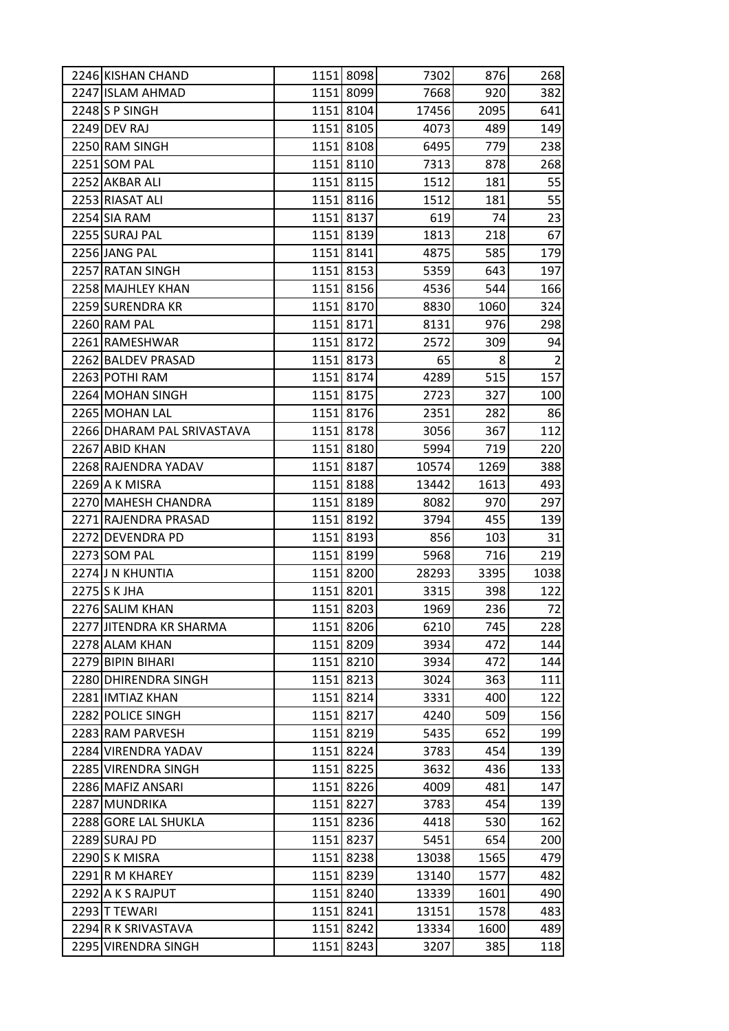| | | | | | | |
|---|---|---|---|---|---|---|
| 2246 | KISHAN CHAND | 1151 | 8098 | 7302 | 876 | 268 |
| 2247 | ISLAM AHMAD | 1151 | 8099 | 7668 | 920 | 382 |
| 2248 | S P SINGH | 1151 | 8104 | 17456 | 2095 | 641 |
| 2249 | DEV RAJ | 1151 | 8105 | 4073 | 489 | 149 |
| 2250 | RAM SINGH | 1151 | 8108 | 6495 | 779 | 238 |
| 2251 | SOM PAL | 1151 | 8110 | 7313 | 878 | 268 |
| 2252 | AKBAR ALI | 1151 | 8115 | 1512 | 181 | 55 |
| 2253 | RIASAT ALI | 1151 | 8116 | 1512 | 181 | 55 |
| 2254 | SIA RAM | 1151 | 8137 | 619 | 74 | 23 |
| 2255 | SURAJ PAL | 1151 | 8139 | 1813 | 218 | 67 |
| 2256 | JANG PAL | 1151 | 8141 | 4875 | 585 | 179 |
| 2257 | RATAN SINGH | 1151 | 8153 | 5359 | 643 | 197 |
| 2258 | MAJHLEY KHAN | 1151 | 8156 | 4536 | 544 | 166 |
| 2259 | SURENDRA KR | 1151 | 8170 | 8830 | 1060 | 324 |
| 2260 | RAM PAL | 1151 | 8171 | 8131 | 976 | 298 |
| 2261 | RAMESHWAR | 1151 | 8172 | 2572 | 309 | 94 |
| 2262 | BALDEV PRASAD | 1151 | 8173 | 65 | 8 | 2 |
| 2263 | POTHI RAM | 1151 | 8174 | 4289 | 515 | 157 |
| 2264 | MOHAN SINGH | 1151 | 8175 | 2723 | 327 | 100 |
| 2265 | MOHAN LAL | 1151 | 8176 | 2351 | 282 | 86 |
| 2266 | DHARAM PAL SRIVASTAVA | 1151 | 8178 | 3056 | 367 | 112 |
| 2267 | ABID KHAN | 1151 | 8180 | 5994 | 719 | 220 |
| 2268 | RAJENDRA YADAV | 1151 | 8187 | 10574 | 1269 | 388 |
| 2269 | A K MISRA | 1151 | 8188 | 13442 | 1613 | 493 |
| 2270 | MAHESH CHANDRA | 1151 | 8189 | 8082 | 970 | 297 |
| 2271 | RAJENDRA PRASAD | 1151 | 8192 | 3794 | 455 | 139 |
| 2272 | DEVENDRA PD | 1151 | 8193 | 856 | 103 | 31 |
| 2273 | SOM PAL | 1151 | 8199 | 5968 | 716 | 219 |
| 2274 | J N KHUNTIA | 1151 | 8200 | 28293 | 3395 | 1038 |
| 2275 | S K JHA | 1151 | 8201 | 3315 | 398 | 122 |
| 2276 | SALIM KHAN | 1151 | 8203 | 1969 | 236 | 72 |
| 2277 | JITENDRA KR SHARMA | 1151 | 8206 | 6210 | 745 | 228 |
| 2278 | ALAM KHAN | 1151 | 8209 | 3934 | 472 | 144 |
| 2279 | BIPIN BIHARI | 1151 | 8210 | 3934 | 472 | 144 |
| 2280 | DHIRENDRA SINGH | 1151 | 8213 | 3024 | 363 | 111 |
| 2281 | IMTIAZ KHAN | 1151 | 8214 | 3331 | 400 | 122 |
| 2282 | POLICE SINGH | 1151 | 8217 | 4240 | 509 | 156 |
| 2283 | RAM PARVESH | 1151 | 8219 | 5435 | 652 | 199 |
| 2284 | VIRENDRA YADAV | 1151 | 8224 | 3783 | 454 | 139 |
| 2285 | VIRENDRA SINGH | 1151 | 8225 | 3632 | 436 | 133 |
| 2286 | MAFIZ ANSARI | 1151 | 8226 | 4009 | 481 | 147 |
| 2287 | MUNDRIKA | 1151 | 8227 | 3783 | 454 | 139 |
| 2288 | GORE LAL SHUKLA | 1151 | 8236 | 4418 | 530 | 162 |
| 2289 | SURAJ PD | 1151 | 8237 | 5451 | 654 | 200 |
| 2290 | S K MISRA | 1151 | 8238 | 13038 | 1565 | 479 |
| 2291 | R M KHAREY | 1151 | 8239 | 13140 | 1577 | 482 |
| 2292 | A K S RAJPUT | 1151 | 8240 | 13339 | 1601 | 490 |
| 2293 | T TEWARI | 1151 | 8241 | 13151 | 1578 | 483 |
| 2294 | R K SRIVASTAVA | 1151 | 8242 | 13334 | 1600 | 489 |
| 2295 | VIRENDRA SINGH | 1151 | 8243 | 3207 | 385 | 118 |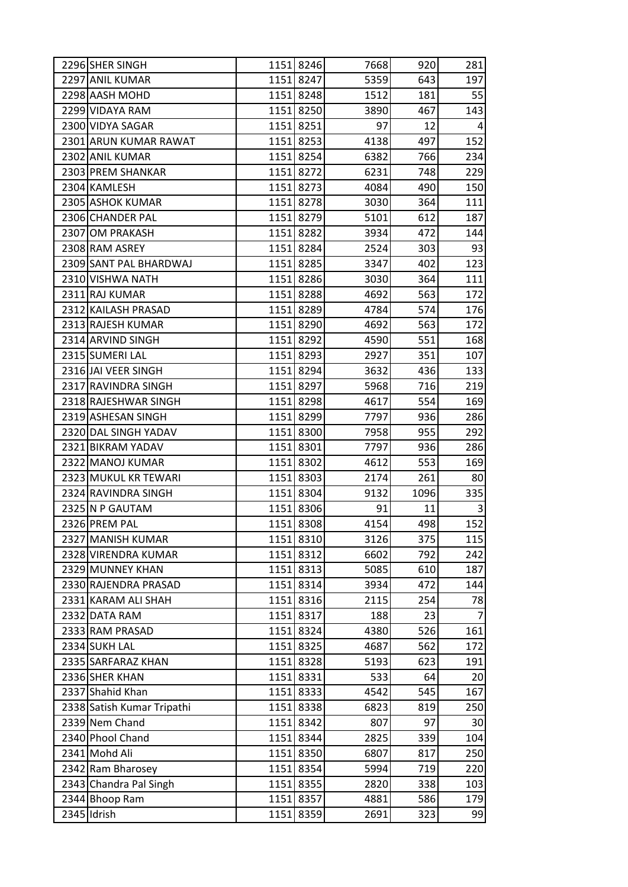| | | | | | | |
|---|---|---|---|---|---|---|
| 2296 | SHER SINGH | 1151 | 8246 | 7668 | 920 | 281 |
| 2297 | ANIL KUMAR | 1151 | 8247 | 5359 | 643 | 197 |
| 2298 | AASH MOHD | 1151 | 8248 | 1512 | 181 | 55 |
| 2299 | VIDAYA RAM | 1151 | 8250 | 3890 | 467 | 143 |
| 2300 | VIDYA SAGAR | 1151 | 8251 | 97 | 12 | 4 |
| 2301 | ARUN KUMAR RAWAT | 1151 | 8253 | 4138 | 497 | 152 |
| 2302 | ANIL KUMAR | 1151 | 8254 | 6382 | 766 | 234 |
| 2303 | PREM SHANKAR | 1151 | 8272 | 6231 | 748 | 229 |
| 2304 | KAMLESH | 1151 | 8273 | 4084 | 490 | 150 |
| 2305 | ASHOK KUMAR | 1151 | 8278 | 3030 | 364 | 111 |
| 2306 | CHANDER PAL | 1151 | 8279 | 5101 | 612 | 187 |
| 2307 | OM PRAKASH | 1151 | 8282 | 3934 | 472 | 144 |
| 2308 | RAM ASREY | 1151 | 8284 | 2524 | 303 | 93 |
| 2309 | SANT PAL BHARDWAJ | 1151 | 8285 | 3347 | 402 | 123 |
| 2310 | VISHWA NATH | 1151 | 8286 | 3030 | 364 | 111 |
| 2311 | RAJ KUMAR | 1151 | 8288 | 4692 | 563 | 172 |
| 2312 | KAILASH PRASAD | 1151 | 8289 | 4784 | 574 | 176 |
| 2313 | RAJESH KUMAR | 1151 | 8290 | 4692 | 563 | 172 |
| 2314 | ARVIND SINGH | 1151 | 8292 | 4590 | 551 | 168 |
| 2315 | SUMERI LAL | 1151 | 8293 | 2927 | 351 | 107 |
| 2316 | JAI VEER SINGH | 1151 | 8294 | 3632 | 436 | 133 |
| 2317 | RAVINDRA SINGH | 1151 | 8297 | 5968 | 716 | 219 |
| 2318 | RAJESHWAR SINGH | 1151 | 8298 | 4617 | 554 | 169 |
| 2319 | ASHESAN SINGH | 1151 | 8299 | 7797 | 936 | 286 |
| 2320 | DAL SINGH YADAV | 1151 | 8300 | 7958 | 955 | 292 |
| 2321 | BIKRAM YADAV | 1151 | 8301 | 7797 | 936 | 286 |
| 2322 | MANOJ KUMAR | 1151 | 8302 | 4612 | 553 | 169 |
| 2323 | MUKUL KR TEWARI | 1151 | 8303 | 2174 | 261 | 80 |
| 2324 | RAVINDRA SINGH | 1151 | 8304 | 9132 | 1096 | 335 |
| 2325 | N P GAUTAM | 1151 | 8306 | 91 | 11 | 3 |
| 2326 | PREM PAL | 1151 | 8308 | 4154 | 498 | 152 |
| 2327 | MANISH KUMAR | 1151 | 8310 | 3126 | 375 | 115 |
| 2328 | VIRENDRA KUMAR | 1151 | 8312 | 6602 | 792 | 242 |
| 2329 | MUNNEY KHAN | 1151 | 8313 | 5085 | 610 | 187 |
| 2330 | RAJENDRA PRASAD | 1151 | 8314 | 3934 | 472 | 144 |
| 2331 | KARAM ALI SHAH | 1151 | 8316 | 2115 | 254 | 78 |
| 2332 | DATA RAM | 1151 | 8317 | 188 | 23 | 7 |
| 2333 | RAM PRASAD | 1151 | 8324 | 4380 | 526 | 161 |
| 2334 | SUKH LAL | 1151 | 8325 | 4687 | 562 | 172 |
| 2335 | SARFARAZ KHAN | 1151 | 8328 | 5193 | 623 | 191 |
| 2336 | SHER KHAN | 1151 | 8331 | 533 | 64 | 20 |
| 2337 | Shahid Khan | 1151 | 8333 | 4542 | 545 | 167 |
| 2338 | Satish Kumar Tripathi | 1151 | 8338 | 6823 | 819 | 250 |
| 2339 | Nem Chand | 1151 | 8342 | 807 | 97 | 30 |
| 2340 | Phool Chand | 1151 | 8344 | 2825 | 339 | 104 |
| 2341 | Mohd Ali | 1151 | 8350 | 6807 | 817 | 250 |
| 2342 | Ram Bharosey | 1151 | 8354 | 5994 | 719 | 220 |
| 2343 | Chandra Pal Singh | 1151 | 8355 | 2820 | 338 | 103 |
| 2344 | Bhoop Ram | 1151 | 8357 | 4881 | 586 | 179 |
| 2345 | Idrish | 1151 | 8359 | 2691 | 323 | 99 |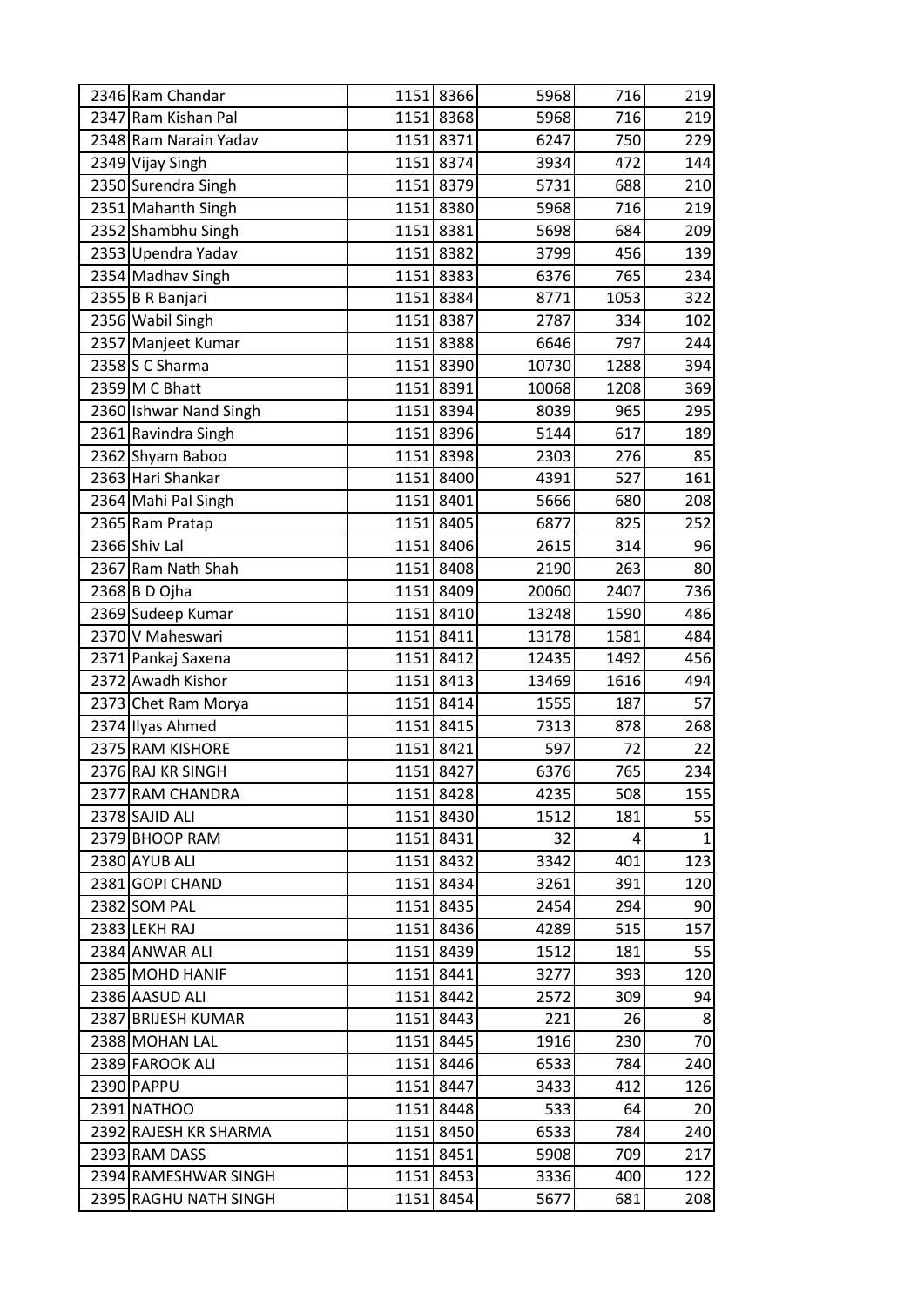| | | | | | | |
|---|---|---|---|---|---|---|
| 2346 | Ram Chandar | 1151 | 8366 | 5968 | 716 | 219 |
| 2347 | Ram Kishan Pal | 1151 | 8368 | 5968 | 716 | 219 |
| 2348 | Ram Narain Yadav | 1151 | 8371 | 6247 | 750 | 229 |
| 2349 | Vijay Singh | 1151 | 8374 | 3934 | 472 | 144 |
| 2350 | Surendra Singh | 1151 | 8379 | 5731 | 688 | 210 |
| 2351 | Mahanth Singh | 1151 | 8380 | 5968 | 716 | 219 |
| 2352 | Shambhu Singh | 1151 | 8381 | 5698 | 684 | 209 |
| 2353 | Upendra Yadav | 1151 | 8382 | 3799 | 456 | 139 |
| 2354 | Madhav Singh | 1151 | 8383 | 6376 | 765 | 234 |
| 2355 | B R Banjari | 1151 | 8384 | 8771 | 1053 | 322 |
| 2356 | Wabil Singh | 1151 | 8387 | 2787 | 334 | 102 |
| 2357 | Manjeet Kumar | 1151 | 8388 | 6646 | 797 | 244 |
| 2358 | S C Sharma | 1151 | 8390 | 10730 | 1288 | 394 |
| 2359 | M C Bhatt | 1151 | 8391 | 10068 | 1208 | 369 |
| 2360 | Ishwar Nand Singh | 1151 | 8394 | 8039 | 965 | 295 |
| 2361 | Ravindra Singh | 1151 | 8396 | 5144 | 617 | 189 |
| 2362 | Shyam Baboo | 1151 | 8398 | 2303 | 276 | 85 |
| 2363 | Hari Shankar | 1151 | 8400 | 4391 | 527 | 161 |
| 2364 | Mahi Pal Singh | 1151 | 8401 | 5666 | 680 | 208 |
| 2365 | Ram Pratap | 1151 | 8405 | 6877 | 825 | 252 |
| 2366 | Shiv Lal | 1151 | 8406 | 2615 | 314 | 96 |
| 2367 | Ram Nath Shah | 1151 | 8408 | 2190 | 263 | 80 |
| 2368 | B D Ojha | 1151 | 8409 | 20060 | 2407 | 736 |
| 2369 | Sudeep Kumar | 1151 | 8410 | 13248 | 1590 | 486 |
| 2370 | V Maheswari | 1151 | 8411 | 13178 | 1581 | 484 |
| 2371 | Pankaj Saxena | 1151 | 8412 | 12435 | 1492 | 456 |
| 2372 | Awadh Kishor | 1151 | 8413 | 13469 | 1616 | 494 |
| 2373 | Chet Ram Morya | 1151 | 8414 | 1555 | 187 | 57 |
| 2374 | Ilyas Ahmed | 1151 | 8415 | 7313 | 878 | 268 |
| 2375 | RAM KISHORE | 1151 | 8421 | 597 | 72 | 22 |
| 2376 | RAJ KR SINGH | 1151 | 8427 | 6376 | 765 | 234 |
| 2377 | RAM CHANDRA | 1151 | 8428 | 4235 | 508 | 155 |
| 2378 | SAJID ALI | 1151 | 8430 | 1512 | 181 | 55 |
| 2379 | BHOOP RAM | 1151 | 8431 | 32 | 4 | 1 |
| 2380 | AYUB ALI | 1151 | 8432 | 3342 | 401 | 123 |
| 2381 | GOPI CHAND | 1151 | 8434 | 3261 | 391 | 120 |
| 2382 | SOM PAL | 1151 | 8435 | 2454 | 294 | 90 |
| 2383 | LEKH RAJ | 1151 | 8436 | 4289 | 515 | 157 |
| 2384 | ANWAR ALI | 1151 | 8439 | 1512 | 181 | 55 |
| 2385 | MOHD HANIF | 1151 | 8441 | 3277 | 393 | 120 |
| 2386 | AASUD ALI | 1151 | 8442 | 2572 | 309 | 94 |
| 2387 | BRIJESH KUMAR | 1151 | 8443 | 221 | 26 | 8 |
| 2388 | MOHAN LAL | 1151 | 8445 | 1916 | 230 | 70 |
| 2389 | FAROOK ALI | 1151 | 8446 | 6533 | 784 | 240 |
| 2390 | PAPPU | 1151 | 8447 | 3433 | 412 | 126 |
| 2391 | NATHOO | 1151 | 8448 | 533 | 64 | 20 |
| 2392 | RAJESH KR SHARMA | 1151 | 8450 | 6533 | 784 | 240 |
| 2393 | RAM DASS | 1151 | 8451 | 5908 | 709 | 217 |
| 2394 | RAMESHWAR SINGH | 1151 | 8453 | 3336 | 400 | 122 |
| 2395 | RAGHU NATH SINGH | 1151 | 8454 | 5677 | 681 | 208 |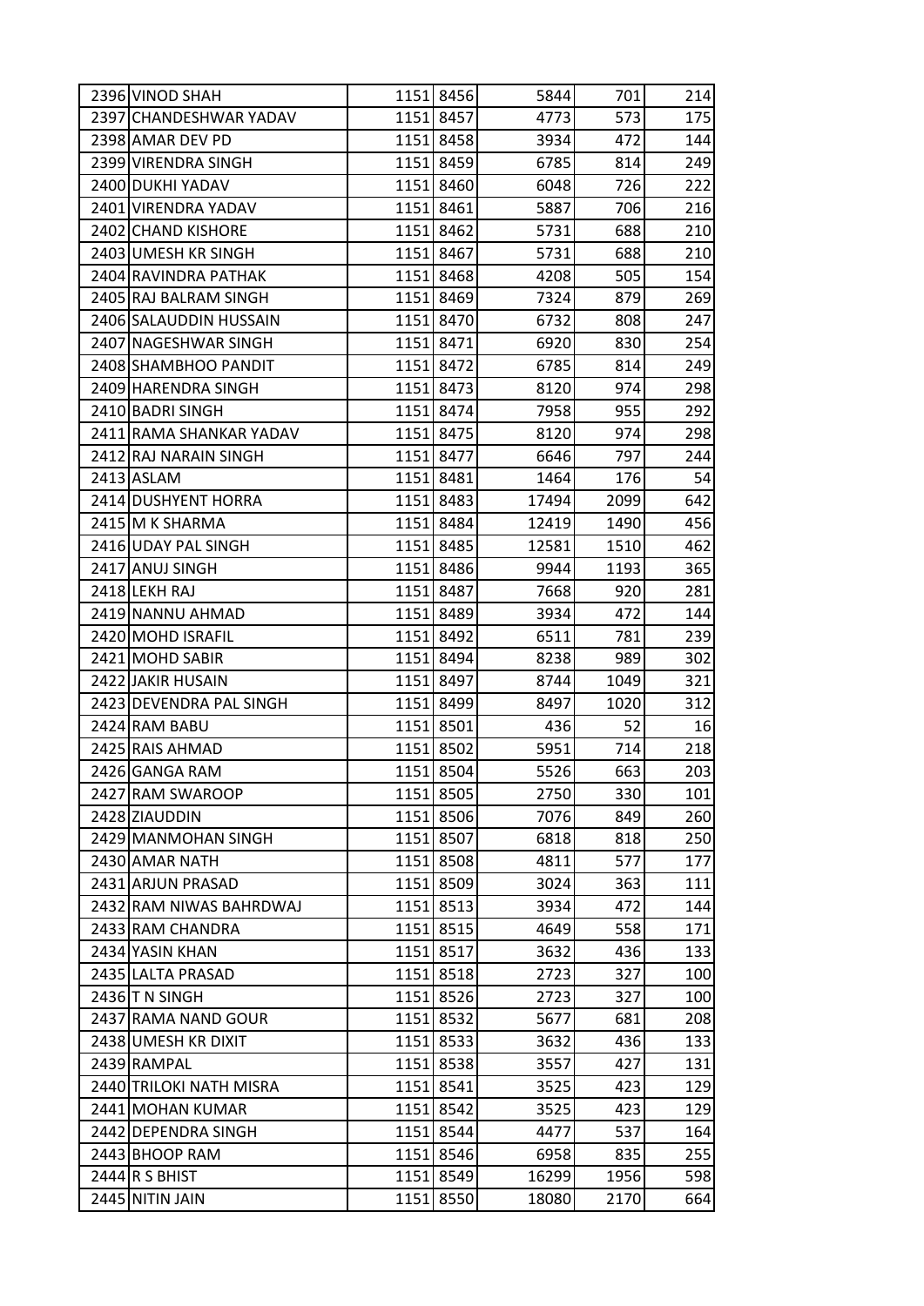| | | | | | | |
|---|---|---|---|---|---|---|
| 2396 | VINOD SHAH | 1151 | 8456 | 5844 | 701 | 214 |
| 2397 | CHANDESHWAR YADAV | 1151 | 8457 | 4773 | 573 | 175 |
| 2398 | AMAR DEV PD | 1151 | 8458 | 3934 | 472 | 144 |
| 2399 | VIRENDRA SINGH | 1151 | 8459 | 6785 | 814 | 249 |
| 2400 | DUKHI YADAV | 1151 | 8460 | 6048 | 726 | 222 |
| 2401 | VIRENDRA YADAV | 1151 | 8461 | 5887 | 706 | 216 |
| 2402 | CHAND KISHORE | 1151 | 8462 | 5731 | 688 | 210 |
| 2403 | UMESH KR SINGH | 1151 | 8467 | 5731 | 688 | 210 |
| 2404 | RAVINDRA PATHAK | 1151 | 8468 | 4208 | 505 | 154 |
| 2405 | RAJ BALRAM SINGH | 1151 | 8469 | 7324 | 879 | 269 |
| 2406 | SALAUDDIN HUSSAIN | 1151 | 8470 | 6732 | 808 | 247 |
| 2407 | NAGESHWAR SINGH | 1151 | 8471 | 6920 | 830 | 254 |
| 2408 | SHAMBHOO PANDIT | 1151 | 8472 | 6785 | 814 | 249 |
| 2409 | HARENDRA SINGH | 1151 | 8473 | 8120 | 974 | 298 |
| 2410 | BADRI SINGH | 1151 | 8474 | 7958 | 955 | 292 |
| 2411 | RAMA SHANKAR YADAV | 1151 | 8475 | 8120 | 974 | 298 |
| 2412 | RAJ NARAIN SINGH | 1151 | 8477 | 6646 | 797 | 244 |
| 2413 | ASLAM | 1151 | 8481 | 1464 | 176 | 54 |
| 2414 | DUSHYENT HORRA | 1151 | 8483 | 17494 | 2099 | 642 |
| 2415 | M K SHARMA | 1151 | 8484 | 12419 | 1490 | 456 |
| 2416 | UDAY PAL SINGH | 1151 | 8485 | 12581 | 1510 | 462 |
| 2417 | ANUJ SINGH | 1151 | 8486 | 9944 | 1193 | 365 |
| 2418 | LEKH RAJ | 1151 | 8487 | 7668 | 920 | 281 |
| 2419 | NANNU AHMAD | 1151 | 8489 | 3934 | 472 | 144 |
| 2420 | MOHD ISRAFIL | 1151 | 8492 | 6511 | 781 | 239 |
| 2421 | MOHD SABIR | 1151 | 8494 | 8238 | 989 | 302 |
| 2422 | JAKIR HUSAIN | 1151 | 8497 | 8744 | 1049 | 321 |
| 2423 | DEVENDRA PAL SINGH | 1151 | 8499 | 8497 | 1020 | 312 |
| 2424 | RAM BABU | 1151 | 8501 | 436 | 52 | 16 |
| 2425 | RAIS AHMAD | 1151 | 8502 | 5951 | 714 | 218 |
| 2426 | GANGA RAM | 1151 | 8504 | 5526 | 663 | 203 |
| 2427 | RAM SWAROOP | 1151 | 8505 | 2750 | 330 | 101 |
| 2428 | ZIAUDDIN | 1151 | 8506 | 7076 | 849 | 260 |
| 2429 | MANMOHAN SINGH | 1151 | 8507 | 6818 | 818 | 250 |
| 2430 | AMAR NATH | 1151 | 8508 | 4811 | 577 | 177 |
| 2431 | ARJUN PRASAD | 1151 | 8509 | 3024 | 363 | 111 |
| 2432 | RAM NIWAS BAHRDWAJ | 1151 | 8513 | 3934 | 472 | 144 |
| 2433 | RAM CHANDRA | 1151 | 8515 | 4649 | 558 | 171 |
| 2434 | YASIN KHAN | 1151 | 8517 | 3632 | 436 | 133 |
| 2435 | LALTA PRASAD | 1151 | 8518 | 2723 | 327 | 100 |
| 2436 | T N SINGH | 1151 | 8526 | 2723 | 327 | 100 |
| 2437 | RAMA NAND GOUR | 1151 | 8532 | 5677 | 681 | 208 |
| 2438 | UMESH KR DIXIT | 1151 | 8533 | 3632 | 436 | 133 |
| 2439 | RAMPAL | 1151 | 8538 | 3557 | 427 | 131 |
| 2440 | TRILOKI NATH MISRA | 1151 | 8541 | 3525 | 423 | 129 |
| 2441 | MOHAN KUMAR | 1151 | 8542 | 3525 | 423 | 129 |
| 2442 | DEPENDRA SINGH | 1151 | 8544 | 4477 | 537 | 164 |
| 2443 | BHOOP RAM | 1151 | 8546 | 6958 | 835 | 255 |
| 2444 | R S BHIST | 1151 | 8549 | 16299 | 1956 | 598 |
| 2445 | NITIN JAIN | 1151 | 8550 | 18080 | 2170 | 664 |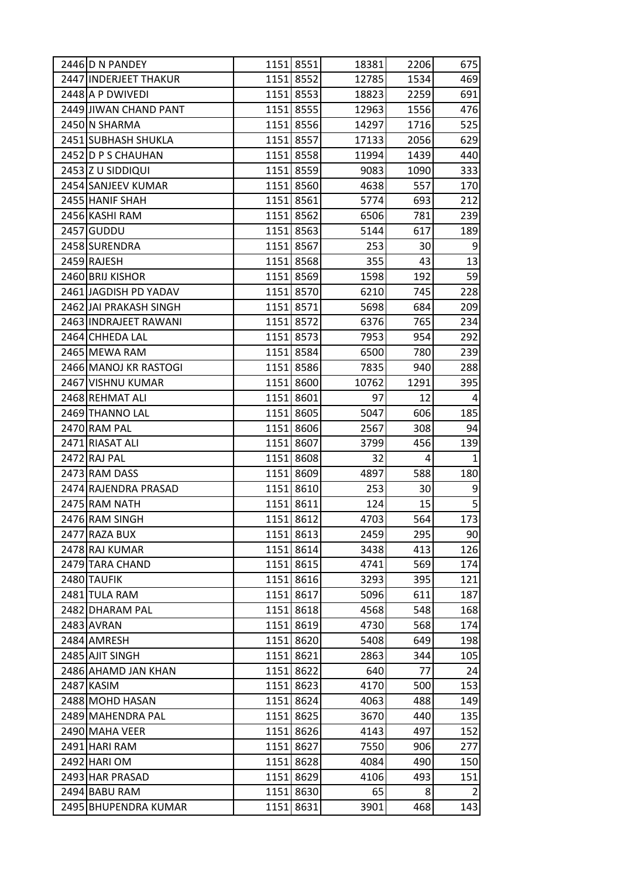| 2446 | D N PANDEY | 1151 | 8551 | 18381 | 2206 | 675 |
|---|---|---|---|---|---|---|
| 2447 | INDERJEET THAKUR | 1151 | 8552 | 12785 | 1534 | 469 |
| 2448 | A P DWIVEDI | 1151 | 8553 | 18823 | 2259 | 691 |
| 2449 | JIWAN CHAND PANT | 1151 | 8555 | 12963 | 1556 | 476 |
| 2450 | N SHARMA | 1151 | 8556 | 14297 | 1716 | 525 |
| 2451 | SUBHASH SHUKLA | 1151 | 8557 | 17133 | 2056 | 629 |
| 2452 | D P S CHAUHAN | 1151 | 8558 | 11994 | 1439 | 440 |
| 2453 | Z U SIDDIQUI | 1151 | 8559 | 9083 | 1090 | 333 |
| 2454 | SANJEEV KUMAR | 1151 | 8560 | 4638 | 557 | 170 |
| 2455 | HANIF SHAH | 1151 | 8561 | 5774 | 693 | 212 |
| 2456 | KASHI RAM | 1151 | 8562 | 6506 | 781 | 239 |
| 2457 | GUDDU | 1151 | 8563 | 5144 | 617 | 189 |
| 2458 | SURENDRA | 1151 | 8567 | 253 | 30 | 9 |
| 2459 | RAJESH | 1151 | 8568 | 355 | 43 | 13 |
| 2460 | BRIJ KISHOR | 1151 | 8569 | 1598 | 192 | 59 |
| 2461 | JAGDISH PD YADAV | 1151 | 8570 | 6210 | 745 | 228 |
| 2462 | JAI PRAKASH SINGH | 1151 | 8571 | 5698 | 684 | 209 |
| 2463 | INDRAJEET RAWANI | 1151 | 8572 | 6376 | 765 | 234 |
| 2464 | CHHEDA LAL | 1151 | 8573 | 7953 | 954 | 292 |
| 2465 | MEWA RAM | 1151 | 8584 | 6500 | 780 | 239 |
| 2466 | MANOJ KR RASTOGI | 1151 | 8586 | 7835 | 940 | 288 |
| 2467 | VISHNU KUMAR | 1151 | 8600 | 10762 | 1291 | 395 |
| 2468 | REHMAT ALI | 1151 | 8601 | 97 | 12 | 4 |
| 2469 | THANNO LAL | 1151 | 8605 | 5047 | 606 | 185 |
| 2470 | RAM PAL | 1151 | 8606 | 2567 | 308 | 94 |
| 2471 | RIASAT ALI | 1151 | 8607 | 3799 | 456 | 139 |
| 2472 | RAJ PAL | 1151 | 8608 | 32 | 4 | 1 |
| 2473 | RAM DASS | 1151 | 8609 | 4897 | 588 | 180 |
| 2474 | RAJENDRA PRASAD | 1151 | 8610 | 253 | 30 | 9 |
| 2475 | RAM NATH | 1151 | 8611 | 124 | 15 | 5 |
| 2476 | RAM SINGH | 1151 | 8612 | 4703 | 564 | 173 |
| 2477 | RAZA BUX | 1151 | 8613 | 2459 | 295 | 90 |
| 2478 | RAJ KUMAR | 1151 | 8614 | 3438 | 413 | 126 |
| 2479 | TARA CHAND | 1151 | 8615 | 4741 | 569 | 174 |
| 2480 | TAUFIK | 1151 | 8616 | 3293 | 395 | 121 |
| 2481 | TULA RAM | 1151 | 8617 | 5096 | 611 | 187 |
| 2482 | DHARAM PAL | 1151 | 8618 | 4568 | 548 | 168 |
| 2483 | AVRAN | 1151 | 8619 | 4730 | 568 | 174 |
| 2484 | AMRESH | 1151 | 8620 | 5408 | 649 | 198 |
| 2485 | AJIT SINGH | 1151 | 8621 | 2863 | 344 | 105 |
| 2486 | AHAMD JAN KHAN | 1151 | 8622 | 640 | 77 | 24 |
| 2487 | KASIM | 1151 | 8623 | 4170 | 500 | 153 |
| 2488 | MOHD HASAN | 1151 | 8624 | 4063 | 488 | 149 |
| 2489 | MAHENDRA PAL | 1151 | 8625 | 3670 | 440 | 135 |
| 2490 | MAHA VEER | 1151 | 8626 | 4143 | 497 | 152 |
| 2491 | HARI RAM | 1151 | 8627 | 7550 | 906 | 277 |
| 2492 | HARI OM | 1151 | 8628 | 4084 | 490 | 150 |
| 2493 | HAR PRASAD | 1151 | 8629 | 4106 | 493 | 151 |
| 2494 | BABU RAM | 1151 | 8630 | 65 | 8 | 2 |
| 2495 | BHUPENDRA KUMAR | 1151 | 8631 | 3901 | 468 | 143 |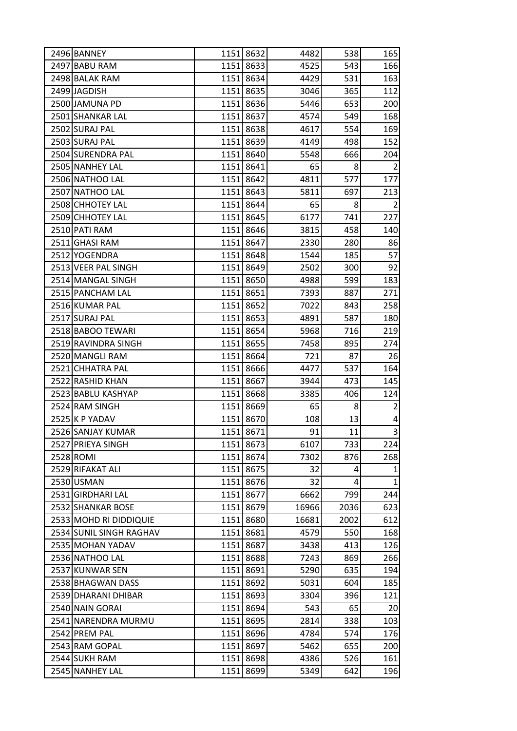| | | | | | | |
|---|---|---|---|---|---|---|
| 2496 | BANNEY | 1151 | 8632 | 4482 | 538 | 165 |
| 2497 | BABU RAM | 1151 | 8633 | 4525 | 543 | 166 |
| 2498 | BALAK RAM | 1151 | 8634 | 4429 | 531 | 163 |
| 2499 | JAGDISH | 1151 | 8635 | 3046 | 365 | 112 |
| 2500 | JAMUNA PD | 1151 | 8636 | 5446 | 653 | 200 |
| 2501 | SHANKAR LAL | 1151 | 8637 | 4574 | 549 | 168 |
| 2502 | SURAJ PAL | 1151 | 8638 | 4617 | 554 | 169 |
| 2503 | SURAJ PAL | 1151 | 8639 | 4149 | 498 | 152 |
| 2504 | SURENDRA PAL | 1151 | 8640 | 5548 | 666 | 204 |
| 2505 | NANHEY LAL | 1151 | 8641 | 65 | 8 | 2 |
| 2506 | NATHOO LAL | 1151 | 8642 | 4811 | 577 | 177 |
| 2507 | NATHOO LAL | 1151 | 8643 | 5811 | 697 | 213 |
| 2508 | CHHOTEY LAL | 1151 | 8644 | 65 | 8 | 2 |
| 2509 | CHHOTEY LAL | 1151 | 8645 | 6177 | 741 | 227 |
| 2510 | PATI RAM | 1151 | 8646 | 3815 | 458 | 140 |
| 2511 | GHASI RAM | 1151 | 8647 | 2330 | 280 | 86 |
| 2512 | YOGENDRA | 1151 | 8648 | 1544 | 185 | 57 |
| 2513 | VEER PAL SINGH | 1151 | 8649 | 2502 | 300 | 92 |
| 2514 | MANGAL SINGH | 1151 | 8650 | 4988 | 599 | 183 |
| 2515 | PANCHAM LAL | 1151 | 8651 | 7393 | 887 | 271 |
| 2516 | KUMAR PAL | 1151 | 8652 | 7022 | 843 | 258 |
| 2517 | SURAJ PAL | 1151 | 8653 | 4891 | 587 | 180 |
| 2518 | BABOO TEWARI | 1151 | 8654 | 5968 | 716 | 219 |
| 2519 | RAVINDRA SINGH | 1151 | 8655 | 7458 | 895 | 274 |
| 2520 | MANGLI RAM | 1151 | 8664 | 721 | 87 | 26 |
| 2521 | CHHATRA PAL | 1151 | 8666 | 4477 | 537 | 164 |
| 2522 | RASHID KHAN | 1151 | 8667 | 3944 | 473 | 145 |
| 2523 | BABLU KASHYAP | 1151 | 8668 | 3385 | 406 | 124 |
| 2524 | RAM SINGH | 1151 | 8669 | 65 | 8 | 2 |
| 2525 | K P YADAV | 1151 | 8670 | 108 | 13 | 4 |
| 2526 | SANJAY KUMAR | 1151 | 8671 | 91 | 11 | 3 |
| 2527 | PRIEYA SINGH | 1151 | 8673 | 6107 | 733 | 224 |
| 2528 | ROMI | 1151 | 8674 | 7302 | 876 | 268 |
| 2529 | RIFAKAT ALI | 1151 | 8675 | 32 | 4 | 1 |
| 2530 | USMAN | 1151 | 8676 | 32 | 4 | 1 |
| 2531 | GIRDHARI LAL | 1151 | 8677 | 6662 | 799 | 244 |
| 2532 | SHANKAR BOSE | 1151 | 8679 | 16966 | 2036 | 623 |
| 2533 | MOHD RI DIDDIQUIE | 1151 | 8680 | 16681 | 2002 | 612 |
| 2534 | SUNIL SINGH RAGHAV | 1151 | 8681 | 4579 | 550 | 168 |
| 2535 | MOHAN YADAV | 1151 | 8687 | 3438 | 413 | 126 |
| 2536 | NATHOO LAL | 1151 | 8688 | 7243 | 869 | 266 |
| 2537 | KUNWAR SEN | 1151 | 8691 | 5290 | 635 | 194 |
| 2538 | BHAGWAN DASS | 1151 | 8692 | 5031 | 604 | 185 |
| 2539 | DHARANI DHIBAR | 1151 | 8693 | 3304 | 396 | 121 |
| 2540 | NAIN GORAI | 1151 | 8694 | 543 | 65 | 20 |
| 2541 | NARENDRA MURMU | 1151 | 8695 | 2814 | 338 | 103 |
| 2542 | PREM PAL | 1151 | 8696 | 4784 | 574 | 176 |
| 2543 | RAM GOPAL | 1151 | 8697 | 5462 | 655 | 200 |
| 2544 | SUKH RAM | 1151 | 8698 | 4386 | 526 | 161 |
| 2545 | NANHEY LAL | 1151 | 8699 | 5349 | 642 | 196 |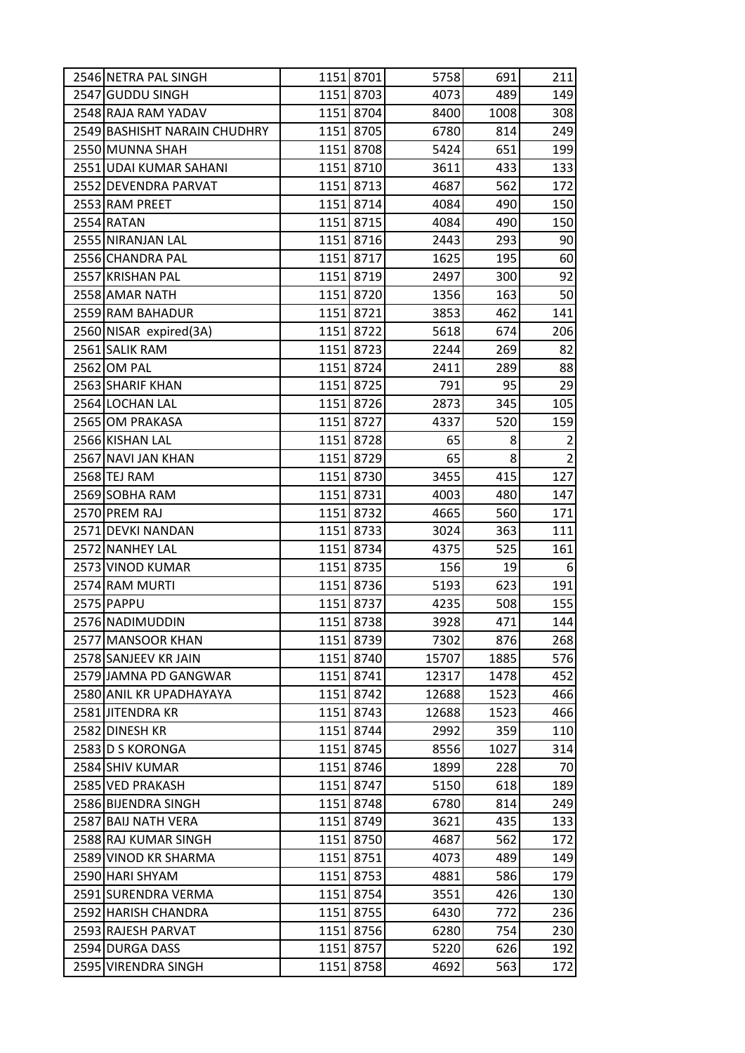| | | | | | | |
|---|---|---|---|---|---|---|
| 2546 | NETRA PAL SINGH | 1151 | 8701 | 5758 | 691 | 211 |
| 2547 | GUDDU SINGH | 1151 | 8703 | 4073 | 489 | 149 |
| 2548 | RAJA RAM YADAV | 1151 | 8704 | 8400 | 1008 | 308 |
| 2549 | BASHISHT NARAIN CHUDHRY | 1151 | 8705 | 6780 | 814 | 249 |
| 2550 | MUNNA SHAH | 1151 | 8708 | 5424 | 651 | 199 |
| 2551 | UDAI KUMAR SAHANI | 1151 | 8710 | 3611 | 433 | 133 |
| 2552 | DEVENDRA PARVAT | 1151 | 8713 | 4687 | 562 | 172 |
| 2553 | RAM PREET | 1151 | 8714 | 4084 | 490 | 150 |
| 2554 | RATAN | 1151 | 8715 | 4084 | 490 | 150 |
| 2555 | NIRANJAN LAL | 1151 | 8716 | 2443 | 293 | 90 |
| 2556 | CHANDRA PAL | 1151 | 8717 | 1625 | 195 | 60 |
| 2557 | KRISHAN PAL | 1151 | 8719 | 2497 | 300 | 92 |
| 2558 | AMAR NATH | 1151 | 8720 | 1356 | 163 | 50 |
| 2559 | RAM BAHADUR | 1151 | 8721 | 3853 | 462 | 141 |
| 2560 | NISAR expired(3A) | 1151 | 8722 | 5618 | 674 | 206 |
| 2561 | SALIK RAM | 1151 | 8723 | 2244 | 269 | 82 |
| 2562 | OM PAL | 1151 | 8724 | 2411 | 289 | 88 |
| 2563 | SHARIF KHAN | 1151 | 8725 | 791 | 95 | 29 |
| 2564 | LOCHAN LAL | 1151 | 8726 | 2873 | 345 | 105 |
| 2565 | OM PRAKASA | 1151 | 8727 | 4337 | 520 | 159 |
| 2566 | KISHAN LAL | 1151 | 8728 | 65 | 8 | 2 |
| 2567 | NAVI JAN KHAN | 1151 | 8729 | 65 | 8 | 2 |
| 2568 | TEJ RAM | 1151 | 8730 | 3455 | 415 | 127 |
| 2569 | SOBHA RAM | 1151 | 8731 | 4003 | 480 | 147 |
| 2570 | PREM RAJ | 1151 | 8732 | 4665 | 560 | 171 |
| 2571 | DEVKI NANDAN | 1151 | 8733 | 3024 | 363 | 111 |
| 2572 | NANHEY LAL | 1151 | 8734 | 4375 | 525 | 161 |
| 2573 | VINOD KUMAR | 1151 | 8735 | 156 | 19 | 6 |
| 2574 | RAM MURTI | 1151 | 8736 | 5193 | 623 | 191 |
| 2575 | PAPPU | 1151 | 8737 | 4235 | 508 | 155 |
| 2576 | NADIMUDDIN | 1151 | 8738 | 3928 | 471 | 144 |
| 2577 | MANSOOR KHAN | 1151 | 8739 | 7302 | 876 | 268 |
| 2578 | SANJEEV KR JAIN | 1151 | 8740 | 15707 | 1885 | 576 |
| 2579 | JAMNA PD GANGWAR | 1151 | 8741 | 12317 | 1478 | 452 |
| 2580 | ANIL KR UPADHAYAYA | 1151 | 8742 | 12688 | 1523 | 466 |
| 2581 | JITENDRA KR | 1151 | 8743 | 12688 | 1523 | 466 |
| 2582 | DINESH KR | 1151 | 8744 | 2992 | 359 | 110 |
| 2583 | D S KORONGA | 1151 | 8745 | 8556 | 1027 | 314 |
| 2584 | SHIV KUMAR | 1151 | 8746 | 1899 | 228 | 70 |
| 2585 | VED PRAKASH | 1151 | 8747 | 5150 | 618 | 189 |
| 2586 | BIJENDRA SINGH | 1151 | 8748 | 6780 | 814 | 249 |
| 2587 | BAIJ NATH VERA | 1151 | 8749 | 3621 | 435 | 133 |
| 2588 | RAJ KUMAR SINGH | 1151 | 8750 | 4687 | 562 | 172 |
| 2589 | VINOD KR SHARMA | 1151 | 8751 | 4073 | 489 | 149 |
| 2590 | HARI SHYAM | 1151 | 8753 | 4881 | 586 | 179 |
| 2591 | SURENDRA VERMA | 1151 | 8754 | 3551 | 426 | 130 |
| 2592 | HARISH CHANDRA | 1151 | 8755 | 6430 | 772 | 236 |
| 2593 | RAJESH PARVAT | 1151 | 8756 | 6280 | 754 | 230 |
| 2594 | DURGA DASS | 1151 | 8757 | 5220 | 626 | 192 |
| 2595 | VIRENDRA SINGH | 1151 | 8758 | 4692 | 563 | 172 |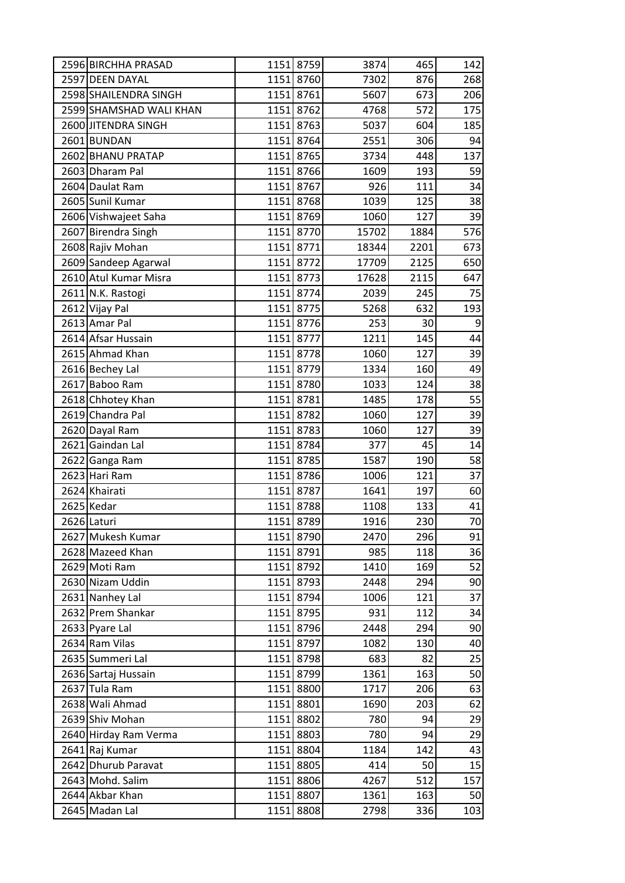| | | | | | | |
|---|---|---|---|---|---|---|
| 2596 | BIRCHHA PRASAD | 1151 | 8759 | 3874 | 465 | 142 |
| 2597 | DEEN DAYAL | 1151 | 8760 | 7302 | 876 | 268 |
| 2598 | SHAILENDRA SINGH | 1151 | 8761 | 5607 | 673 | 206 |
| 2599 | SHAMSHAD WALI KHAN | 1151 | 8762 | 4768 | 572 | 175 |
| 2600 | JITENDRA SINGH | 1151 | 8763 | 5037 | 604 | 185 |
| 2601 | BUNDAN | 1151 | 8764 | 2551 | 306 | 94 |
| 2602 | BHANU PRATAP | 1151 | 8765 | 3734 | 448 | 137 |
| 2603 | Dharam Pal | 1151 | 8766 | 1609 | 193 | 59 |
| 2604 | Daulat Ram | 1151 | 8767 | 926 | 111 | 34 |
| 2605 | Sunil Kumar | 1151 | 8768 | 1039 | 125 | 38 |
| 2606 | Vishwajeet Saha | 1151 | 8769 | 1060 | 127 | 39 |
| 2607 | Birendra Singh | 1151 | 8770 | 15702 | 1884 | 576 |
| 2608 | Rajiv Mohan | 1151 | 8771 | 18344 | 2201 | 673 |
| 2609 | Sandeep Agarwal | 1151 | 8772 | 17709 | 2125 | 650 |
| 2610 | Atul Kumar Misra | 1151 | 8773 | 17628 | 2115 | 647 |
| 2611 | N.K. Rastogi | 1151 | 8774 | 2039 | 245 | 75 |
| 2612 | Vijay Pal | 1151 | 8775 | 5268 | 632 | 193 |
| 2613 | Amar Pal | 1151 | 8776 | 253 | 30 | 9 |
| 2614 | Afsar Hussain | 1151 | 8777 | 1211 | 145 | 44 |
| 2615 | Ahmad Khan | 1151 | 8778 | 1060 | 127 | 39 |
| 2616 | Bechey Lal | 1151 | 8779 | 1334 | 160 | 49 |
| 2617 | Baboo Ram | 1151 | 8780 | 1033 | 124 | 38 |
| 2618 | Chhotey Khan | 1151 | 8781 | 1485 | 178 | 55 |
| 2619 | Chandra Pal | 1151 | 8782 | 1060 | 127 | 39 |
| 2620 | Dayal Ram | 1151 | 8783 | 1060 | 127 | 39 |
| 2621 | Gaindan Lal | 1151 | 8784 | 377 | 45 | 14 |
| 2622 | Ganga Ram | 1151 | 8785 | 1587 | 190 | 58 |
| 2623 | Hari Ram | 1151 | 8786 | 1006 | 121 | 37 |
| 2624 | Khairati | 1151 | 8787 | 1641 | 197 | 60 |
| 2625 | Kedar | 1151 | 8788 | 1108 | 133 | 41 |
| 2626 | Laturi | 1151 | 8789 | 1916 | 230 | 70 |
| 2627 | Mukesh Kumar | 1151 | 8790 | 2470 | 296 | 91 |
| 2628 | Mazeed Khan | 1151 | 8791 | 985 | 118 | 36 |
| 2629 | Moti Ram | 1151 | 8792 | 1410 | 169 | 52 |
| 2630 | Nizam Uddin | 1151 | 8793 | 2448 | 294 | 90 |
| 2631 | Nanhey Lal | 1151 | 8794 | 1006 | 121 | 37 |
| 2632 | Prem Shankar | 1151 | 8795 | 931 | 112 | 34 |
| 2633 | Pyare Lal | 1151 | 8796 | 2448 | 294 | 90 |
| 2634 | Ram Vilas | 1151 | 8797 | 1082 | 130 | 40 |
| 2635 | Summeri Lal | 1151 | 8798 | 683 | 82 | 25 |
| 2636 | Sartaj Hussain | 1151 | 8799 | 1361 | 163 | 50 |
| 2637 | Tula Ram | 1151 | 8800 | 1717 | 206 | 63 |
| 2638 | Wali Ahmad | 1151 | 8801 | 1690 | 203 | 62 |
| 2639 | Shiv Mohan | 1151 | 8802 | 780 | 94 | 29 |
| 2640 | Hirday Ram Verma | 1151 | 8803 | 780 | 94 | 29 |
| 2641 | Raj Kumar | 1151 | 8804 | 1184 | 142 | 43 |
| 2642 | Dhurub Paravat | 1151 | 8805 | 414 | 50 | 15 |
| 2643 | Mohd. Salim | 1151 | 8806 | 4267 | 512 | 157 |
| 2644 | Akbar Khan | 1151 | 8807 | 1361 | 163 | 50 |
| 2645 | Madan Lal | 1151 | 8808 | 2798 | 336 | 103 |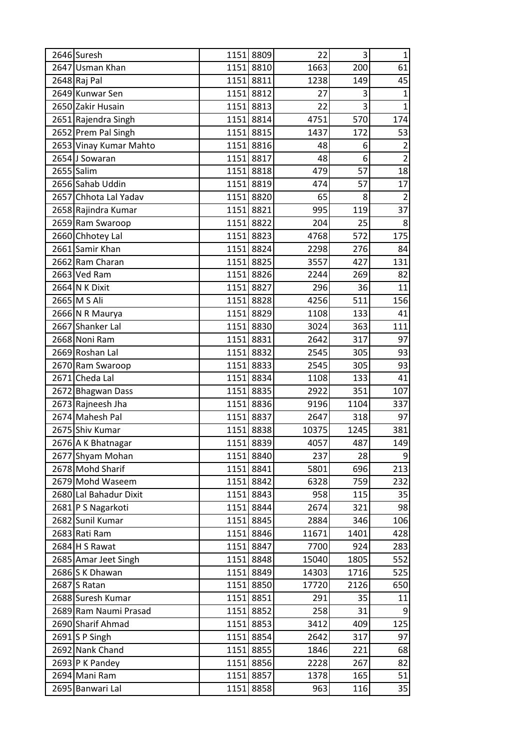| | | | | | | |
|---|---|---|---|---|---|---|
| 2646 | Suresh | 1151 | 8809 | 22 | 3 | 1 |
| 2647 | Usman Khan | 1151 | 8810 | 1663 | 200 | 61 |
| 2648 | Raj Pal | 1151 | 8811 | 1238 | 149 | 45 |
| 2649 | Kunwar Sen | 1151 | 8812 | 27 | 3 | 1 |
| 2650 | Zakir Husain | 1151 | 8813 | 22 | 3 | 1 |
| 2651 | Rajendra Singh | 1151 | 8814 | 4751 | 570 | 174 |
| 2652 | Prem Pal Singh | 1151 | 8815 | 1437 | 172 | 53 |
| 2653 | Vinay Kumar Mahto | 1151 | 8816 | 48 | 6 | 2 |
| 2654 | J Sowaran | 1151 | 8817 | 48 | 6 | 2 |
| 2655 | Salim | 1151 | 8818 | 479 | 57 | 18 |
| 2656 | Sahab Uddin | 1151 | 8819 | 474 | 57 | 17 |
| 2657 | Chhota Lal Yadav | 1151 | 8820 | 65 | 8 | 2 |
| 2658 | Rajindra Kumar | 1151 | 8821 | 995 | 119 | 37 |
| 2659 | Ram Swaroop | 1151 | 8822 | 204 | 25 | 8 |
| 2660 | Chhotey Lal | 1151 | 8823 | 4768 | 572 | 175 |
| 2661 | Samir Khan | 1151 | 8824 | 2298 | 276 | 84 |
| 2662 | Ram Charan | 1151 | 8825 | 3557 | 427 | 131 |
| 2663 | Ved Ram | 1151 | 8826 | 2244 | 269 | 82 |
| 2664 | N K Dixit | 1151 | 8827 | 296 | 36 | 11 |
| 2665 | M S Ali | 1151 | 8828 | 4256 | 511 | 156 |
| 2666 | N R Maurya | 1151 | 8829 | 1108 | 133 | 41 |
| 2667 | Shanker Lal | 1151 | 8830 | 3024 | 363 | 111 |
| 2668 | Noni Ram | 1151 | 8831 | 2642 | 317 | 97 |
| 2669 | Roshan Lal | 1151 | 8832 | 2545 | 305 | 93 |
| 2670 | Ram Swaroop | 1151 | 8833 | 2545 | 305 | 93 |
| 2671 | Cheda Lal | 1151 | 8834 | 1108 | 133 | 41 |
| 2672 | Bhagwan Dass | 1151 | 8835 | 2922 | 351 | 107 |
| 2673 | Rajneesh Jha | 1151 | 8836 | 9196 | 1104 | 337 |
| 2674 | Mahesh Pal | 1151 | 8837 | 2647 | 318 | 97 |
| 2675 | Shiv Kumar | 1151 | 8838 | 10375 | 1245 | 381 |
| 2676 | A K Bhatnagar | 1151 | 8839 | 4057 | 487 | 149 |
| 2677 | Shyam Mohan | 1151 | 8840 | 237 | 28 | 9 |
| 2678 | Mohd Sharif | 1151 | 8841 | 5801 | 696 | 213 |
| 2679 | Mohd Waseem | 1151 | 8842 | 6328 | 759 | 232 |
| 2680 | Lal Bahadur Dixit | 1151 | 8843 | 958 | 115 | 35 |
| 2681 | P S Nagarkoti | 1151 | 8844 | 2674 | 321 | 98 |
| 2682 | Sunil Kumar | 1151 | 8845 | 2884 | 346 | 106 |
| 2683 | Rati Ram | 1151 | 8846 | 11671 | 1401 | 428 |
| 2684 | H S Rawat | 1151 | 8847 | 7700 | 924 | 283 |
| 2685 | Amar Jeet Singh | 1151 | 8848 | 15040 | 1805 | 552 |
| 2686 | S K Dhawan | 1151 | 8849 | 14303 | 1716 | 525 |
| 2687 | S Ratan | 1151 | 8850 | 17720 | 2126 | 650 |
| 2688 | Suresh Kumar | 1151 | 8851 | 291 | 35 | 11 |
| 2689 | Ram Naumi Prasad | 1151 | 8852 | 258 | 31 | 9 |
| 2690 | Sharif Ahmad | 1151 | 8853 | 3412 | 409 | 125 |
| 2691 | S P Singh | 1151 | 8854 | 2642 | 317 | 97 |
| 2692 | Nank Chand | 1151 | 8855 | 1846 | 221 | 68 |
| 2693 | P K Pandey | 1151 | 8856 | 2228 | 267 | 82 |
| 2694 | Mani Ram | 1151 | 8857 | 1378 | 165 | 51 |
| 2695 | Banwari Lal | 1151 | 8858 | 963 | 116 | 35 |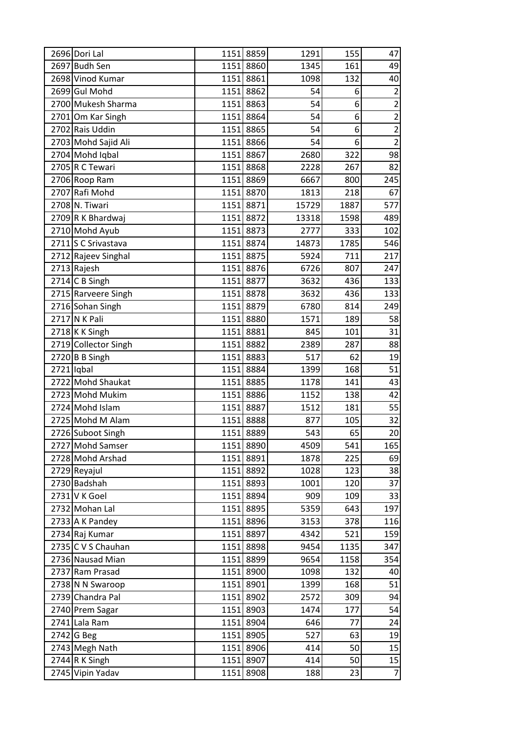| | | | | | | |
|---|---|---|---|---|---|---|
| 2696 | Dori Lal | 1151 | 8859 | 1291 | 155 | 47 |
| 2697 | Budh Sen | 1151 | 8860 | 1345 | 161 | 49 |
| 2698 | Vinod Kumar | 1151 | 8861 | 1098 | 132 | 40 |
| 2699 | Gul Mohd | 1151 | 8862 | 54 | 6 | 2 |
| 2700 | Mukesh Sharma | 1151 | 8863 | 54 | 6 | 2 |
| 2701 | Om Kar Singh | 1151 | 8864 | 54 | 6 | 2 |
| 2702 | Rais Uddin | 1151 | 8865 | 54 | 6 | 2 |
| 2703 | Mohd Sajid Ali | 1151 | 8866 | 54 | 6 | 2 |
| 2704 | Mohd Iqbal | 1151 | 8867 | 2680 | 322 | 98 |
| 2705 | R C Tewari | 1151 | 8868 | 2228 | 267 | 82 |
| 2706 | Roop Ram | 1151 | 8869 | 6667 | 800 | 245 |
| 2707 | Rafi Mohd | 1151 | 8870 | 1813 | 218 | 67 |
| 2708 | N. Tiwari | 1151 | 8871 | 15729 | 1887 | 577 |
| 2709 | R K Bhardwaj | 1151 | 8872 | 13318 | 1598 | 489 |
| 2710 | Mohd Ayub | 1151 | 8873 | 2777 | 333 | 102 |
| 2711 | S C Srivastava | 1151 | 8874 | 14873 | 1785 | 546 |
| 2712 | Rajeev Singhal | 1151 | 8875 | 5924 | 711 | 217 |
| 2713 | Rajesh | 1151 | 8876 | 6726 | 807 | 247 |
| 2714 | C B Singh | 1151 | 8877 | 3632 | 436 | 133 |
| 2715 | Rarveere Singh | 1151 | 8878 | 3632 | 436 | 133 |
| 2716 | Sohan Singh | 1151 | 8879 | 6780 | 814 | 249 |
| 2717 | N K Pali | 1151 | 8880 | 1571 | 189 | 58 |
| 2718 | K K Singh | 1151 | 8881 | 845 | 101 | 31 |
| 2719 | Collector Singh | 1151 | 8882 | 2389 | 287 | 88 |
| 2720 | B B Singh | 1151 | 8883 | 517 | 62 | 19 |
| 2721 | Iqbal | 1151 | 8884 | 1399 | 168 | 51 |
| 2722 | Mohd Shaukat | 1151 | 8885 | 1178 | 141 | 43 |
| 2723 | Mohd Mukim | 1151 | 8886 | 1152 | 138 | 42 |
| 2724 | Mohd Islam | 1151 | 8887 | 1512 | 181 | 55 |
| 2725 | Mohd M Alam | 1151 | 8888 | 877 | 105 | 32 |
| 2726 | Suboot Singh | 1151 | 8889 | 543 | 65 | 20 |
| 2727 | Mohd Samser | 1151 | 8890 | 4509 | 541 | 165 |
| 2728 | Mohd Arshad | 1151 | 8891 | 1878 | 225 | 69 |
| 2729 | Reyajul | 1151 | 8892 | 1028 | 123 | 38 |
| 2730 | Badshah | 1151 | 8893 | 1001 | 120 | 37 |
| 2731 | V K Goel | 1151 | 8894 | 909 | 109 | 33 |
| 2732 | Mohan Lal | 1151 | 8895 | 5359 | 643 | 197 |
| 2733 | A K Pandey | 1151 | 8896 | 3153 | 378 | 116 |
| 2734 | Raj Kumar | 1151 | 8897 | 4342 | 521 | 159 |
| 2735 | C V S Chauhan | 1151 | 8898 | 9454 | 1135 | 347 |
| 2736 | Nausad Mian | 1151 | 8899 | 9654 | 1158 | 354 |
| 2737 | Ram Prasad | 1151 | 8900 | 1098 | 132 | 40 |
| 2738 | N N Swaroop | 1151 | 8901 | 1399 | 168 | 51 |
| 2739 | Chandra Pal | 1151 | 8902 | 2572 | 309 | 94 |
| 2740 | Prem Sagar | 1151 | 8903 | 1474 | 177 | 54 |
| 2741 | Lala Ram | 1151 | 8904 | 646 | 77 | 24 |
| 2742 | G Beg | 1151 | 8905 | 527 | 63 | 19 |
| 2743 | Megh Nath | 1151 | 8906 | 414 | 50 | 15 |
| 2744 | R K Singh | 1151 | 8907 | 414 | 50 | 15 |
| 2745 | Vipin Yadav | 1151 | 8908 | 188 | 23 | 7 |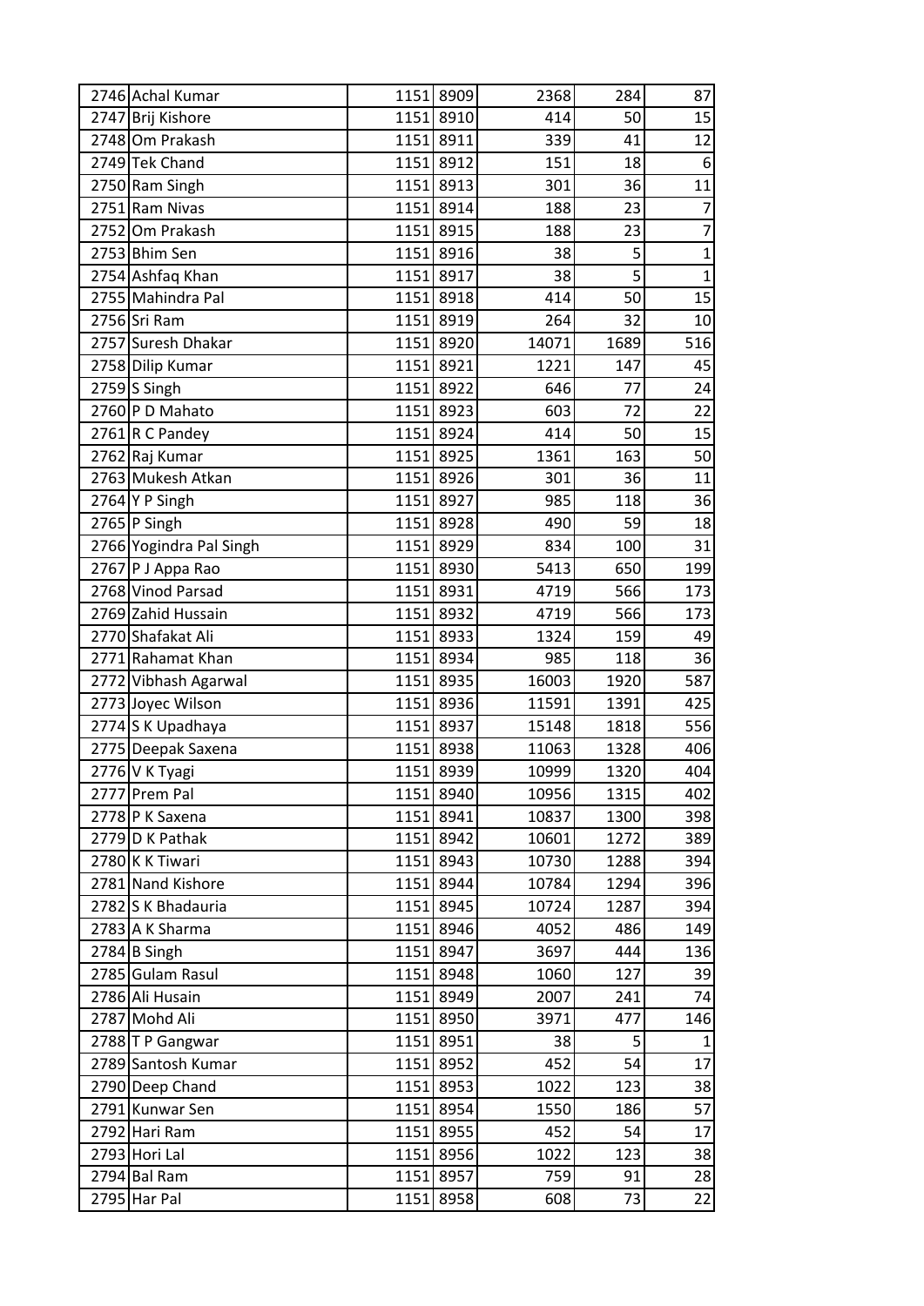| | | | | | | |
|---|---|---|---|---|---|---|
| 2746 | Achal Kumar | 1151 | 8909 | 2368 | 284 | 87 |
| 2747 | Brij Kishore | 1151 | 8910 | 414 | 50 | 15 |
| 2748 | Om Prakash | 1151 | 8911 | 339 | 41 | 12 |
| 2749 | Tek Chand | 1151 | 8912 | 151 | 18 | 6 |
| 2750 | Ram Singh | 1151 | 8913 | 301 | 36 | 11 |
| 2751 | Ram Nivas | 1151 | 8914 | 188 | 23 | 7 |
| 2752 | Om Prakash | 1151 | 8915 | 188 | 23 | 7 |
| 2753 | Bhim Sen | 1151 | 8916 | 38 | 5 | 1 |
| 2754 | Ashfaq Khan | 1151 | 8917 | 38 | 5 | 1 |
| 2755 | Mahindra Pal | 1151 | 8918 | 414 | 50 | 15 |
| 2756 | Sri Ram | 1151 | 8919 | 264 | 32 | 10 |
| 2757 | Suresh Dhakar | 1151 | 8920 | 14071 | 1689 | 516 |
| 2758 | Dilip Kumar | 1151 | 8921 | 1221 | 147 | 45 |
| 2759 | S Singh | 1151 | 8922 | 646 | 77 | 24 |
| 2760 | P D Mahato | 1151 | 8923 | 603 | 72 | 22 |
| 2761 | R C Pandey | 1151 | 8924 | 414 | 50 | 15 |
| 2762 | Raj Kumar | 1151 | 8925 | 1361 | 163 | 50 |
| 2763 | Mukesh Atkan | 1151 | 8926 | 301 | 36 | 11 |
| 2764 | Y P Singh | 1151 | 8927 | 985 | 118 | 36 |
| 2765 | P Singh | 1151 | 8928 | 490 | 59 | 18 |
| 2766 | Yogindra Pal Singh | 1151 | 8929 | 834 | 100 | 31 |
| 2767 | P J Appa Rao | 1151 | 8930 | 5413 | 650 | 199 |
| 2768 | Vinod Parsad | 1151 | 8931 | 4719 | 566 | 173 |
| 2769 | Zahid Hussain | 1151 | 8932 | 4719 | 566 | 173 |
| 2770 | Shafakat Ali | 1151 | 8933 | 1324 | 159 | 49 |
| 2771 | Rahamat Khan | 1151 | 8934 | 985 | 118 | 36 |
| 2772 | Vibhash Agarwal | 1151 | 8935 | 16003 | 1920 | 587 |
| 2773 | Joyec Wilson | 1151 | 8936 | 11591 | 1391 | 425 |
| 2774 | S K Upadhaya | 1151 | 8937 | 15148 | 1818 | 556 |
| 2775 | Deepak Saxena | 1151 | 8938 | 11063 | 1328 | 406 |
| 2776 | V K Tyagi | 1151 | 8939 | 10999 | 1320 | 404 |
| 2777 | Prem Pal | 1151 | 8940 | 10956 | 1315 | 402 |
| 2778 | P K Saxena | 1151 | 8941 | 10837 | 1300 | 398 |
| 2779 | D K Pathak | 1151 | 8942 | 10601 | 1272 | 389 |
| 2780 | K K Tiwari | 1151 | 8943 | 10730 | 1288 | 394 |
| 2781 | Nand Kishore | 1151 | 8944 | 10784 | 1294 | 396 |
| 2782 | S K Bhadauria | 1151 | 8945 | 10724 | 1287 | 394 |
| 2783 | A K Sharma | 1151 | 8946 | 4052 | 486 | 149 |
| 2784 | B Singh | 1151 | 8947 | 3697 | 444 | 136 |
| 2785 | Gulam Rasul | 1151 | 8948 | 1060 | 127 | 39 |
| 2786 | Ali Husain | 1151 | 8949 | 2007 | 241 | 74 |
| 2787 | Mohd Ali | 1151 | 8950 | 3971 | 477 | 146 |
| 2788 | T P Gangwar | 1151 | 8951 | 38 | 5 | 1 |
| 2789 | Santosh Kumar | 1151 | 8952 | 452 | 54 | 17 |
| 2790 | Deep Chand | 1151 | 8953 | 1022 | 123 | 38 |
| 2791 | Kunwar Sen | 1151 | 8954 | 1550 | 186 | 57 |
| 2792 | Hari Ram | 1151 | 8955 | 452 | 54 | 17 |
| 2793 | Hori Lal | 1151 | 8956 | 1022 | 123 | 38 |
| 2794 | Bal Ram | 1151 | 8957 | 759 | 91 | 28 |
| 2795 | Har Pal | 1151 | 8958 | 608 | 73 | 22 |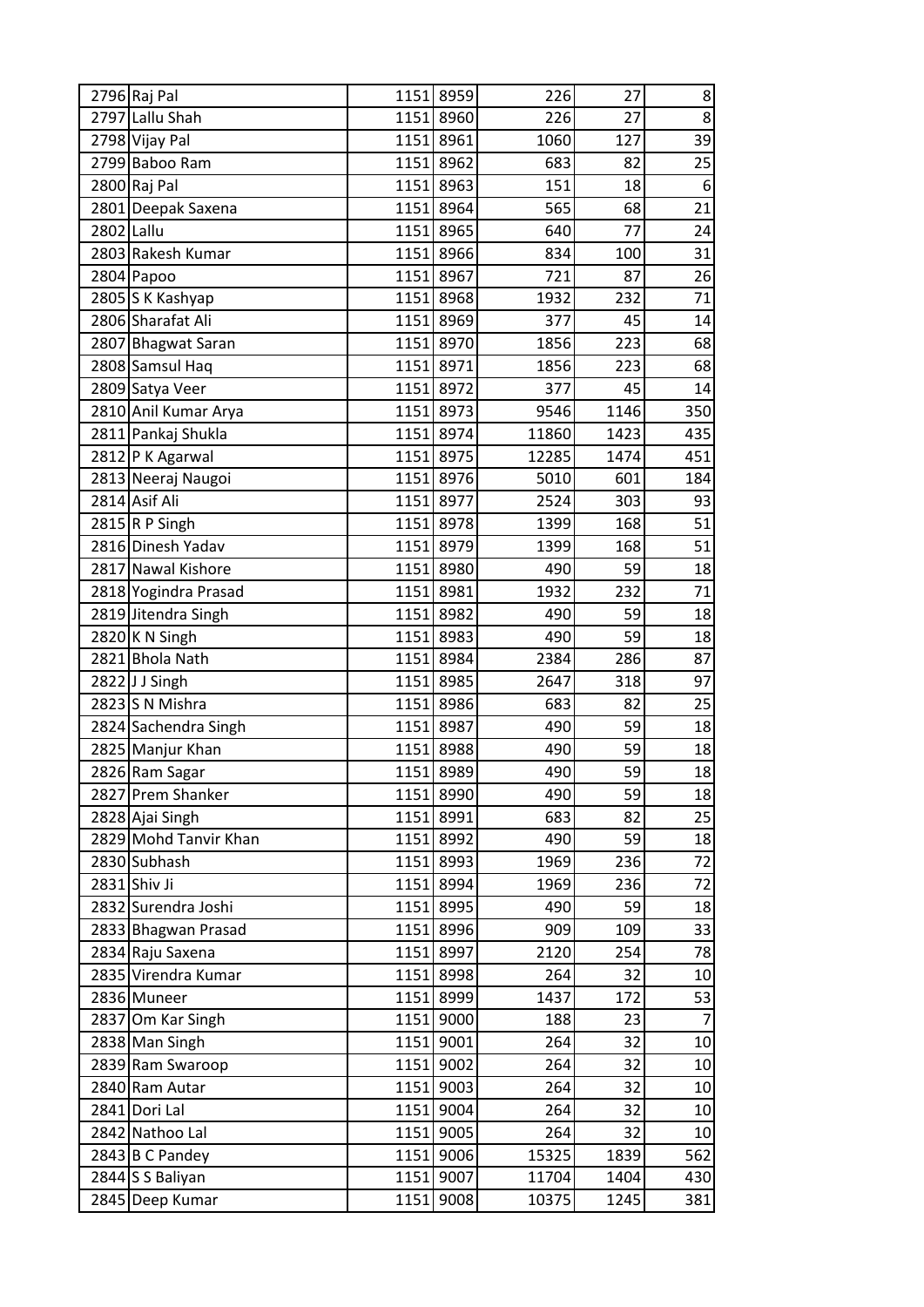| | | | | | | |
|---|---|---|---|---|---|---|
| 2796 | Raj Pal | 1151 | 8959 | 226 | 27 | 8 |
| 2797 | Lallu Shah | 1151 | 8960 | 226 | 27 | 8 |
| 2798 | Vijay Pal | 1151 | 8961 | 1060 | 127 | 39 |
| 2799 | Baboo Ram | 1151 | 8962 | 683 | 82 | 25 |
| 2800 | Raj Pal | 1151 | 8963 | 151 | 18 | 6 |
| 2801 | Deepak Saxena | 1151 | 8964 | 565 | 68 | 21 |
| 2802 | Lallu | 1151 | 8965 | 640 | 77 | 24 |
| 2803 | Rakesh Kumar | 1151 | 8966 | 834 | 100 | 31 |
| 2804 | Papoo | 1151 | 8967 | 721 | 87 | 26 |
| 2805 | S K Kashyap | 1151 | 8968 | 1932 | 232 | 71 |
| 2806 | Sharafat Ali | 1151 | 8969 | 377 | 45 | 14 |
| 2807 | Bhagwat Saran | 1151 | 8970 | 1856 | 223 | 68 |
| 2808 | Samsul Haq | 1151 | 8971 | 1856 | 223 | 68 |
| 2809 | Satya Veer | 1151 | 8972 | 377 | 45 | 14 |
| 2810 | Anil Kumar Arya | 1151 | 8973 | 9546 | 1146 | 350 |
| 2811 | Pankaj Shukla | 1151 | 8974 | 11860 | 1423 | 435 |
| 2812 | P K Agarwal | 1151 | 8975 | 12285 | 1474 | 451 |
| 2813 | Neeraj Naugoi | 1151 | 8976 | 5010 | 601 | 184 |
| 2814 | Asif Ali | 1151 | 8977 | 2524 | 303 | 93 |
| 2815 | R P Singh | 1151 | 8978 | 1399 | 168 | 51 |
| 2816 | Dinesh Yadav | 1151 | 8979 | 1399 | 168 | 51 |
| 2817 | Nawal Kishore | 1151 | 8980 | 490 | 59 | 18 |
| 2818 | Yogindra Prasad | 1151 | 8981 | 1932 | 232 | 71 |
| 2819 | Jitendra Singh | 1151 | 8982 | 490 | 59 | 18 |
| 2820 | K N Singh | 1151 | 8983 | 490 | 59 | 18 |
| 2821 | Bhola Nath | 1151 | 8984 | 2384 | 286 | 87 |
| 2822 | J J Singh | 1151 | 8985 | 2647 | 318 | 97 |
| 2823 | S N Mishra | 1151 | 8986 | 683 | 82 | 25 |
| 2824 | Sachendra Singh | 1151 | 8987 | 490 | 59 | 18 |
| 2825 | Manjur Khan | 1151 | 8988 | 490 | 59 | 18 |
| 2826 | Ram Sagar | 1151 | 8989 | 490 | 59 | 18 |
| 2827 | Prem Shanker | 1151 | 8990 | 490 | 59 | 18 |
| 2828 | Ajai Singh | 1151 | 8991 | 683 | 82 | 25 |
| 2829 | Mohd Tanvir Khan | 1151 | 8992 | 490 | 59 | 18 |
| 2830 | Subhash | 1151 | 8993 | 1969 | 236 | 72 |
| 2831 | Shiv Ji | 1151 | 8994 | 1969 | 236 | 72 |
| 2832 | Surendra Joshi | 1151 | 8995 | 490 | 59 | 18 |
| 2833 | Bhagwan Prasad | 1151 | 8996 | 909 | 109 | 33 |
| 2834 | Raju Saxena | 1151 | 8997 | 2120 | 254 | 78 |
| 2835 | Virendra Kumar | 1151 | 8998 | 264 | 32 | 10 |
| 2836 | Muneer | 1151 | 8999 | 1437 | 172 | 53 |
| 2837 | Om Kar Singh | 1151 | 9000 | 188 | 23 | 7 |
| 2838 | Man Singh | 1151 | 9001 | 264 | 32 | 10 |
| 2839 | Ram Swaroop | 1151 | 9002 | 264 | 32 | 10 |
| 2840 | Ram Autar | 1151 | 9003 | 264 | 32 | 10 |
| 2841 | Dori Lal | 1151 | 9004 | 264 | 32 | 10 |
| 2842 | Nathoo Lal | 1151 | 9005 | 264 | 32 | 10 |
| 2843 | B C Pandey | 1151 | 9006 | 15325 | 1839 | 562 |
| 2844 | S S Baliyan | 1151 | 9007 | 11704 | 1404 | 430 |
| 2845 | Deep Kumar | 1151 | 9008 | 10375 | 1245 | 381 |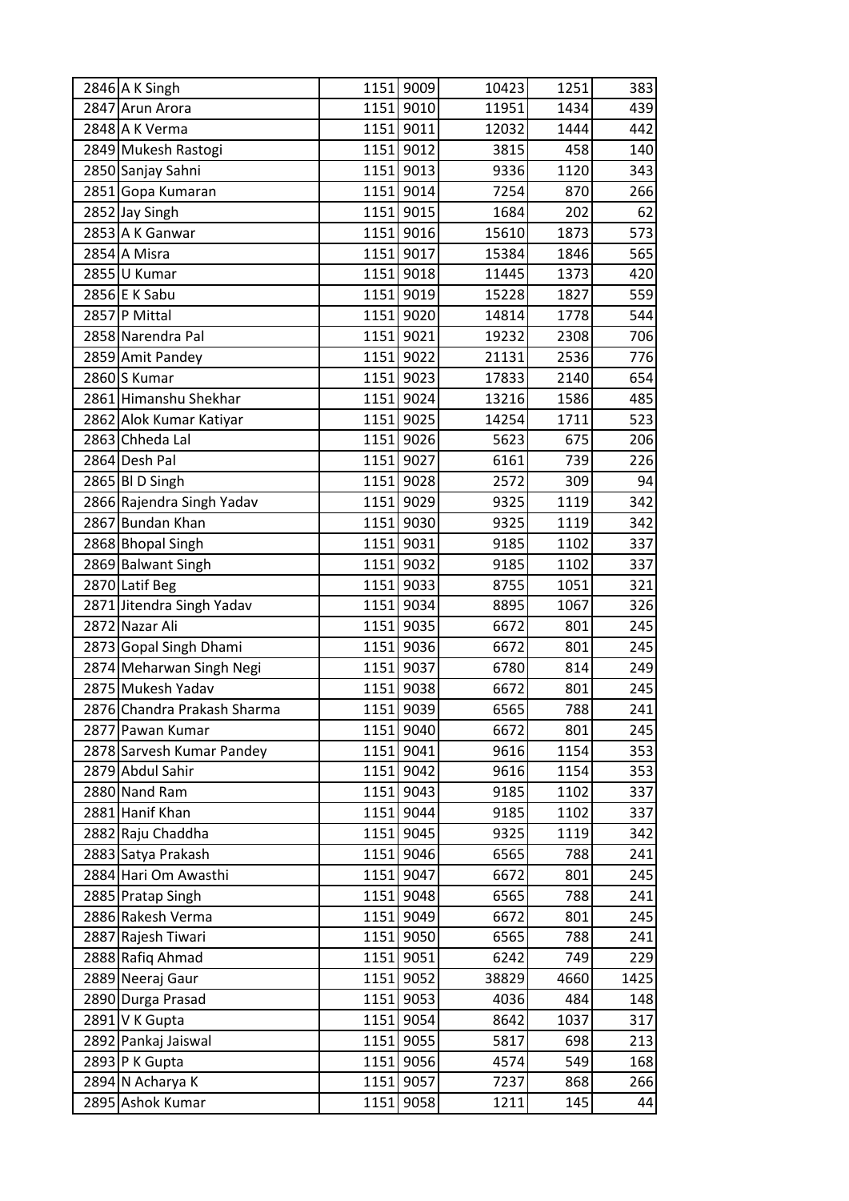| | | | | | | |
|---|---|---|---|---|---|---|
| 2846 | A K Singh | 1151 | 9009 | 10423 | 1251 | 383 |
| 2847 | Arun Arora | 1151 | 9010 | 11951 | 1434 | 439 |
| 2848 | A K Verma | 1151 | 9011 | 12032 | 1444 | 442 |
| 2849 | Mukesh Rastogi | 1151 | 9012 | 3815 | 458 | 140 |
| 2850 | Sanjay Sahni | 1151 | 9013 | 9336 | 1120 | 343 |
| 2851 | Gopa Kumaran | 1151 | 9014 | 7254 | 870 | 266 |
| 2852 | Jay Singh | 1151 | 9015 | 1684 | 202 | 62 |
| 2853 | A K Ganwar | 1151 | 9016 | 15610 | 1873 | 573 |
| 2854 | A Misra | 1151 | 9017 | 15384 | 1846 | 565 |
| 2855 | U Kumar | 1151 | 9018 | 11445 | 1373 | 420 |
| 2856 | E K Sabu | 1151 | 9019 | 15228 | 1827 | 559 |
| 2857 | P Mittal | 1151 | 9020 | 14814 | 1778 | 544 |
| 2858 | Narendra Pal | 1151 | 9021 | 19232 | 2308 | 706 |
| 2859 | Amit Pandey | 1151 | 9022 | 21131 | 2536 | 776 |
| 2860 | S Kumar | 1151 | 9023 | 17833 | 2140 | 654 |
| 2861 | Himanshu Shekhar | 1151 | 9024 | 13216 | 1586 | 485 |
| 2862 | Alok Kumar Katiyar | 1151 | 9025 | 14254 | 1711 | 523 |
| 2863 | Chheda Lal | 1151 | 9026 | 5623 | 675 | 206 |
| 2864 | Desh Pal | 1151 | 9027 | 6161 | 739 | 226 |
| 2865 | Bl D Singh | 1151 | 9028 | 2572 | 309 | 94 |
| 2866 | Rajendra Singh Yadav | 1151 | 9029 | 9325 | 1119 | 342 |
| 2867 | Bundan Khan | 1151 | 9030 | 9325 | 1119 | 342 |
| 2868 | Bhopal Singh | 1151 | 9031 | 9185 | 1102 | 337 |
| 2869 | Balwant Singh | 1151 | 9032 | 9185 | 1102 | 337 |
| 2870 | Latif Beg | 1151 | 9033 | 8755 | 1051 | 321 |
| 2871 | Jitendra Singh Yadav | 1151 | 9034 | 8895 | 1067 | 326 |
| 2872 | Nazar Ali | 1151 | 9035 | 6672 | 801 | 245 |
| 2873 | Gopal Singh Dhami | 1151 | 9036 | 6672 | 801 | 245 |
| 2874 | Meharwan Singh Negi | 1151 | 9037 | 6780 | 814 | 249 |
| 2875 | Mukesh Yadav | 1151 | 9038 | 6672 | 801 | 245 |
| 2876 | Chandra Prakash Sharma | 1151 | 9039 | 6565 | 788 | 241 |
| 2877 | Pawan Kumar | 1151 | 9040 | 6672 | 801 | 245 |
| 2878 | Sarvesh Kumar Pandey | 1151 | 9041 | 9616 | 1154 | 353 |
| 2879 | Abdul Sahir | 1151 | 9042 | 9616 | 1154 | 353 |
| 2880 | Nand Ram | 1151 | 9043 | 9185 | 1102 | 337 |
| 2881 | Hanif Khan | 1151 | 9044 | 9185 | 1102 | 337 |
| 2882 | Raju Chaddha | 1151 | 9045 | 9325 | 1119 | 342 |
| 2883 | Satya Prakash | 1151 | 9046 | 6565 | 788 | 241 |
| 2884 | Hari Om Awasthi | 1151 | 9047 | 6672 | 801 | 245 |
| 2885 | Pratap Singh | 1151 | 9048 | 6565 | 788 | 241 |
| 2886 | Rakesh Verma | 1151 | 9049 | 6672 | 801 | 245 |
| 2887 | Rajesh Tiwari | 1151 | 9050 | 6565 | 788 | 241 |
| 2888 | Rafiq Ahmad | 1151 | 9051 | 6242 | 749 | 229 |
| 2889 | Neeraj Gaur | 1151 | 9052 | 38829 | 4660 | 1425 |
| 2890 | Durga Prasad | 1151 | 9053 | 4036 | 484 | 148 |
| 2891 | V K Gupta | 1151 | 9054 | 8642 | 1037 | 317 |
| 2892 | Pankaj Jaiswal | 1151 | 9055 | 5817 | 698 | 213 |
| 2893 | P K Gupta | 1151 | 9056 | 4574 | 549 | 168 |
| 2894 | N Acharya K | 1151 | 9057 | 7237 | 868 | 266 |
| 2895 | Ashok Kumar | 1151 | 9058 | 1211 | 145 | 44 |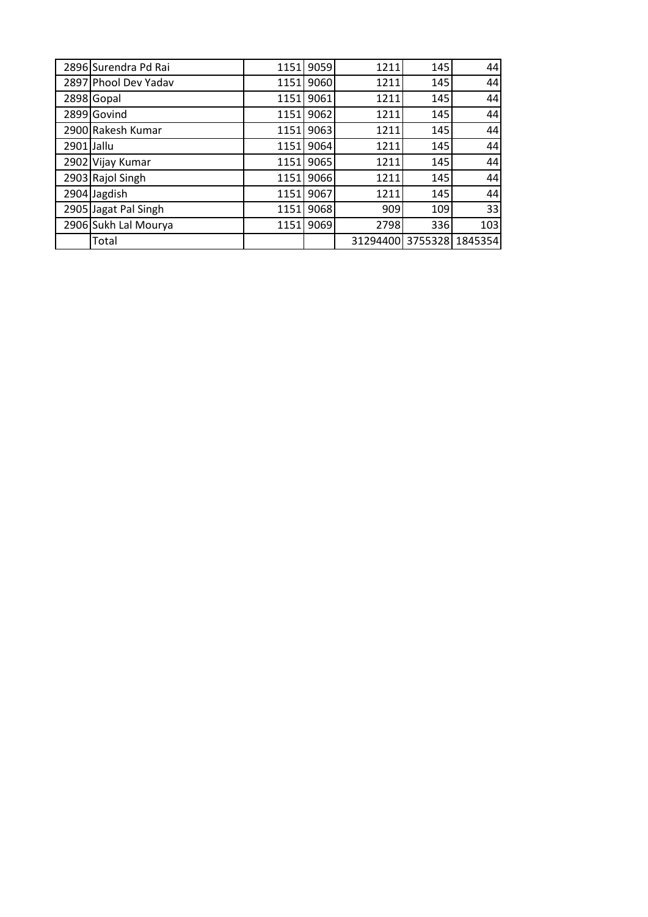| | | | | | | |
|---|---|---|---|---|---|---|
| 2896 | Surendra Pd Rai | 1151 | 9059 | 1211 | 145 | 44 |
| 2897 | Phool Dev Yadav | 1151 | 9060 | 1211 | 145 | 44 |
| 2898 | Gopal | 1151 | 9061 | 1211 | 145 | 44 |
| 2899 | Govind | 1151 | 9062 | 1211 | 145 | 44 |
| 2900 | Rakesh Kumar | 1151 | 9063 | 1211 | 145 | 44 |
| 2901 | Jallu | 1151 | 9064 | 1211 | 145 | 44 |
| 2902 | Vijay Kumar | 1151 | 9065 | 1211 | 145 | 44 |
| 2903 | Rajol Singh | 1151 | 9066 | 1211 | 145 | 44 |
| 2904 | Jagdish | 1151 | 9067 | 1211 | 145 | 44 |
| 2905 | Jagat Pal Singh | 1151 | 9068 | 909 | 109 | 33 |
| 2906 | Sukh Lal Mourya | 1151 | 9069 | 2798 | 336 | 103 |
| | Total | | | 31294400 | 3755328 | 1845354 |